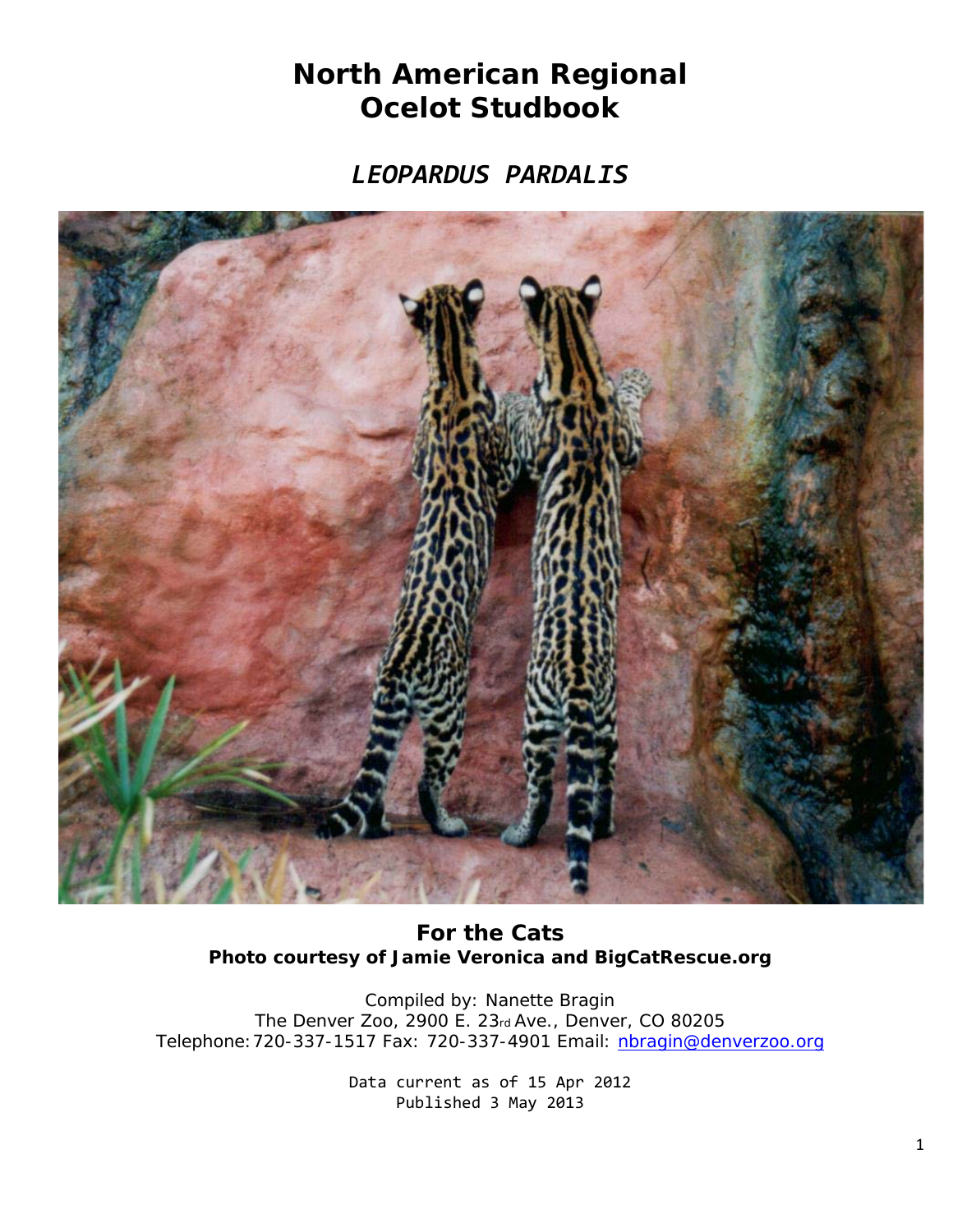# North American Regional Ocelot Studbook

## *LEOPARDUS PARDALIS*

**For the Cats**
**Photo courtesy of Jamie Veronica and BigCatRescue.org**

Compiled by: Nanette Bragin
The Denver Zoo, 2900 E. 23rd Ave., Denver, CO 80205
Telephone: 720-337-1517 Fax: 720-337-4901 Email: nbragin@denverzoo.org

Data current as of 15 Apr 2012
Published 3 May 2013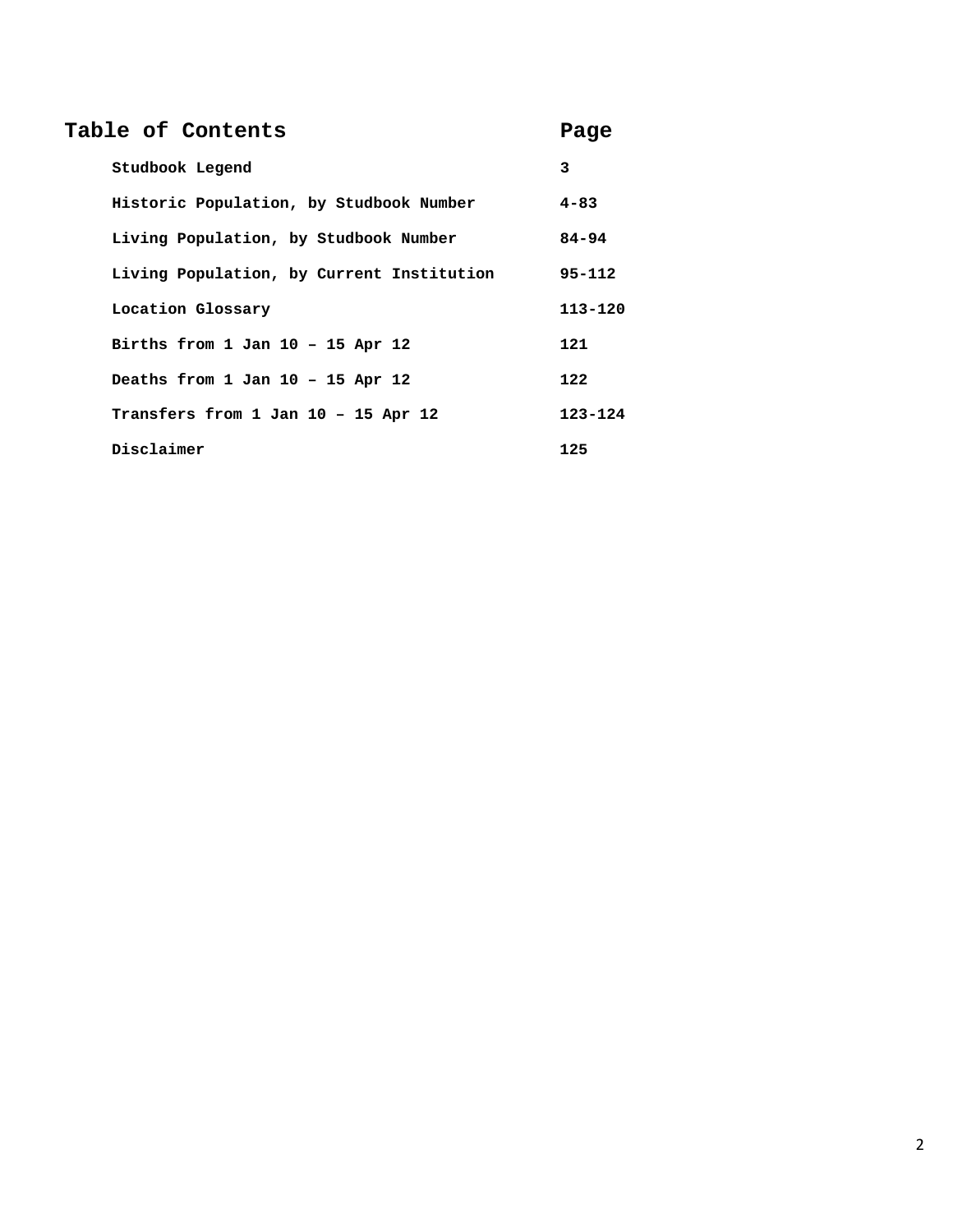# Table of Contents

| Table of Contents | Page |
| --- | --- |
| Studbook Legend | 3 |
| Historic Population, by Studbook Number | 4-83 |
| Living Population, by Studbook Number | 84-94 |
| Living Population, by Current Institution | 95-112 |
| Location Glossary | 113-120 |
| Births from 1 Jan 10 – 15 Apr 12 | 121 |
| Deaths from 1 Jan 10 – 15 Apr 12 | 122 |
| Transfers from 1 Jan 10 – 15 Apr 12 | 123-124 |
| Disclaimer | 125 |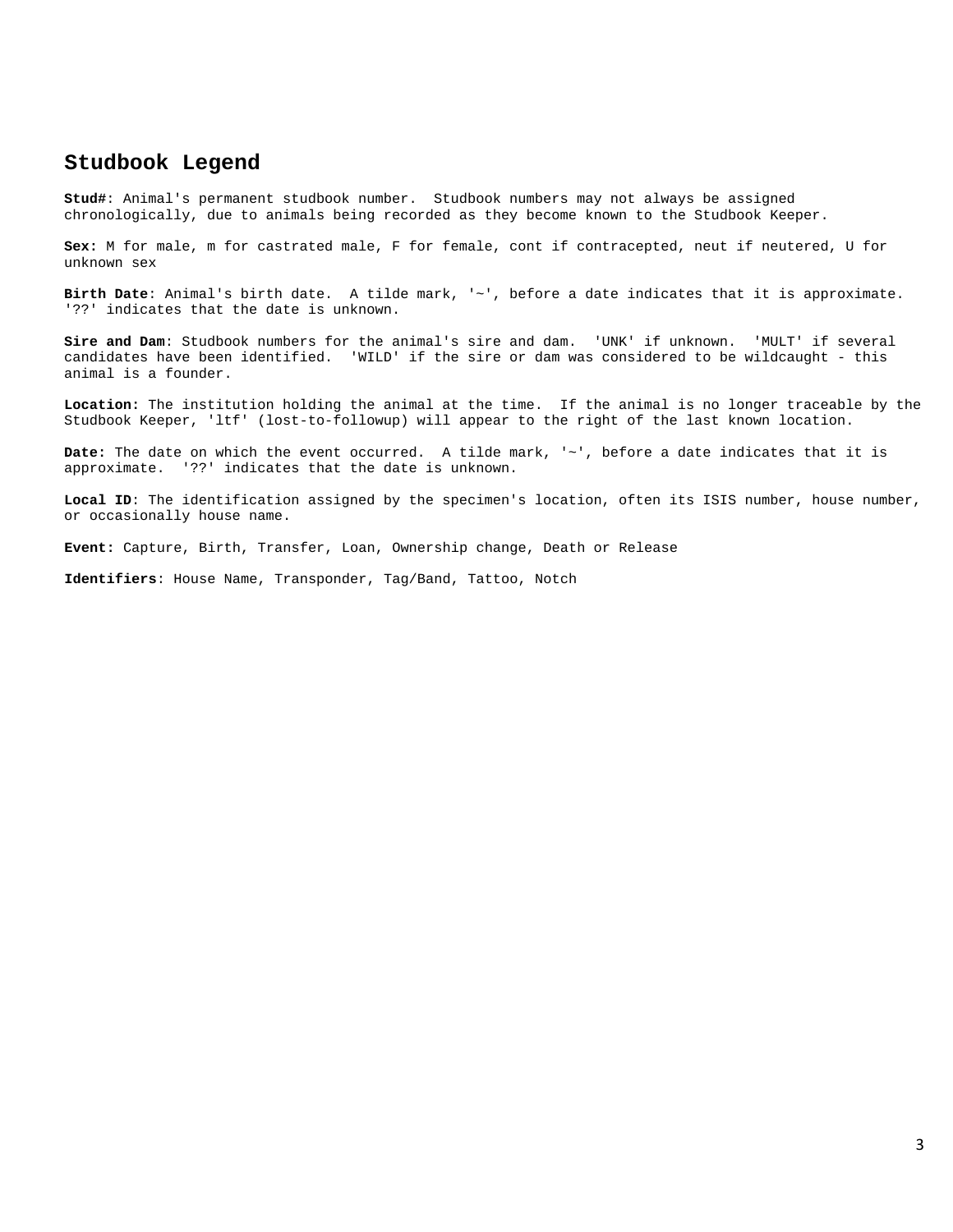# Studbook Legend

**Stud#**: Animal's permanent studbook number. Studbook numbers may not always be assigned chronologically, due to animals being recorded as they become known to the Studbook Keeper.

**Sex:** M for male, m for castrated male, F for female, cont if contracepted, neut if neutered, U for unknown sex

**Birth Date**: Animal's birth date. A tilde mark, '~', before a date indicates that it is approximate. '??' indicates that the date is unknown.

**Sire and Dam**: Studbook numbers for the animal's sire and dam. 'UNK' if unknown. 'MULT' if several candidates have been identified. 'WILD' if the sire or dam was considered to be wildcaught - this animal is a founder.

**Location:** The institution holding the animal at the time. If the animal is no longer traceable by the Studbook Keeper, 'ltf' (lost-to-followup) will appear to the right of the last known location.

**Date:** The date on which the event occurred. A tilde mark, '~', before a date indicates that it is approximate. '??' indicates that the date is unknown.

**Local ID**: The identification assigned by the specimen's location, often its ISIS number, house number, or occasionally house name.

**Event:** Capture, Birth, Transfer, Loan, Ownership change, Death or Release

**Identifiers**: House Name, Transponder, Tag/Band, Tattoo, Notch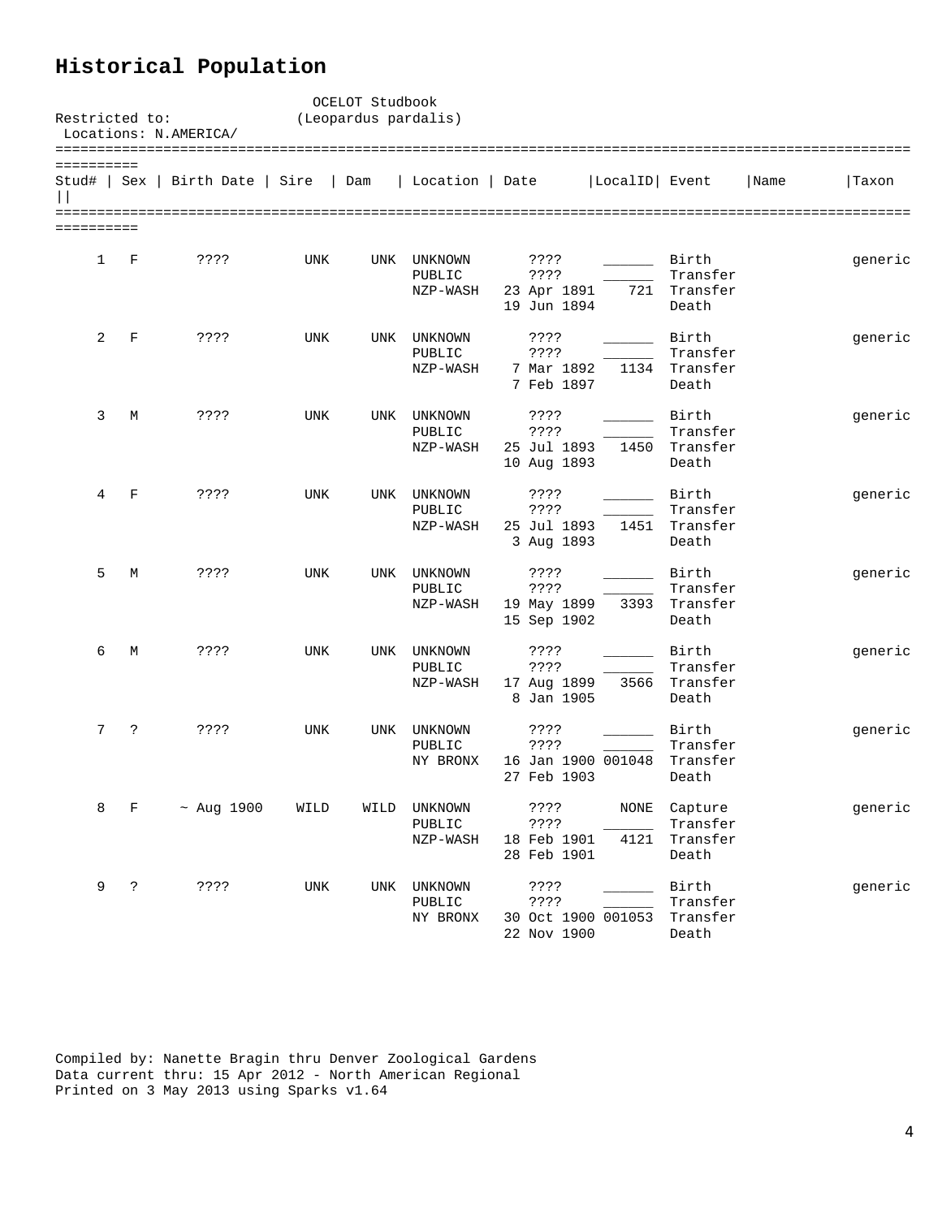## Historical Population

OCELOT Studbook
(Leopardus pardalis)

Restricted to:
Locations: N.AMERICA/

| Stud# | Sex | Birth Date | Sire | Dam | Location | Date | LocalID | Event | Name | Taxon |
|---|---|---|---|---|---|---|---|---|---|---|
| 1 | F | ???? | UNK | UNK | UNKNOWN | ???? | ______ | Birth | | generic |
| | | | | | PUBLIC | ???? | ______ | Transfer | | |
| | | | | | NZP-WASH | 23 Apr 1891 | 721 | Transfer | | |
| | | | | | | 19 Jun 1894 | | Death | | |
| 2 | F | ???? | UNK | UNK | UNKNOWN | ???? | ______ | Birth | | generic |
| | | | | | PUBLIC | ???? | ______ | Transfer | | |
| | | | | | NZP-WASH | 7 Mar 1892 | 1134 | Transfer | | |
| | | | | | | 7 Feb 1897 | | Death | | |
| 3 | M | ???? | UNK | UNK | UNKNOWN | ???? | ______ | Birth | | generic |
| | | | | | PUBLIC | ???? | ______ | Transfer | | |
| | | | | | NZP-WASH | 25 Jul 1893 | 1450 | Transfer | | |
| | | | | | | 10 Aug 1893 | | Death | | |
| 4 | F | ???? | UNK | UNK | UNKNOWN | ???? | ______ | Birth | | generic |
| | | | | | PUBLIC | ???? | ______ | Transfer | | |
| | | | | | NZP-WASH | 25 Jul 1893 | 1451 | Transfer | | |
| | | | | | | 3 Aug 1893 | | Death | | |
| 5 | M | ???? | UNK | UNK | UNKNOWN | ???? | ______ | Birth | | generic |
| | | | | | PUBLIC | ???? | ______ | Transfer | | |
| | | | | | NZP-WASH | 19 May 1899 | 3393 | Transfer | | |
| | | | | | | 15 Sep 1902 | | Death | | |
| 6 | M | ???? | UNK | UNK | UNKNOWN | ???? | ______ | Birth | | generic |
| | | | | | PUBLIC | ???? | ______ | Transfer | | |
| | | | | | NZP-WASH | 17 Aug 1899 | 3566 | Transfer | | |
| | | | | | | 8 Jan 1905 | | Death | | |
| 7 | ? | ???? | UNK | UNK | UNKNOWN | ???? | ______ | Birth | | generic |
| | | | | | PUBLIC | ???? | ______ | Transfer | | |
| | | | | | NY BRONX | 16 Jan 1900 | 001048 | Transfer | | |
| | | | | | | 27 Feb 1903 | | Death | | |
| 8 | F | ~ Aug 1900 | WILD | WILD | UNKNOWN | ???? | NONE | Capture | | generic |
| | | | | | PUBLIC | ???? | ______ | Transfer | | |
| | | | | | NZP-WASH | 18 Feb 1901 | 4121 | Transfer | | |
| | | | | | | 28 Feb 1901 | | Death | | |
| 9 | ? | ???? | UNK | UNK | UNKNOWN | ???? | ______ | Birth | | generic |
| | | | | | PUBLIC | ???? | ______ | Transfer | | |
| | | | | | NY BRONX | 30 Oct 1900 | 001053 | Transfer | | |
| | | | | | | 22 Nov 1900 | | Death | | |

Compiled by: Nanette Bragin thru Denver Zoological Gardens
Data current thru: 15 Apr 2012 - North American Regional
Printed on 3 May 2013 using Sparks v1.64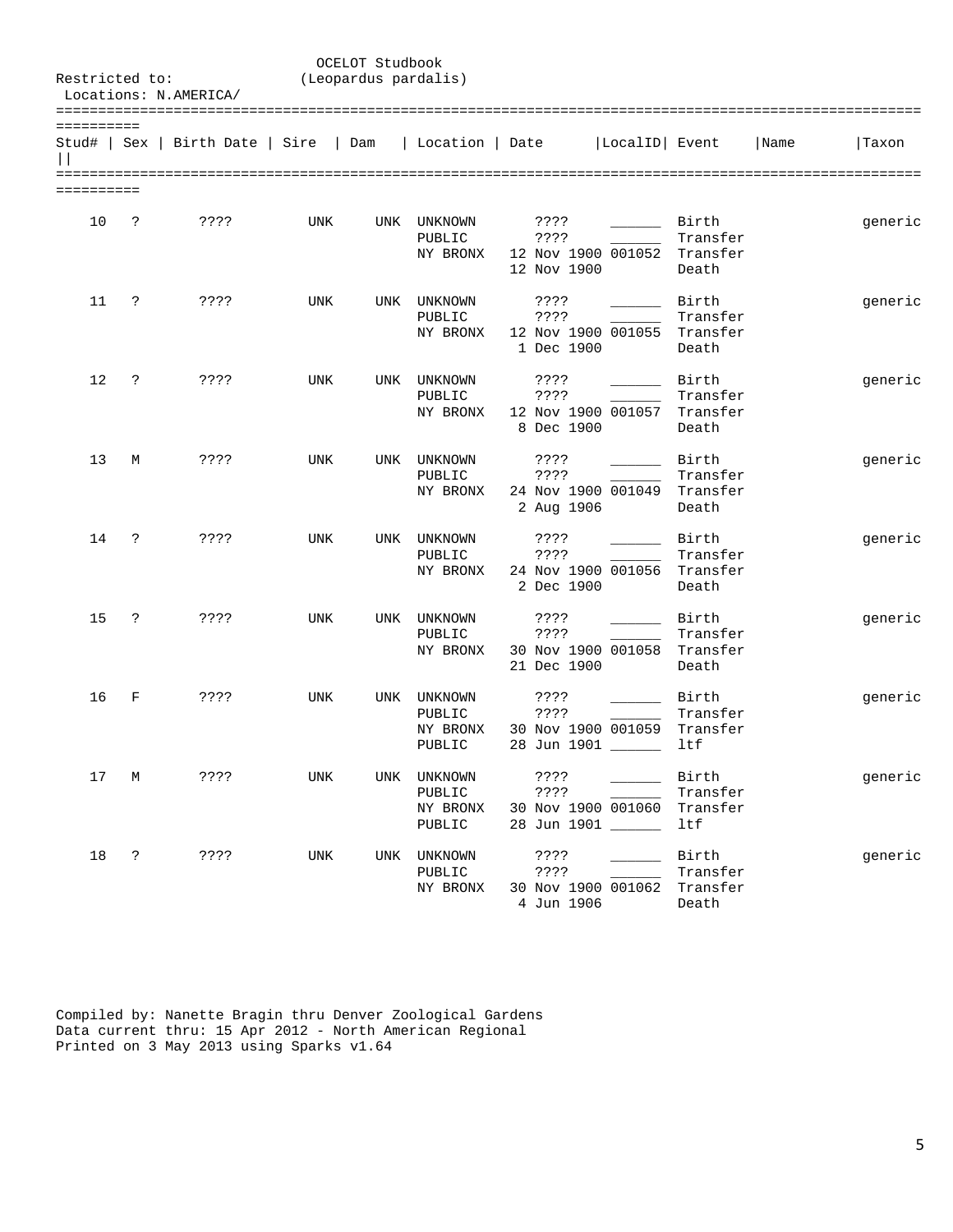OCELOT Studbook
(Leopardus pardalis)

Restricted to:
Locations: N.AMERICA/

| Stud# | Sex | Birth Date | Sire | Dam | Location | Date | LocalID | Event | Name | Taxon |
|---|---|---|---|---|---|---|---|---|---|---|
| 10 | ? | ???? | UNK | UNK | UNKNOWN | ???? | ______ | Birth | | generic |
| | | | | | PUBLIC | ???? | ______ | Transfer | | |
| | | | | | NY BRONX | 12 Nov 1900 | 001052 | Transfer | | |
| | | | | | | 12 Nov 1900 | | Death | | |
| 11 | ? | ???? | UNK | UNK | UNKNOWN | ???? | ______ | Birth | | generic |
| | | | | | PUBLIC | ???? | ______ | Transfer | | |
| | | | | | NY BRONX | 12 Nov 1900 | 001055 | Transfer | | |
| | | | | | | 1 Dec 1900 | | Death | | |
| 12 | ? | ???? | UNK | UNK | UNKNOWN | ???? | ______ | Birth | | generic |
| | | | | | PUBLIC | ???? | ______ | Transfer | | |
| | | | | | NY BRONX | 12 Nov 1900 | 001057 | Transfer | | |
| | | | | | | 8 Dec 1900 | | Death | | |
| 13 | M | ???? | UNK | UNK | UNKNOWN | ???? | ______ | Birth | | generic |
| | | | | | PUBLIC | ???? | ______ | Transfer | | |
| | | | | | NY BRONX | 24 Nov 1900 | 001049 | Transfer | | |
| | | | | | | 2 Aug 1906 | | Death | | |
| 14 | ? | ???? | UNK | UNK | UNKNOWN | ???? | ______ | Birth | | generic |
| | | | | | PUBLIC | ???? | ______ | Transfer | | |
| | | | | | NY BRONX | 24 Nov 1900 | 001056 | Transfer | | |
| | | | | | | 2 Dec 1900 | | Death | | |
| 15 | ? | ???? | UNK | UNK | UNKNOWN | ???? | ______ | Birth | | generic |
| | | | | | PUBLIC | ???? | ______ | Transfer | | |
| | | | | | NY BRONX | 30 Nov 1900 | 001058 | Transfer | | |
| | | | | | | 21 Dec 1900 | | Death | | |
| 16 | F | ???? | UNK | UNK | UNKNOWN | ???? | ______ | Birth | | generic |
| | | | | | PUBLIC | ???? | ______ | Transfer | | |
| | | | | | NY BRONX | 30 Nov 1900 | 001059 | Transfer | | |
| | | | | | PUBLIC | 28 Jun 1901 | ______ | ltf | | |
| 17 | M | ???? | UNK | UNK | UNKNOWN | ???? | ______ | Birth | | generic |
| | | | | | PUBLIC | ???? | ______ | Transfer | | |
| | | | | | NY BRONX | 30 Nov 1900 | 001060 | Transfer | | |
| | | | | | PUBLIC | 28 Jun 1901 | ______ | ltf | | |
| 18 | ? | ???? | UNK | UNK | UNKNOWN | ???? | ______ | Birth | | generic |
| | | | | | PUBLIC | ???? | ______ | Transfer | | |
| | | | | | NY BRONX | 30 Nov 1900 | 001062 | Transfer | | |
| | | | | | | 4 Jun 1906 | | Death | | |

Compiled by: Nanette Bragin thru Denver Zoological Gardens
Data current thru: 15 Apr 2012 - North American Regional
Printed on 3 May 2013 using Sparks v1.64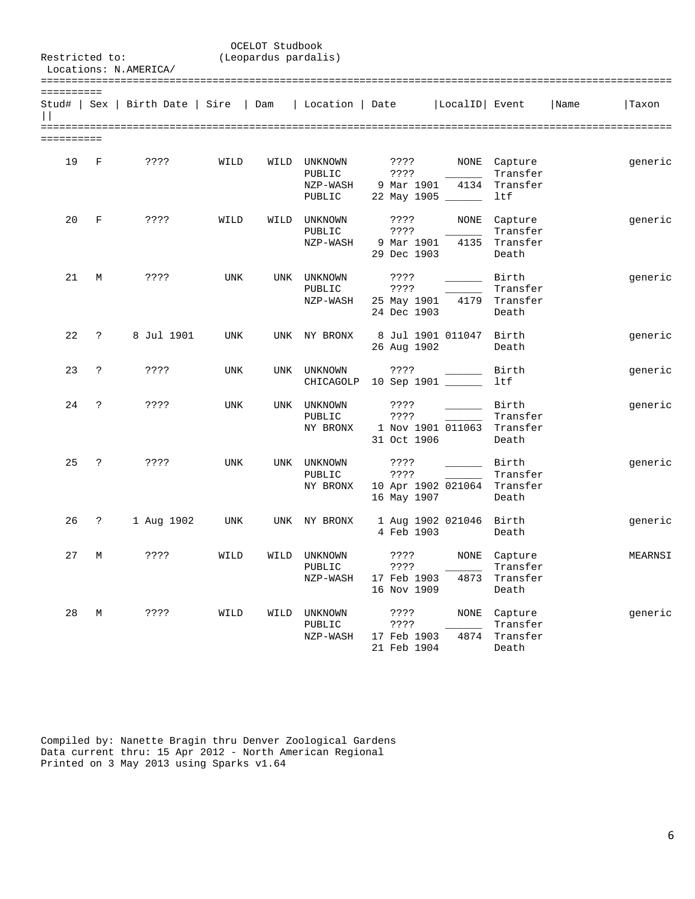OCELOT Studbook
(Leopardus pardalis)

Restricted to:
Locations: N.AMERICA/

| Stud# | Sex | Birth Date | Sire | Dam | Location | Date | LocalID | Event | Name | Taxon |
|---|---|---|---|---|---|---|---|---|---|---|
| 19 | F | ???? | WILD | WILD | UNKNOWN | ???? | NONE | Capture | | generic |
| | | | | | PUBLIC | ???? | ______ | Transfer | | |
| | | | | | NZP-WASH | 9 Mar 1901 | 4134 | Transfer | | |
| | | | | | PUBLIC | 22 May 1905 | ______ | ltf | | |
| 20 | F | ???? | WILD | WILD | UNKNOWN | ???? | NONE | Capture | | generic |
| | | | | | PUBLIC | ???? | ______ | Transfer | | |
| | | | | | NZP-WASH | 9 Mar 1901 | 4135 | Transfer | | |
| | | | | | | 29 Dec 1903 | | Death | | |
| 21 | M | ???? | UNK | UNK | UNKNOWN | ???? | ______ | Birth | | generic |
| | | | | | PUBLIC | ???? | ______ | Transfer | | |
| | | | | | NZP-WASH | 25 May 1901 | 4179 | Transfer | | |
| | | | | | | 24 Dec 1903 | | Death | | |
| 22 | ? | 8 Jul 1901 | UNK | UNK | NY BRONX | 8 Jul 1901 | 011047 | Birth | | generic |
| | | | | | | 26 Aug 1902 | | Death | | |
| 23 | ? | ???? | UNK | UNK | UNKNOWN | ???? | ______ | Birth | | generic |
| | | | | | CHICAGOLP | 10 Sep 1901 | ______ | ltf | | |
| 24 | ? | ???? | UNK | UNK | UNKNOWN | ???? | ______ | Birth | | generic |
| | | | | | PUBLIC | ???? | ______ | Transfer | | |
| | | | | | NY BRONX | 1 Nov 1901 | 011063 | Transfer | | |
| | | | | | | 31 Oct 1906 | | Death | | |
| 25 | ? | ???? | UNK | UNK | UNKNOWN | ???? | ______ | Birth | | generic |
| | | | | | PUBLIC | ???? | ______ | Transfer | | |
| | | | | | NY BRONX | 10 Apr 1902 | 021064 | Transfer | | |
| | | | | | | 16 May 1907 | | Death | | |
| 26 | ? | 1 Aug 1902 | UNK | UNK | NY BRONX | 1 Aug 1902 | 021046 | Birth | | generic |
| | | | | | | 4 Feb 1903 | | Death | | |
| 27 | M | ???? | WILD | WILD | UNKNOWN | ???? | NONE | Capture | | MEARNSI |
| | | | | | PUBLIC | ???? | ______ | Transfer | | |
| | | | | | NZP-WASH | 17 Feb 1903 | 4873 | Transfer | | |
| | | | | | | 16 Nov 1909 | | Death | | |
| 28 | M | ???? | WILD | WILD | UNKNOWN | ???? | NONE | Capture | | generic |
| | | | | | PUBLIC | ???? | ______ | Transfer | | |
| | | | | | NZP-WASH | 17 Feb 1903 | 4874 | Transfer | | |
| | | | | | | 21 Feb 1904 | | Death | | |

Compiled by: Nanette Bragin thru Denver Zoological Gardens
Data current thru: 15 Apr 2012 - North American Regional
Printed on 3 May 2013 using Sparks v1.64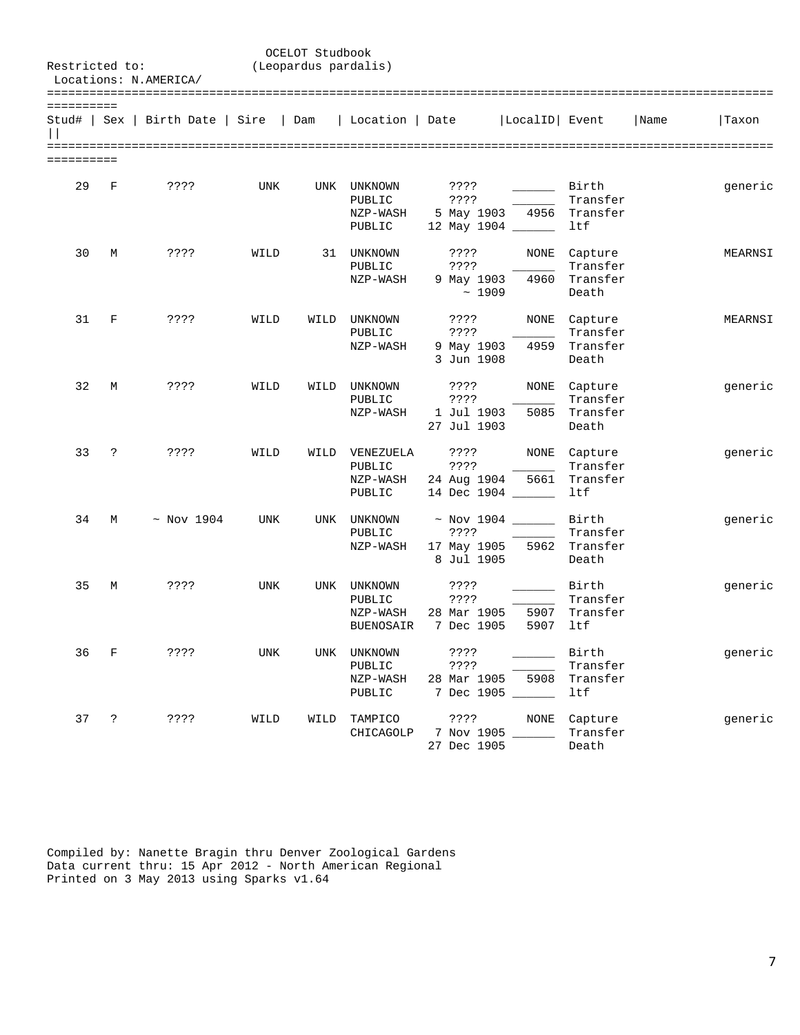OCELOT Studbook
(Leopardus pardalis)

Restricted to:
Locations: N.AMERICA/

| Stud# | Sex | Birth Date | Sire | Dam | Location | Date | LocalID | Event | Name | Taxon |
|---|---|---|---|---|---|---|---|---|---|---|
| 29 | F | ???? | UNK | UNK | UNKNOWN | ???? | ______ | Birth | | generic |
| | | | | | PUBLIC | ???? | ______ | Transfer | | |
| | | | | | NZP-WASH | 5 May 1903 | 4956 | Transfer | | |
| | | | | | PUBLIC | 12 May 1904 | ______ | ltf | | |
| 30 | M | ???? | WILD | 31 | UNKNOWN | ???? | NONE | Capture | | MEARNSI |
| | | | | | PUBLIC | ???? | ______ | Transfer | | |
| | | | | | NZP-WASH | 9 May 1903 | 4960 | Transfer | | |
| | | | | | | ~ 1909 | | Death | | |
| 31 | F | ???? | WILD | WILD | UNKNOWN | ???? | NONE | Capture | | MEARNSI |
| | | | | | PUBLIC | ???? | ______ | Transfer | | |
| | | | | | NZP-WASH | 9 May 1903 | 4959 | Transfer | | |
| | | | | | | 3 Jun 1908 | | Death | | |
| 32 | M | ???? | WILD | WILD | UNKNOWN | ???? | NONE | Capture | | generic |
| | | | | | PUBLIC | ???? | ______ | Transfer | | |
| | | | | | NZP-WASH | 1 Jul 1903 | 5085 | Transfer | | |
| | | | | | | 27 Jul 1903 | | Death | | |
| 33 | ? | ???? | WILD | WILD | VENEZUELA | ???? | NONE | Capture | | generic |
| | | | | | PUBLIC | ???? | ______ | Transfer | | |
| | | | | | NZP-WASH | 24 Aug 1904 | 5661 | Transfer | | |
| | | | | | PUBLIC | 14 Dec 1904 | ______ | ltf | | |
| 34 | M | ~ Nov 1904 | UNK | UNK | UNKNOWN | ~ Nov 1904 | ______ | Birth | | generic |
| | | | | | PUBLIC | ???? | ______ | Transfer | | |
| | | | | | NZP-WASH | 17 May 1905 | 5962 | Transfer | | |
| | | | | | | 8 Jul 1905 | | Death | | |
| 35 | M | ???? | UNK | UNK | UNKNOWN | ???? | ______ | Birth | | generic |
| | | | | | PUBLIC | ???? | ______ | Transfer | | |
| | | | | | NZP-WASH | 28 Mar 1905 | 5907 | Transfer | | |
| | | | | | BUENOSAIR | 7 Dec 1905 | 5907 | ltf | | |
| 36 | F | ???? | UNK | UNK | UNKNOWN | ???? | ______ | Birth | | generic |
| | | | | | PUBLIC | ???? | ______ | Transfer | | |
| | | | | | NZP-WASH | 28 Mar 1905 | 5908 | Transfer | | |
| | | | | | PUBLIC | 7 Dec 1905 | ______ | ltf | | |
| 37 | ? | ???? | WILD | WILD | TAMPICO | ???? | NONE | Capture | | generic |
| | | | | | CHICAGOLP | 7 Nov 1905 | ______ | Transfer | | |
| | | | | | | 27 Dec 1905 | | Death | | |

Compiled by: Nanette Bragin thru Denver Zoological Gardens
Data current thru: 15 Apr 2012 - North American Regional
Printed on 3 May 2013 using Sparks v1.64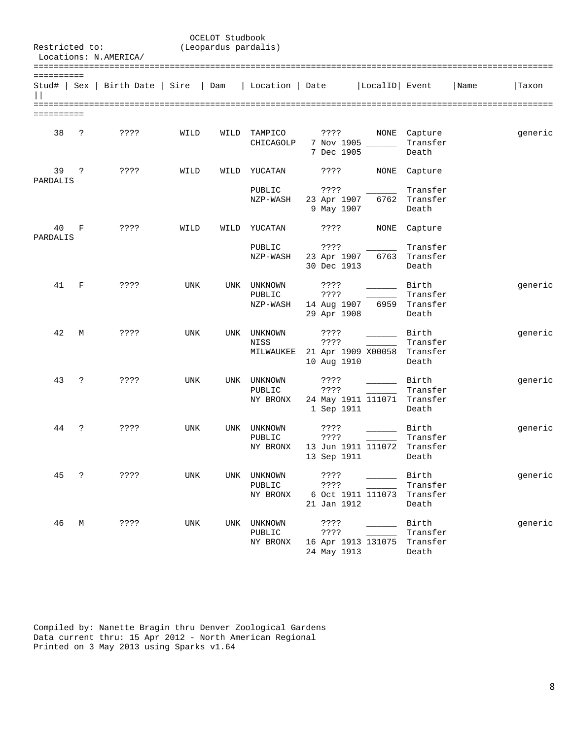OCELOT Studbook
(Leopardus pardalis)

Restricted to:
Locations: N.AMERICA/

| Stud# | Sex | Birth Date | Sire | Dam | Location | Date | LocalID | Event | Name | Taxon |
|---|---|---|---|---|---|---|---|---|---|---|
| 38 | ? | ???? | WILD | WILD | TAMPICO | ???? | NONE | Capture | | generic |
| | | | | | CHICAGOLP | 7 Nov 1905 | ______ | Transfer | | |
| | | | | | | 7 Dec 1905 | | Death | | |
| 39 | ? | ???? | WILD | WILD | YUCATAN | ???? | NONE | Capture | | PARDALIS |
| | | | | | PUBLIC | ???? | ______ | Transfer | | |
| | | | | | NZP-WASH | 23 Apr 1907 | 6762 | Transfer | | |
| | | | | | | 9 May 1907 | | Death | | |
| 40 | F | ???? | WILD | WILD | YUCATAN | ???? | NONE | Capture | | PARDALIS |
| | | | | | PUBLIC | ???? | ______ | Transfer | | |
| | | | | | NZP-WASH | 23 Apr 1907 | 6763 | Transfer | | |
| | | | | | | 30 Dec 1913 | | Death | | |
| 41 | F | ???? | UNK | UNK | UNKNOWN | ???? | ______ | Birth | | generic |
| | | | | | PUBLIC | ???? | ______ | Transfer | | |
| | | | | | NZP-WASH | 14 Aug 1907 | 6959 | Transfer | | |
| | | | | | | 29 Apr 1908 | | Death | | |
| 42 | M | ???? | UNK | UNK | UNKNOWN | ???? | ______ | Birth | | generic |
| | | | | | NISS | ???? | ______ | Transfer | | |
| | | | | | MILWAUKEE | 21 Apr 1909 | X00058 | Transfer | | |
| | | | | | | 10 Aug 1910 | | Death | | |
| 43 | ? | ???? | UNK | UNK | UNKNOWN | ???? | ______ | Birth | | generic |
| | | | | | PUBLIC | ???? | ______ | Transfer | | |
| | | | | | NY BRONX | 24 May 1911 | 111071 | Transfer | | |
| | | | | | | 1 Sep 1911 | | Death | | |
| 44 | ? | ???? | UNK | UNK | UNKNOWN | ???? | ______ | Birth | | generic |
| | | | | | PUBLIC | ???? | ______ | Transfer | | |
| | | | | | NY BRONX | 13 Jun 1911 | 111072 | Transfer | | |
| | | | | | | 13 Sep 1911 | | Death | | |
| 45 | ? | ???? | UNK | UNK | UNKNOWN | ???? | ______ | Birth | | generic |
| | | | | | PUBLIC | ???? | ______ | Transfer | | |
| | | | | | NY BRONX | 6 Oct 1911 | 111073 | Transfer | | |
| | | | | | | 21 Jan 1912 | | Death | | |
| 46 | M | ???? | UNK | UNK | UNKNOWN | ???? | ______ | Birth | | generic |
| | | | | | PUBLIC | ???? | ______ | Transfer | | |
| | | | | | NY BRONX | 16 Apr 1913 | 131075 | Transfer | | |
| | | | | | | 24 May 1913 | | Death | | |

Compiled by: Nanette Bragin thru Denver Zoological Gardens
Data current thru: 15 Apr 2012 - North American Regional
Printed on 3 May 2013 using Sparks v1.64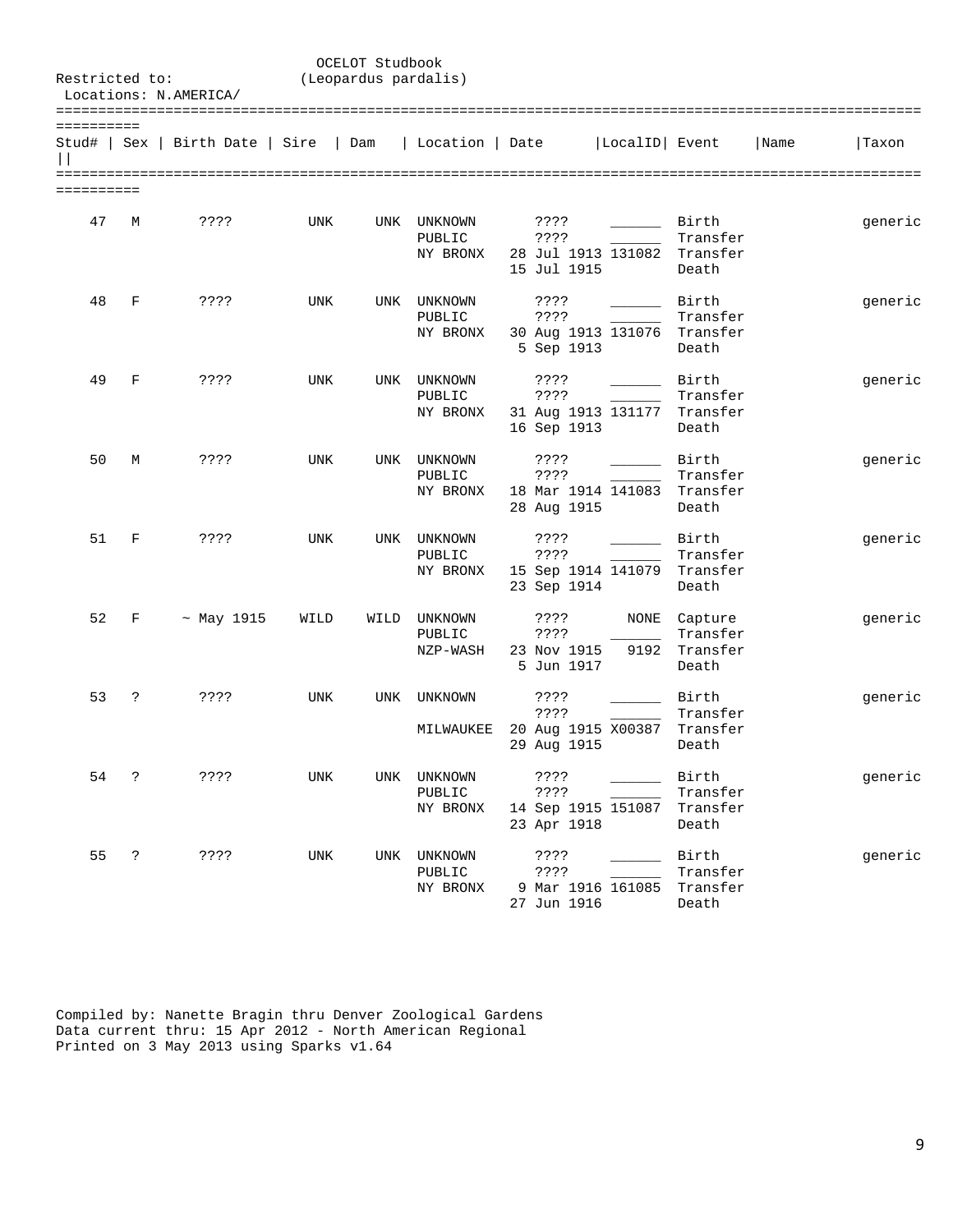OCELOT Studbook
(Leopardus pardalis)

Restricted to:
Locations: N.AMERICA/

| Stud# | Sex | Birth Date | Sire | Dam | Location | Date | LocalID | Event | Name | Taxon |
|---|---|---|---|---|---|---|---|---|---|---|
| 47 | M | ???? | UNK | UNK | UNKNOWN | ???? | ______ | Birth | | generic |
| | | | | | PUBLIC | ???? | ______ | Transfer | | |
| | | | | | NY BRONX | 28 Jul 1913 | 131082 | Transfer | | |
| | | | | | | 15 Jul 1915 | | Death | | |
| 48 | F | ???? | UNK | UNK | UNKNOWN | ???? | ______ | Birth | | generic |
| | | | | | PUBLIC | ???? | ______ | Transfer | | |
| | | | | | NY BRONX | 30 Aug 1913 | 131076 | Transfer | | |
| | | | | | | 5 Sep 1913 | | Death | | |
| 49 | F | ???? | UNK | UNK | UNKNOWN | ???? | ______ | Birth | | generic |
| | | | | | PUBLIC | ???? | ______ | Transfer | | |
| | | | | | NY BRONX | 31 Aug 1913 | 131177 | Transfer | | |
| | | | | | | 16 Sep 1913 | | Death | | |
| 50 | M | ???? | UNK | UNK | UNKNOWN | ???? | ______ | Birth | | generic |
| | | | | | PUBLIC | ???? | ______ | Transfer | | |
| | | | | | NY BRONX | 18 Mar 1914 | 141083 | Transfer | | |
| | | | | | | 28 Aug 1915 | | Death | | |
| 51 | F | ???? | UNK | UNK | UNKNOWN | ???? | ______ | Birth | | generic |
| | | | | | PUBLIC | ???? | ______ | Transfer | | |
| | | | | | NY BRONX | 15 Sep 1914 | 141079 | Transfer | | |
| | | | | | | 23 Sep 1914 | | Death | | |
| 52 | F | ~ May 1915 | WILD | WILD | UNKNOWN | ???? | NONE | Capture | | generic |
| | | | | | PUBLIC | ???? | ______ | Transfer | | |
| | | | | | NZP-WASH | 23 Nov 1915 | 9192 | Transfer | | |
| | | | | | | 5 Jun 1917 | | Death | | |
| 53 | ? | ???? | UNK | UNK | UNKNOWN | ???? | ______ | Birth | | generic |
| | | | | | | ???? | ______ | Transfer | | |
| | | | | | MILWAUKEE | 20 Aug 1915 | X00387 | Transfer | | |
| | | | | | | 29 Aug 1915 | | Death | | |
| 54 | ? | ???? | UNK | UNK | UNKNOWN | ???? | ______ | Birth | | generic |
| | | | | | PUBLIC | ???? | ______ | Transfer | | |
| | | | | | NY BRONX | 14 Sep 1915 | 151087 | Transfer | | |
| | | | | | | 23 Apr 1918 | | Death | | |
| 55 | ? | ???? | UNK | UNK | UNKNOWN | ???? | ______ | Birth | | generic |
| | | | | | PUBLIC | ???? | ______ | Transfer | | |
| | | | | | NY BRONX | 9 Mar 1916 | 161085 | Transfer | | |
| | | | | | | 27 Jun 1916 | | Death | | |

Compiled by: Nanette Bragin thru Denver Zoological Gardens
Data current thru: 15 Apr 2012 - North American Regional
Printed on 3 May 2013 using Sparks v1.64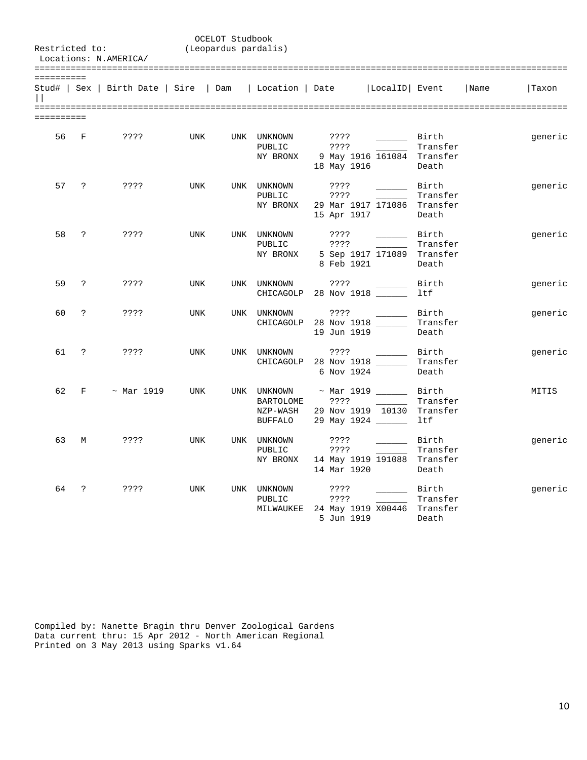OCELOT Studbook
(Leopardus pardalis)

Restricted to:
Locations: N.AMERICA/

| Stud# | Sex | Birth Date | Sire | Dam | Location | Date | LocalID | Event | Name | Taxon |
|---|---|---|---|---|---|---|---|---|---|---|
| 56 | F | ???? | UNK | UNK | UNKNOWN | ???? | ______ | Birth | | generic |
| | | | | | PUBLIC | ???? | ______ | Transfer | | |
| | | | | | NY BRONX | 9 May 1916 | 161084 | Transfer | | |
| | | | | | | 18 May 1916 | | Death | | |
| 57 | ? | ???? | UNK | UNK | UNKNOWN | ???? | ______ | Birth | | generic |
| | | | | | PUBLIC | ???? | ______ | Transfer | | |
| | | | | | NY BRONX | 29 Mar 1917 | 171086 | Transfer | | |
| | | | | | | 15 Apr 1917 | | Death | | |
| 58 | ? | ???? | UNK | UNK | UNKNOWN | ???? | ______ | Birth | | generic |
| | | | | | PUBLIC | ???? | ______ | Transfer | | |
| | | | | | NY BRONX | 5 Sep 1917 | 171089 | Transfer | | |
| | | | | | | 8 Feb 1921 | | Death | | |
| 59 | ? | ???? | UNK | UNK | UNKNOWN | ???? | ______ | Birth | | generic |
| | | | | | CHICAGOLP | 28 Nov 1918 | ______ | ltf | | |
| 60 | ? | ???? | UNK | UNK | UNKNOWN | ???? | ______ | Birth | | generic |
| | | | | | CHICAGOLP | 28 Nov 1918 | ______ | Transfer | | |
| | | | | | | 19 Jun 1919 | | Death | | |
| 61 | ? | ???? | UNK | UNK | UNKNOWN | ???? | ______ | Birth | | generic |
| | | | | | CHICAGOLP | 28 Nov 1918 | ______ | Transfer | | |
| | | | | | | 6 Nov 1924 | | Death | | |
| 62 | F | ~ Mar 1919 | UNK | UNK | UNKNOWN | ~ Mar 1919 | ______ | Birth | | MITIS |
| | | | | | BARTOLOME | ???? | ______ | Transfer | | |
| | | | | | NZP-WASH | 29 Nov 1919 | 10130 | Transfer | | |
| | | | | | BUFFALO | 29 May 1924 | ______ | ltf | | |
| 63 | M | ???? | UNK | UNK | UNKNOWN | ???? | ______ | Birth | | generic |
| | | | | | PUBLIC | ???? | ______ | Transfer | | |
| | | | | | NY BRONX | 14 May 1919 | 191088 | Transfer | | |
| | | | | | | 14 Mar 1920 | | Death | | |
| 64 | ? | ???? | UNK | UNK | UNKNOWN | ???? | ______ | Birth | | generic |
| | | | | | PUBLIC | ???? | ______ | Transfer | | |
| | | | | | MILWAUKEE | 24 May 1919 | X00446 | Transfer | | |
| | | | | | | 5 Jun 1919 | | Death | | |

Compiled by: Nanette Bragin thru Denver Zoological Gardens
Data current thru: 15 Apr 2012 - North American Regional
Printed on 3 May 2013 using Sparks v1.64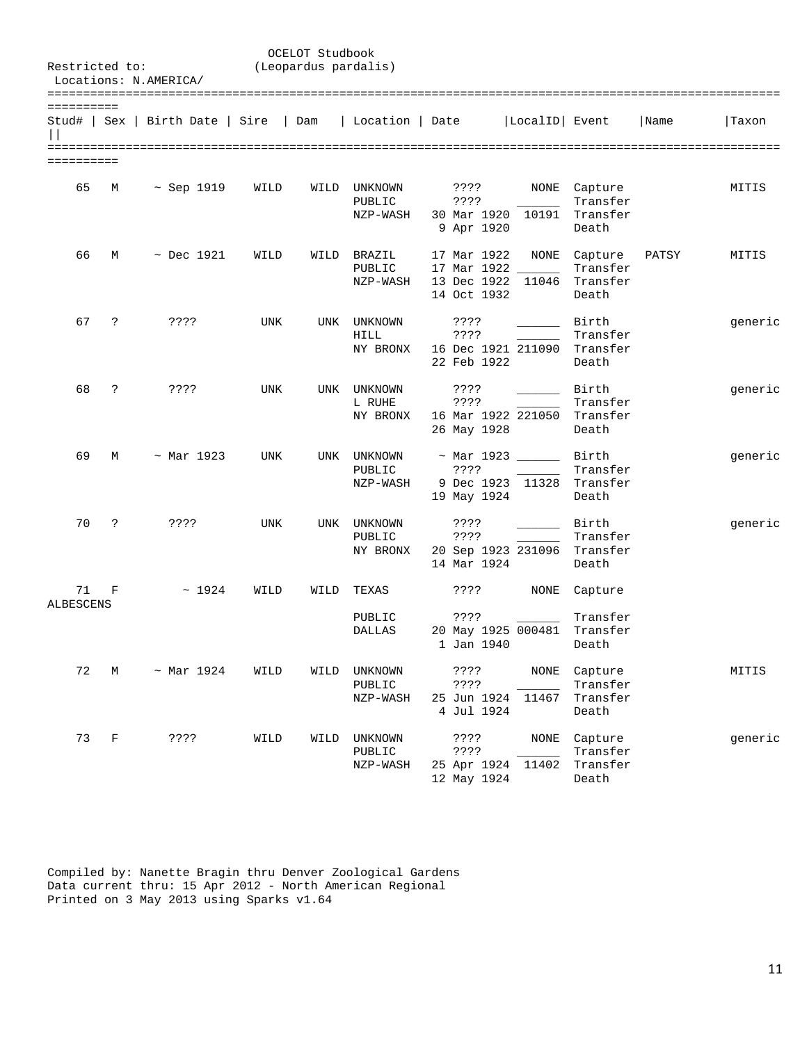OCELOT Studbook
(Leopardus pardalis)

Restricted to:
Locations: N.AMERICA/

| Stud# | Sex | Birth Date | Sire | Dam | Location | Date | LocalID | Event | Name | Taxon |
|---|---|---|---|---|---|---|---|---|---|---|
| 65 | M | ~ Sep 1919 | WILD | WILD | UNKNOWN | ???? | NONE | Capture | | MITIS |
| | | | | | PUBLIC | ???? | ______ | Transfer | | |
| | | | | | NZP-WASH | 30 Mar 1920 | 10191 | Transfer | | |
| | | | | | | 9 Apr 1920 | | Death | | |
| 66 | M | ~ Dec 1921 | WILD | WILD | BRAZIL | 17 Mar 1922 | NONE | Capture | PATSY | MITIS |
| | | | | | PUBLIC | 17 Mar 1922 | ______ | Transfer | | |
| | | | | | NZP-WASH | 13 Dec 1922 | 11046 | Transfer | | |
| | | | | | | 14 Oct 1932 | | Death | | |
| 67 | ? | ???? | UNK | UNK | UNKNOWN | ???? | ______ | Birth | | generic |
| | | | | | HILL | ???? | ______ | Transfer | | |
| | | | | | NY BRONX | 16 Dec 1921 | 211090 | Transfer | | |
| | | | | | | 22 Feb 1922 | | Death | | |
| 68 | ? | ???? | UNK | UNK | UNKNOWN | ???? | ______ | Birth | | generic |
| | | | | | L RUHE | ???? | ______ | Transfer | | |
| | | | | | NY BRONX | 16 Mar 1922 | 221050 | Transfer | | |
| | | | | | | 26 May 1928 | | Death | | |
| 69 | M | ~ Mar 1923 | UNK | UNK | UNKNOWN | ~ Mar 1923 | ______ | Birth | | generic |
| | | | | | PUBLIC | ???? | ______ | Transfer | | |
| | | | | | NZP-WASH | 9 Dec 1923 | 11328 | Transfer | | |
| | | | | | | 19 May 1924 | | Death | | |
| 70 | ? | ???? | UNK | UNK | UNKNOWN | ???? | ______ | Birth | | generic |
| | | | | | PUBLIC | ???? | ______ | Transfer | | |
| | | | | | NY BRONX | 20 Sep 1923 | 231096 | Transfer | | |
| | | | | | | 14 Mar 1924 | | Death | | |
| 71 | F | ~ 1924 | WILD | WILD | TEXAS | ???? | NONE | Capture | | ALBESCENS |
| | | | | | PUBLIC | ???? | ______ | Transfer | | |
| | | | | | DALLAS | 20 May 1925 | 000481 | Transfer | | |
| | | | | | | 1 Jan 1940 | | Death | | |
| 72 | M | ~ Mar 1924 | WILD | WILD | UNKNOWN | ???? | NONE | Capture | | MITIS |
| | | | | | PUBLIC | ???? | ______ | Transfer | | |
| | | | | | NZP-WASH | 25 Jun 1924 | 11467 | Transfer | | |
| | | | | | | 4 Jul 1924 | | Death | | |
| 73 | F | ???? | WILD | WILD | UNKNOWN | ???? | NONE | Capture | | generic |
| | | | | | PUBLIC | ???? | ______ | Transfer | | |
| | | | | | NZP-WASH | 25 Apr 1924 | 11402 | Transfer | | |
| | | | | | | 12 May 1924 | | Death | | |

Compiled by: Nanette Bragin thru Denver Zoological Gardens
Data current thru: 15 Apr 2012 - North American Regional
Printed on 3 May 2013 using Sparks v1.64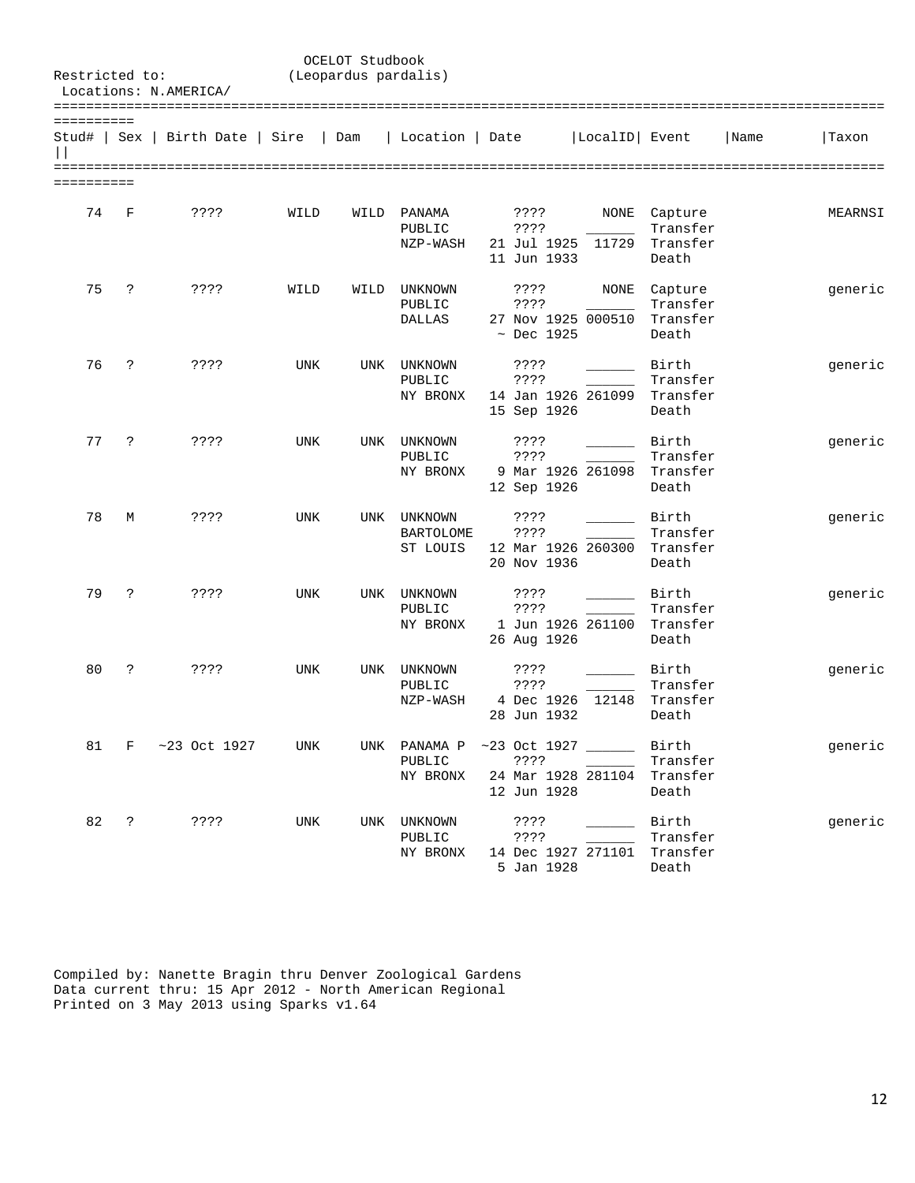OCELOT Studbook
(Leopardus pardalis)

Restricted to:
Locations: N.AMERICA/

| Stud# | Sex | Birth Date | Sire | Dam | Location | Date | LocalID | Event | Name | Taxon |
|---|---|---|---|---|---|---|---|---|---|---|
| 74 | F | ???? | WILD | WILD | PANAMA | ???? | NONE | Capture | | MEARNSI |
| | | | | | PUBLIC | ???? | ______ | Transfer | | |
| | | | | | NZP-WASH | 21 Jul 1925 | 11729 | Transfer | | |
| | | | | | | 11 Jun 1933 | | Death | | |
| 75 | ? | ???? | WILD | WILD | UNKNOWN | ???? | NONE | Capture | | generic |
| | | | | | PUBLIC | ???? | ______ | Transfer | | |
| | | | | | DALLAS | 27 Nov 1925 | 000510 | Transfer | | |
| | | | | | | ~ Dec 1925 | | Death | | |
| 76 | ? | ???? | UNK | UNK | UNKNOWN | ???? | ______ | Birth | | generic |
| | | | | | PUBLIC | ???? | ______ | Transfer | | |
| | | | | | NY BRONX | 14 Jan 1926 | 261099 | Transfer | | |
| | | | | | | 15 Sep 1926 | | Death | | |
| 77 | ? | ???? | UNK | UNK | UNKNOWN | ???? | ______ | Birth | | generic |
| | | | | | PUBLIC | ???? | ______ | Transfer | | |
| | | | | | NY BRONX | 9 Mar 1926 | 261098 | Transfer | | |
| | | | | | | 12 Sep 1926 | | Death | | |
| 78 | M | ???? | UNK | UNK | UNKNOWN | ???? | ______ | Birth | | generic |
| | | | | | BARTOLOME | ???? | ______ | Transfer | | |
| | | | | | ST LOUIS | 12 Mar 1926 | 260300 | Transfer | | |
| | | | | | | 20 Nov 1936 | | Death | | |
| 79 | ? | ???? | UNK | UNK | UNKNOWN | ???? | ______ | Birth | | generic |
| | | | | | PUBLIC | ???? | ______ | Transfer | | |
| | | | | | NY BRONX | 1 Jun 1926 | 261100 | Transfer | | |
| | | | | | | 26 Aug 1926 | | Death | | |
| 80 | ? | ???? | UNK | UNK | UNKNOWN | ???? | ______ | Birth | | generic |
| | | | | | PUBLIC | ???? | ______ | Transfer | | |
| | | | | | NZP-WASH | 4 Dec 1926 | 12148 | Transfer | | |
| | | | | | | 28 Jun 1932 | | Death | | |
| 81 | F | ~23 Oct 1927 | UNK | UNK | PANAMA P | ~23 Oct 1927 | ______ | Birth | | generic |
| | | | | | PUBLIC | ???? | ______ | Transfer | | |
| | | | | | NY BRONX | 24 Mar 1928 | 281104 | Transfer | | |
| | | | | | | 12 Jun 1928 | | Death | | |
| 82 | ? | ???? | UNK | UNK | UNKNOWN | ???? | ______ | Birth | | generic |
| | | | | | PUBLIC | ???? | ______ | Transfer | | |
| | | | | | NY BRONX | 14 Dec 1927 | 271101 | Transfer | | |
| | | | | | | 5 Jan 1928 | | Death | | |

Compiled by: Nanette Bragin thru Denver Zoological Gardens
Data current thru: 15 Apr 2012 - North American Regional
Printed on 3 May 2013 using Sparks v1.64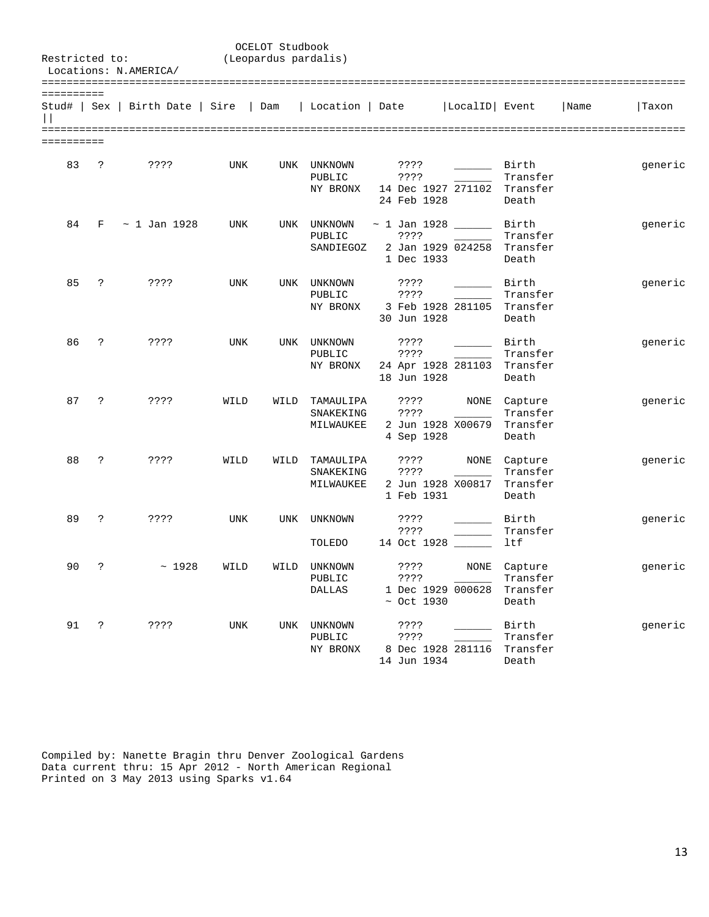OCELOT Studbook
(Leopardus pardalis)

Restricted to:
Locations: N.AMERICA/

| Stud# | Sex | Birth Date | Sire | Dam | Location | Date | LocalID | Event | Name | Taxon |
|---|---|---|---|---|---|---|---|---|---|---|
| 83 | ? | ???? | UNK | UNK | UNKNOWN | ???? | ______ | Birth | | generic |
| | | | | | PUBLIC | ???? | ______ | Transfer | | |
| | | | | | NY BRONX | 14 Dec 1927 | 271102 | Transfer | | |
| | | | | | | 24 Feb 1928 | | Death | | |
| 84 | F | ~ 1 Jan 1928 | UNK | UNK | UNKNOWN | ~ 1 Jan 1928 | ______ | Birth | | generic |
| | | | | | PUBLIC | ???? | ______ | Transfer | | |
| | | | | | SANDIEGOZ | 2 Jan 1929 | 024258 | Transfer | | |
| | | | | | | 1 Dec 1933 | | Death | | |
| 85 | ? | ???? | UNK | UNK | UNKNOWN | ???? | ______ | Birth | | generic |
| | | | | | PUBLIC | ???? | ______ | Transfer | | |
| | | | | | NY BRONX | 3 Feb 1928 | 281105 | Transfer | | |
| | | | | | | 30 Jun 1928 | | Death | | |
| 86 | ? | ???? | UNK | UNK | UNKNOWN | ???? | ______ | Birth | | generic |
| | | | | | PUBLIC | ???? | ______ | Transfer | | |
| | | | | | NY BRONX | 24 Apr 1928 | 281103 | Transfer | | |
| | | | | | | 18 Jun 1928 | | Death | | |
| 87 | ? | ???? | WILD | WILD | TAMAULIPA | ???? | NONE | Capture | | generic |
| | | | | | SNAKEKING | ???? | ______ | Transfer | | |
| | | | | | MILWAUKEE | 2 Jun 1928 | X00679 | Transfer | | |
| | | | | | | 4 Sep 1928 | | Death | | |
| 88 | ? | ???? | WILD | WILD | TAMAULIPA | ???? | NONE | Capture | | generic |
| | | | | | SNAKEKING | ???? | ______ | Transfer | | |
| | | | | | MILWAUKEE | 2 Jun 1928 | X00817 | Transfer | | |
| | | | | | | 1 Feb 1931 | | Death | | |
| 89 | ? | ???? | UNK | UNK | UNKNOWN | ???? | ______ | Birth | | generic |
| | | | | | | ???? | ______ | Transfer | | |
| | | | | | TOLEDO | 14 Oct 1928 | ______ | ltf | | |
| 90 | ? | ~ 1928 | WILD | WILD | UNKNOWN | ???? | NONE | Capture | | generic |
| | | | | | PUBLIC | ???? | ______ | Transfer | | |
| | | | | | DALLAS | 1 Dec 1929 | 000628 | Transfer | | |
| | | | | | | ~ Oct 1930 | | Death | | |
| 91 | ? | ???? | UNK | UNK | UNKNOWN | ???? | ______ | Birth | | generic |
| | | | | | PUBLIC | ???? | ______ | Transfer | | |
| | | | | | NY BRONX | 8 Dec 1928 | 281116 | Transfer | | |
| | | | | | | 14 Jun 1934 | | Death | | |

Compiled by: Nanette Bragin thru Denver Zoological Gardens
Data current thru: 15 Apr 2012 - North American Regional
Printed on 3 May 2013 using Sparks v1.64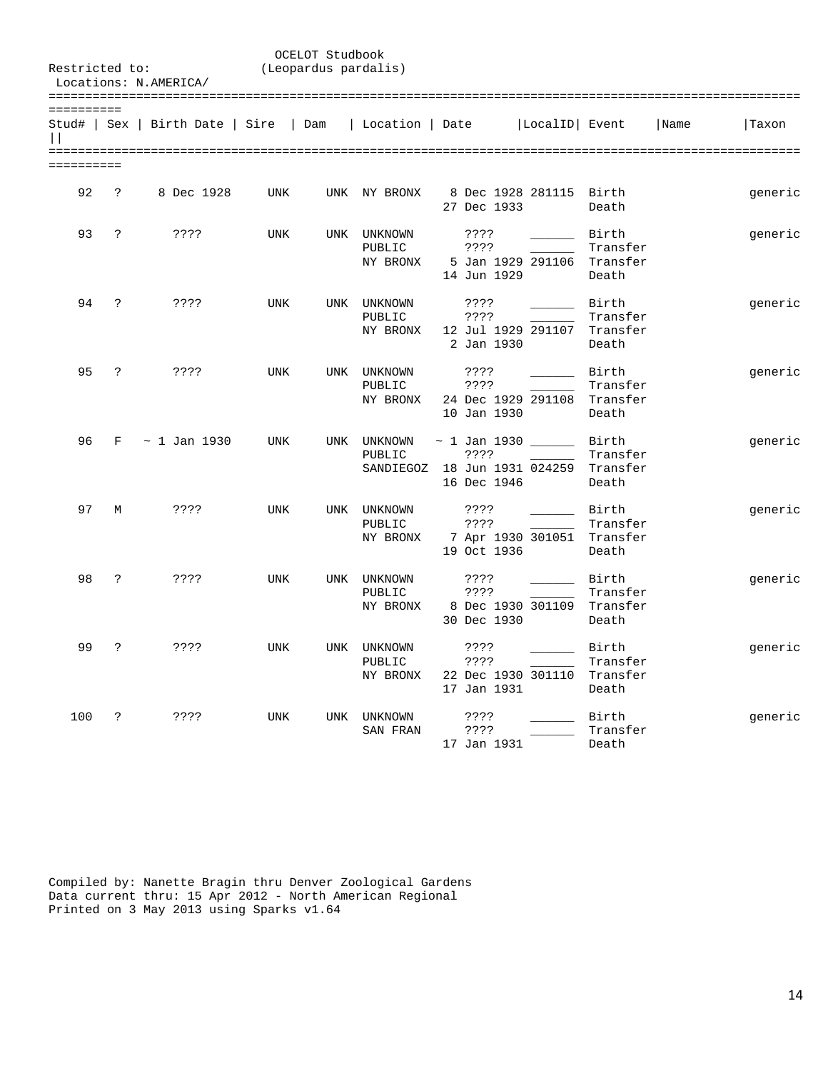OCELOT Studbook
(Leopardus pardalis)

Restricted to:
Locations: N.AMERICA/

| Stud# | Sex | Birth Date | Sire | Dam | Location | Date | LocalID | Event | Name | Taxon |
|---|---|---|---|---|---|---|---|---|---|---|
| 92 | ? | 8 Dec 1928 | UNK | UNK | NY BRONX | 8 Dec 1928 | 281115 | Birth | | generic |
| | | | | | | 27 Dec 1933 | | Death | | |
| 93 | ? | ???? | UNK | UNK | UNKNOWN | ???? | ______ | Birth | | generic |
| | | | | | PUBLIC | ???? | ______ | Transfer | | |
| | | | | | NY BRONX | 5 Jan 1929 | 291106 | Transfer | | |
| | | | | | | 14 Jun 1929 | | Death | | |
| 94 | ? | ???? | UNK | UNK | UNKNOWN | ???? | ______ | Birth | | generic |
| | | | | | PUBLIC | ???? | ______ | Transfer | | |
| | | | | | NY BRONX | 12 Jul 1929 | 291107 | Transfer | | |
| | | | | | | 2 Jan 1930 | | Death | | |
| 95 | ? | ???? | UNK | UNK | UNKNOWN | ???? | ______ | Birth | | generic |
| | | | | | PUBLIC | ???? | ______ | Transfer | | |
| | | | | | NY BRONX | 24 Dec 1929 | 291108 | Transfer | | |
| | | | | | | 10 Jan 1930 | | Death | | |
| 96 | F | ~ 1 Jan 1930 | UNK | UNK | UNKNOWN | ~ 1 Jan 1930 | ______ | Birth | | generic |
| | | | | | PUBLIC | ???? | ______ | Transfer | | |
| | | | | | SANDIEGOZ | 18 Jun 1931 | 024259 | Transfer | | |
| | | | | | | 16 Dec 1946 | | Death | | |
| 97 | M | ???? | UNK | UNK | UNKNOWN | ???? | ______ | Birth | | generic |
| | | | | | PUBLIC | ???? | ______ | Transfer | | |
| | | | | | NY BRONX | 7 Apr 1930 | 301051 | Transfer | | |
| | | | | | | 19 Oct 1936 | | Death | | |
| 98 | ? | ???? | UNK | UNK | UNKNOWN | ???? | ______ | Birth | | generic |
| | | | | | PUBLIC | ???? | ______ | Transfer | | |
| | | | | | NY BRONX | 8 Dec 1930 | 301109 | Transfer | | |
| | | | | | | 30 Dec 1930 | | Death | | |
| 99 | ? | ???? | UNK | UNK | UNKNOWN | ???? | ______ | Birth | | generic |
| | | | | | PUBLIC | ???? | ______ | Transfer | | |
| | | | | | NY BRONX | 22 Dec 1930 | 301110 | Transfer | | |
| | | | | | | 17 Jan 1931 | | Death | | |
| 100 | ? | ???? | UNK | UNK | UNKNOWN | ???? | ______ | Birth | | generic |
| | | | | | SAN FRAN | ???? | ______ | Transfer | | |
| | | | | | | 17 Jan 1931 | | Death | | |

Compiled by: Nanette Bragin thru Denver Zoological Gardens
Data current thru: 15 Apr 2012 - North American Regional
Printed on 3 May 2013 using Sparks v1.64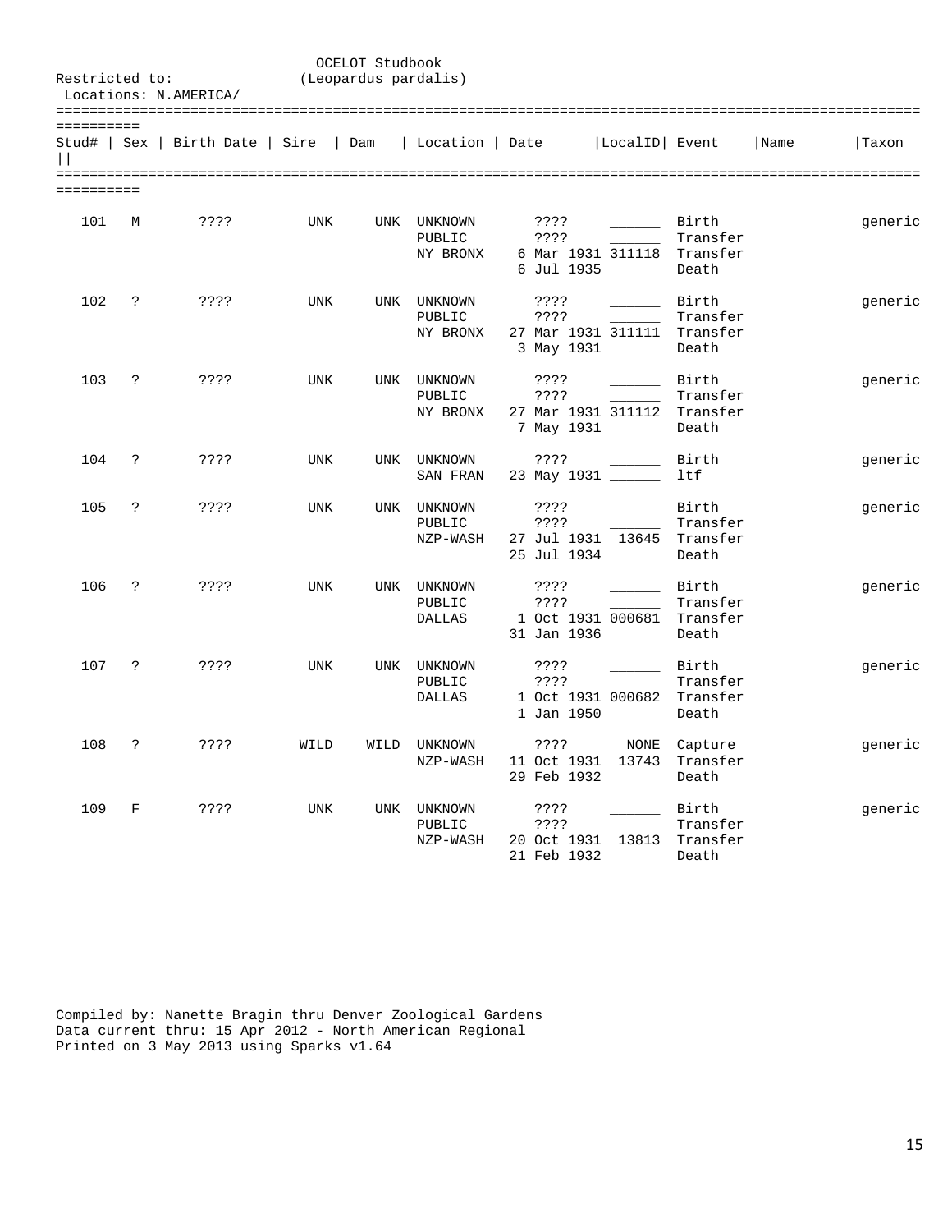OCELOT Studbook
(Leopardus pardalis)

Restricted to:
Locations: N.AMERICA/

| Stud# | Sex | Birth Date | Sire | Dam | Location | Date | LocalID | Event | Name | Taxon |
|---|---|---|---|---|---|---|---|---|---|---|
| 101 | M | ???? | UNK | UNK | UNKNOWN | ???? | ______ | Birth | | generic |
| | | | | | PUBLIC | ???? | ______ | Transfer | | |
| | | | | | NY BRONX | 6 Mar 1931 | 311118 | Transfer | | |
| | | | | | | 6 Jul 1935 | | Death | | |
| 102 | ? | ???? | UNK | UNK | UNKNOWN | ???? | ______ | Birth | | generic |
| | | | | | PUBLIC | ???? | ______ | Transfer | | |
| | | | | | NY BRONX | 27 Mar 1931 | 311111 | Transfer | | |
| | | | | | | 3 May 1931 | | Death | | |
| 103 | ? | ???? | UNK | UNK | UNKNOWN | ???? | ______ | Birth | | generic |
| | | | | | PUBLIC | ???? | ______ | Transfer | | |
| | | | | | NY BRONX | 27 Mar 1931 | 311112 | Transfer | | |
| | | | | | | 7 May 1931 | | Death | | |
| 104 | ? | ???? | UNK | UNK | UNKNOWN | ???? | ______ | Birth | | generic |
| | | | | | SAN FRAN | 23 May 1931 | ______ | ltf | | |
| 105 | ? | ???? | UNK | UNK | UNKNOWN | ???? | ______ | Birth | | generic |
| | | | | | PUBLIC | ???? | ______ | Transfer | | |
| | | | | | NZP-WASH | 27 Jul 1931 | 13645 | Transfer | | |
| | | | | | | 25 Jul 1934 | | Death | | |
| 106 | ? | ???? | UNK | UNK | UNKNOWN | ???? | ______ | Birth | | generic |
| | | | | | PUBLIC | ???? | ______ | Transfer | | |
| | | | | | DALLAS | 1 Oct 1931 | 000681 | Transfer | | |
| | | | | | | 31 Jan 1936 | | Death | | |
| 107 | ? | ???? | UNK | UNK | UNKNOWN | ???? | ______ | Birth | | generic |
| | | | | | PUBLIC | ???? | ______ | Transfer | | |
| | | | | | DALLAS | 1 Oct 1931 | 000682 | Transfer | | |
| | | | | | | 1 Jan 1950 | | Death | | |
| 108 | ? | ???? | WILD | WILD | UNKNOWN | ???? | NONE | Capture | | generic |
| | | | | | NZP-WASH | 11 Oct 1931 | 13743 | Transfer | | |
| | | | | | | 29 Feb 1932 | | Death | | |
| 109 | F | ???? | UNK | UNK | UNKNOWN | ???? | ______ | Birth | | generic |
| | | | | | PUBLIC | ???? | ______ | Transfer | | |
| | | | | | NZP-WASH | 20 Oct 1931 | 13813 | Transfer | | |
| | | | | | | 21 Feb 1932 | | Death | | |

Compiled by: Nanette Bragin thru Denver Zoological Gardens
Data current thru: 15 Apr 2012 - North American Regional
Printed on 3 May 2013 using Sparks v1.64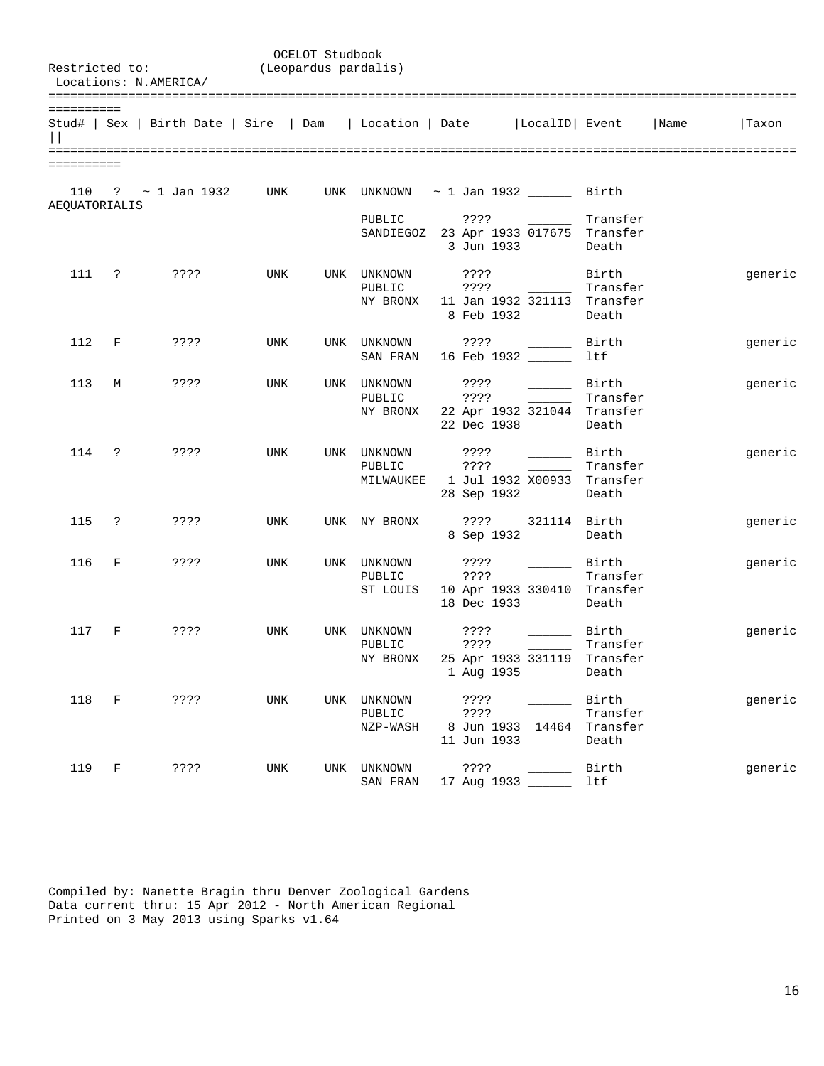OCELOT Studbook
(Leopardus pardalis)

Restricted to:
Locations: N.AMERICA/

| Stud# | Sex | Birth Date | Sire | Dam | Location | Date | LocalID | Event | Name | Taxon |
|---|---|---|---|---|---|---|---|---|---|---|
| 110 | ? | ~ 1 Jan 1932 | UNK | UNK | UNKNOWN | ~ 1 Jan 1932 | ______ | Birth | | AEQUATORIALIS |
| | | | | | PUBLIC | ???? | ______ | Transfer | | |
| | | | | | SANDIEGOZ | 23 Apr 1933 | 017675 | Transfer | | |
| | | | | | | 3 Jun 1933 | | Death | | |
| 111 | ? | ???? | UNK | UNK | UNKNOWN | ???? | ______ | Birth | | generic |
| | | | | | PUBLIC | ???? | ______ | Transfer | | |
| | | | | | NY BRONX | 11 Jan 1932 | 321113 | Transfer | | |
| | | | | | | 8 Feb 1932 | | Death | | |
| 112 | F | ???? | UNK | UNK | UNKNOWN | ???? | ______ | Birth | | generic |
| | | | | | SAN FRAN | 16 Feb 1932 | ______ | ltf | | |
| 113 | M | ???? | UNK | UNK | UNKNOWN | ???? | ______ | Birth | | generic |
| | | | | | PUBLIC | ???? | ______ | Transfer | | |
| | | | | | NY BRONX | 22 Apr 1932 | 321044 | Transfer | | |
| | | | | | | 22 Dec 1938 | | Death | | |
| 114 | ? | ???? | UNK | UNK | UNKNOWN | ???? | ______ | Birth | | generic |
| | | | | | PUBLIC | ???? | ______ | Transfer | | |
| | | | | | MILWAUKEE | 1 Jul 1932 | X00933 | Transfer | | |
| | | | | | | 28 Sep 1932 | | Death | | |
| 115 | ? | ???? | UNK | UNK | NY BRONX | ???? | 321114 | Birth | | generic |
| | | | | | | 8 Sep 1932 | | Death | | |
| 116 | F | ???? | UNK | UNK | UNKNOWN | ???? | ______ | Birth | | generic |
| | | | | | PUBLIC | ???? | ______ | Transfer | | |
| | | | | | ST LOUIS | 10 Apr 1933 | 330410 | Transfer | | |
| | | | | | | 18 Dec 1933 | | Death | | |
| 117 | F | ???? | UNK | UNK | UNKNOWN | ???? | ______ | Birth | | generic |
| | | | | | PUBLIC | ???? | ______ | Transfer | | |
| | | | | | NY BRONX | 25 Apr 1933 | 331119 | Transfer | | |
| | | | | | | 1 Aug 1935 | | Death | | |
| 118 | F | ???? | UNK | UNK | UNKNOWN | ???? | ______ | Birth | | generic |
| | | | | | PUBLIC | ???? | ______ | Transfer | | |
| | | | | | NZP-WASH | 8 Jun 1933 | 14464 | Transfer | | |
| | | | | | | 11 Jun 1933 | | Death | | |
| 119 | F | ???? | UNK | UNK | UNKNOWN | ???? | ______ | Birth | | generic |
| | | | | | SAN FRAN | 17 Aug 1933 | ______ | ltf | | |

Compiled by: Nanette Bragin thru Denver Zoological Gardens
Data current thru: 15 Apr 2012 - North American Regional
Printed on 3 May 2013 using Sparks v1.64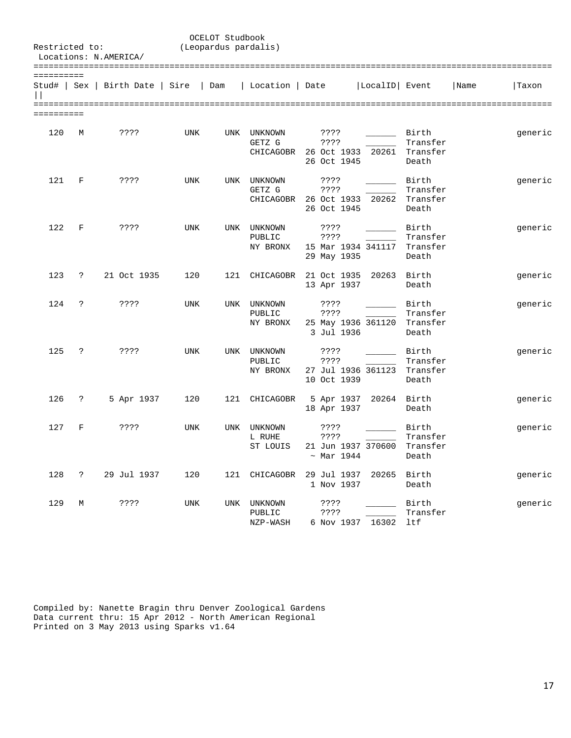OCELOT Studbook
(Leopardus pardalis)

Restricted to:
Locations: N.AMERICA/

| Stud# | Sex | Birth Date | Sire | Dam | Location | Date | LocalID | Event | Name | Taxon |
|---|---|---|---|---|---|---|---|---|---|---|
| 120 | M | ???? | UNK | UNK | UNKNOWN | ???? | ______ | Birth | | generic |
| | | | | | GETZ G | ???? | ______ | Transfer | | |
| | | | | | CHICAGOBR | 26 Oct 1933 | 20261 | Transfer | | |
| | | | | | | 26 Oct 1945 | | Death | | |
| 121 | F | ???? | UNK | UNK | UNKNOWN | ???? | ______ | Birth | | generic |
| | | | | | GETZ G | ???? | ______ | Transfer | | |
| | | | | | CHICAGOBR | 26 Oct 1933 | 20262 | Transfer | | |
| | | | | | | 26 Oct 1945 | | Death | | |
| 122 | F | ???? | UNK | UNK | UNKNOWN | ???? | ______ | Birth | | generic |
| | | | | | PUBLIC | ???? | ______ | Transfer | | |
| | | | | | NY BRONX | 15 Mar 1934 | 341117 | Transfer | | |
| | | | | | | 29 May 1935 | | Death | | |
| 123 | ? | 21 Oct 1935 | 120 | 121 | CHICAGOBR | 21 Oct 1935 | 20263 | Birth | | generic |
| | | | | | | 13 Apr 1937 | | Death | | |
| 124 | ? | ???? | UNK | UNK | UNKNOWN | ???? | ______ | Birth | | generic |
| | | | | | PUBLIC | ???? | ______ | Transfer | | |
| | | | | | NY BRONX | 25 May 1936 | 361120 | Transfer | | |
| | | | | | | 3 Jul 1936 | | Death | | |
| 125 | ? | ???? | UNK | UNK | UNKNOWN | ???? | ______ | Birth | | generic |
| | | | | | PUBLIC | ???? | ______ | Transfer | | |
| | | | | | NY BRONX | 27 Jul 1936 | 361123 | Transfer | | |
| | | | | | | 10 Oct 1939 | | Death | | |
| 126 | ? | 5 Apr 1937 | 120 | 121 | CHICAGOBR | 5 Apr 1937 | 20264 | Birth | | generic |
| | | | | | | 18 Apr 1937 | | Death | | |
| 127 | F | ???? | UNK | UNK | UNKNOWN | ???? | ______ | Birth | | generic |
| | | | | | L RUHE | ???? | ______ | Transfer | | |
| | | | | | ST LOUIS | 21 Jun 1937 | 370600 | Transfer | | |
| | | | | | | ~ Mar 1944 | | Death | | |
| 128 | ? | 29 Jul 1937 | 120 | 121 | CHICAGOBR | 29 Jul 1937 | 20265 | Birth | | generic |
| | | | | | | 1 Nov 1937 | | Death | | |
| 129 | M | ???? | UNK | UNK | UNKNOWN | ???? | ______ | Birth | | generic |
| | | | | | PUBLIC | ???? | ______ | Transfer | | |
| | | | | | NZP-WASH | 6 Nov 1937 | 16302 | ltf | | |

Compiled by: Nanette Bragin thru Denver Zoological Gardens
Data current thru: 15 Apr 2012 - North American Regional
Printed on 3 May 2013 using Sparks v1.64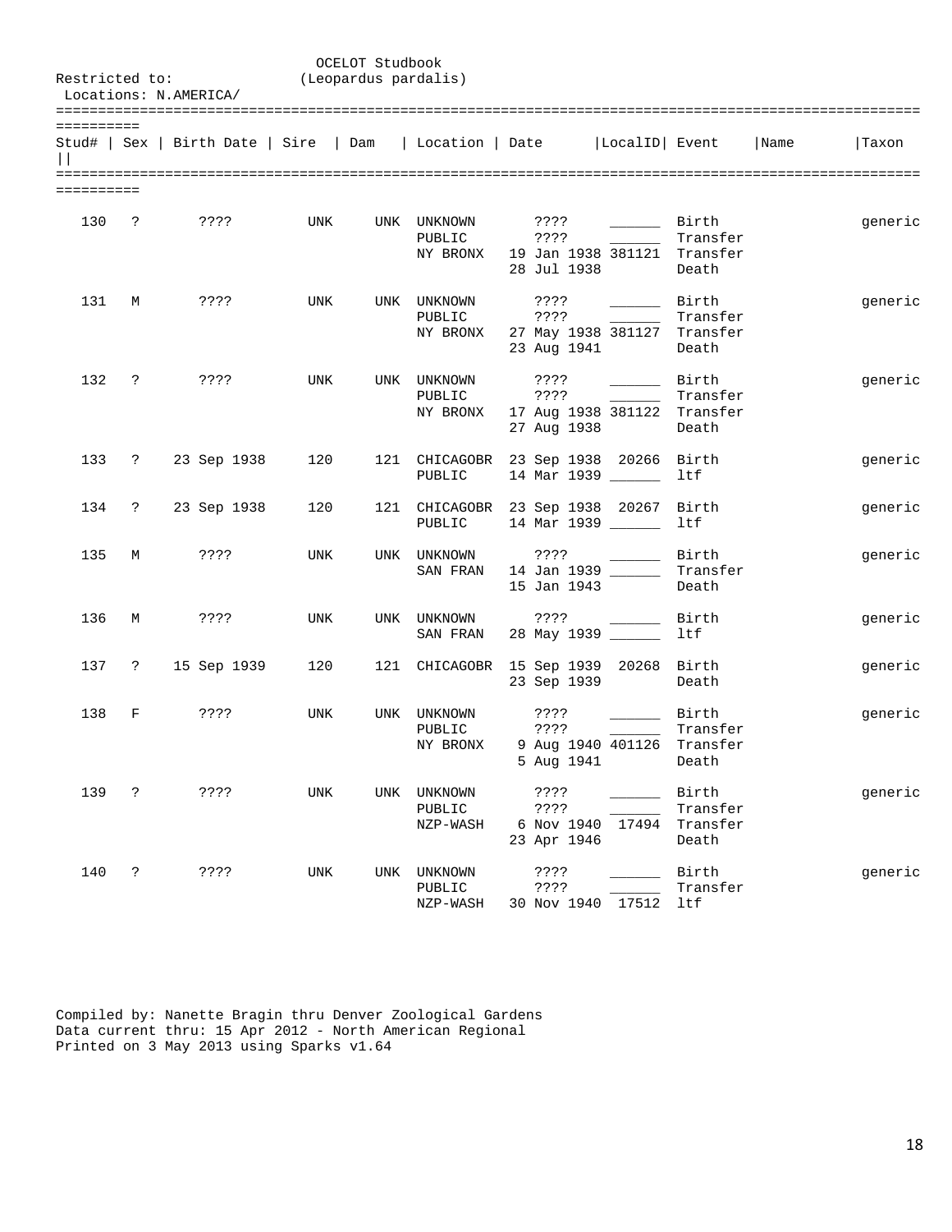OCELOT Studbook
(Leopardus pardalis)

Restricted to:
Locations: N.AMERICA/

| Stud# | Sex | Birth Date | Sire | Dam | Location | Date | LocalID | Event | Name | Taxon |
|---|---|---|---|---|---|---|---|---|---|---|
| 130 | ? | ???? | UNK | UNK | UNKNOWN | ???? | ______ | Birth | | generic |
| | | | | | PUBLIC | ???? | ______ | Transfer | | |
| | | | | | NY BRONX | 19 Jan 1938 | 381121 | Transfer | | |
| | | | | | | 28 Jul 1938 | | Death | | |
| 131 | M | ???? | UNK | UNK | UNKNOWN | ???? | ______ | Birth | | generic |
| | | | | | PUBLIC | ???? | ______ | Transfer | | |
| | | | | | NY BRONX | 27 May 1938 | 381127 | Transfer | | |
| | | | | | | 23 Aug 1941 | | Death | | |
| 132 | ? | ???? | UNK | UNK | UNKNOWN | ???? | ______ | Birth | | generic |
| | | | | | PUBLIC | ???? | ______ | Transfer | | |
| | | | | | NY BRONX | 17 Aug 1938 | 381122 | Transfer | | |
| | | | | | | 27 Aug 1938 | | Death | | |
| 133 | ? | 23 Sep 1938 | 120 | 121 | CHICAGOBR | 23 Sep 1938 | 20266 | Birth | | generic |
| | | | | | PUBLIC | 14 Mar 1939 | ______ | ltf | | |
| 134 | ? | 23 Sep 1938 | 120 | 121 | CHICAGOBR | 23 Sep 1938 | 20267 | Birth | | generic |
| | | | | | PUBLIC | 14 Mar 1939 | ______ | ltf | | |
| 135 | M | ???? | UNK | UNK | UNKNOWN | ???? | ______ | Birth | | generic |
| | | | | | SAN FRAN | 14 Jan 1939 | ______ | Transfer | | |
| | | | | | | 15 Jan 1943 | | Death | | |
| 136 | M | ???? | UNK | UNK | UNKNOWN | ???? | ______ | Birth | | generic |
| | | | | | SAN FRAN | 28 May 1939 | ______ | ltf | | |
| 137 | ? | 15 Sep 1939 | 120 | 121 | CHICAGOBR | 15 Sep 1939 | 20268 | Birth | | generic |
| | | | | | | 23 Sep 1939 | | Death | | |
| 138 | F | ???? | UNK | UNK | UNKNOWN | ???? | ______ | Birth | | generic |
| | | | | | PUBLIC | ???? | ______ | Transfer | | |
| | | | | | NY BRONX | 9 Aug 1940 | 401126 | Transfer | | |
| | | | | | | 5 Aug 1941 | | Death | | |
| 139 | ? | ???? | UNK | UNK | UNKNOWN | ???? | ______ | Birth | | generic |
| | | | | | PUBLIC | ???? | ______ | Transfer | | |
| | | | | | NZP-WASH | 6 Nov 1940 | 17494 | Transfer | | |
| | | | | | | 23 Apr 1946 | | Death | | |
| 140 | ? | ???? | UNK | UNK | UNKNOWN | ???? | ______ | Birth | | generic |
| | | | | | PUBLIC | ???? | ______ | Transfer | | |
| | | | | | NZP-WASH | 30 Nov 1940 | 17512 | ltf | | |

Compiled by: Nanette Bragin thru Denver Zoological Gardens
Data current thru: 15 Apr 2012 - North American Regional
Printed on 3 May 2013 using Sparks v1.64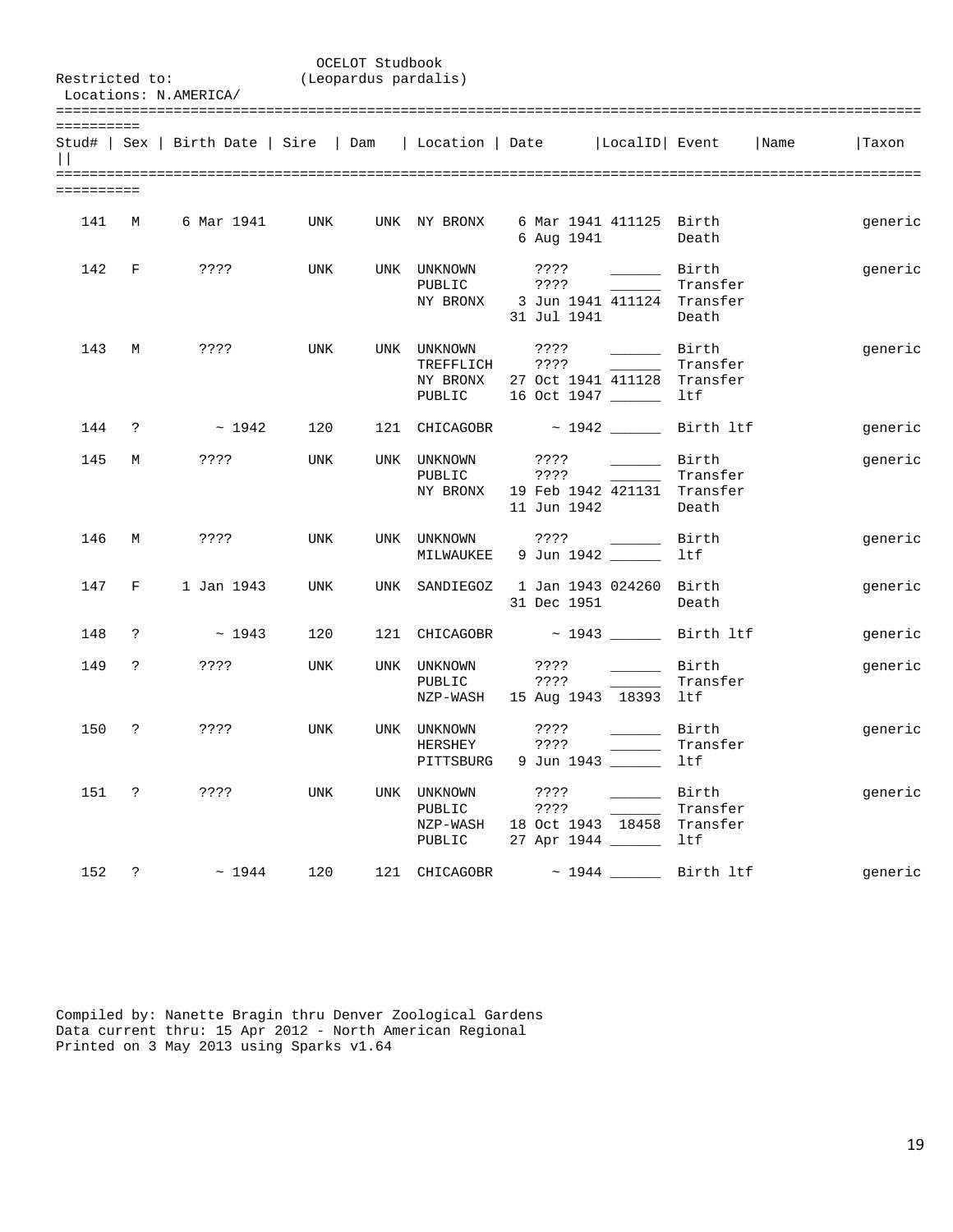OCELOT Studbook
(Leopardus pardalis)

Restricted to:
Locations: N.AMERICA/

| Stud# | Sex | Birth Date | Sire | Dam | Location | Date | LocalID | Event | Name | Taxon |
|---|---|---|---|---|---|---|---|---|---|---|
| 141 | M | 6 Mar 1941 | UNK | UNK | NY BRONX | 6 Mar 1941 | 411125 | Birth | | generic |
| | | | | | | 6 Aug 1941 | | Death | | |
| 142 | F | ???? | UNK | UNK | UNKNOWN | ???? | ______ | Birth | | generic |
| | | | | | PUBLIC | ???? | ______ | Transfer | | |
| | | | | | NY BRONX | 3 Jun 1941 | 411124 | Transfer | | |
| | | | | | | 31 Jul 1941 | | Death | | |
| 143 | M | ???? | UNK | UNK | UNKNOWN | ???? | ______ | Birth | | generic |
| | | | | | TREFFLICH | ???? | ______ | Transfer | | |
| | | | | | NY BRONX | 27 Oct 1941 | 411128 | Transfer | | |
| | | | | | PUBLIC | 16 Oct 1947 | ______ | ltf | | |
| 144 | ? | ~ 1942 | 120 | 121 | CHICAGOBR | ~ 1942 | ______ | Birth ltf | | generic |
| 145 | M | ???? | UNK | UNK | UNKNOWN | ???? | ______ | Birth | | generic |
| | | | | | PUBLIC | ???? | ______ | Transfer | | |
| | | | | | NY BRONX | 19 Feb 1942 | 421131 | Transfer | | |
| | | | | | | 11 Jun 1942 | | Death | | |
| 146 | M | ???? | UNK | UNK | UNKNOWN | ???? | ______ | Birth | | generic |
| | | | | | MILWAUKEE | 9 Jun 1942 | ______ | ltf | | |
| 147 | F | 1 Jan 1943 | UNK | UNK | SANDIEGOZ | 1 Jan 1943 | 024260 | Birth | | generic |
| | | | | | | 31 Dec 1951 | | Death | | |
| 148 | ? | ~ 1943 | 120 | 121 | CHICAGOBR | ~ 1943 | ______ | Birth ltf | | generic |
| 149 | ? | ???? | UNK | UNK | UNKNOWN | ???? | ______ | Birth | | generic |
| | | | | | PUBLIC | ???? | ______ | Transfer | | |
| | | | | | NZP-WASH | 15 Aug 1943 | 18393 | ltf | | |
| 150 | ? | ???? | UNK | UNK | UNKNOWN | ???? | ______ | Birth | | generic |
| | | | | | HERSHEY | ???? | ______ | Transfer | | |
| | | | | | PITTSBURG | 9 Jun 1943 | ______ | ltf | | |
| 151 | ? | ???? | UNK | UNK | UNKNOWN | ???? | ______ | Birth | | generic |
| | | | | | PUBLIC | ???? | ______ | Transfer | | |
| | | | | | NZP-WASH | 18 Oct 1943 | 18458 | Transfer | | |
| | | | | | PUBLIC | 27 Apr 1944 | ______ | ltf | | |
| 152 | ? | ~ 1944 | 120 | 121 | CHICAGOBR | ~ 1944 | ______ | Birth ltf | | generic |

Compiled by: Nanette Bragin thru Denver Zoological Gardens
Data current thru: 15 Apr 2012 - North American Regional
Printed on 3 May 2013 using Sparks v1.64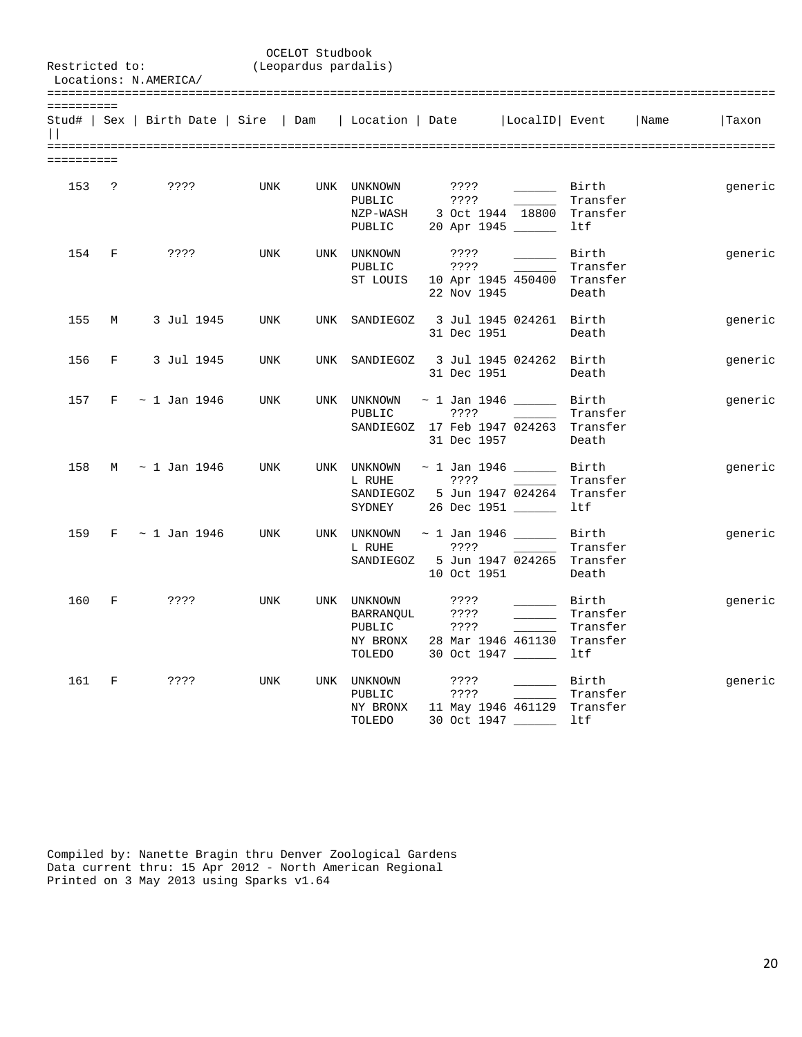OCELOT Studbook
(Leopardus pardalis)

Restricted to:
Locations: N.AMERICA/

| Stud# | Sex | Birth Date | Sire | Dam | Location | Date | LocalID | Event | Name | Taxon |
|---|---|---|---|---|---|---|---|---|---|---|
| 153 | ? | ???? | UNK | UNK | UNKNOWN | ???? | ______ | Birth | | generic |
| | | | | | PUBLIC | ???? | ______ | Transfer | | |
| | | | | | NZP-WASH | 3 Oct 1944 | 18800 | Transfer | | |
| | | | | | PUBLIC | 20 Apr 1945 | ______ | ltf | | |
| 154 | F | ???? | UNK | UNK | UNKNOWN | ???? | ______ | Birth | | generic |
| | | | | | PUBLIC | ???? | ______ | Transfer | | |
| | | | | | ST LOUIS | 10 Apr 1945 | 450400 | Transfer | | |
| | | | | | | 22 Nov 1945 | | Death | | |
| 155 | M | 3 Jul 1945 | UNK | UNK | SANDIEGOZ | 3 Jul 1945 | 024261 | Birth | | generic |
| | | | | | | 31 Dec 1951 | | Death | | |
| 156 | F | 3 Jul 1945 | UNK | UNK | SANDIEGOZ | 3 Jul 1945 | 024262 | Birth | | generic |
| | | | | | | 31 Dec 1951 | | Death | | |
| 157 | F | ~ 1 Jan 1946 | UNK | UNK | UNKNOWN | ~ 1 Jan 1946 | ______ | Birth | | generic |
| | | | | | PUBLIC | ???? | ______ | Transfer | | |
| | | | | | SANDIEGOZ | 17 Feb 1947 | 024263 | Transfer | | |
| | | | | | | 31 Dec 1957 | | Death | | |
| 158 | M | ~ 1 Jan 1946 | UNK | UNK | UNKNOWN | ~ 1 Jan 1946 | ______ | Birth | | generic |
| | | | | | L RUHE | ???? | ______ | Transfer | | |
| | | | | | SANDIEGOZ | 5 Jun 1947 | 024264 | Transfer | | |
| | | | | | SYDNEY | 26 Dec 1951 | ______ | ltf | | |
| 159 | F | ~ 1 Jan 1946 | UNK | UNK | UNKNOWN | ~ 1 Jan 1946 | ______ | Birth | | generic |
| | | | | | L RUHE | ???? | ______ | Transfer | | |
| | | | | | SANDIEGOZ | 5 Jun 1947 | 024265 | Transfer | | |
| | | | | | | 10 Oct 1951 | | Death | | |
| 160 | F | ???? | UNK | UNK | UNKNOWN | ???? | ______ | Birth | | generic |
| | | | | | BARRANQUL | ???? | ______ | Transfer | | |
| | | | | | PUBLIC | ???? | ______ | Transfer | | |
| | | | | | NY BRONX | 28 Mar 1946 | 461130 | Transfer | | |
| | | | | | TOLEDO | 30 Oct 1947 | ______ | ltf | | |
| 161 | F | ???? | UNK | UNK | UNKNOWN | ???? | ______ | Birth | | generic |
| | | | | | PUBLIC | ???? | ______ | Transfer | | |
| | | | | | NY BRONX | 11 May 1946 | 461129 | Transfer | | |
| | | | | | TOLEDO | 30 Oct 1947 | ______ | ltf | | |

Compiled by: Nanette Bragin thru Denver Zoological Gardens
Data current thru: 15 Apr 2012 - North American Regional
Printed on 3 May 2013 using Sparks v1.64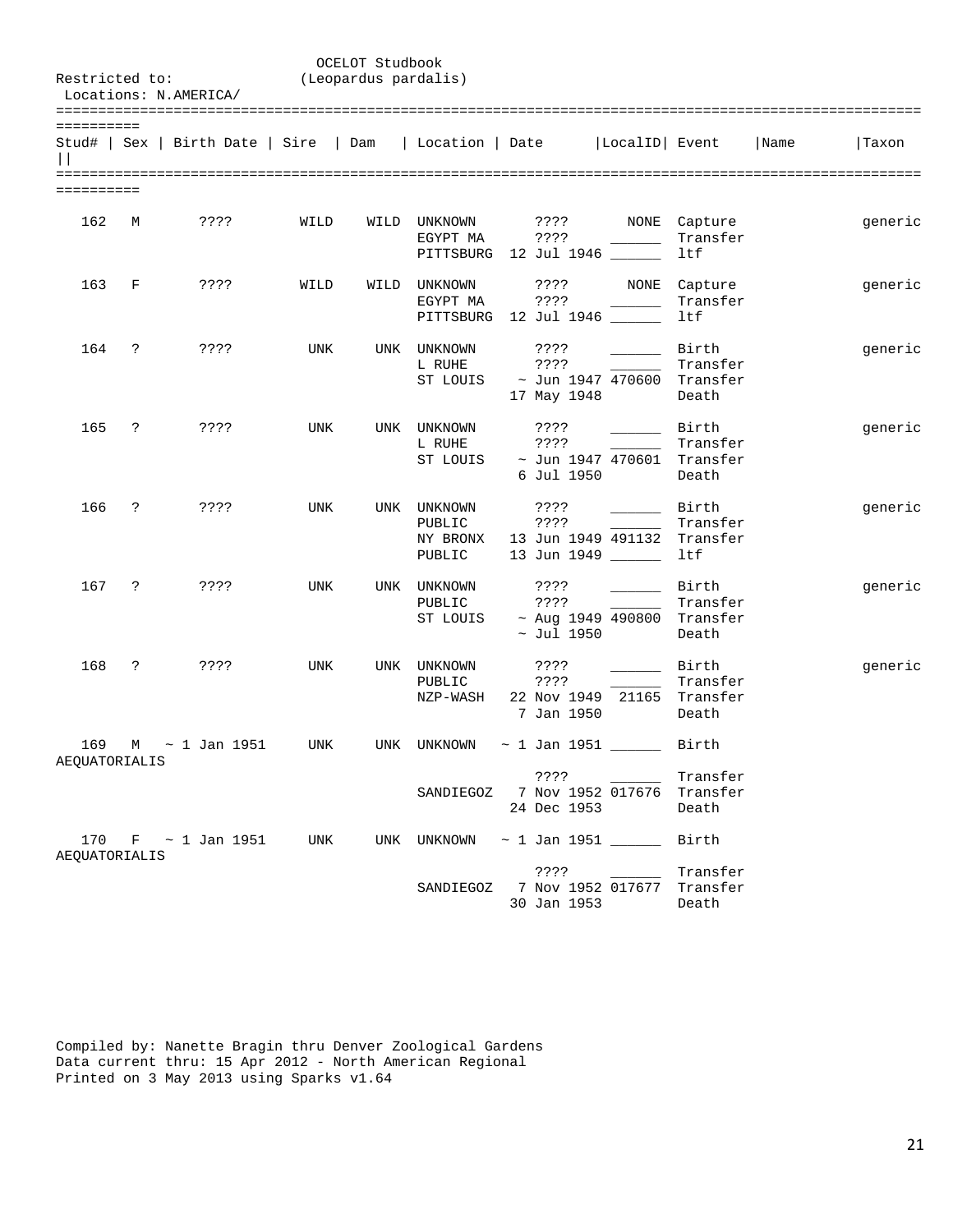OCELOT Studbook
(Leopardus pardalis)

Restricted to:
Locations: N.AMERICA/

| Stud# | Sex | Birth Date | Sire | Dam | Location | Date | LocalID | Event | Name | Taxon |
|---|---|---|---|---|---|---|---|---|---|---|
| 162 | M | ???? | WILD | WILD | UNKNOWN | ???? | NONE | Capture | | generic |
| | | | | | EGYPT MA | ???? | ______ | Transfer | | |
| | | | | | PITTSBURG | 12 Jul 1946 | ______ | ltf | | |
| 163 | F | ???? | WILD | WILD | UNKNOWN | ???? | NONE | Capture | | generic |
| | | | | | EGYPT MA | ???? | ______ | Transfer | | |
| | | | | | PITTSBURG | 12 Jul 1946 | ______ | ltf | | |
| 164 | ? | ???? | UNK | UNK | UNKNOWN | ???? | ______ | Birth | | generic |
| | | | | | L RUHE | ???? | ______ | Transfer | | |
| | | | | | ST LOUIS | ~ Jun 1947 | 470600 | Transfer | | |
| | | | | | | 17 May 1948 | | Death | | |
| 165 | ? | ???? | UNK | UNK | UNKNOWN | ???? | ______ | Birth | | generic |
| | | | | | L RUHE | ???? | ______ | Transfer | | |
| | | | | | ST LOUIS | ~ Jun 1947 | 470601 | Transfer | | |
| | | | | | | 6 Jul 1950 | | Death | | |
| 166 | ? | ???? | UNK | UNK | UNKNOWN | ???? | ______ | Birth | | generic |
| | | | | | PUBLIC | ???? | ______ | Transfer | | |
| | | | | | NY BRONX | 13 Jun 1949 | 491132 | Transfer | | |
| | | | | | PUBLIC | 13 Jun 1949 | ______ | ltf | | |
| 167 | ? | ???? | UNK | UNK | UNKNOWN | ???? | ______ | Birth | | generic |
| | | | | | PUBLIC | ???? | ______ | Transfer | | |
| | | | | | ST LOUIS | ~ Aug 1949 | 490800 | Transfer | | |
| | | | | | | ~ Jul 1950 | | Death | | |
| 168 | ? | ???? | UNK | UNK | UNKNOWN | ???? | ______ | Birth | | generic |
| | | | | | PUBLIC | ???? | ______ | Transfer | | |
| | | | | | NZP-WASH | 22 Nov 1949 | 21165 | Transfer | | |
| | | | | | | 7 Jan 1950 | | Death | | |
| 169 | M | ~ 1 Jan 1951 | UNK | UNK | UNKNOWN | ~ 1 Jan 1951 | ______ | Birth | | AEQUATORIALIS |
| | | | | | | ???? | ______ | Transfer | | |
| | | | | | SANDIEGOZ | 7 Nov 1952 | 017676 | Transfer | | |
| | | | | | | 24 Dec 1953 | | Death | | |
| 170 | F | ~ 1 Jan 1951 | UNK | UNK | UNKNOWN | ~ 1 Jan 1951 | ______ | Birth | | AEQUATORIALIS |
| | | | | | | ???? | ______ | Transfer | | |
| | | | | | SANDIEGOZ | 7 Nov 1952 | 017677 | Transfer | | |
| | | | | | | 30 Jan 1953 | | Death | | |

Compiled by: Nanette Bragin thru Denver Zoological Gardens
Data current thru: 15 Apr 2012 - North American Regional
Printed on 3 May 2013 using Sparks v1.64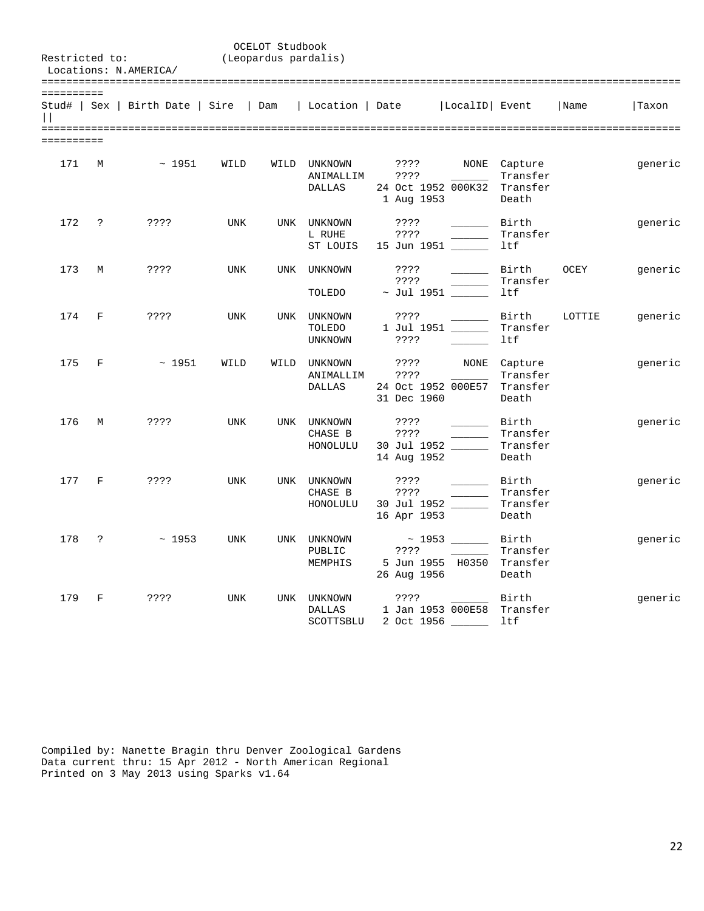OCELOT Studbook
(Leopardus pardalis)

Restricted to:
Locations: N.AMERICA/

| Stud# | Sex | Birth Date | Sire | Dam | Location | Date | LocalID | Event | Name | Taxon |
|---|---|---|---|---|---|---|---|---|---|---|
| 171 | M | ~ 1951 | WILD | WILD | UNKNOWN | ???? | NONE | Capture | | generic |
| | | | | | ANIMALLIM | ???? | ______ | Transfer | | |
| | | | | | DALLAS | 24 Oct 1952 | 000K32 | Transfer | | |
| | | | | | | 1 Aug 1953 | | Death | | |
| 172 | ? | ???? | UNK | UNK | UNKNOWN | ???? | ______ | Birth | | generic |
| | | | | | L RUHE | ???? | ______ | Transfer | | |
| | | | | | ST LOUIS | 15 Jun 1951 | ______ | ltf | | |
| 173 | M | ???? | UNK | UNK | UNKNOWN | ???? | ______ | Birth | OCEY | generic |
| | | | | | | ???? | ______ | Transfer | | |
| | | | | | TOLEDO | ~ Jul 1951 | ______ | ltf | | |
| 174 | F | ???? | UNK | UNK | UNKNOWN | ???? | ______ | Birth | LOTTIE | generic |
| | | | | | TOLEDO | 1 Jul 1951 | ______ | Transfer | | |
| | | | | | UNKNOWN | ???? | ______ | ltf | | |
| 175 | F | ~ 1951 | WILD | WILD | UNKNOWN | ???? | NONE | Capture | | generic |
| | | | | | ANIMALLIM | ???? | ______ | Transfer | | |
| | | | | | DALLAS | 24 Oct 1952 | 000E57 | Transfer | | |
| | | | | | | 31 Dec 1960 | | Death | | |
| 176 | M | ???? | UNK | UNK | UNKNOWN | ???? | ______ | Birth | | generic |
| | | | | | CHASE B | ???? | ______ | Transfer | | |
| | | | | | HONOLULU | 30 Jul 1952 | ______ | Transfer | | |
| | | | | | | 14 Aug 1952 | | Death | | |
| 177 | F | ???? | UNK | UNK | UNKNOWN | ???? | ______ | Birth | | generic |
| | | | | | CHASE B | ???? | ______ | Transfer | | |
| | | | | | HONOLULU | 30 Jul 1952 | ______ | Transfer | | |
| | | | | | | 16 Apr 1953 | | Death | | |
| 178 | ? | ~ 1953 | UNK | UNK | UNKNOWN | ~ 1953 | ______ | Birth | | generic |
| | | | | | PUBLIC | ???? | ______ | Transfer | | |
| | | | | | MEMPHIS | 5 Jun 1955 | H0350 | Transfer | | |
| | | | | | | 26 Aug 1956 | | Death | | |
| 179 | F | ???? | UNK | UNK | UNKNOWN | ???? | ______ | Birth | | generic |
| | | | | | DALLAS | 1 Jan 1953 | 000E58 | Transfer | | |
| | | | | | SCOTTSBLU | 2 Oct 1956 | ______ | ltf | | |

Compiled by: Nanette Bragin thru Denver Zoological Gardens
Data current thru: 15 Apr 2012 - North American Regional
Printed on 3 May 2013 using Sparks v1.64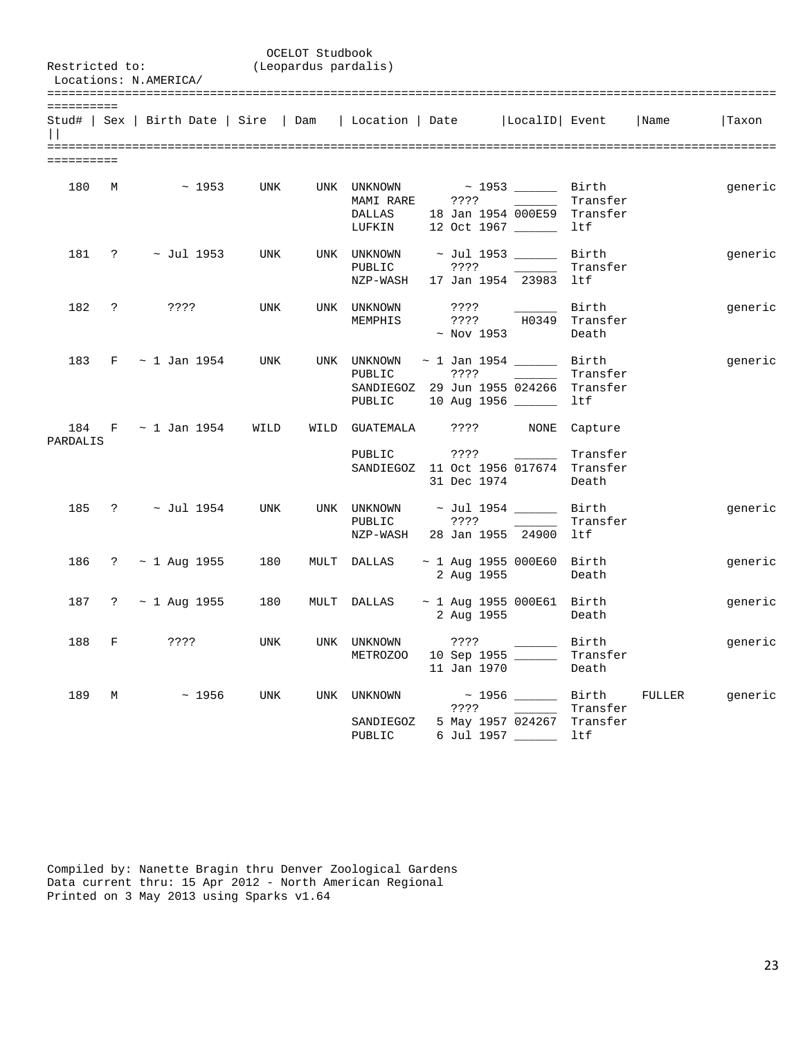OCELOT Studbook
(Leopardus pardalis)

Restricted to:
Locations: N.AMERICA/

| Stud# | Sex | Birth Date | Sire | Dam | Location | Date | LocalID | Event | Name | Taxon |
|---|---|---|---|---|---|---|---|---|---|---|
| 180 | M | ~ 1953 | UNK | UNK | UNKNOWN | ~ 1953 | ______ | Birth | | generic |
| | | | | | MAMI RARE | ???? | ______ | Transfer | | |
| | | | | | DALLAS | 18 Jan 1954 | 000E59 | Transfer | | |
| | | | | | LUFKIN | 12 Oct 1967 | ______ | ltf | | |
| 181 | ? | ~ Jul 1953 | UNK | UNK | UNKNOWN | ~ Jul 1953 | ______ | Birth | | generic |
| | | | | | PUBLIC | ???? | ______ | Transfer | | |
| | | | | | NZP-WASH | 17 Jan 1954 | 23983 | ltf | | |
| 182 | ? | ???? | UNK | UNK | UNKNOWN | ???? | ______ | Birth | | generic |
| | | | | | MEMPHIS | ???? | H0349 | Transfer | | |
| | | | | | | ~ Nov 1953 | | Death | | |
| 183 | F | ~ 1 Jan 1954 | UNK | UNK | UNKNOWN | ~ 1 Jan 1954 | ______ | Birth | | generic |
| | | | | | PUBLIC | ???? | ______ | Transfer | | |
| | | | | | SANDIEGOZ | 29 Jun 1955 | 024266 | Transfer | | |
| | | | | | PUBLIC | 10 Aug 1956 | ______ | ltf | | |
| 184 | F | ~ 1 Jan 1954 | WILD | WILD | GUATEMALA | ???? | NONE | Capture | | PARDALIS |
| | | | | | PUBLIC | ???? | ______ | Transfer | | |
| | | | | | SANDIEGOZ | 11 Oct 1956 | 017674 | Transfer | | |
| | | | | | | 31 Dec 1974 | | Death | | |
| 185 | ? | ~ Jul 1954 | UNK | UNK | UNKNOWN | ~ Jul 1954 | ______ | Birth | | generic |
| | | | | | PUBLIC | ???? | ______ | Transfer | | |
| | | | | | NZP-WASH | 28 Jan 1955 | 24900 | ltf | | |
| 186 | ? | ~ 1 Aug 1955 | 180 | MULT | DALLAS | ~ 1 Aug 1955 | 000E60 | Birth | | generic |
| | | | | | | 2 Aug 1955 | | Death | | |
| 187 | ? | ~ 1 Aug 1955 | 180 | MULT | DALLAS | ~ 1 Aug 1955 | 000E61 | Birth | | generic |
| | | | | | | 2 Aug 1955 | | Death | | |
| 188 | F | ???? | UNK | UNK | UNKNOWN | ???? | ______ | Birth | | generic |
| | | | | | METROZOO | 10 Sep 1955 | ______ | Transfer | | |
| | | | | | | 11 Jan 1970 | | Death | | |
| 189 | M | ~ 1956 | UNK | UNK | UNKNOWN | ~ 1956 | ______ | Birth | FULLER | generic |
| | | | | | | ???? | ______ | Transfer | | |
| | | | | | SANDIEGOZ | 5 May 1957 | 024267 | Transfer | | |
| | | | | | PUBLIC | 6 Jul 1957 | ______ | ltf | | |

Compiled by: Nanette Bragin thru Denver Zoological Gardens
Data current thru: 15 Apr 2012 - North American Regional
Printed on 3 May 2013 using Sparks v1.64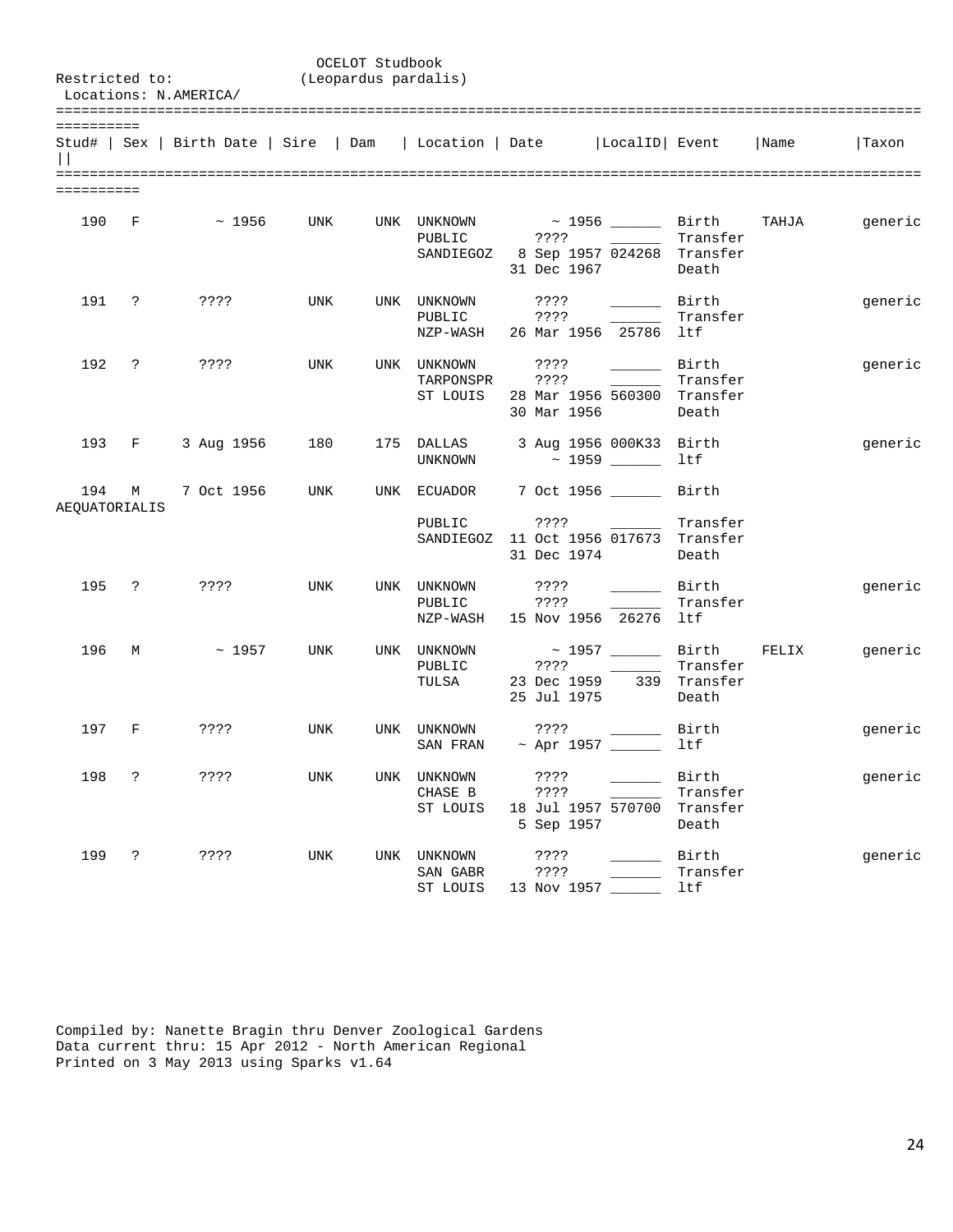OCELOT Studbook
(Leopardus pardalis)

Restricted to:
Locations: N.AMERICA/

| Stud# | Sex | Birth Date | Sire | Dam | Location | Date | LocalID | Event | Name | Taxon |
|---|---|---|---|---|---|---|---|---|---|---|
| 190 | F | ~ 1956 | UNK | UNK | UNKNOWN | ~ 1956 | ______ | Birth | TAHJA | generic |
| | | | | | PUBLIC | ???? | ______ | Transfer | | |
| | | | | | SANDIEGOZ | 8 Sep 1957 | 024268 | Transfer | | |
| | | | | | | 31 Dec 1967 | | Death | | |
| 191 | ? | ???? | UNK | UNK | UNKNOWN | ???? | ______ | Birth | | generic |
| | | | | | PUBLIC | ???? | ______ | Transfer | | |
| | | | | | NZP-WASH | 26 Mar 1956 | 25786 | ltf | | |
| 192 | ? | ???? | UNK | UNK | UNKNOWN | ???? | ______ | Birth | | generic |
| | | | | | TARPONSPR | ???? | ______ | Transfer | | |
| | | | | | ST LOUIS | 28 Mar 1956 | 560300 | Transfer | | |
| | | | | | | 30 Mar 1956 | | Death | | |
| 193 | F | 3 Aug 1956 | 180 | 175 | DALLAS | 3 Aug 1956 | 000K33 | Birth | | generic |
| | | | | | UNKNOWN | ~ 1959 | ______ | ltf | | |
| 194 | M | 7 Oct 1956 | UNK | UNK | ECUADOR | 7 Oct 1956 | ______ | Birth | | AEQUATORIALIS |
| | | | | | PUBLIC | ???? | ______ | Transfer | | |
| | | | | | SANDIEGOZ | 11 Oct 1956 | 017673 | Transfer | | |
| | | | | | | 31 Dec 1974 | | Death | | |
| 195 | ? | ???? | UNK | UNK | UNKNOWN | ???? | ______ | Birth | | generic |
| | | | | | PUBLIC | ???? | ______ | Transfer | | |
| | | | | | NZP-WASH | 15 Nov 1956 | 26276 | ltf | | |
| 196 | M | ~ 1957 | UNK | UNK | UNKNOWN | ~ 1957 | ______ | Birth | FELIX | generic |
| | | | | | PUBLIC | ???? | ______ | Transfer | | |
| | | | | | TULSA | 23 Dec 1959 | 339 | Transfer | | |
| | | | | | | 25 Jul 1975 | | Death | | |
| 197 | F | ???? | UNK | UNK | UNKNOWN | ???? | ______ | Birth | | generic |
| | | | | | SAN FRAN | ~ Apr 1957 | ______ | ltf | | |
| 198 | ? | ???? | UNK | UNK | UNKNOWN | ???? | ______ | Birth | | generic |
| | | | | | CHASE B | ???? | ______ | Transfer | | |
| | | | | | ST LOUIS | 18 Jul 1957 | 570700 | Transfer | | |
| | | | | | | 5 Sep 1957 | | Death | | |
| 199 | ? | ???? | UNK | UNK | UNKNOWN | ???? | ______ | Birth | | generic |
| | | | | | SAN GABR | ???? | ______ | Transfer | | |
| | | | | | ST LOUIS | 13 Nov 1957 | ______ | ltf | | |

Compiled by: Nanette Bragin thru Denver Zoological Gardens
Data current thru: 15 Apr 2012 - North American Regional
Printed on 3 May 2013 using Sparks v1.64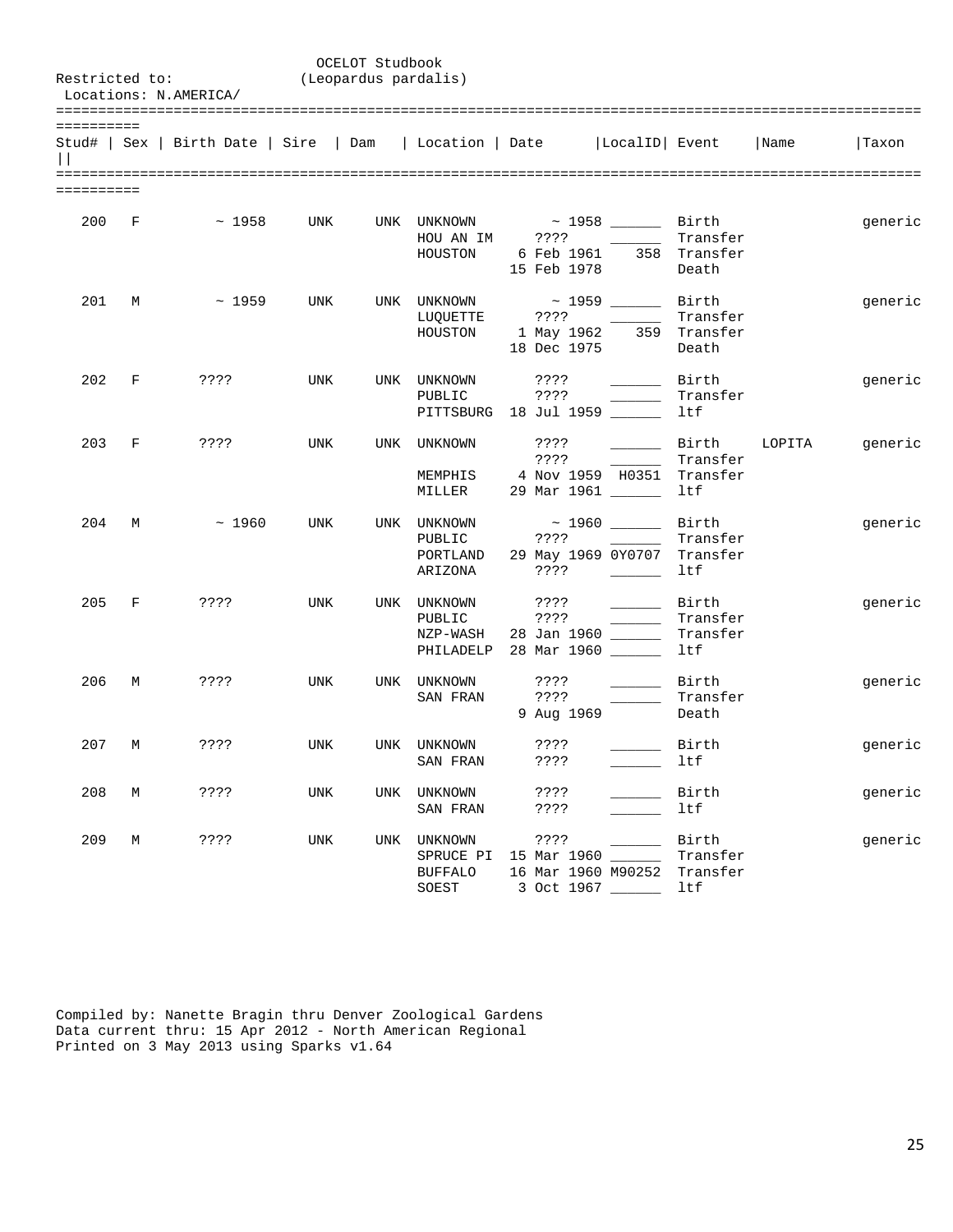OCELOT Studbook
(Leopardus pardalis)

Restricted to:
Locations: N.AMERICA/

| Stud# | Sex | Birth Date | Sire | Dam | Location | Date | LocalID | Event | Name | Taxon |
|---|---|---|---|---|---|---|---|---|---|---|
| 200 | F | ~ 1958 | UNK | UNK | UNKNOWN | ~ 1958 | ______ | Birth | | generic |
| | | | | | HOU AN IM | ???? | ______ | Transfer | | |
| | | | | | HOUSTON | 6 Feb 1961 | 358 | Transfer | | |
| | | | | | | 15 Feb 1978 | | Death | | |
| 201 | M | ~ 1959 | UNK | UNK | UNKNOWN | ~ 1959 | ______ | Birth | | generic |
| | | | | | LUQUETTE | ???? | ______ | Transfer | | |
| | | | | | HOUSTON | 1 May 1962 | 359 | Transfer | | |
| | | | | | | 18 Dec 1975 | | Death | | |
| 202 | F | ???? | UNK | UNK | UNKNOWN | ???? | ______ | Birth | | generic |
| | | | | | PUBLIC | ???? | ______ | Transfer | | |
| | | | | | PITTSBURG | 18 Jul 1959 | ______ | ltf | | |
| 203 | F | ???? | UNK | UNK | UNKNOWN | ???? | ______ | Birth | LOPITA | generic |
| | | | | | | ???? | ______ | Transfer | | |
| | | | | | MEMPHIS | 4 Nov 1959 | H0351 | Transfer | | |
| | | | | | MILLER | 29 Mar 1961 | ______ | ltf | | |
| 204 | M | ~ 1960 | UNK | UNK | UNKNOWN | ~ 1960 | ______ | Birth | | generic |
| | | | | | PUBLIC | ???? | ______ | Transfer | | |
| | | | | | PORTLAND | 29 May 1969 | 0Y0707 | Transfer | | |
| | | | | | ARIZONA | ???? | ______ | ltf | | |
| 205 | F | ???? | UNK | UNK | UNKNOWN | ???? | ______ | Birth | | generic |
| | | | | | PUBLIC | ???? | ______ | Transfer | | |
| | | | | | NZP-WASH | 28 Jan 1960 | ______ | Transfer | | |
| | | | | | PHILADELP | 28 Mar 1960 | ______ | ltf | | |
| 206 | M | ???? | UNK | UNK | UNKNOWN | ???? | ______ | Birth | | generic |
| | | | | | SAN FRAN | ???? | ______ | Transfer | | |
| | | | | | | 9 Aug 1969 | | Death | | |
| 207 | M | ???? | UNK | UNK | UNKNOWN | ???? | ______ | Birth | | generic |
| | | | | | SAN FRAN | ???? | ______ | ltf | | |
| 208 | M | ???? | UNK | UNK | UNKNOWN | ???? | ______ | Birth | | generic |
| | | | | | SAN FRAN | ???? | ______ | ltf | | |
| 209 | M | ???? | UNK | UNK | UNKNOWN | ???? | ______ | Birth | | generic |
| | | | | | SPRUCE PI | 15 Mar 1960 | ______ | Transfer | | |
| | | | | | BUFFALO | 16 Mar 1960 | M90252 | Transfer | | |
| | | | | | SOEST | 3 Oct 1967 | ______ | ltf | | |

Compiled by: Nanette Bragin thru Denver Zoological Gardens
Data current thru: 15 Apr 2012 - North American Regional
Printed on 3 May 2013 using Sparks v1.64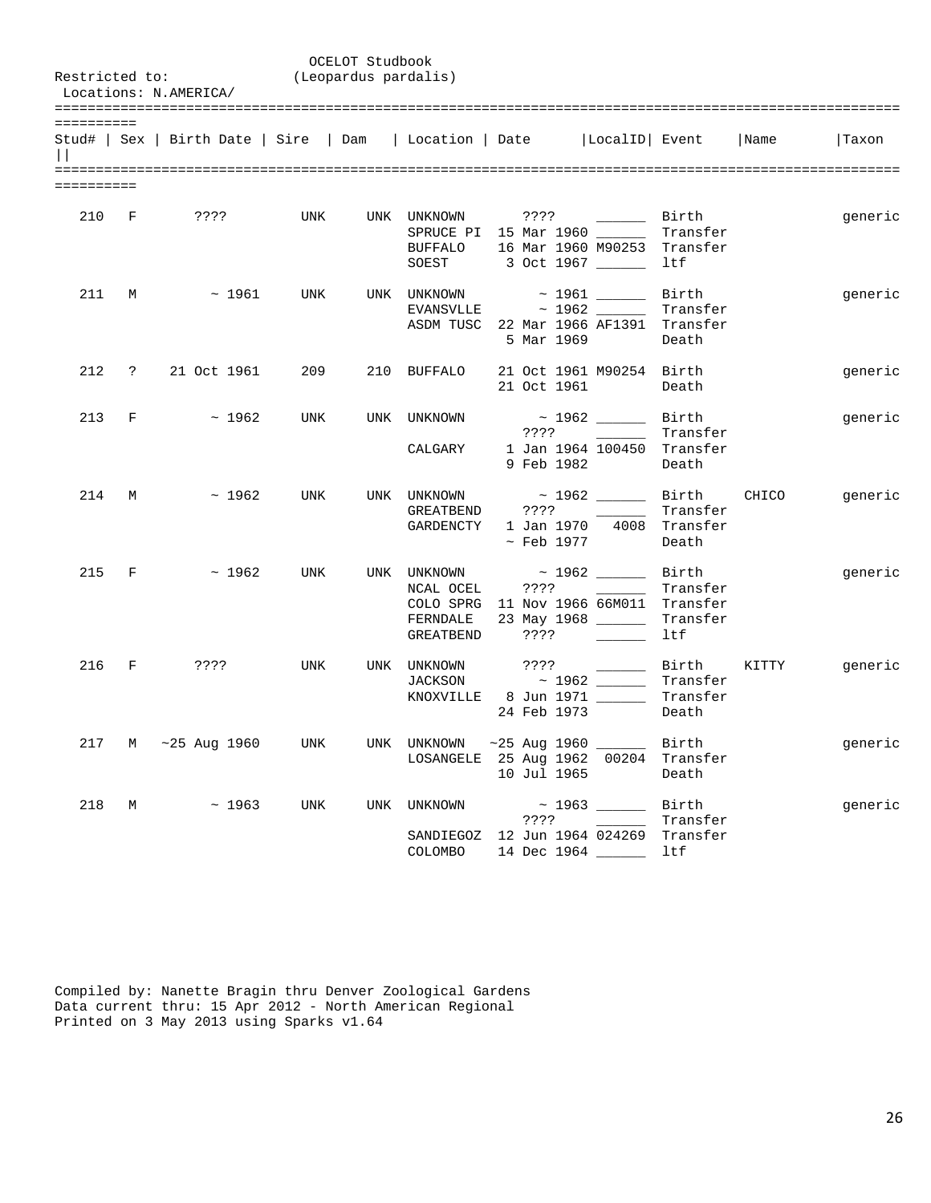OCELOT Studbook
(Leopardus pardalis)

Restricted to:
Locations: N.AMERICA/

| Stud# | Sex | Birth Date | Sire | Dam | Location | Date | LocalID | Event | Name | Taxon |
|---|---|---|---|---|---|---|---|---|---|---|
| 210 | F | ???? | UNK | UNK | UNKNOWN | ???? | ______ | Birth | | generic |
| | | | | | SPRUCE PI | 15 Mar 1960 | ______ | Transfer | | |
| | | | | | BUFFALO | 16 Mar 1960 | M90253 | Transfer | | |
| | | | | | SOEST | 3 Oct 1967 | ______ | ltf | | |
| 211 | M | ~ 1961 | UNK | UNK | UNKNOWN | ~ 1961 | ______ | Birth | | generic |
| | | | | | EVANSVLLE | ~ 1962 | ______ | Transfer | | |
| | | | | | ASDM TUSC | 22 Mar 1966 | AF1391 | Transfer | | |
| | | | | | | 5 Mar 1969 | | Death | | |
| 212 | ? | 21 Oct 1961 | 209 | 210 | BUFFALO | 21 Oct 1961 | M90254 | Birth | | generic |
| | | | | | | 21 Oct 1961 | | Death | | |
| 213 | F | ~ 1962 | UNK | UNK | UNKNOWN | ~ 1962 | ______ | Birth | | generic |
| | | | | | | ???? | ______ | Transfer | | |
| | | | | | CALGARY | 1 Jan 1964 | 100450 | Transfer | | |
| | | | | | | 9 Feb 1982 | | Death | | |
| 214 | M | ~ 1962 | UNK | UNK | UNKNOWN | ~ 1962 | ______ | Birth | CHICO | generic |
| | | | | | GREATBEND | ???? | ______ | Transfer | | |
| | | | | | GARDENCTY | 1 Jan 1970 | 4008 | Transfer | | |
| | | | | | | ~ Feb 1977 | | Death | | |
| 215 | F | ~ 1962 | UNK | UNK | UNKNOWN | ~ 1962 | ______ | Birth | | generic |
| | | | | | NCAL OCEL | ???? | ______ | Transfer | | |
| | | | | | COLO SPRG | 11 Nov 1966 | 66M011 | Transfer | | |
| | | | | | FERNDALE | 23 May 1968 | ______ | Transfer | | |
| | | | | | GREATBEND | ???? | ______ | ltf | | |
| 216 | F | ???? | UNK | UNK | UNKNOWN | ???? | ______ | Birth | KITTY | generic |
| | | | | | JACKSON | ~ 1962 | ______ | Transfer | | |
| | | | | | KNOXVILLE | 8 Jun 1971 | ______ | Transfer | | |
| | | | | | | 24 Feb 1973 | | Death | | |
| 217 | M | ~25 Aug 1960 | UNK | UNK | UNKNOWN | ~25 Aug 1960 | ______ | Birth | | generic |
| | | | | | LOSANGELE | 25 Aug 1962 | 00204 | Transfer | | |
| | | | | | | 10 Jul 1965 | | Death | | |
| 218 | M | ~ 1963 | UNK | UNK | UNKNOWN | ~ 1963 | ______ | Birth | | generic |
| | | | | | | ???? | ______ | Transfer | | |
| | | | | | SANDIEGOZ | 12 Jun 1964 | 024269 | Transfer | | |
| | | | | | COLOMBO | 14 Dec 1964 | ______ | ltf | | |

Compiled by: Nanette Bragin thru Denver Zoological Gardens
Data current thru: 15 Apr 2012 - North American Regional
Printed on 3 May 2013 using Sparks v1.64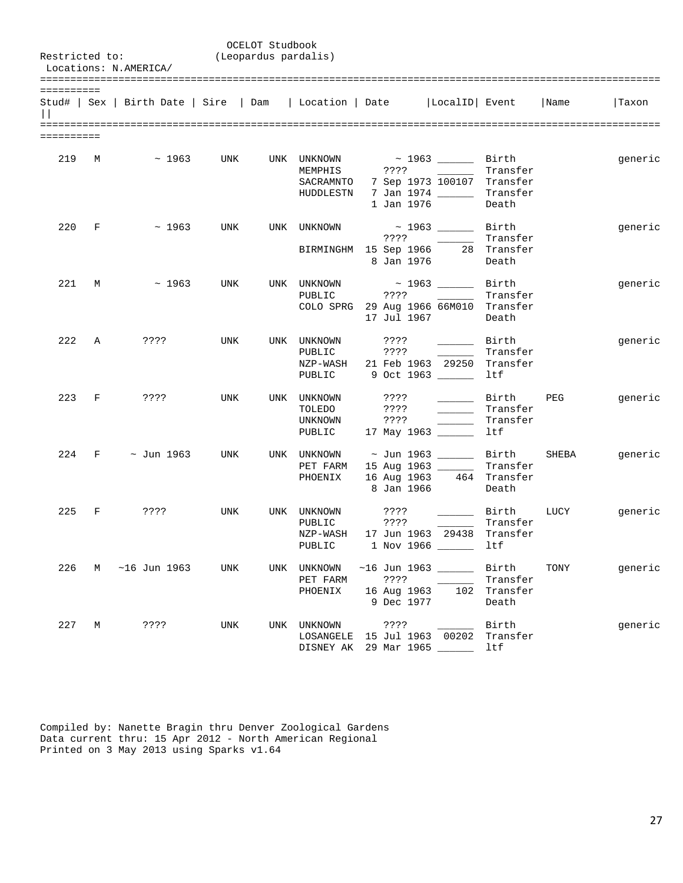OCELOT Studbook
Restricted to: (Leopardus pardalis)
Locations: N.AMERICA/

| Stud# | Sex | Birth Date | Sire | Dam | Location | Date | LocalID | Event | Name | Taxon |
|---|---|---|---|---|---|---|---|---|---|---|
| 219 | M | ~ 1963 | UNK | UNK | UNKNOWN | ~ 1963 | ______ | Birth | | generic |
| | | | | | MEMPHIS | ???? | ______ | Transfer | | |
| | | | | | SACRAMNTO | 7 Sep 1973 | 100107 | Transfer | | |
| | | | | | HUDDLESTN | 7 Jan 1974 | ______ | Transfer | | |
| | | | | | | 1 Jan 1976 | | Death | | |
| 220 | F | ~ 1963 | UNK | UNK | UNKNOWN | ~ 1963 | ______ | Birth | | generic |
| | | | | | | ???? | ______ | Transfer | | |
| | | | | | BIRMINGHM | 15 Sep 1966 | 28 | Transfer | | |
| | | | | | | 8 Jan 1976 | | Death | | |
| 221 | M | ~ 1963 | UNK | UNK | UNKNOWN | ~ 1963 | ______ | Birth | | generic |
| | | | | | PUBLIC | ???? | ______ | Transfer | | |
| | | | | | COLO SPRG | 29 Aug 1966 | 66M010 | Transfer | | |
| | | | | | | 17 Jul 1967 | | Death | | |
| 222 | A | ???? | UNK | UNK | UNKNOWN | ???? | ______ | Birth | | generic |
| | | | | | PUBLIC | ???? | ______ | Transfer | | |
| | | | | | NZP-WASH | 21 Feb 1963 | 29250 | Transfer | | |
| | | | | | PUBLIC | 9 Oct 1963 | ______ | ltf | | |
| 223 | F | ???? | UNK | UNK | UNKNOWN | ???? | ______ | Birth | PEG | generic |
| | | | | | TOLEDO | ???? | ______ | Transfer | | |
| | | | | | UNKNOWN | ???? | ______ | Transfer | | |
| | | | | | PUBLIC | 17 May 1963 | ______ | ltf | | |
| 224 | F | ~ Jun 1963 | UNK | UNK | UNKNOWN | ~ Jun 1963 | ______ | Birth | SHEBA | generic |
| | | | | | PET FARM | 15 Aug 1963 | ______ | Transfer | | |
| | | | | | PHOENIX | 16 Aug 1963 | 464 | Transfer | | |
| | | | | | | 8 Jan 1966 | | Death | | |
| 225 | F | ???? | UNK | UNK | UNKNOWN | ???? | ______ | Birth | LUCY | generic |
| | | | | | PUBLIC | ???? | ______ | Transfer | | |
| | | | | | NZP-WASH | 17 Jun 1963 | 29438 | Transfer | | |
| | | | | | PUBLIC | 1 Nov 1966 | ______ | ltf | | |
| 226 | M | ~16 Jun 1963 | UNK | UNK | UNKNOWN | ~16 Jun 1963 | ______ | Birth | TONY | generic |
| | | | | | PET FARM | ???? | ______ | Transfer | | |
| | | | | | PHOENIX | 16 Aug 1963 | 102 | Transfer | | |
| | | | | | | 9 Dec 1977 | | Death | | |
| 227 | M | ???? | UNK | UNK | UNKNOWN | ???? | ______ | Birth | | generic |
| | | | | | LOSANGELE | 15 Jul 1963 | 00202 | Transfer | | |
| | | | | | DISNEY AK | 29 Mar 1965 | ______ | ltf | | |

Compiled by: Nanette Bragin thru Denver Zoological Gardens
Data current thru: 15 Apr 2012 - North American Regional
Printed on 3 May 2013 using Sparks v1.64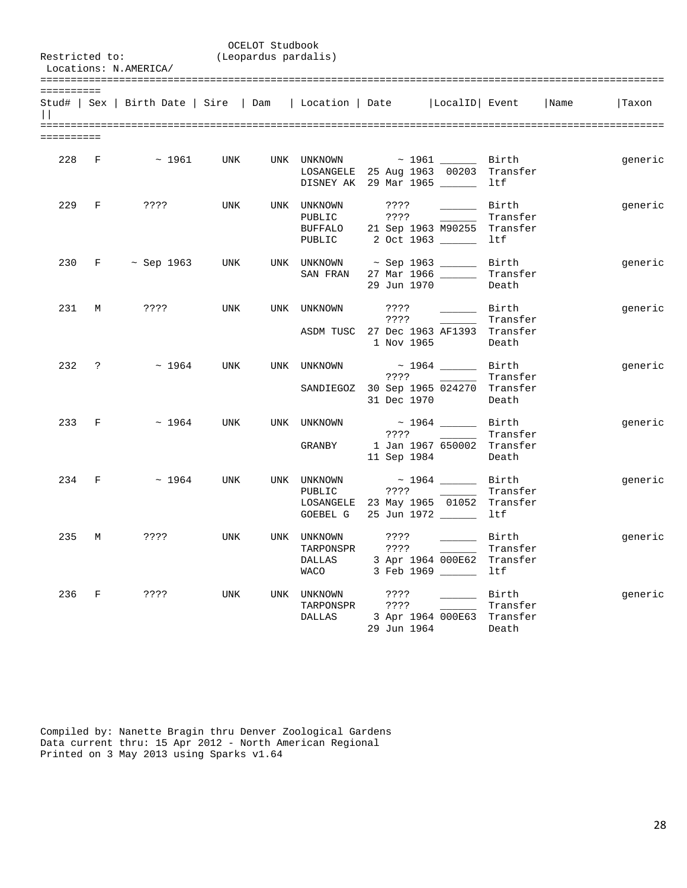OCELOT Studbook
(Leopardus pardalis)

Restricted to:
Locations: N.AMERICA/

| Stud# | Sex | Birth Date | Sire | Dam | Location | Date | LocalID | Event | Name | Taxon |
|---|---|---|---|---|---|---|---|---|---|---|
| 228 | F | ~ 1961 | UNK | UNK | UNKNOWN | ~ 1961 | ______ | Birth | | generic |
| | | | | | LOSANGELE | 25 Aug 1963 | 00203 | Transfer | | |
| | | | | | DISNEY AK | 29 Mar 1965 | ______ | ltf | | |
| 229 | F | ???? | UNK | UNK | UNKNOWN | ???? | ______ | Birth | | generic |
| | | | | | PUBLIC | ???? | ______ | Transfer | | |
| | | | | | BUFFALO | 21 Sep 1963 | M90255 | Transfer | | |
| | | | | | PUBLIC | 2 Oct 1963 | ______ | ltf | | |
| 230 | F | ~ Sep 1963 | UNK | UNK | UNKNOWN | ~ Sep 1963 | ______ | Birth | | generic |
| | | | | | SAN FRAN | 27 Mar 1966 | ______ | Transfer | | |
| | | | | | | 29 Jun 1970 | | Death | | |
| 231 | M | ???? | UNK | UNK | UNKNOWN | ???? | ______ | Birth | | generic |
| | | | | | | ???? | ______ | Transfer | | |
| | | | | | ASDM TUSC | 27 Dec 1963 | AF1393 | Transfer | | |
| | | | | | | 1 Nov 1965 | | Death | | |
| 232 | ? | ~ 1964 | UNK | UNK | UNKNOWN | ~ 1964 | ______ | Birth | | generic |
| | | | | | | ???? | ______ | Transfer | | |
| | | | | | SANDIEGOZ | 30 Sep 1965 | 024270 | Transfer | | |
| | | | | | | 31 Dec 1970 | | Death | | |
| 233 | F | ~ 1964 | UNK | UNK | UNKNOWN | ~ 1964 | ______ | Birth | | generic |
| | | | | | | ???? | ______ | Transfer | | |
| | | | | | GRANBY | 1 Jan 1967 | 650002 | Transfer | | |
| | | | | | | 11 Sep 1984 | | Death | | |
| 234 | F | ~ 1964 | UNK | UNK | UNKNOWN | ~ 1964 | ______ | Birth | | generic |
| | | | | | PUBLIC | ???? | ______ | Transfer | | |
| | | | | | LOSANGELE | 23 May 1965 | 01052 | Transfer | | |
| | | | | | GOEBEL G | 25 Jun 1972 | ______ | ltf | | |
| 235 | M | ???? | UNK | UNK | UNKNOWN | ???? | ______ | Birth | | generic |
| | | | | | TARPONSPR | ???? | ______ | Transfer | | |
| | | | | | DALLAS | 3 Apr 1964 | 000E62 | Transfer | | |
| | | | | | WACO | 3 Feb 1969 | ______ | ltf | | |
| 236 | F | ???? | UNK | UNK | UNKNOWN | ???? | ______ | Birth | | generic |
| | | | | | TARPONSPR | ???? | ______ | Transfer | | |
| | | | | | DALLAS | 3 Apr 1964 | 000E63 | Transfer | | |
| | | | | | | 29 Jun 1964 | | Death | | |

Compiled by: Nanette Bragin thru Denver Zoological Gardens
Data current thru: 15 Apr 2012 - North American Regional
Printed on 3 May 2013 using Sparks v1.64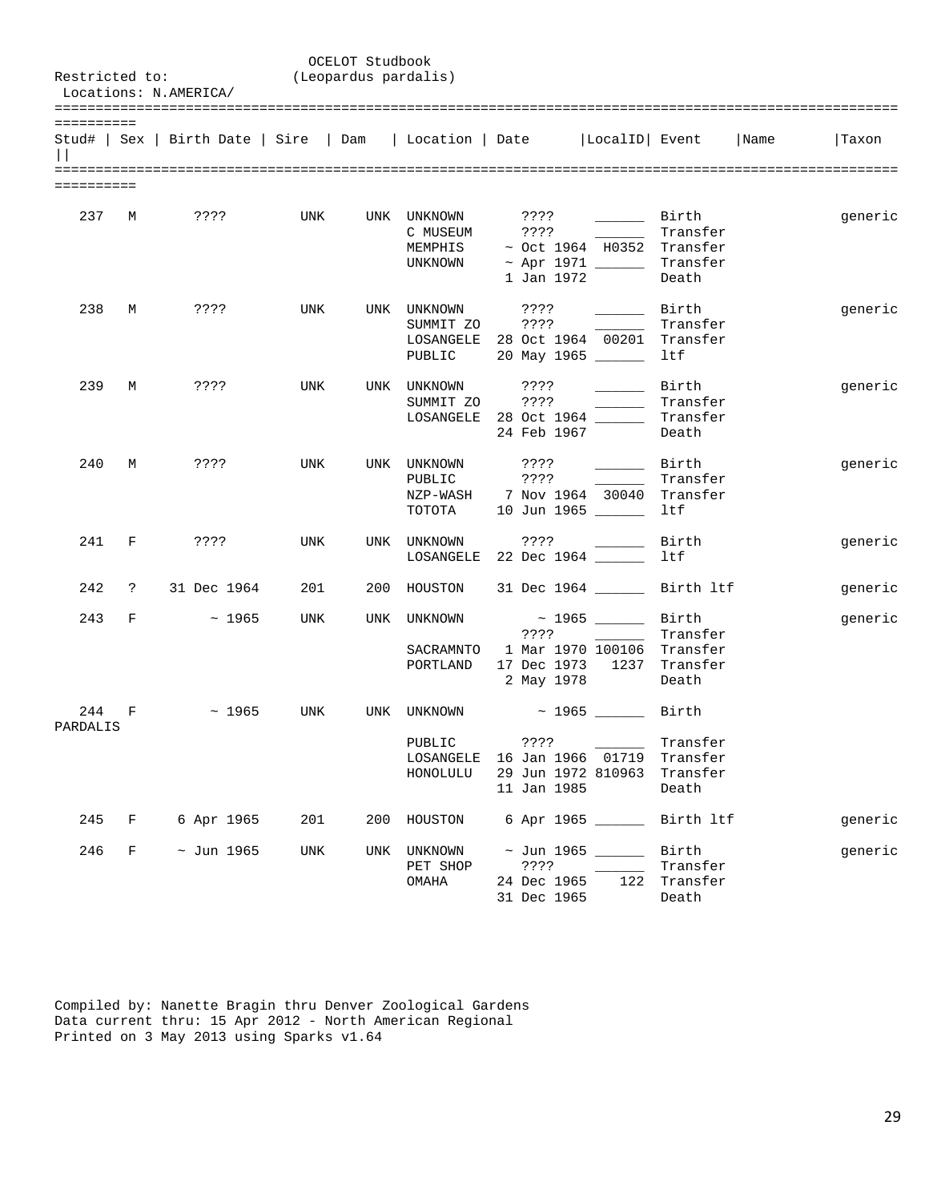OCELOT Studbook
(Leopardus pardalis)

Restricted to:
Locations: N.AMERICA/

| Stud# | Sex | Birth Date | Sire | Dam | Location | Date | LocalID | Event | Name | Taxon |
|---|---|---|---|---|---|---|---|---|---|---|
| 237 | M | ???? | UNK | UNK | UNKNOWN | ???? | ______ | Birth | | generic |
| | | | | | C MUSEUM | ???? | ______ | Transfer | | |
| | | | | | MEMPHIS | ~ Oct 1964 | H0352 | Transfer | | |
| | | | | | UNKNOWN | ~ Apr 1971 | ______ | Transfer | | |
| | | | | | | 1 Jan 1972 | | Death | | |
| 238 | M | ???? | UNK | UNK | UNKNOWN | ???? | ______ | Birth | | generic |
| | | | | | SUMMIT ZO | ???? | ______ | Transfer | | |
| | | | | | LOSANGELE | 28 Oct 1964 | 00201 | Transfer | | |
| | | | | | PUBLIC | 20 May 1965 | ______ | ltf | | |
| 239 | M | ???? | UNK | UNK | UNKNOWN | ???? | ______ | Birth | | generic |
| | | | | | SUMMIT ZO | ???? | ______ | Transfer | | |
| | | | | | LOSANGELE | 28 Oct 1964 | ______ | Transfer | | |
| | | | | | | 24 Feb 1967 | | Death | | |
| 240 | M | ???? | UNK | UNK | UNKNOWN | ???? | ______ | Birth | | generic |
| | | | | | PUBLIC | ???? | ______ | Transfer | | |
| | | | | | NZP-WASH | 7 Nov 1964 | 30040 | Transfer | | |
| | | | | | TOTOTA | 10 Jun 1965 | ______ | ltf | | |
| 241 | F | ???? | UNK | UNK | UNKNOWN | ???? | ______ | Birth | | generic |
| | | | | | LOSANGELE | 22 Dec 1964 | ______ | ltf | | |
| 242 | ? | 31 Dec 1964 | 201 | 200 | HOUSTON | 31 Dec 1964 | ______ | Birth ltf | | generic |
| 243 | F | ~ 1965 | UNK | UNK | UNKNOWN | ~ 1965 | ______ | Birth | | generic |
| | | | | | | ???? | ______ | Transfer | | |
| | | | | | SACRAMNTO | 1 Mar 1970 | 100106 | Transfer | | |
| | | | | | PORTLAND | 17 Dec 1973 | 1237 | Transfer | | |
| | | | | | | 2 May 1978 | | Death | | |
| 244 | F | ~ 1965 | UNK | UNK | UNKNOWN | ~ 1965 | ______ | Birth | | PARDALIS |
| | | | | | PUBLIC | ???? | ______ | Transfer | | |
| | | | | | LOSANGELE | 16 Jan 1966 | 01719 | Transfer | | |
| | | | | | HONOLULU | 29 Jun 1972 | 810963 | Transfer | | |
| | | | | | | 11 Jan 1985 | | Death | | |
| 245 | F | 6 Apr 1965 | 201 | 200 | HOUSTON | 6 Apr 1965 | ______ | Birth ltf | | generic |
| 246 | F | ~ Jun 1965 | UNK | UNK | UNKNOWN | ~ Jun 1965 | ______ | Birth | | generic |
| | | | | | PET SHOP | ???? | ______ | Transfer | | |
| | | | | | OMAHA | 24 Dec 1965 | 122 | Transfer | | |
| | | | | | | 31 Dec 1965 | | Death | | |

Compiled by: Nanette Bragin thru Denver Zoological Gardens
Data current thru: 15 Apr 2012 - North American Regional
Printed on 3 May 2013 using Sparks v1.64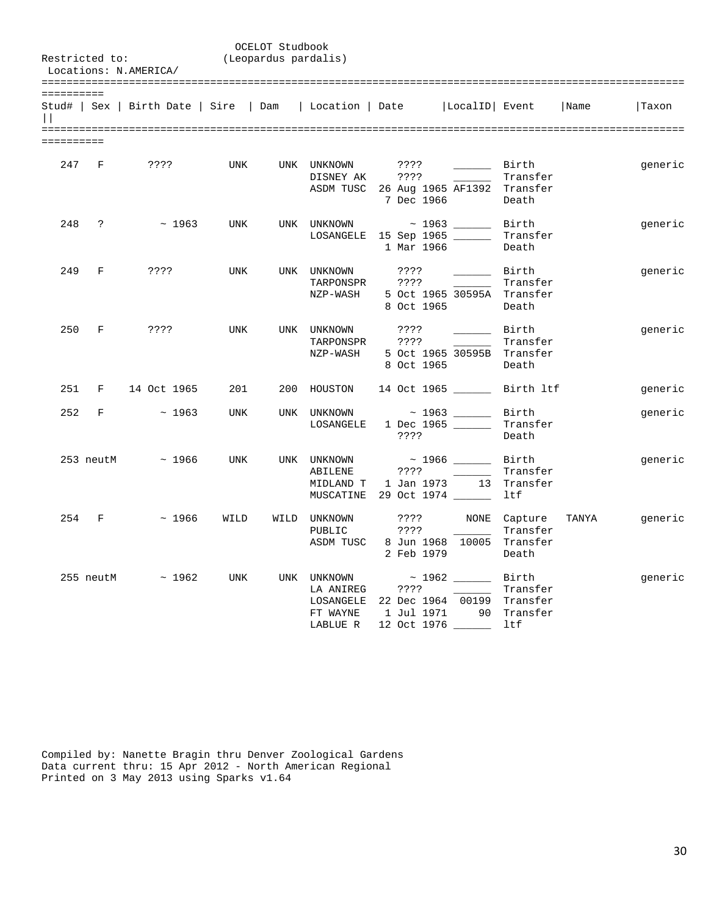OCELOT Studbook
(Leopardus pardalis)

Restricted to:
Locations: N.AMERICA/

| Stud# | Sex | Birth Date | Sire | Dam | Location | Date | LocalID | Event | Name | Taxon |
|---|---|---|---|---|---|---|---|---|---|---|
| 247 | F | ???? | UNK | UNK | UNKNOWN | ???? | ______ | Birth | | generic |
| | | | | | DISNEY AK | ???? | ______ | Transfer | | |
| | | | | | ASDM TUSC | 26 Aug 1965 | AF1392 | Transfer | | |
| | | | | | | 7 Dec 1966 | | Death | | |
| 248 | ? | ~ 1963 | UNK | UNK | UNKNOWN | ~ 1963 | ______ | Birth | | generic |
| | | | | | LOSANGELE | 15 Sep 1965 | ______ | Transfer | | |
| | | | | | | 1 Mar 1966 | | Death | | |
| 249 | F | ???? | UNK | UNK | UNKNOWN | ???? | ______ | Birth | | generic |
| | | | | | TARPONSPR | ???? | ______ | Transfer | | |
| | | | | | NZP-WASH | 5 Oct 1965 | 30595A | Transfer | | |
| | | | | | | 8 Oct 1965 | | Death | | |
| 250 | F | ???? | UNK | UNK | UNKNOWN | ???? | ______ | Birth | | generic |
| | | | | | TARPONSPR | ???? | ______ | Transfer | | |
| | | | | | NZP-WASH | 5 Oct 1965 | 30595B | Transfer | | |
| | | | | | | 8 Oct 1965 | | Death | | |
| 251 | F | 14 Oct 1965 | 201 | 200 | HOUSTON | 14 Oct 1965 | ______ | Birth ltf | | generic |
| 252 | F | ~ 1963 | UNK | UNK | UNKNOWN | ~ 1963 | ______ | Birth | | generic |
| | | | | | LOSANGELE | 1 Dec 1965 | ______ | Transfer | | |
| | | | | | | ???? | | Death | | |
| 253 | neutM | ~ 1966 | UNK | UNK | UNKNOWN | ~ 1966 | ______ | Birth | | generic |
| | | | | | ABILENE | ???? | ______ | Transfer | | |
| | | | | | MIDLAND T | 1 Jan 1973 | 13 | Transfer | | |
| | | | | | MUSCATINE | 29 Oct 1974 | ______ | ltf | | |
| 254 | F | ~ 1966 | WILD | WILD | UNKNOWN | ???? | NONE | Capture | TANYA | generic |
| | | | | | PUBLIC | ???? | ______ | Transfer | | |
| | | | | | ASDM TUSC | 8 Jun 1968 | 10005 | Transfer | | |
| | | | | | | 2 Feb 1979 | | Death | | |
| 255 | neutM | ~ 1962 | UNK | UNK | UNKNOWN | ~ 1962 | ______ | Birth | | generic |
| | | | | | LA ANIREG | ???? | ______ | Transfer | | |
| | | | | | LOSANGELE | 22 Dec 1964 | 00199 | Transfer | | |
| | | | | | FT WAYNE | 1 Jul 1971 | 90 | Transfer | | |
| | | | | | LABLUE R | 12 Oct 1976 | ______ | ltf | | |

Compiled by: Nanette Bragin thru Denver Zoological Gardens
Data current thru: 15 Apr 2012 - North American Regional
Printed on 3 May 2013 using Sparks v1.64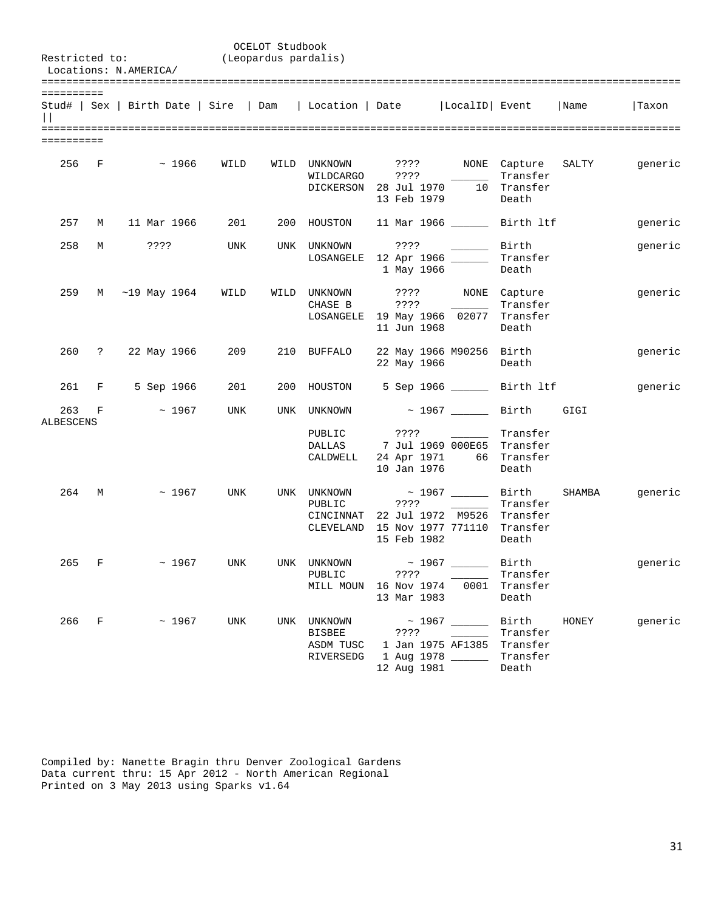OCELOT Studbook
(Leopardus pardalis)

Restricted to:
Locations: N.AMERICA/

| Stud# | Sex | Birth Date | Sire | Dam | Location | Date | LocalID | Event | Name | Taxon |
|---|---|---|---|---|---|---|---|---|---|---|
| 256 | F | ~ 1966 | WILD | WILD | UNKNOWN | ???? | NONE | Capture | SALTY | generic |
| | | | | | WILDCARGO | ???? | ______ | Transfer | | |
| | | | | | DICKERSON | 28 Jul 1970 | 10 | Transfer | | |
| | | | | | | 13 Feb 1979 | | Death | | |
| 257 | M | 11 Mar 1966 | 201 | 200 | HOUSTON | 11 Mar 1966 | ______ | Birth ltf | | generic |
| 258 | M | ???? | UNK | UNK | UNKNOWN | ???? | ______ | Birth | | generic |
| | | | | | LOSANGELE | 12 Apr 1966 | ______ | Transfer | | |
| | | | | | | 1 May 1966 | | Death | | |
| 259 | M | ~19 May 1964 | WILD | WILD | UNKNOWN | ???? | NONE | Capture | | generic |
| | | | | | CHASE B | ???? | ______ | Transfer | | |
| | | | | | LOSANGELE | 19 May 1966 | 02077 | Transfer | | |
| | | | | | | 11 Jun 1968 | | Death | | |
| 260 | ? | 22 May 1966 | 209 | 210 | BUFFALO | 22 May 1966 | M90256 | Birth | | generic |
| | | | | | | 22 May 1966 | | Death | | |
| 261 | F | 5 Sep 1966 | 201 | 200 | HOUSTON | 5 Sep 1966 | ______ | Birth ltf | | generic |
| 263 | F | ~ 1967 | UNK | UNK | UNKNOWN | ~ 1967 | ______ | Birth | GIGI | ALBESCENS |
| | | | | | PUBLIC | ???? | ______ | Transfer | | |
| | | | | | DALLAS | 7 Jul 1969 | 000E65 | Transfer | | |
| | | | | | CALDWELL | 24 Apr 1971 | 66 | Transfer | | |
| | | | | | | 10 Jan 1976 | | Death | | |
| 264 | M | ~ 1967 | UNK | UNK | UNKNOWN | ~ 1967 | ______ | Birth | SHAMBA | generic |
| | | | | | PUBLIC | ???? | ______ | Transfer | | |
| | | | | | CINCINNAT | 22 Jul 1972 | M9526 | Transfer | | |
| | | | | | CLEVELAND | 15 Nov 1977 | 771110 | Transfer | | |
| | | | | | | 15 Feb 1982 | | Death | | |
| 265 | F | ~ 1967 | UNK | UNK | UNKNOWN | ~ 1967 | ______ | Birth | | generic |
| | | | | | PUBLIC | ???? | ______ | Transfer | | |
| | | | | | MILL MOUN | 16 Nov 1974 | 0001 | Transfer | | |
| | | | | | | 13 Mar 1983 | | Death | | |
| 266 | F | ~ 1967 | UNK | UNK | UNKNOWN | ~ 1967 | ______ | Birth | HONEY | generic |
| | | | | | BISBEE | ???? | ______ | Transfer | | |
| | | | | | ASDM TUSC | 1 Jan 1975 | AF1385 | Transfer | | |
| | | | | | RIVERSEDG | 1 Aug 1978 | ______ | Transfer | | |
| | | | | | | 12 Aug 1981 | ______ | Death | | |

Compiled by: Nanette Bragin thru Denver Zoological Gardens
Data current thru: 15 Apr 2012 - North American Regional
Printed on 3 May 2013 using Sparks v1.64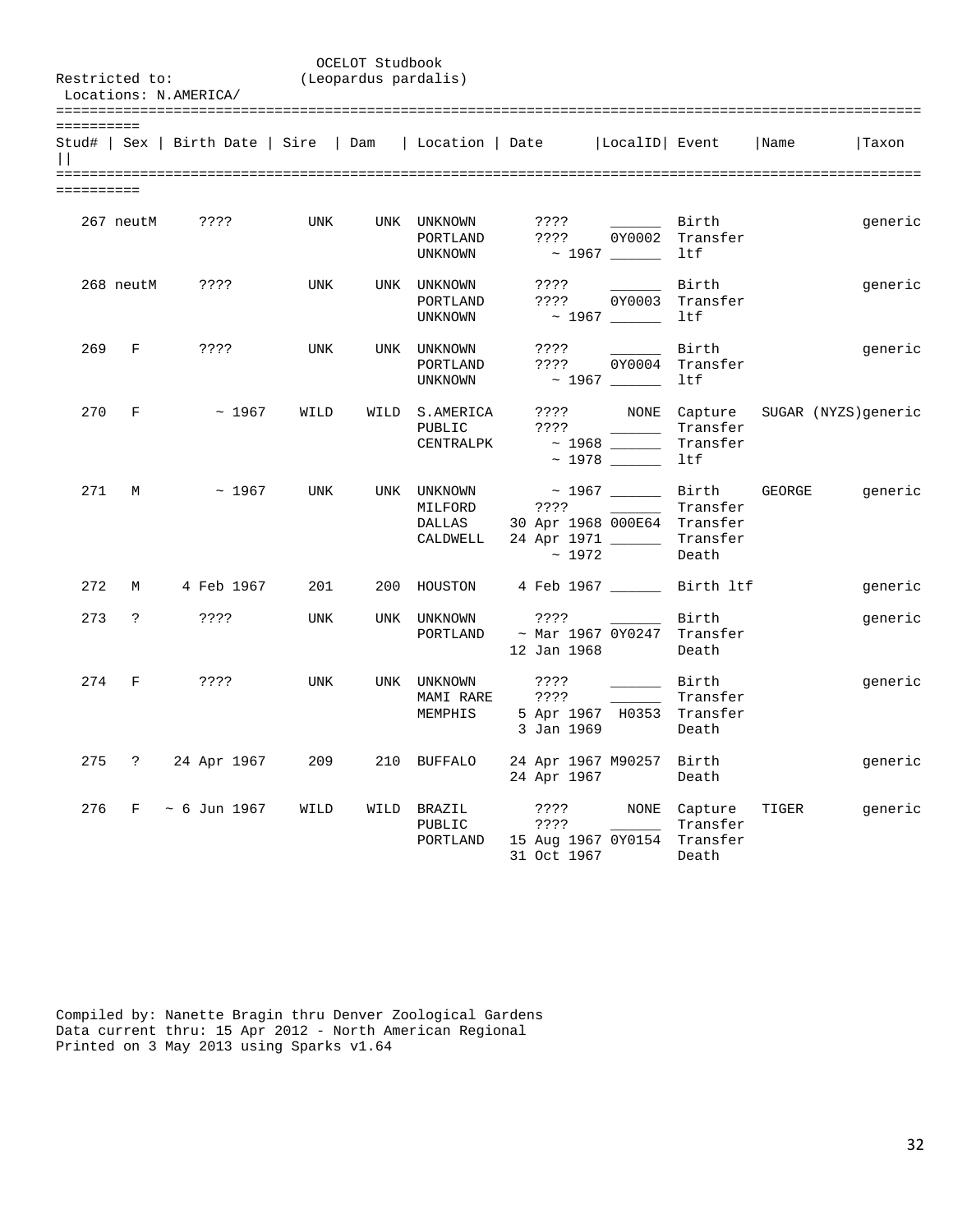OCELOT Studbook
(Leopardus pardalis)

Restricted to:
Locations: N.AMERICA/

| Stud# | Sex | Birth Date | Sire | Dam | Location | Date | LocalID | Event | Name | Taxon |
|---|---|---|---|---|---|---|---|---|---|---|
| 267 | neutM | ???? | UNK | UNK | UNKNOWN | ???? | ______ | Birth | | generic |
| | | | | | PORTLAND | ???? | 0Y0002 | Transfer | | |
| | | | | | UNKNOWN | ~ 1967 | ______ | ltf | | |
| 268 | neutM | ???? | UNK | UNK | UNKNOWN | ???? | ______ | Birth | | generic |
| | | | | | PORTLAND | ???? | 0Y0003 | Transfer | | |
| | | | | | UNKNOWN | ~ 1967 | ______ | ltf | | |
| 269 | F | ???? | UNK | UNK | UNKNOWN | ???? | ______ | Birth | | generic |
| | | | | | PORTLAND | ???? | 0Y0004 | Transfer | | |
| | | | | | UNKNOWN | ~ 1967 | ______ | ltf | | |
| 270 | F | ~ 1967 | WILD | WILD | S.AMERICA | ???? | NONE | Capture | SUGAR (NYZS) | generic |
| | | | | | PUBLIC | ???? | ______ | Transfer | | |
| | | | | | CENTRALPK | ~ 1968 | ______ | Transfer | | |
| | | | | | | ~ 1978 | ______ | ltf | | |
| 271 | M | ~ 1967 | UNK | UNK | UNKNOWN | ~ 1967 | ______ | Birth | GEORGE | generic |
| | | | | | MILFORD | ???? | ______ | Transfer | | |
| | | | | | DALLAS | 30 Apr 1968 | 000E64 | Transfer | | |
| | | | | | CALDWELL | 24 Apr 1971 | ______ | Transfer | | |
| | | | | | | ~ 1972 | | Death | | |
| 272 | M | 4 Feb 1967 | 201 | 200 | HOUSTON | 4 Feb 1967 | ______ | Birth ltf | | generic |
| 273 | ? | ???? | UNK | UNK | UNKNOWN | ???? | ______ | Birth | | generic |
| | | | | | PORTLAND | ~ Mar 1967 | 0Y0247 | Transfer | | |
| | | | | | | 12 Jan 1968 | | Death | | |
| 274 | F | ???? | UNK | UNK | UNKNOWN | ???? | ______ | Birth | | generic |
| | | | | | MAMI RARE | ???? | ______ | Transfer | | |
| | | | | | MEMPHIS | 5 Apr 1967 | H0353 | Transfer | | |
| | | | | | | 3 Jan 1969 | | Death | | |
| 275 | ? | 24 Apr 1967 | 209 | 210 | BUFFALO | 24 Apr 1967 | M90257 | Birth | | generic |
| | | | | | | 24 Apr 1967 | | Death | | |
| 276 | F | ~ 6 Jun 1967 | WILD | WILD | BRAZIL | ???? | NONE | Capture | TIGER | generic |
| | | | | | PUBLIC | ???? | ______ | Transfer | | |
| | | | | | PORTLAND | 15 Aug 1967 | 0Y0154 | Transfer | | |
| | | | | | | 31 Oct 1967 | | Death | | |

Compiled by: Nanette Bragin thru Denver Zoological Gardens
Data current thru: 15 Apr 2012 - North American Regional
Printed on 3 May 2013 using Sparks v1.64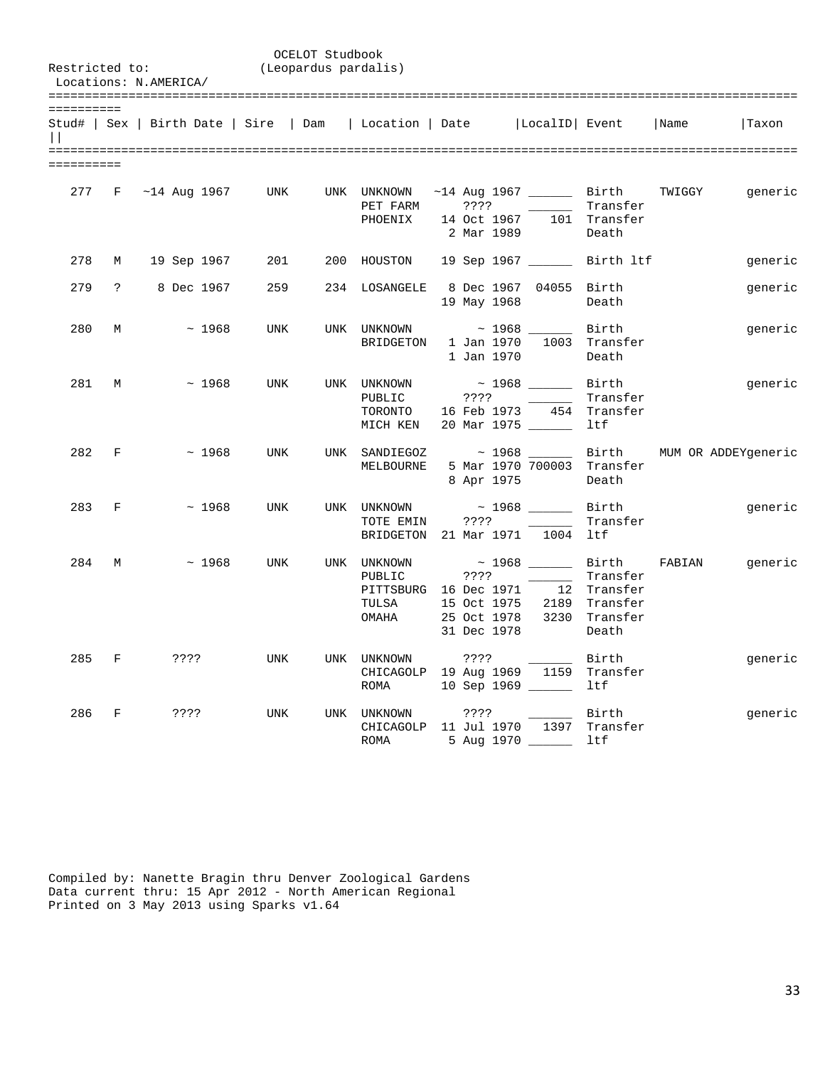OCELOT Studbook
(Leopardus pardalis)

Restricted to:
Locations: N.AMERICA/

| Stud# | Sex | Birth Date | Sire | Dam | Location | Date | LocalID | Event | Name | Taxon |
|---|---|---|---|---|---|---|---|---|---|---|
| 277 | F | ~14 Aug 1967 | UNK | UNK | UNKNOWN | ~14 Aug 1967 | ______ | Birth | TWIGGY | generic |
| | | | | | PET FARM | ???? | ______ | Transfer | | |
| | | | | | PHOENIX | 14 Oct 1967 | 101 | Transfer | | |
| | | | | | | 2 Mar 1989 | | Death | | |
| 278 | M | 19 Sep 1967 | 201 | 200 | HOUSTON | 19 Sep 1967 | ______ | Birth ltf | | generic |
| 279 | ? | 8 Dec 1967 | 259 | 234 | LOSANGELE | 8 Dec 1967 | 04055 | Birth | | generic |
| | | | | | | 19 May 1968 | | Death | | |
| 280 | M | ~ 1968 | UNK | UNK | UNKNOWN | ~ 1968 | ______ | Birth | | generic |
| | | | | | BRIDGETON | 1 Jan 1970 | 1003 | Transfer | | |
| | | | | | | 1 Jan 1970 | | Death | | |
| 281 | M | ~ 1968 | UNK | UNK | UNKNOWN | ~ 1968 | ______ | Birth | | generic |
| | | | | | PUBLIC | ???? | ______ | Transfer | | |
| | | | | | TORONTO | 16 Feb 1973 | 454 | Transfer | | |
| | | | | | MICH KEN | 20 Mar 1975 | ______ | ltf | | |
| 282 | F | ~ 1968 | UNK | UNK | SANDIEGOZ | ~ 1968 | ______ | Birth | MUM OR ADDEY | generic |
| | | | | | MELBOURNE | 5 Mar 1970 | 700003 | Transfer | | |
| | | | | | | 8 Apr 1975 | | Death | | |
| 283 | F | ~ 1968 | UNK | UNK | UNKNOWN | ~ 1968 | ______ | Birth | | generic |
| | | | | | TOTE EMIN | ???? | ______ | Transfer | | |
| | | | | | BRIDGETON | 21 Mar 1971 | 1004 | ltf | | |
| 284 | M | ~ 1968 | UNK | UNK | UNKNOWN | ~ 1968 | ______ | Birth | FABIAN | generic |
| | | | | | PUBLIC | ???? | ______ | Transfer | | |
| | | | | | PITTSBURG | 16 Dec 1971 | 12 | Transfer | | |
| | | | | | TULSA | 15 Oct 1975 | 2189 | Transfer | | |
| | | | | | OMAHA | 25 Oct 1978 | 3230 | Transfer | | |
| | | | | | | 31 Dec 1978 | | Death | | |
| 285 | F | ???? | UNK | UNK | UNKNOWN | ???? | ______ | Birth | | generic |
| | | | | | CHICAGOLP | 19 Aug 1969 | 1159 | Transfer | | |
| | | | | | ROMA | 10 Sep 1969 | ______ | ltf | | |
| 286 | F | ???? | UNK | UNK | UNKNOWN | ???? | ______ | Birth | | generic |
| | | | | | CHICAGOLP | 11 Jul 1970 | 1397 | Transfer | | |
| | | | | | ROMA | 5 Aug 1970 | ______ | ltf | | |

Compiled by: Nanette Bragin thru Denver Zoological Gardens
Data current thru: 15 Apr 2012 - North American Regional
Printed on 3 May 2013 using Sparks v1.64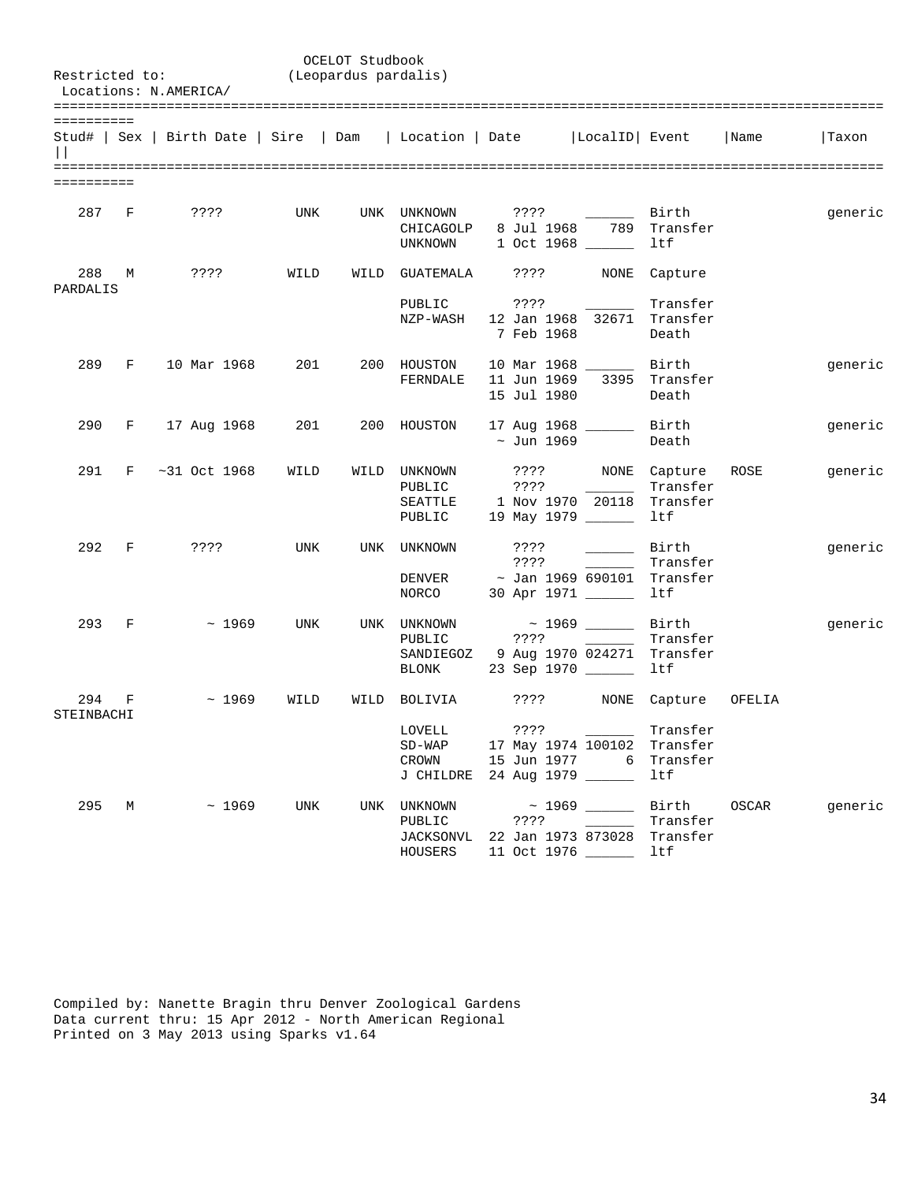OCELOT Studbook
(Leopardus pardalis)

Restricted to:
Locations: N.AMERICA/

| Stud# | Sex | Birth Date | Sire | Dam | Location | Date | LocalID | Event | Name | Taxon |
|---|---|---|---|---|---|---|---|---|---|---|
| 287 | F | ???? | UNK | UNK | UNKNOWN | ???? | ______ | Birth | | generic |
| | | | | | CHICAGOLP | 8 Jul 1968 | 789 | Transfer | | |
| | | | | | UNKNOWN | 1 Oct 1968 | ______ | ltf | | |
| 288 | M | ???? | WILD | WILD | GUATEMALA | ???? | NONE | Capture | | PARDALIS |
| | | | | | PUBLIC | ???? | ______ | Transfer | | |
| | | | | | NZP-WASH | 12 Jan 1968 | 32671 | Transfer | | |
| | | | | | | 7 Feb 1968 | | Death | | |
| 289 | F | 10 Mar 1968 | 201 | 200 | HOUSTON | 10 Mar 1968 | ______ | Birth | | generic |
| | | | | | FERNDALE | 11 Jun 1969 | 3395 | Transfer | | |
| | | | | | | 15 Jul 1980 | | Death | | |
| 290 | F | 17 Aug 1968 | 201 | 200 | HOUSTON | 17 Aug 1968 | ______ | Birth | | generic |
| | | | | | | ~ Jun 1969 | | Death | | |
| 291 | F | ~31 Oct 1968 | WILD | WILD | UNKNOWN | ???? | NONE | Capture | ROSE | generic |
| | | | | | PUBLIC | ???? | ______ | Transfer | | |
| | | | | | SEATTLE | 1 Nov 1970 | 20118 | Transfer | | |
| | | | | | PUBLIC | 19 May 1979 | ______ | ltf | | |
| 292 | F | ???? | UNK | UNK | UNKNOWN | ???? | ______ | Birth | | generic |
| | | | | | | ???? | ______ | Transfer | | |
| | | | | | DENVER | ~ Jan 1969 | 690101 | Transfer | | |
| | | | | | NORCO | 30 Apr 1971 | ______ | ltf | | |
| 293 | F | ~ 1969 | UNK | UNK | UNKNOWN | ~ 1969 | ______ | Birth | | generic |
| | | | | | PUBLIC | ???? | ______ | Transfer | | |
| | | | | | SANDIEGOZ | 9 Aug 1970 | 024271 | Transfer | | |
| | | | | | BLONK | 23 Sep 1970 | ______ | ltf | | |
| 294 | F | ~ 1969 | WILD | WILD | BOLIVIA | ???? | NONE | Capture | OFELIA | STEINBACHI |
| | | | | | LOVELL | ???? | ______ | Transfer | | |
| | | | | | SD-WAP | 17 May 1974 | 100102 | Transfer | | |
| | | | | | CROWN | 15 Jun 1977 | 6 | Transfer | | |
| | | | | | J CHILDRE | 24 Aug 1979 | ______ | ltf | | |
| 295 | M | ~ 1969 | UNK | UNK | UNKNOWN | ~ 1969 | ______ | Birth | OSCAR | generic |
| | | | | | PUBLIC | ???? | ______ | Transfer | | |
| | | | | | JACKSONVL | 22 Jan 1973 | 873028 | Transfer | | |
| | | | | | HOUSERS | 11 Oct 1976 | ______ | ltf | | |

Compiled by: Nanette Bragin thru Denver Zoological Gardens
Data current thru: 15 Apr 2012 - North American Regional
Printed on 3 May 2013 using Sparks v1.64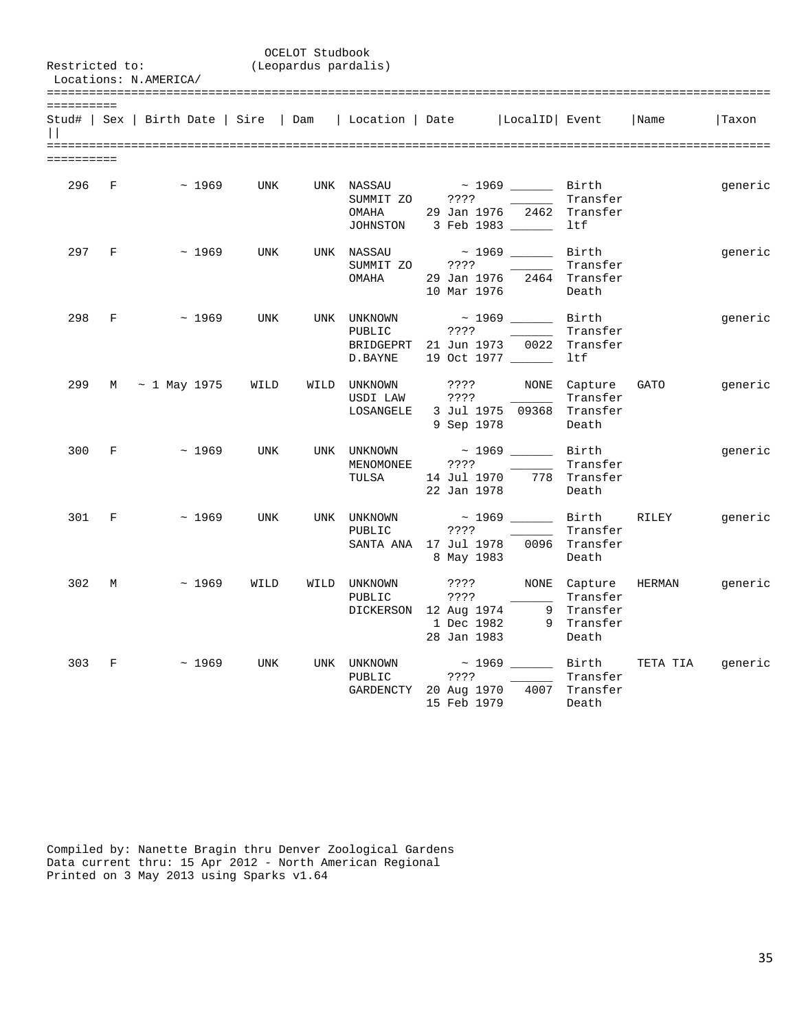OCELOT Studbook
(Leopardus pardalis)

Restricted to:
Locations: N.AMERICA/

| Stud# | Sex | Birth Date | Sire | Dam | Location | Date | LocalID | Event | Name | Taxon |
|---|---|---|---|---|---|---|---|---|---|---|
| 296 | F | ~ 1969 | UNK | UNK | NASSAU | ~ 1969 | ______ | Birth | | generic |
| | | | | | SUMMIT ZO | ???? | ______ | Transfer | | |
| | | | | | OMAHA | 29 Jan 1976 | 2462 | Transfer | | |
| | | | | | JOHNSTON | 3 Feb 1983 | ______ | ltf | | |
| 297 | F | ~ 1969 | UNK | UNK | NASSAU | ~ 1969 | ______ | Birth | | generic |
| | | | | | SUMMIT ZO | ???? | ______ | Transfer | | |
| | | | | | OMAHA | 29 Jan 1976 | 2464 | Transfer | | |
| | | | | | | 10 Mar 1976 | | Death | | |
| 298 | F | ~ 1969 | UNK | UNK | UNKNOWN | ~ 1969 | ______ | Birth | | generic |
| | | | | | PUBLIC | ???? | ______ | Transfer | | |
| | | | | | BRIDGEPRT | 21 Jun 1973 | 0022 | Transfer | | |
| | | | | | D.BAYNE | 19 Oct 1977 | ______ | ltf | | |
| 299 | M | ~ 1 May 1975 | WILD | WILD | UNKNOWN | ???? | NONE | Capture | GATO | generic |
| | | | | | USDI LAW | ???? | ______ | Transfer | | |
| | | | | | LOSANGELE | 3 Jul 1975 | 09368 | Transfer | | |
| | | | | | | 9 Sep 1978 | | Death | | |
| 300 | F | ~ 1969 | UNK | UNK | UNKNOWN | ~ 1969 | ______ | Birth | | generic |
| | | | | | MENOMONEE | ???? | ______ | Transfer | | |
| | | | | | TULSA | 14 Jul 1970 | 778 | Transfer | | |
| | | | | | | 22 Jan 1978 | | Death | | |
| 301 | F | ~ 1969 | UNK | UNK | UNKNOWN | ~ 1969 | ______ | Birth | RILEY | generic |
| | | | | | PUBLIC | ???? | ______ | Transfer | | |
| | | | | | SANTA ANA | 17 Jul 1978 | 0096 | Transfer | | |
| | | | | | | 8 May 1983 | | Death | | |
| 302 | M | ~ 1969 | WILD | WILD | UNKNOWN | ???? | NONE | Capture | HERMAN | generic |
| | | | | | PUBLIC | ???? | ______ | Transfer | | |
| | | | | | DICKERSON | 12 Aug 1974 | 9 | Transfer | | |
| | | | | | | 1 Dec 1982 | 9 | Transfer | | |
| | | | | | | 28 Jan 1983 | | Death | | |
| 303 | F | ~ 1969 | UNK | UNK | UNKNOWN | ~ 1969 | ______ | Birth | TETA TIA | generic |
| | | | | | PUBLIC | ???? | ______ | Transfer | | |
| | | | | | GARDENCTY | 20 Aug 1970 | 4007 | Transfer | | |
| | | | | | | 15 Feb 1979 | | Death | | |

Compiled by: Nanette Bragin thru Denver Zoological Gardens
Data current thru: 15 Apr 2012 - North American Regional
Printed on 3 May 2013 using Sparks v1.64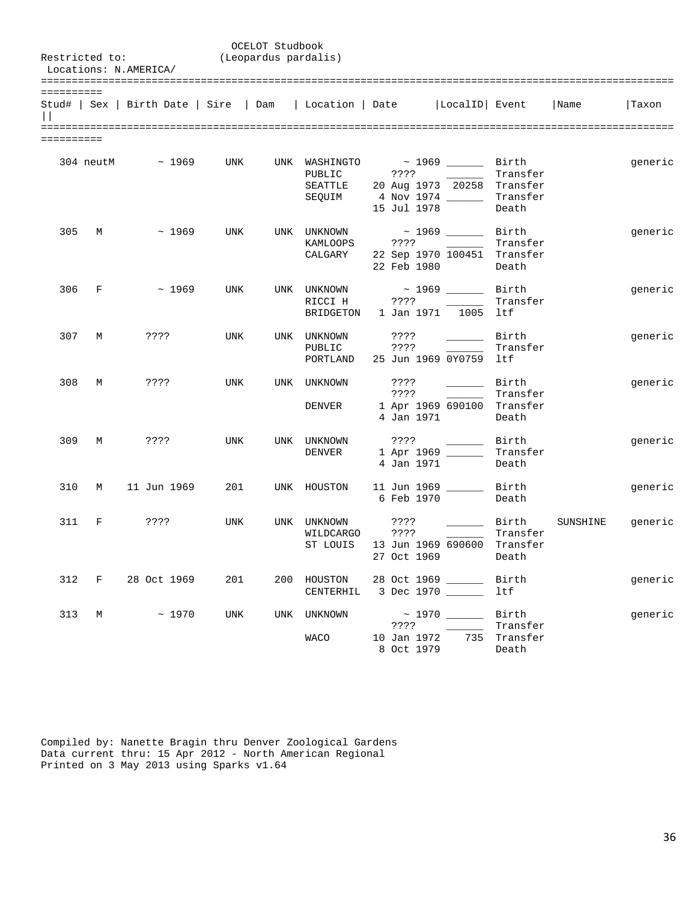OCELOT Studbook
(Leopardus pardalis)

Restricted to:
Locations: N.AMERICA/

| Stud# | Sex | Birth Date | Sire | Dam | Location | Date | LocalID | Event | Name | Taxon |
|---|---|---|---|---|---|---|---|---|---|---|
| 304 | neutM | ~ 1969 | UNK | UNK | WASHINGTO | ~ 1969 | ______ | Birth | | generic |
| | | | | | PUBLIC | ???? | ______ | Transfer | | |
| | | | | | SEATTLE | 20 Aug 1973 | 20258 | Transfer | | |
| | | | | | SEQUIM | 4 Nov 1974 | ______ | Transfer | | |
| | | | | | | 15 Jul 1978 | | Death | | |
| 305 | M | ~ 1969 | UNK | UNK | UNKNOWN | ~ 1969 | ______ | Birth | | generic |
| | | | | | KAMLOOPS | ???? | ______ | Transfer | | |
| | | | | | CALGARY | 22 Sep 1970 | 100451 | Transfer | | |
| | | | | | | 22 Feb 1980 | | Death | | |
| 306 | F | ~ 1969 | UNK | UNK | UNKNOWN | ~ 1969 | ______ | Birth | | generic |
| | | | | | RICCI H | ???? | ______ | Transfer | | |
| | | | | | BRIDGETON | 1 Jan 1971 | 1005 | ltf | | |
| 307 | M | ???? | UNK | UNK | UNKNOWN | ???? | ______ | Birth | | generic |
| | | | | | PUBLIC | ???? | ______ | Transfer | | |
| | | | | | PORTLAND | 25 Jun 1969 | 0Y0759 | ltf | | |
| 308 | M | ???? | UNK | UNK | UNKNOWN | ???? | ______ | Birth | | generic |
| | | | | | | ???? | ______ | Transfer | | |
| | | | | | DENVER | 1 Apr 1969 | 690100 | Transfer | | |
| | | | | | | 4 Jan 1971 | | Death | | |
| 309 | M | ???? | UNK | UNK | UNKNOWN | ???? | ______ | Birth | | generic |
| | | | | | DENVER | 1 Apr 1969 | ______ | Transfer | | |
| | | | | | | 4 Jan 1971 | | Death | | |
| 310 | M | 11 Jun 1969 | 201 | UNK | HOUSTON | 11 Jun 1969 | ______ | Birth | | generic |
| | | | | | | 6 Feb 1970 | | Death | | |
| 311 | F | ???? | UNK | UNK | UNKNOWN | ???? | ______ | Birth | SUNSHINE | generic |
| | | | | | WILDCARGO | ???? | ______ | Transfer | | |
| | | | | | ST LOUIS | 13 Jun 1969 | 690600 | Transfer | | |
| | | | | | | 27 Oct 1969 | | Death | | |
| 312 | F | 28 Oct 1969 | 201 | 200 | HOUSTON | 28 Oct 1969 | ______ | Birth | | generic |
| | | | | | CENTERHIL | 3 Dec 1970 | ______ | ltf | | |
| 313 | M | ~ 1970 | UNK | UNK | UNKNOWN | ~ 1970 | ______ | Birth | | generic |
| | | | | | | ???? | ______ | Transfer | | |
| | | | | | WACO | 10 Jan 1972 | 735 | Transfer | | |
| | | | | | | 8 Oct 1979 | | Death | | |

Compiled by: Nanette Bragin thru Denver Zoological Gardens
Data current thru: 15 Apr 2012 - North American Regional
Printed on 3 May 2013 using Sparks v1.64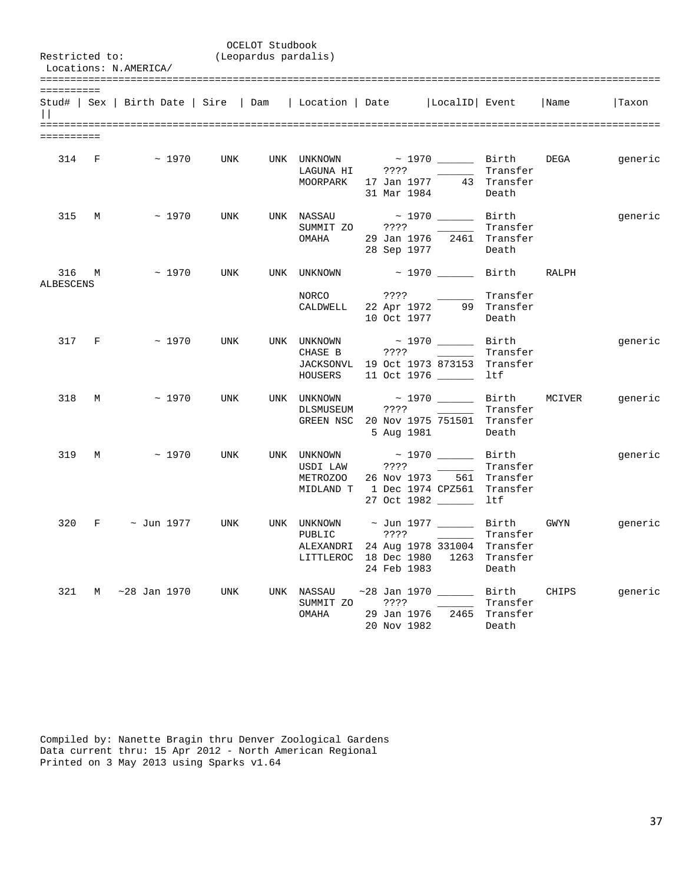OCELOT Studbook
(Leopardus pardalis)

Restricted to:
Locations: N.AMERICA/

| Stud# | Sex | Birth Date | Sire | Dam | Location | Date | LocalID | Event | Name | Taxon |
|---|---|---|---|---|---|---|---|---|---|---|
| 314 | F | ~ 1970 | UNK | UNK | UNKNOWN | ~ 1970 | ______ | Birth | DEGA | generic |
| | | | | | LAGUNA HI | ???? | ______ | Transfer | | |
| | | | | | MOORPARK | 17 Jan 1977 | 43 | Transfer | | |
| | | | | | | 31 Mar 1984 | | Death | | |
| 315 | M | ~ 1970 | UNK | UNK | NASSAU | ~ 1970 | ______ | Birth | | generic |
| | | | | | SUMMIT ZO | ???? | ______ | Transfer | | |
| | | | | | OMAHA | 29 Jan 1976 | 2461 | Transfer | | |
| | | | | | | 28 Sep 1977 | | Death | | |
| 316 | M | ~ 1970 | UNK | UNK | UNKNOWN | ~ 1970 | ______ | Birth | RALPH | ALBESCENS |
| | | | | | NORCO | ???? | ______ | Transfer | | |
| | | | | | CALDWELL | 22 Apr 1972 | 99 | Transfer | | |
| | | | | | | 10 Oct 1977 | | Death | | |
| 317 | F | ~ 1970 | UNK | UNK | UNKNOWN | ~ 1970 | ______ | Birth | | generic |
| | | | | | CHASE B | ???? | ______ | Transfer | | |
| | | | | | JACKSONVL | 19 Oct 1973 | 873153 | Transfer | | |
| | | | | | HOUSERS | 11 Oct 1976 | ______ | ltf | | |
| 318 | M | ~ 1970 | UNK | UNK | UNKNOWN | ~ 1970 | ______ | Birth | MCIVER | generic |
| | | | | | DLSMUSEUM | ???? | ______ | Transfer | | |
| | | | | | GREEN NSC | 20 Nov 1975 | 751501 | Transfer | | |
| | | | | | | 5 Aug 1981 | | Death | | |
| 319 | M | ~ 1970 | UNK | UNK | UNKNOWN | ~ 1970 | ______ | Birth | | generic |
| | | | | | USDI LAW | ???? | ______ | Transfer | | |
| | | | | | METROZOO | 26 Nov 1973 | 561 | Transfer | | |
| | | | | | MIDLAND T | 1 Dec 1974 | CPZ561 | Transfer | | |
| | | | | | | 27 Oct 1982 | ______ | ltf | | |
| 320 | F | ~ Jun 1977 | UNK | UNK | UNKNOWN | ~ Jun 1977 | ______ | Birth | GWYN | generic |
| | | | | | PUBLIC | ???? | ______ | Transfer | | |
| | | | | | ALEXANDRI | 24 Aug 1978 | 331004 | Transfer | | |
| | | | | | LITTLEROC | 18 Dec 1980 | 1263 | Transfer | | |
| | | | | | | 24 Feb 1983 | | Death | | |
| 321 | M | ~28 Jan 1970 | UNK | UNK | NASSAU | ~28 Jan 1970 | ______ | Birth | CHIPS | generic |
| | | | | | SUMMIT ZO | ???? | ______ | Transfer | | |
| | | | | | OMAHA | 29 Jan 1976 | 2465 | Transfer | | |
| | | | | | | 20 Nov 1982 | | Death | | |

Compiled by: Nanette Bragin thru Denver Zoological Gardens
Data current thru: 15 Apr 2012 - North American Regional
Printed on 3 May 2013 using Sparks v1.64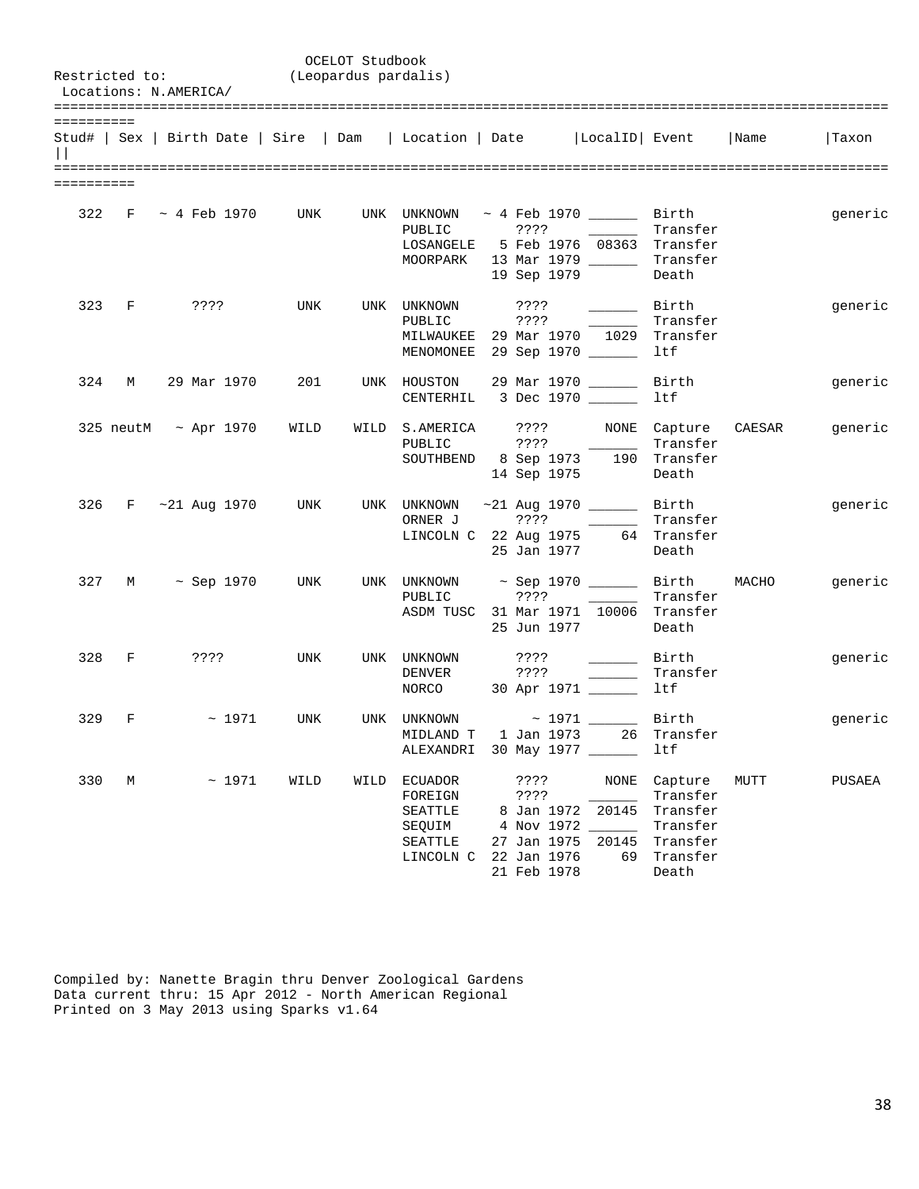OCELOT Studbook
(Leopardus pardalis)

Restricted to:
Locations: N.AMERICA/

| Stud# | Sex | Birth Date | Sire | Dam | Location | Date | LocalID | Event | Name | Taxon |
|---|---|---|---|---|---|---|---|---|---|---|
| 322 | F | ~ 4 Feb 1970 | UNK | UNK | UNKNOWN | ~ 4 Feb 1970 | ______ | Birth | | generic |
| | | | | | PUBLIC | ???? | ______ | Transfer | | |
| | | | | | LOSANGELE | 5 Feb 1976 | 08363 | Transfer | | |
| | | | | | MOORPARK | 13 Mar 1979 | ______ | Transfer | | |
| | | | | | | 19 Sep 1979 | | Death | | |
| 323 | F | ???? | UNK | UNK | UNKNOWN | ???? | ______ | Birth | | generic |
| | | | | | PUBLIC | ???? | ______ | Transfer | | |
| | | | | | MILWAUKEE | 29 Mar 1970 | 1029 | Transfer | | |
| | | | | | MENOMONEE | 29 Sep 1970 | ______ | ltf | | |
| 324 | M | 29 Mar 1970 | 201 | UNK | HOUSTON | 29 Mar 1970 | ______ | Birth | | generic |
| | | | | | CENTERHIL | 3 Dec 1970 | ______ | ltf | | |
| 325 | neutM | ~ Apr 1970 | WILD | WILD | S.AMERICA | ???? | NONE | Capture | CAESAR | generic |
| | | | | | PUBLIC | ???? | ______ | Transfer | | |
| | | | | | SOUTHBEND | 8 Sep 1973 | 190 | Transfer | | |
| | | | | | | 14 Sep 1975 | | Death | | |
| 326 | F | ~21 Aug 1970 | UNK | UNK | UNKNOWN | ~21 Aug 1970 | ______ | Birth | | generic |
| | | | | | ORNER J | ???? | ______ | Transfer | | |
| | | | | | LINCOLN C | 22 Aug 1975 | 64 | Transfer | | |
| | | | | | | 25 Jan 1977 | | Death | | |
| 327 | M | ~ Sep 1970 | UNK | UNK | UNKNOWN | ~ Sep 1970 | ______ | Birth | MACHO | generic |
| | | | | | PUBLIC | ???? | ______ | Transfer | | |
| | | | | | ASDM TUSC | 31 Mar 1971 | 10006 | Transfer | | |
| | | | | | | 25 Jun 1977 | | Death | | |
| 328 | F | ???? | UNK | UNK | UNKNOWN | ???? | ______ | Birth | | generic |
| | | | | | DENVER | ???? | ______ | Transfer | | |
| | | | | | NORCO | 30 Apr 1971 | ______ | ltf | | |
| 329 | F | ~ 1971 | UNK | UNK | UNKNOWN | ~ 1971 | ______ | Birth | | generic |
| | | | | | MIDLAND T | 1 Jan 1973 | 26 | Transfer | | |
| | | | | | ALEXANDRI | 30 May 1977 | ______ | ltf | | |
| 330 | M | ~ 1971 | WILD | WILD | ECUADOR | ???? | NONE | Capture | MUTT | PUSAEA |
| | | | | | FOREIGN | ???? | ______ | Transfer | | |
| | | | | | SEATTLE | 8 Jan 1972 | 20145 | Transfer | | |
| | | | | | SEQUIM | 4 Nov 1972 | ______ | Transfer | | |
| | | | | | SEATTLE | 27 Jan 1975 | 20145 | Transfer | | |
| | | | | | LINCOLN C | 22 Jan 1976 | 69 | Transfer | | |
| | | | | | | 21 Feb 1978 | | Death | | |

Compiled by: Nanette Bragin thru Denver Zoological Gardens
Data current thru: 15 Apr 2012 - North American Regional
Printed on 3 May 2013 using Sparks v1.64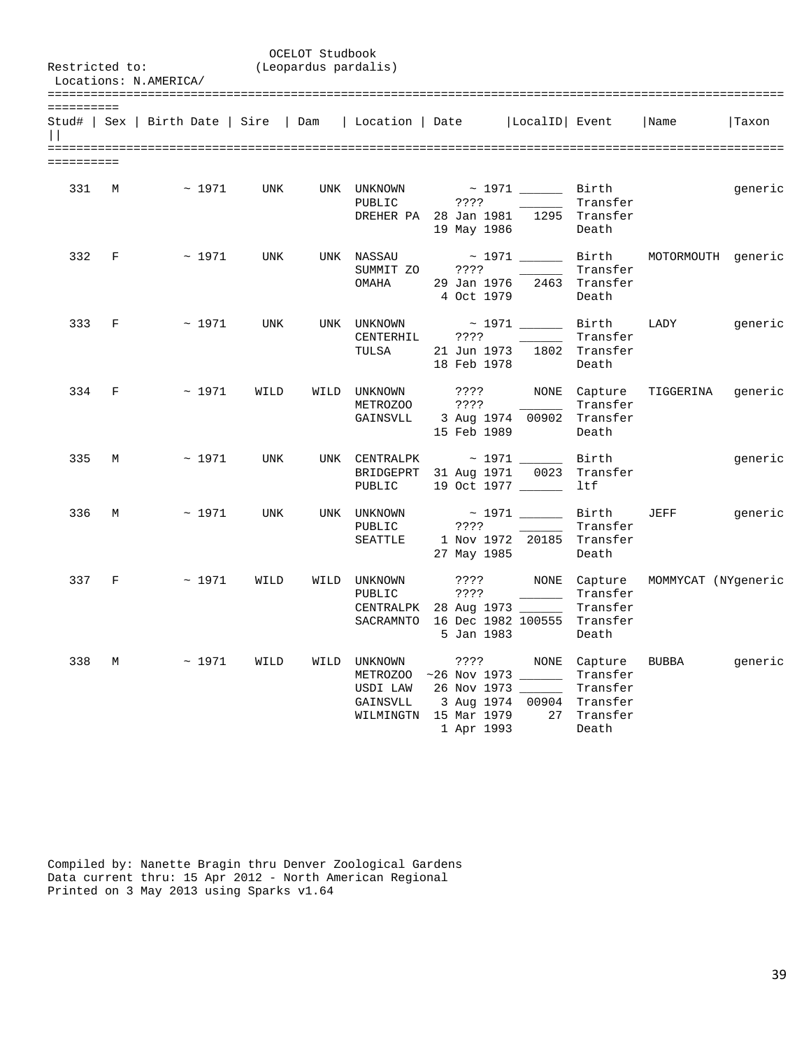OCELOT Studbook
(Leopardus pardalis)

Restricted to:
Locations: N.AMERICA/

| Stud# | Sex | Birth Date | Sire | Dam | Location | Date | LocalID | Event | Name | Taxon |
|---|---|---|---|---|---|---|---|---|---|---|
| 331 | M | ~ 1971 | UNK | UNK | UNKNOWN | ~ 1971 | ______ | Birth | | generic |
| | | | | | PUBLIC | ???? | ______ | Transfer | | |
| | | | | | DREHER PA | 28 Jan 1981 | 1295 | Transfer | | |
| | | | | | | 19 May 1986 | | Death | | |
| 332 | F | ~ 1971 | UNK | UNK | NASSAU | ~ 1971 | ______ | Birth | MOTORMOUTH | generic |
| | | | | | SUMMIT ZO | ???? | ______ | Transfer | | |
| | | | | | OMAHA | 29 Jan 1976 | 2463 | Transfer | | |
| | | | | | | 4 Oct 1979 | | Death | | |
| 333 | F | ~ 1971 | UNK | UNK | UNKNOWN | ~ 1971 | ______ | Birth | LADY | generic |
| | | | | | CENTERHIL | ???? | ______ | Transfer | | |
| | | | | | TULSA | 21 Jun 1973 | 1802 | Transfer | | |
| | | | | | | 18 Feb 1978 | | Death | | |
| 334 | F | ~ 1971 | WILD | WILD | UNKNOWN | ???? | NONE | Capture | TIGGERINA | generic |
| | | | | | METROZOO | ???? | ______ | Transfer | | |
| | | | | | GAINSVLL | 3 Aug 1974 | 00902 | Transfer | | |
| | | | | | | 15 Feb 1989 | | Death | | |
| 335 | M | ~ 1971 | UNK | UNK | CENTRALPK | ~ 1971 | ______ | Birth | | generic |
| | | | | | BRIDGEPRT | 31 Aug 1971 | 0023 | Transfer | | |
| | | | | | PUBLIC | 19 Oct 1977 | ______ | ltf | | |
| 336 | M | ~ 1971 | UNK | UNK | UNKNOWN | ~ 1971 | ______ | Birth | JEFF | generic |
| | | | | | PUBLIC | ???? | ______ | Transfer | | |
| | | | | | SEATTLE | 1 Nov 1972 | 20185 | Transfer | | |
| | | | | | | 27 May 1985 | | Death | | |
| 337 | F | ~ 1971 | WILD | WILD | UNKNOWN | ???? | NONE | Capture | MOMMYCAT (NY | generic |
| | | | | | PUBLIC | ???? | ______ | Transfer | | |
| | | | | | CENTRALPK | 28 Aug 1973 | ______ | Transfer | | |
| | | | | | SACRAMNTO | 16 Dec 1982 | 100555 | Transfer | | |
| | | | | | | 5 Jan 1983 | | Death | | |
| 338 | M | ~ 1971 | WILD | WILD | UNKNOWN | ???? | NONE | Capture | BUBBA | generic |
| | | | | | METROZOO | ~26 Nov 1973 | ______ | Transfer | | |
| | | | | | USDI LAW | 26 Nov 1973 | ______ | Transfer | | |
| | | | | | GAINSVLL | 3 Aug 1974 | 00904 | Transfer | | |
| | | | | | WILMINGTN | 15 Mar 1979 | 27 | Transfer | | |
| | | | | | | 1 Apr 1993 | | Death | | |

Compiled by: Nanette Bragin thru Denver Zoological Gardens
Data current thru: 15 Apr 2012 - North American Regional
Printed on 3 May 2013 using Sparks v1.64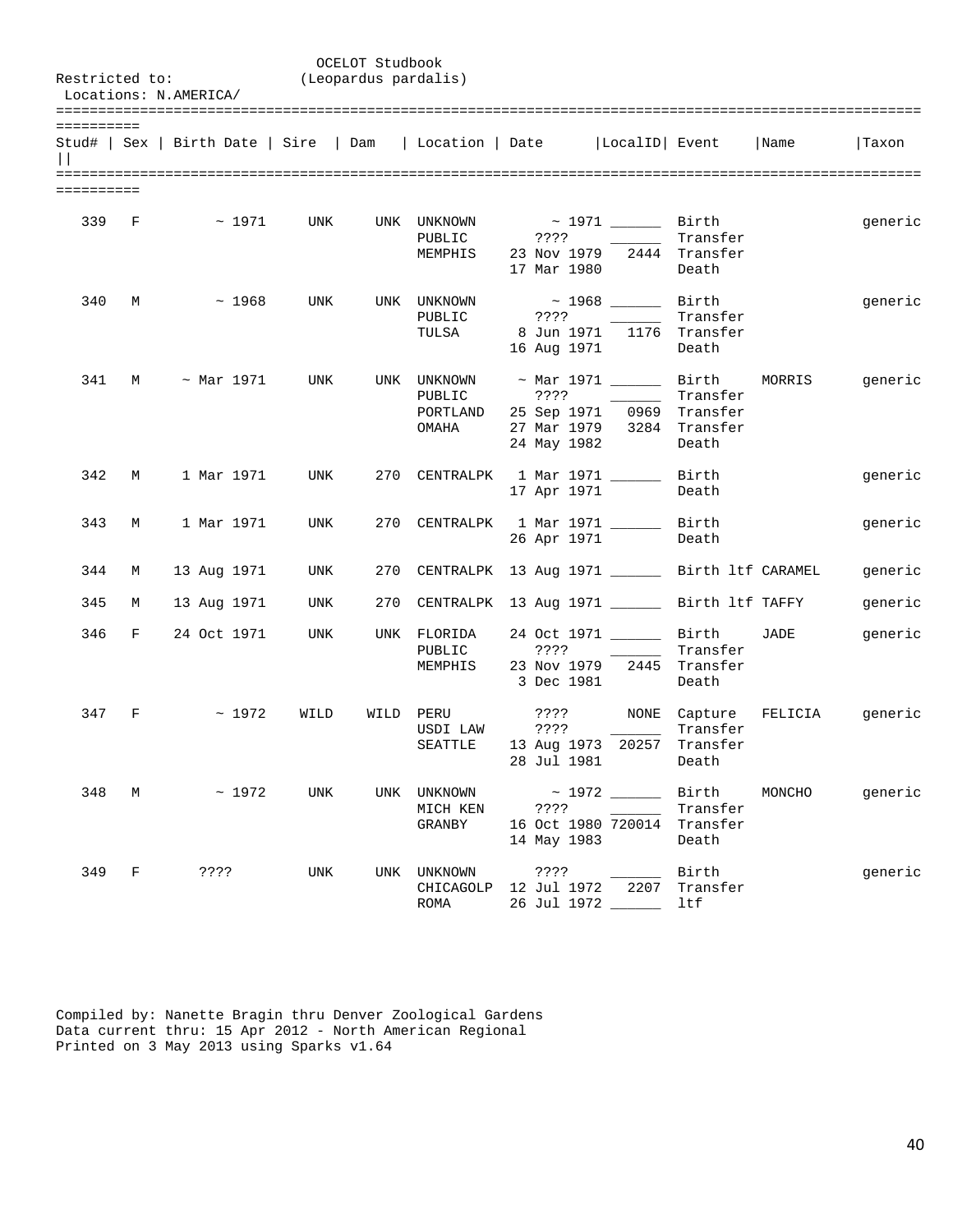OCELOT Studbook
(Leopardus pardalis)

Restricted to:
Locations: N.AMERICA/

| Stud# | Sex | Birth Date | Sire | Dam | Location | Date | LocalID | Event | Name | Taxon |
|---|---|---|---|---|---|---|---|---|---|---|
| 339 | F | ~ 1971 | UNK | UNK | UNKNOWN | ~ 1971 | ______ | Birth | | generic |
| | | | | | PUBLIC | ???? | ______ | Transfer | | |
| | | | | | MEMPHIS | 23 Nov 1979 | 2444 | Transfer | | |
| | | | | | | 17 Mar 1980 | | Death | | |
| 340 | M | ~ 1968 | UNK | UNK | UNKNOWN | ~ 1968 | ______ | Birth | | generic |
| | | | | | PUBLIC | ???? | ______ | Transfer | | |
| | | | | | TULSA | 8 Jun 1971 | 1176 | Transfer | | |
| | | | | | | 16 Aug 1971 | | Death | | |
| 341 | M | ~ Mar 1971 | UNK | UNK | UNKNOWN | ~ Mar 1971 | ______ | Birth | MORRIS | generic |
| | | | | | PUBLIC | ???? | ______ | Transfer | | |
| | | | | | PORTLAND | 25 Sep 1971 | 0969 | Transfer | | |
| | | | | | OMAHA | 27 Mar 1979 | 3284 | Transfer | | |
| | | | | | | 24 May 1982 | | Death | | |
| 342 | M | 1 Mar 1971 | UNK | 270 | CENTRALPK | 1 Mar 1971 | ______ | Birth | | generic |
| | | | | | | 17 Apr 1971 | | Death | | |
| 343 | M | 1 Mar 1971 | UNK | 270 | CENTRALPK | 1 Mar 1971 | ______ | Birth | | generic |
| | | | | | | 26 Apr 1971 | | Death | | |
| 344 | M | 13 Aug 1971 | UNK | 270 | CENTRALPK | 13 Aug 1971 | ______ | Birth ltf | CARAMEL | generic |
| 345 | M | 13 Aug 1971 | UNK | 270 | CENTRALPK | 13 Aug 1971 | ______ | Birth ltf | TAFFY | generic |
| 346 | F | 24 Oct 1971 | UNK | UNK | FLORIDA | 24 Oct 1971 | ______ | Birth | JADE | generic |
| | | | | | PUBLIC | ???? | ______ | Transfer | | |
| | | | | | MEMPHIS | 23 Nov 1979 | 2445 | Transfer | | |
| | | | | | | 3 Dec 1981 | | Death | | |
| 347 | F | ~ 1972 | WILD | WILD | PERU | ???? | NONE | Capture | FELICIA | generic |
| | | | | | USDI LAW | ???? | ______ | Transfer | | |
| | | | | | SEATTLE | 13 Aug 1973 | 20257 | Transfer | | |
| | | | | | | 28 Jul 1981 | | Death | | |
| 348 | M | ~ 1972 | UNK | UNK | UNKNOWN | ~ 1972 | ______ | Birth | MONCHO | generic |
| | | | | | MICH KEN | ???? | ______ | Transfer | | |
| | | | | | GRANBY | 16 Oct 1980 | 720014 | Transfer | | |
| | | | | | | 14 May 1983 | | Death | | |
| 349 | F | ???? | UNK | UNK | UNKNOWN | ???? | ______ | Birth | | generic |
| | | | | | CHICAGOLP | 12 Jul 1972 | 2207 | Transfer | | |
| | | | | | ROMA | 26 Jul 1972 | ______ | ltf | | |

Compiled by: Nanette Bragin thru Denver Zoological Gardens
Data current thru: 15 Apr 2012 - North American Regional
Printed on 3 May 2013 using Sparks v1.64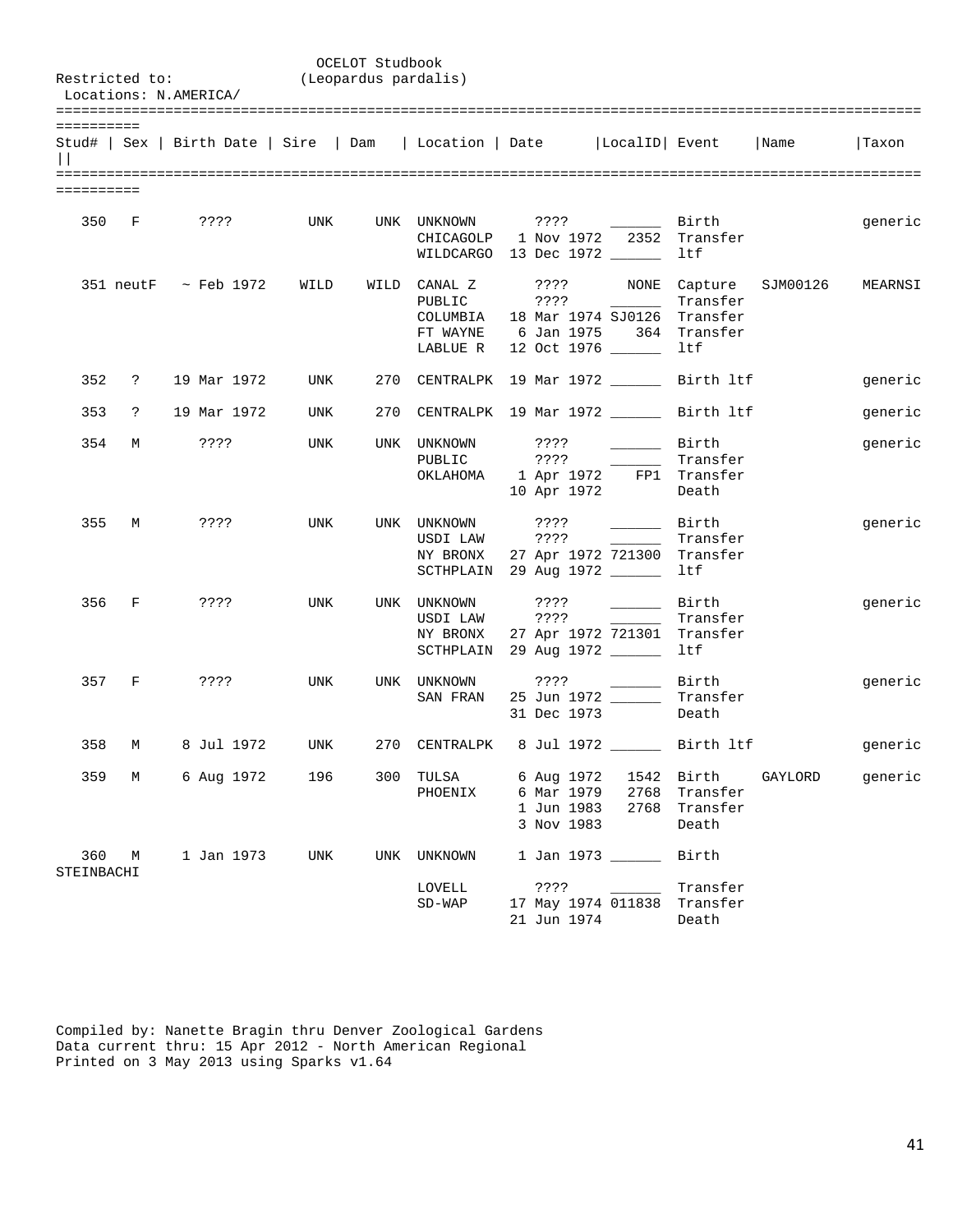OCELOT Studbook
(Leopardus pardalis)

Restricted to:
Locations: N.AMERICA/

| Stud# | Sex | Birth Date | Sire | Dam | Location | Date | LocalID | Event | Name | Taxon |
|---|---|---|---|---|---|---|---|---|---|---|
| 350 | F | ???? | UNK | UNK | UNKNOWN | ???? | ______ | Birth | | generic |
| | | | | | CHICAGOLP | 1 Nov 1972 | 2352 | Transfer | | |
| | | | | | WILDCARGO | 13 Dec 1972 | ______ | ltf | | |
| 351 | neutF | ~ Feb 1972 | WILD | WILD | CANAL Z | ???? | NONE | Capture | SJM00126 | MEARNSI |
| | | | | | PUBLIC | ???? | ______ | Transfer | | |
| | | | | | COLUMBIA | 18 Mar 1974 | SJ0126 | Transfer | | |
| | | | | | FT WAYNE | 6 Jan 1975 | 364 | Transfer | | |
| | | | | | LABLUE R | 12 Oct 1976 | ______ | ltf | | |
| 352 | ? | 19 Mar 1972 | UNK | 270 | CENTRALPK | 19 Mar 1972 | ______ | Birth ltf | | generic |
| 353 | ? | 19 Mar 1972 | UNK | 270 | CENTRALPK | 19 Mar 1972 | ______ | Birth ltf | | generic |
| 354 | M | ???? | UNK | UNK | UNKNOWN | ???? | ______ | Birth | | generic |
| | | | | | PUBLIC | ???? | ______ | Transfer | | |
| | | | | | OKLAHOMA | 1 Apr 1972 | FP1 | Transfer | | |
| | | | | | | 10 Apr 1972 | | Death | | |
| 355 | M | ???? | UNK | UNK | UNKNOWN | ???? | ______ | Birth | | generic |
| | | | | | USDI LAW | ???? | ______ | Transfer | | |
| | | | | | NY BRONX | 27 Apr 1972 | 721300 | Transfer | | |
| | | | | | SCTHPLAIN | 29 Aug 1972 | ______ | ltf | | |
| 356 | F | ???? | UNK | UNK | UNKNOWN | ???? | ______ | Birth | | generic |
| | | | | | USDI LAW | ???? | ______ | Transfer | | |
| | | | | | NY BRONX | 27 Apr 1972 | 721301 | Transfer | | |
| | | | | | SCTHPLAIN | 29 Aug 1972 | ______ | ltf | | |
| 357 | F | ???? | UNK | UNK | UNKNOWN | ???? | ______ | Birth | | generic |
| | | | | | SAN FRAN | 25 Jun 1972 | ______ | Transfer | | |
| | | | | | | 31 Dec 1973 | | Death | | |
| 358 | M | 8 Jul 1972 | UNK | 270 | CENTRALPK | 8 Jul 1972 | ______ | Birth ltf | | generic |
| 359 | M | 6 Aug 1972 | 196 | 300 | TULSA | 6 Aug 1972 | 1542 | Birth | GAYLORD | generic |
| | | | | | PHOENIX | 6 Mar 1979 | 2768 | Transfer | | |
| | | | | | | 1 Jun 1983 | 2768 | Transfer | | |
| | | | | | | 3 Nov 1983 | | Death | | |
| 360 | M | 1 Jan 1973 | UNK | UNK | UNKNOWN | 1 Jan 1973 | ______ | Birth | | STEINBACHI |
| | | | | | LOVELL | ???? | ______ | Transfer | | |
| | | | | | SD-WAP | 17 May 1974 | 011838 | Transfer | | |
| | | | | | | 21 Jun 1974 | | Death | | |

Compiled by: Nanette Bragin thru Denver Zoological Gardens
Data current thru: 15 Apr 2012 - North American Regional
Printed on 3 May 2013 using Sparks v1.64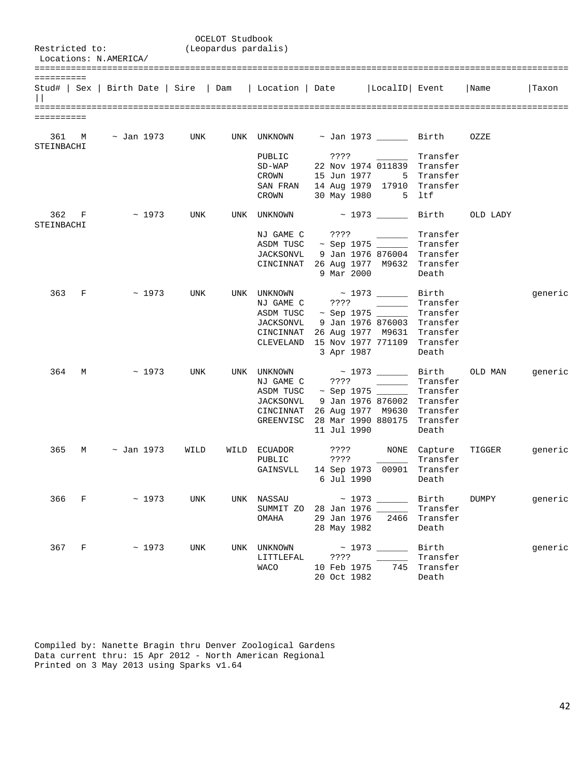OCELOT Studbook
(Leopardus pardalis)

Restricted to:
Locations: N.AMERICA/

| Stud# | Sex | Birth Date | Sire | Dam | Location | Date | LocalID | Event | Name | Taxon |
|---|---|---|---|---|---|---|---|---|---|---|
| 361 | M | ~ Jan 1973 | UNK | UNK | UNKNOWN | ~ Jan 1973 | ______ | Birth | OZZE | STEINBACHI |
| | | | | | PUBLIC | ???? | ______ | Transfer | | |
| | | | | | SD-WAP | 22 Nov 1974 | 011839 | Transfer | | |
| | | | | | CROWN | 15 Jun 1977 | 5 | Transfer | | |
| | | | | | SAN FRAN | 14 Aug 1979 | 17910 | Transfer | | |
| | | | | | CROWN | 30 May 1980 | 5 | ltf | | |
| 362 | F | ~ 1973 | UNK | UNK | UNKNOWN | ~ 1973 | ______ | Birth | OLD LADY | STEINBACHI |
| | | | | | NJ GAME C | ???? | ______ | Transfer | | |
| | | | | | ASDM TUSC | ~ Sep 1975 | ______ | Transfer | | |
| | | | | | JACKSONVL | 9 Jan 1976 | 876004 | Transfer | | |
| | | | | | CINCINNAT | 26 Aug 1977 | M9632 | Transfer | | |
| | | | | | | 9 Mar 2000 | | Death | | |
| 363 | F | ~ 1973 | UNK | UNK | UNKNOWN | ~ 1973 | ______ | Birth | | generic |
| | | | | | NJ GAME C | ???? | ______ | Transfer | | |
| | | | | | ASDM TUSC | ~ Sep 1975 | ______ | Transfer | | |
| | | | | | JACKSONVL | 9 Jan 1976 | 876003 | Transfer | | |
| | | | | | CINCINNAT | 26 Aug 1977 | M9631 | Transfer | | |
| | | | | | CLEVELAND | 15 Nov 1977 | 771109 | Transfer | | |
| | | | | | | 3 Apr 1987 | | Death | | |
| 364 | M | ~ 1973 | UNK | UNK | UNKNOWN | ~ 1973 | ______ | Birth | OLD MAN | generic |
| | | | | | NJ GAME C | ???? | ______ | Transfer | | |
| | | | | | ASDM TUSC | ~ Sep 1975 | ______ | Transfer | | |
| | | | | | JACKSONVL | 9 Jan 1976 | 876002 | Transfer | | |
| | | | | | CINCINNAT | 26 Aug 1977 | M9630 | Transfer | | |
| | | | | | GREENVISC | 28 Mar 1990 | 880175 | Transfer | | |
| | | | | | | 11 Jul 1990 | | Death | | |
| 365 | M | ~ Jan 1973 | WILD | WILD | ECUADOR | ???? | NONE | Capture | TIGGER | generic |
| | | | | | PUBLIC | ???? | ______ | Transfer | | |
| | | | | | GAINSVLL | 14 Sep 1973 | 00901 | Transfer | | |
| | | | | | | 6 Jul 1990 | | Death | | |
| 366 | F | ~ 1973 | UNK | UNK | NASSAU | ~ 1973 | ______ | Birth | DUMPY | generic |
| | | | | | SUMMIT ZO | 28 Jan 1976 | ______ | Transfer | | |
| | | | | | OMAHA | 29 Jan 1976 | 2466 | Transfer | | |
| | | | | | | 28 May 1982 | | Death | | |
| 367 | F | ~ 1973 | UNK | UNK | UNKNOWN | ~ 1973 | ______ | Birth | | generic |
| | | | | | LITTLEFAL | ???? | ______ | Transfer | | |
| | | | | | WACO | 10 Feb 1975 | 745 | Transfer | | |
| | | | | | | 20 Oct 1982 | | Death | | |

Compiled by: Nanette Bragin thru Denver Zoological Gardens
Data current thru: 15 Apr 2012 - North American Regional
Printed on 3 May 2013 using Sparks v1.64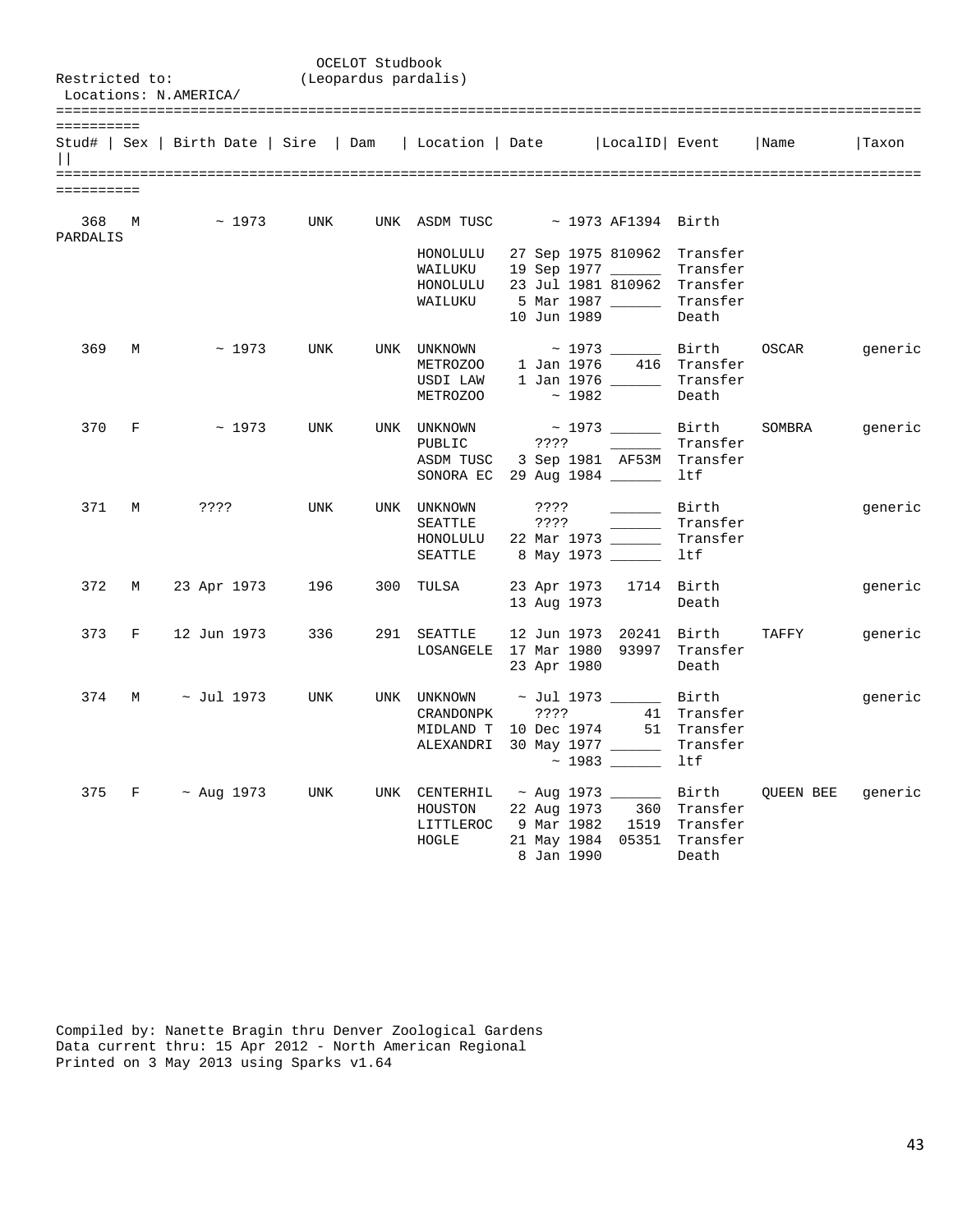OCELOT Studbook
(Leopardus pardalis)

Restricted to:
Locations: N.AMERICA/

| Stud# | Sex | Birth Date | Sire | Dam | Location | Date | LocalID | Event | Name | Taxon |
|---|---|---|---|---|---|---|---|---|---|---|
| 368 | M | ~ 1973 | UNK | UNK | ASDM TUSC | ~ 1973 | AF1394 | Birth | | PARDALIS |
| | | | | | HONOLULU | 27 Sep 1975 | 810962 | Transfer | | |
| | | | | | WAILUKU | 19 Sep 1977 | ______ | Transfer | | |
| | | | | | HONOLULU | 23 Jul 1981 | 810962 | Transfer | | |
| | | | | | WAILUKU | 5 Mar 1987 | ______ | Transfer | | |
| | | | | | | 10 Jun 1989 | | Death | | |
| 369 | M | ~ 1973 | UNK | UNK | UNKNOWN | ~ 1973 | ______ | Birth | OSCAR | generic |
| | | | | | METROZOO | 1 Jan 1976 | 416 | Transfer | | |
| | | | | | USDI LAW | 1 Jan 1976 | ______ | Transfer | | |
| | | | | | METROZOO | ~ 1982 | | Death | | |
| 370 | F | ~ 1973 | UNK | UNK | UNKNOWN | ~ 1973 | ______ | Birth | SOMBRA | generic |
| | | | | | PUBLIC | ???? | ______ | Transfer | | |
| | | | | | ASDM TUSC | 3 Sep 1981 | AF53M | Transfer | | |
| | | | | | SONORA EC | 29 Aug 1984 | ______ | ltf | | |
| 371 | M | ???? | UNK | UNK | UNKNOWN | ???? | ______ | Birth | | generic |
| | | | | | SEATTLE | ???? | ______ | Transfer | | |
| | | | | | HONOLULU | 22 Mar 1973 | ______ | Transfer | | |
| | | | | | SEATTLE | 8 May 1973 | ______ | ltf | | |
| 372 | M | 23 Apr 1973 | 196 | 300 | TULSA | 23 Apr 1973 | 1714 | Birth | | generic |
| | | | | | | 13 Aug 1973 | | Death | | |
| 373 | F | 12 Jun 1973 | 336 | 291 | SEATTLE | 12 Jun 1973 | 20241 | Birth | TAFFY | generic |
| | | | | | LOSANGELE | 17 Mar 1980 | 93997 | Transfer | | |
| | | | | | | 23 Apr 1980 | | Death | | |
| 374 | M | ~ Jul 1973 | UNK | UNK | UNKNOWN | ~ Jul 1973 | ______ | Birth | | generic |
| | | | | | CRANDONPK | ???? | 41 | Transfer | | |
| | | | | | MIDLAND T | 10 Dec 1974 | 51 | Transfer | | |
| | | | | | ALEXANDRI | 30 May 1977 | ______ | Transfer | | |
| | | | | | | ~ 1983 | ______ | ltf | | |
| 375 | F | ~ Aug 1973 | UNK | UNK | CENTERHIL | ~ Aug 1973 | ______ | Birth | QUEEN BEE | generic |
| | | | | | HOUSTON | 22 Aug 1973 | 360 | Transfer | | |
| | | | | | LITTLEROC | 9 Mar 1982 | 1519 | Transfer | | |
| | | | | | HOGLE | 21 May 1984 | 05351 | Transfer | | |
| | | | | | | 8 Jan 1990 | | Death | | |

Compiled by: Nanette Bragin thru Denver Zoological Gardens
Data current thru: 15 Apr 2012 - North American Regional
Printed on 3 May 2013 using Sparks v1.64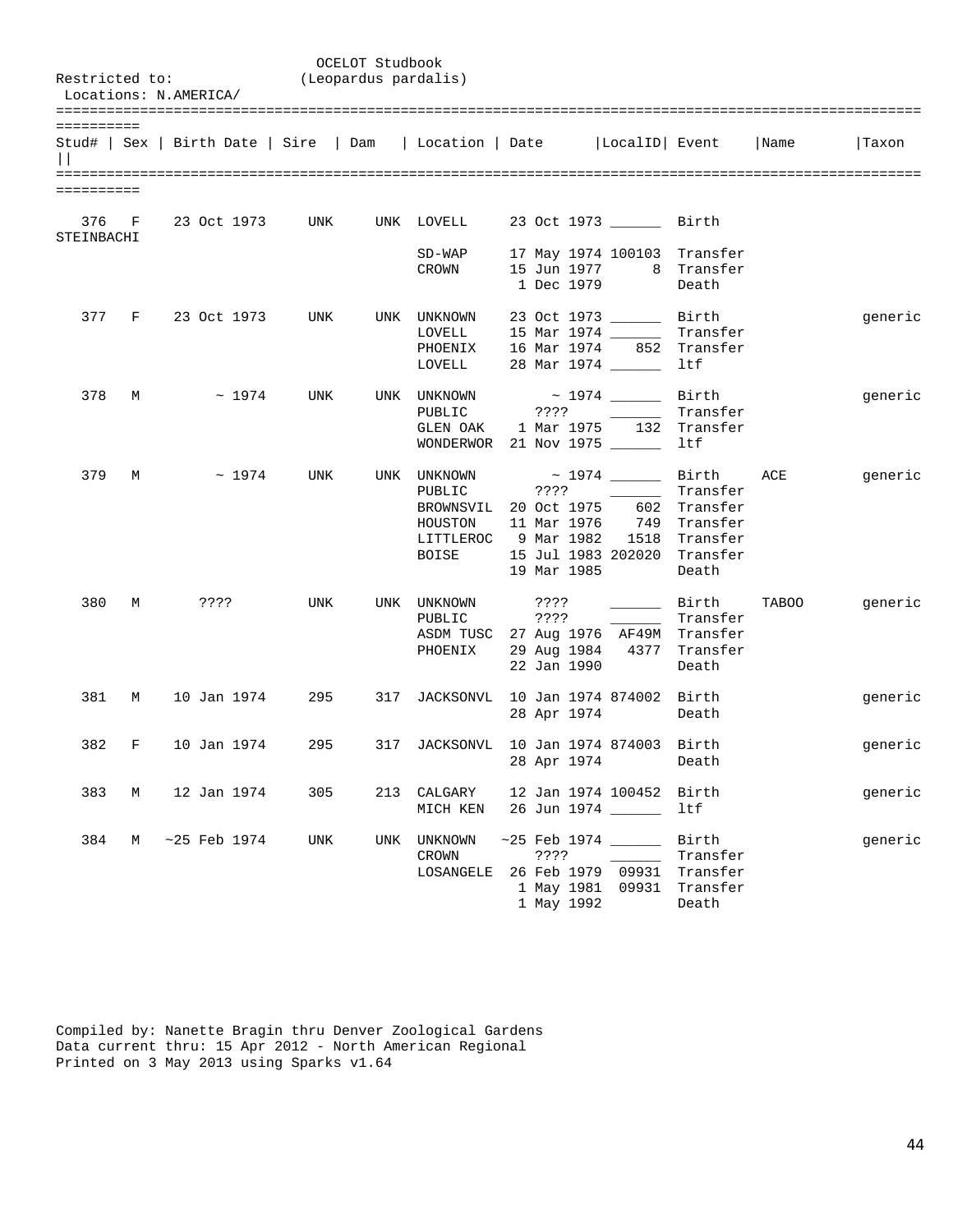OCELOT Studbook
(Leopardus pardalis)

Restricted to:
Locations: N.AMERICA/

| Stud# | Sex | Birth Date | Sire | Dam | Location | Date | LocalID | Event | Name | Taxon |
|---|---|---|---|---|---|---|---|---|---|---|
| 376 | F | 23 Oct 1973 | UNK | UNK | LOVELL | 23 Oct 1973 | ______ | Birth | | STEINBACHI |
| | | | | | SD-WAP | 17 May 1974 | 100103 | Transfer | | |
| | | | | | CROWN | 15 Jun 1977 | 8 | Transfer | | |
| | | | | | | 1 Dec 1979 | | Death | | |
| 377 | F | 23 Oct 1973 | UNK | UNK | UNKNOWN | 23 Oct 1973 | ______ | Birth | | generic |
| | | | | | LOVELL | 15 Mar 1974 | ______ | Transfer | | |
| | | | | | PHOENIX | 16 Mar 1974 | 852 | Transfer | | |
| | | | | | LOVELL | 28 Mar 1974 | ______ | ltf | | |
| 378 | M | ~ 1974 | UNK | UNK | UNKNOWN | ~ 1974 | ______ | Birth | | generic |
| | | | | | PUBLIC | ???? | ______ | Transfer | | |
| | | | | | GLEN OAK | 1 Mar 1975 | 132 | Transfer | | |
| | | | | | WONDERWOR | 21 Nov 1975 | ______ | ltf | | |
| 379 | M | ~ 1974 | UNK | UNK | UNKNOWN | ~ 1974 | ______ | Birth | ACE | generic |
| | | | | | PUBLIC | ???? | ______ | Transfer | | |
| | | | | | BROWNSVIL | 20 Oct 1975 | 602 | Transfer | | |
| | | | | | HOUSTON | 11 Mar 1976 | 749 | Transfer | | |
| | | | | | LITTLEROC | 9 Mar 1982 | 1518 | Transfer | | |
| | | | | | BOISE | 15 Jul 1983 | 202020 | Transfer | | |
| | | | | | | 19 Mar 1985 | | Death | | |
| 380 | M | ???? | UNK | UNK | UNKNOWN | ???? | ______ | Birth | TABOO | generic |
| | | | | | PUBLIC | ???? | ______ | Transfer | | |
| | | | | | ASDM TUSC | 27 Aug 1976 | AF49M | Transfer | | |
| | | | | | PHOENIX | 29 Aug 1984 | 4377 | Transfer | | |
| | | | | | | 22 Jan 1990 | | Death | | |
| 381 | M | 10 Jan 1974 | 295 | 317 | JACKSONVL | 10 Jan 1974 | 874002 | Birth | | generic |
| | | | | | | 28 Apr 1974 | | Death | | |
| 382 | F | 10 Jan 1974 | 295 | 317 | JACKSONVL | 10 Jan 1974 | 874003 | Birth | | generic |
| | | | | | | 28 Apr 1974 | | Death | | |
| 383 | M | 12 Jan 1974 | 305 | 213 | CALGARY | 12 Jan 1974 | 100452 | Birth | | generic |
| | | | | | MICH KEN | 26 Jun 1974 | ______ | ltf | | |
| 384 | M | ~25 Feb 1974 | UNK | UNK | UNKNOWN | ~25 Feb 1974 | ______ | Birth | | generic |
| | | | | | CROWN | ???? | ______ | Transfer | | |
| | | | | | LOSANGELE | 26 Feb 1979 | 09931 | Transfer | | |
| | | | | | | 1 May 1981 | 09931 | Transfer | | |
| | | | | | | 1 May 1992 | | Death | | |

Compiled by: Nanette Bragin thru Denver Zoological Gardens
Data current thru: 15 Apr 2012 - North American Regional
Printed on 3 May 2013 using Sparks v1.64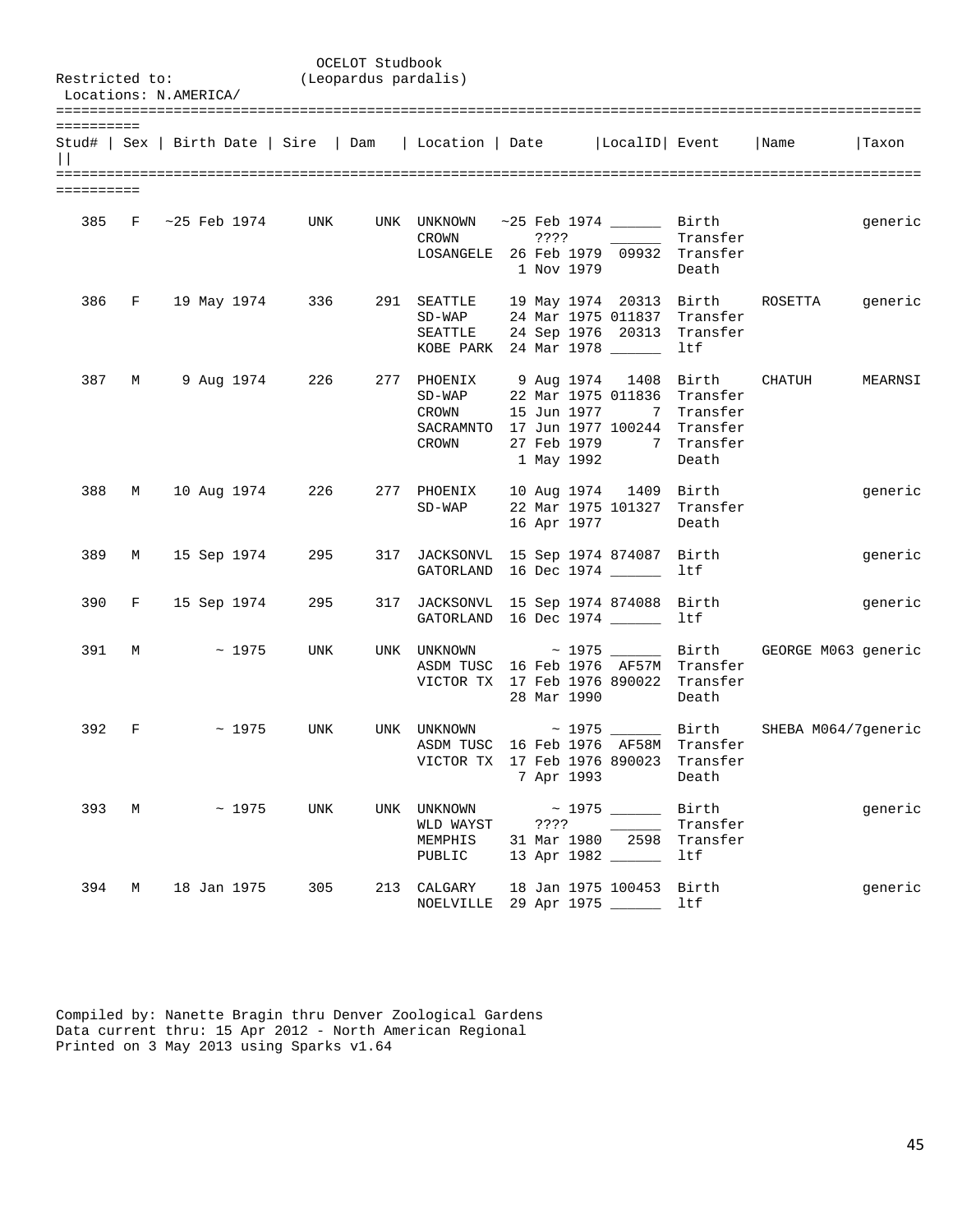OCELOT Studbook
(Leopardus pardalis)

Restricted to:
Locations: N.AMERICA/

| Stud# | Sex | Birth Date | Sire | Dam | Location | Date | LocalID | Event | Name | Taxon |
|---|---|---|---|---|---|---|---|---|---|---|
| 385 | F | ~25 Feb 1974 | UNK | UNK | UNKNOWN | ~25 Feb 1974 | ______ | Birth | | generic |
| | | | | | CROWN | ???? | ______ | Transfer | | |
| | | | | | LOSANGELE | 26 Feb 1979 | 09932 | Transfer | | |
| | | | | | | 1 Nov 1979 | | Death | | |
| 386 | F | 19 May 1974 | 336 | 291 | SEATTLE | 19 May 1974 | 20313 | Birth | ROSETTA | generic |
| | | | | | SD-WAP | 24 Mar 1975 | 011837 | Transfer | | |
| | | | | | SEATTLE | 24 Sep 1976 | 20313 | Transfer | | |
| | | | | | KOBE PARK | 24 Mar 1978 | ______ | ltf | | |
| 387 | M | 9 Aug 1974 | 226 | 277 | PHOENIX | 9 Aug 1974 | 1408 | Birth | CHATUH | MEARNSI |
| | | | | | SD-WAP | 22 Mar 1975 | 011836 | Transfer | | |
| | | | | | CROWN | 15 Jun 1977 | 7 | Transfer | | |
| | | | | | SACRAMNTO | 17 Jun 1977 | 100244 | Transfer | | |
| | | | | | CROWN | 27 Feb 1979 | 7 | Transfer | | |
| | | | | | | 1 May 1992 | | Death | | |
| 388 | M | 10 Aug 1974 | 226 | 277 | PHOENIX | 10 Aug 1974 | 1409 | Birth | | generic |
| | | | | | SD-WAP | 22 Mar 1975 | 101327 | Transfer | | |
| | | | | | | 16 Apr 1977 | | Death | | |
| 389 | M | 15 Sep 1974 | 295 | 317 | JACKSONVL | 15 Sep 1974 | 874087 | Birth | | generic |
| | | | | | GATORLAND | 16 Dec 1974 | ______ | ltf | | |
| 390 | F | 15 Sep 1974 | 295 | 317 | JACKSONVL | 15 Sep 1974 | 874088 | Birth | | generic |
| | | | | | GATORLAND | 16 Dec 1974 | ______ | ltf | | |
| 391 | M | ~ 1975 | UNK | UNK | UNKNOWN | ~ 1975 | ______ | Birth | GEORGE M063 | generic |
| | | | | | ASDM TUSC | 16 Feb 1976 | AF57M | Transfer | | |
| | | | | | VICTOR TX | 17 Feb 1976 | 890022 | Transfer | | |
| | | | | | | 28 Mar 1990 | | Death | | |
| 392 | F | ~ 1975 | UNK | UNK | UNKNOWN | ~ 1975 | ______ | Birth | SHEBA M064/7 | generic |
| | | | | | ASDM TUSC | 16 Feb 1976 | AF58M | Transfer | | |
| | | | | | VICTOR TX | 17 Feb 1976 | 890023 | Transfer | | |
| | | | | | | 7 Apr 1993 | | Death | | |
| 393 | M | ~ 1975 | UNK | UNK | UNKNOWN | ~ 1975 | ______ | Birth | | generic |
| | | | | | WLD WAYST | ???? | ______ | Transfer | | |
| | | | | | MEMPHIS | 31 Mar 1980 | 2598 | Transfer | | |
| | | | | | PUBLIC | 13 Apr 1982 | ______ | ltf | | |
| 394 | M | 18 Jan 1975 | 305 | 213 | CALGARY | 18 Jan 1975 | 100453 | Birth | | generic |
| | | | | | NOELVILLE | 29 Apr 1975 | ______ | ltf | | |

Compiled by: Nanette Bragin thru Denver Zoological Gardens
Data current thru: 15 Apr 2012 - North American Regional
Printed on 3 May 2013 using Sparks v1.64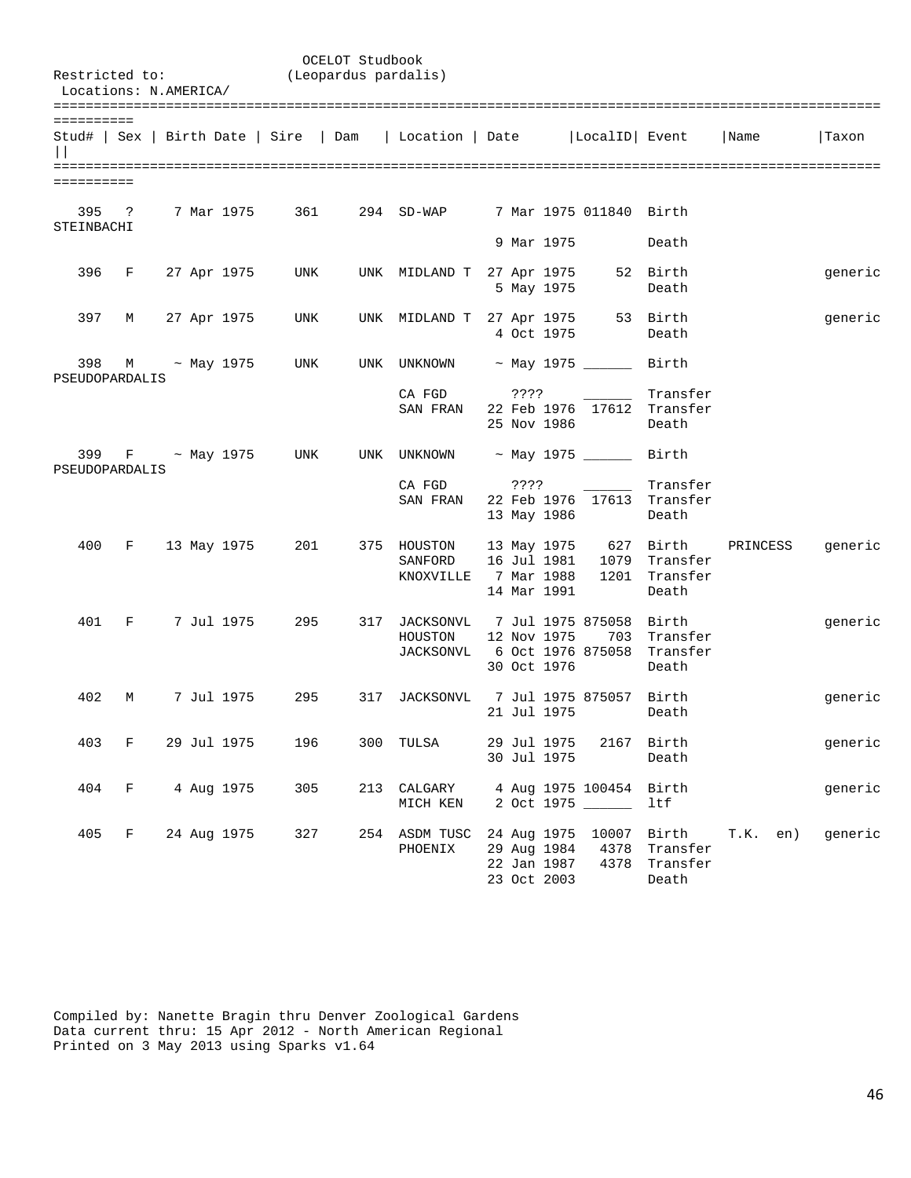OCELOT Studbook
(Leopardus pardalis)

Restricted to:
Locations: N.AMERICA/

| Stud# | Sex | Birth Date | Sire | Dam | Location | Date | LocalID | Event | Name | Taxon |
|---|---|---|---|---|---|---|---|---|---|---|
| 395 | ? | 7 Mar 1975 | 361 | 294 | SD-WAP | 7 Mar 1975 | 011840 | Birth | | STEINBACHI |
| | | | | | | 9 Mar 1975 | | Death | | |
| 396 | F | 27 Apr 1975 | UNK | UNK | MIDLAND T | 27 Apr 1975 | 52 | Birth | | generic |
| | | | | | | 5 May 1975 | | Death | | |
| 397 | M | 27 Apr 1975 | UNK | UNK | MIDLAND T | 27 Apr 1975 | 53 | Birth | | generic |
| | | | | | | 4 Oct 1975 | | Death | | |
| 398 | M | ~ May 1975 | UNK | UNK | UNKNOWN | ~ May 1975 | ______ | Birth | | PSEUDOPARDALIS |
| | | | | | CA FGD | ???? | ______ | Transfer | | |
| | | | | | SAN FRAN | 22 Feb 1976 | 17612 | Transfer | | |
| | | | | | | 25 Nov 1986 | | Death | | |
| 399 | F | ~ May 1975 | UNK | UNK | UNKNOWN | ~ May 1975 | ______ | Birth | | PSEUDOPARDALIS |
| | | | | | CA FGD | ???? | ______ | Transfer | | |
| | | | | | SAN FRAN | 22 Feb 1976 | 17613 | Transfer | | |
| | | | | | | 13 May 1986 | | Death | | |
| 400 | F | 13 May 1975 | 201 | 375 | HOUSTON | 13 May 1975 | 627 | Birth | PRINCESS | generic |
| | | | | | SANFORD | 16 Jul 1981 | 1079 | Transfer | | |
| | | | | | KNOXVILLE | 7 Mar 1988 | 1201 | Transfer | | |
| | | | | | | 14 Mar 1991 | | Death | | |
| 401 | F | 7 Jul 1975 | 295 | 317 | JACKSONVL | 7 Jul 1975 | 875058 | Birth | | generic |
| | | | | | HOUSTON | 12 Nov 1975 | 703 | Transfer | | |
| | | | | | JACKSONVL | 6 Oct 1976 | 875058 | Transfer | | |
| | | | | | | 30 Oct 1976 | | Death | | |
| 402 | M | 7 Jul 1975 | 295 | 317 | JACKSONVL | 7 Jul 1975 | 875057 | Birth | | generic |
| | | | | | | 21 Jul 1975 | | Death | | |
| 403 | F | 29 Jul 1975 | 196 | 300 | TULSA | 29 Jul 1975 | 2167 | Birth | | generic |
| | | | | | | 30 Jul 1975 | | Death | | |
| 404 | F | 4 Aug 1975 | 305 | 213 | CALGARY | 4 Aug 1975 | 100454 | Birth | | generic |
| | | | | | MICH KEN | 2 Oct 1975 | ______ | ltf | | |
| 405 | F | 24 Aug 1975 | 327 | 254 | ASDM TUSC | 24 Aug 1975 | 10007 | Birth | T.K. en) | generic |
| | | | | | PHOENIX | 29 Aug 1984 | 4378 | Transfer | | |
| | | | | | | 22 Jan 1987 | 4378 | Transfer | | |
| | | | | | | 23 Oct 2003 | | Death | | |

Compiled by: Nanette Bragin thru Denver Zoological Gardens
Data current thru: 15 Apr 2012 - North American Regional
Printed on 3 May 2013 using Sparks v1.64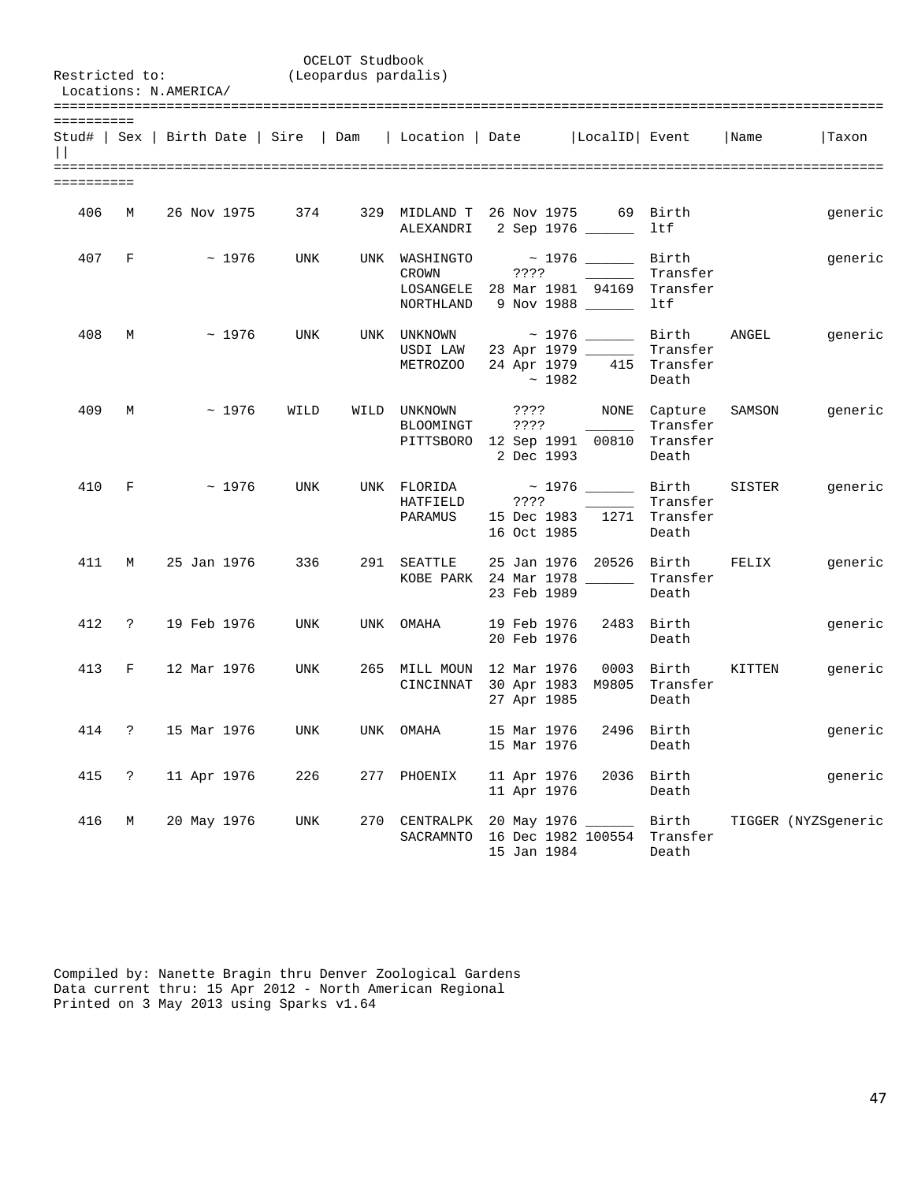OCELOT Studbook
(Leopardus pardalis)

Restricted to:
Locations: N.AMERICA/

| Stud# | Sex | Birth Date | Sire | Dam | Location | Date | LocalID | Event | Name | Taxon |
|---|---|---|---|---|---|---|---|---|---|---|
| 406 | M | 26 Nov 1975 | 374 | 329 | MIDLAND T | 26 Nov 1975 | 69 | Birth | | generic |
| | | | | | ALEXANDRI | 2 Sep 1976 | ______ | ltf | | |
| 407 | F | ~ 1976 | UNK | UNK | WASHINGTO | ~ 1976 | ______ | Birth | | generic |
| | | | | | CROWN | ???? | ______ | Transfer | | |
| | | | | | LOSANGELE | 28 Mar 1981 | 94169 | Transfer | | |
| | | | | | NORTHLAND | 9 Nov 1988 | ______ | ltf | | |
| 408 | M | ~ 1976 | UNK | UNK | UNKNOWN | ~ 1976 | ______ | Birth | ANGEL | generic |
| | | | | | USDI LAW | 23 Apr 1979 | ______ | Transfer | | |
| | | | | | METROZOO | 24 Apr 1979 | 415 | Transfer | | |
| | | | | | | ~ 1982 | | Death | | |
| 409 | M | ~ 1976 | WILD | WILD | UNKNOWN | ???? | NONE | Capture | SAMSON | generic |
| | | | | | BLOOMINGT | ???? | ______ | Transfer | | |
| | | | | | PITTSBORO | 12 Sep 1991 | 00810 | Transfer | | |
| | | | | | | 2 Dec 1993 | | Death | | |
| 410 | F | ~ 1976 | UNK | UNK | FLORIDA | ~ 1976 | ______ | Birth | SISTER | generic |
| | | | | | HATFIELD | ???? | ______ | Transfer | | |
| | | | | | PARAMUS | 15 Dec 1983 | 1271 | Transfer | | |
| | | | | | | 16 Oct 1985 | | Death | | |
| 411 | M | 25 Jan 1976 | 336 | 291 | SEATTLE | 25 Jan 1976 | 20526 | Birth | FELIX | generic |
| | | | | | KOBE PARK | 24 Mar 1978 | ______ | Transfer | | |
| | | | | | | 23 Feb 1989 | | Death | | |
| 412 | ? | 19 Feb 1976 | UNK | UNK | OMAHA | 19 Feb 1976 | 2483 | Birth | | generic |
| | | | | | | 20 Feb 1976 | | Death | | |
| 413 | F | 12 Mar 1976 | UNK | 265 | MILL MOUN | 12 Mar 1976 | 0003 | Birth | KITTEN | generic |
| | | | | | CINCINNAT | 30 Apr 1983 | M9805 | Transfer | | |
| | | | | | | 27 Apr 1985 | | Death | | |
| 414 | ? | 15 Mar 1976 | UNK | UNK | OMAHA | 15 Mar 1976 | 2496 | Birth | | generic |
| | | | | | | 15 Mar 1976 | | Death | | |
| 415 | ? | 11 Apr 1976 | 226 | 277 | PHOENIX | 11 Apr 1976 | 2036 | Birth | | generic |
| | | | | | | 11 Apr 1976 | | Death | | |
| 416 | M | 20 May 1976 | UNK | 270 | CENTRALPK | 20 May 1976 | ______ | Birth | TIGGER (NYZS | generic |
| | | | | | SACRAMNTO | 16 Dec 1982 | 100554 | Transfer | | |
| | | | | | | 15 Jan 1984 | | Death | | |

Compiled by: Nanette Bragin thru Denver Zoological Gardens
Data current thru: 15 Apr 2012 - North American Regional
Printed on 3 May 2013 using Sparks v1.64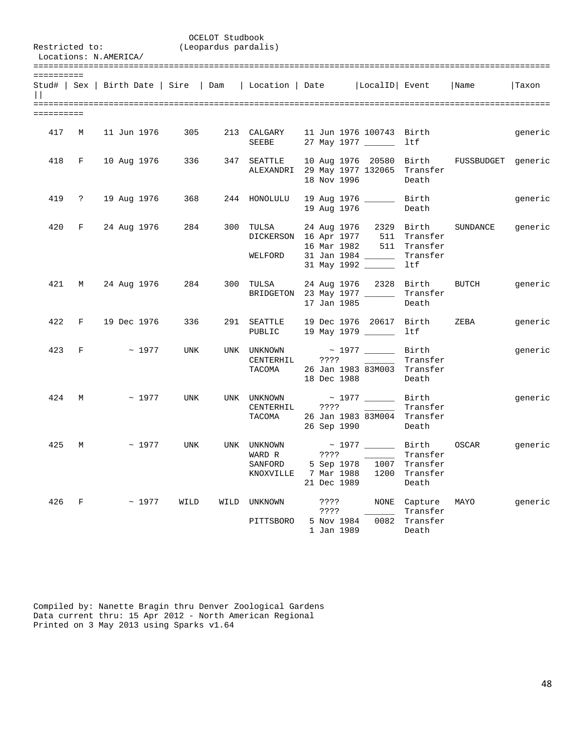OCELOT Studbook
(Leopardus pardalis)

Restricted to:
Locations: N.AMERICA/

| Stud# | Sex | Birth Date | Sire | Dam | Location | Date | LocalID | Event | Name | Taxon |
|---|---|---|---|---|---|---|---|---|---|---|
| 417 | M | 11 Jun 1976 | 305 | 213 | CALGARY | 11 Jun 1976 | 100743 | Birth | | generic |
| | | | | | SEEBE | 27 May 1977 | ______ | ltf | | |
| 418 | F | 10 Aug 1976 | 336 | 347 | SEATTLE | 10 Aug 1976 | 20580 | Birth | FUSSBUDGET | generic |
| | | | | | ALEXANDRI | 29 May 1977 | 132065 | Transfer | | |
| | | | | | | 18 Nov 1996 | | Death | | |
| 419 | ? | 19 Aug 1976 | 368 | 244 | HONOLULU | 19 Aug 1976 | ______ | Birth | | generic |
| | | | | | | 19 Aug 1976 | | Death | | |
| 420 | F | 24 Aug 1976 | 284 | 300 | TULSA | 24 Aug 1976 | 2329 | Birth | SUNDANCE | generic |
| | | | | | DICKERSON | 16 Apr 1977 | 511 | Transfer | | |
| | | | | | | 16 Mar 1982 | 511 | Transfer | | |
| | | | | | WELFORD | 31 Jan 1984 | ______ | Transfer | | |
| | | | | | | 31 May 1992 | ______ | ltf | | |
| 421 | M | 24 Aug 1976 | 284 | 300 | TULSA | 24 Aug 1976 | 2328 | Birth | BUTCH | generic |
| | | | | | BRIDGETON | 23 May 1977 | ______ | Transfer | | |
| | | | | | | 17 Jan 1985 | | Death | | |
| 422 | F | 19 Dec 1976 | 336 | 291 | SEATTLE | 19 Dec 1976 | 20617 | Birth | ZEBA | generic |
| | | | | | PUBLIC | 19 May 1979 | ______ | ltf | | |
| 423 | F | ~ 1977 | UNK | UNK | UNKNOWN | ~ 1977 | ______ | Birth | | generic |
| | | | | | CENTERHIL | ???? | ______ | Transfer | | |
| | | | | | TACOMA | 26 Jan 1983 | 83M003 | Transfer | | |
| | | | | | | 18 Dec 1988 | | Death | | |
| 424 | M | ~ 1977 | UNK | UNK | UNKNOWN | ~ 1977 | ______ | Birth | | generic |
| | | | | | CENTERHIL | ???? | ______ | Transfer | | |
| | | | | | TACOMA | 26 Jan 1983 | 83M004 | Transfer | | |
| | | | | | | 26 Sep 1990 | | Death | | |
| 425 | M | ~ 1977 | UNK | UNK | UNKNOWN | ~ 1977 | ______ | Birth | OSCAR | generic |
| | | | | | WARD R | ???? | ______ | Transfer | | |
| | | | | | SANFORD | 5 Sep 1978 | 1007 | Transfer | | |
| | | | | | KNOXVILLE | 7 Mar 1988 | 1200 | Transfer | | |
| | | | | | | 21 Dec 1989 | | Death | | |
| 426 | F | ~ 1977 | WILD | WILD | UNKNOWN | ???? | NONE | Capture | MAYO | generic |
| | | | | | | ???? | ______ | Transfer | | |
| | | | | | PITTSBORO | 5 Nov 1984 | 0082 | Transfer | | |
| | | | | | | 1 Jan 1989 | | Death | | |

Compiled by: Nanette Bragin thru Denver Zoological Gardens
Data current thru: 15 Apr 2012 - North American Regional
Printed on 3 May 2013 using Sparks v1.64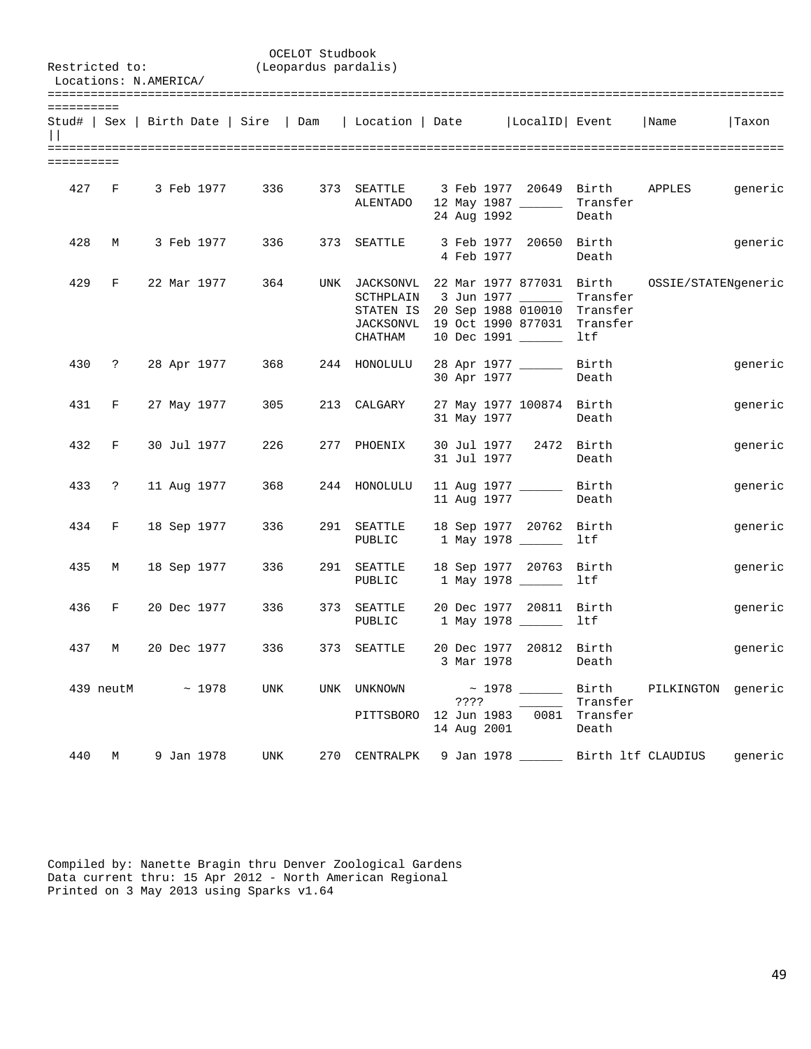OCELOT Studbook
(Leopardus pardalis)

Restricted to:
Locations: N.AMERICA/

| Stud# | Sex | Birth Date | Sire | Dam | Location | Date | LocalID | Event | Name | Taxon |
|---|---|---|---|---|---|---|---|---|---|---|
| 427 | F | 3 Feb 1977 | 336 | 373 | SEATTLE | 3 Feb 1977 | 20649 | Birth | APPLES | generic |
| | | | | | ALENTADO | 12 May 1987 | ______ | Transfer | | |
| | | | | | | 24 Aug 1992 | | Death | | |
| 428 | M | 3 Feb 1977 | 336 | 373 | SEATTLE | 3 Feb 1977 | 20650 | Birth | | generic |
| | | | | | | 4 Feb 1977 | | Death | | |
| 429 | F | 22 Mar 1977 | 364 | UNK | JACKSONVL | 22 Mar 1977 | 877031 | Birth | OSSIE/STATEN | generic |
| | | | | | SCTHPLAIN | 3 Jun 1977 | ______ | Transfer | | |
| | | | | | STATEN IS | 20 Sep 1988 | 010010 | Transfer | | |
| | | | | | JACKSONVL | 19 Oct 1990 | 877031 | Transfer | | |
| | | | | | CHATHAM | 10 Dec 1991 | ______ | ltf | | |
| 430 | ? | 28 Apr 1977 | 368 | 244 | HONOLULU | 28 Apr 1977 | ______ | Birth | | generic |
| | | | | | | 30 Apr 1977 | | Death | | |
| 431 | F | 27 May 1977 | 305 | 213 | CALGARY | 27 May 1977 | 100874 | Birth | | generic |
| | | | | | | 31 May 1977 | | Death | | |
| 432 | F | 30 Jul 1977 | 226 | 277 | PHOENIX | 30 Jul 1977 | 2472 | Birth | | generic |
| | | | | | | 31 Jul 1977 | | Death | | |
| 433 | ? | 11 Aug 1977 | 368 | 244 | HONOLULU | 11 Aug 1977 | ______ | Birth | | generic |
| | | | | | | 11 Aug 1977 | | Death | | |
| 434 | F | 18 Sep 1977 | 336 | 291 | SEATTLE | 18 Sep 1977 | 20762 | Birth | | generic |
| | | | | | PUBLIC | 1 May 1978 | ______ | ltf | | |
| 435 | M | 18 Sep 1977 | 336 | 291 | SEATTLE | 18 Sep 1977 | 20763 | Birth | | generic |
| | | | | | PUBLIC | 1 May 1978 | ______ | ltf | | |
| 436 | F | 20 Dec 1977 | 336 | 373 | SEATTLE | 20 Dec 1977 | 20811 | Birth | | generic |
| | | | | | PUBLIC | 1 May 1978 | ______ | ltf | | |
| 437 | M | 20 Dec 1977 | 336 | 373 | SEATTLE | 20 Dec 1977 | 20812 | Birth | | generic |
| | | | | | | 3 Mar 1978 | | Death | | |
| 439 | neutM | ~ 1978 | UNK | UNK | UNKNOWN | ~ 1978 | ______ | Birth | PILKINGTON | generic |
| | | | | | | ???? | ______ | Transfer | | |
| | | | | | PITTSBORO | 12 Jun 1983 | 0081 | Transfer | | |
| | | | | | | 14 Aug 2001 | | Death | | |
| 440 | M | 9 Jan 1978 | UNK | 270 | CENTRALPK | 9 Jan 1978 | ______ | Birth ltf | CLAUDIUS | generic |

Compiled by: Nanette Bragin thru Denver Zoological Gardens
Data current thru: 15 Apr 2012 - North American Regional
Printed on 3 May 2013 using Sparks v1.64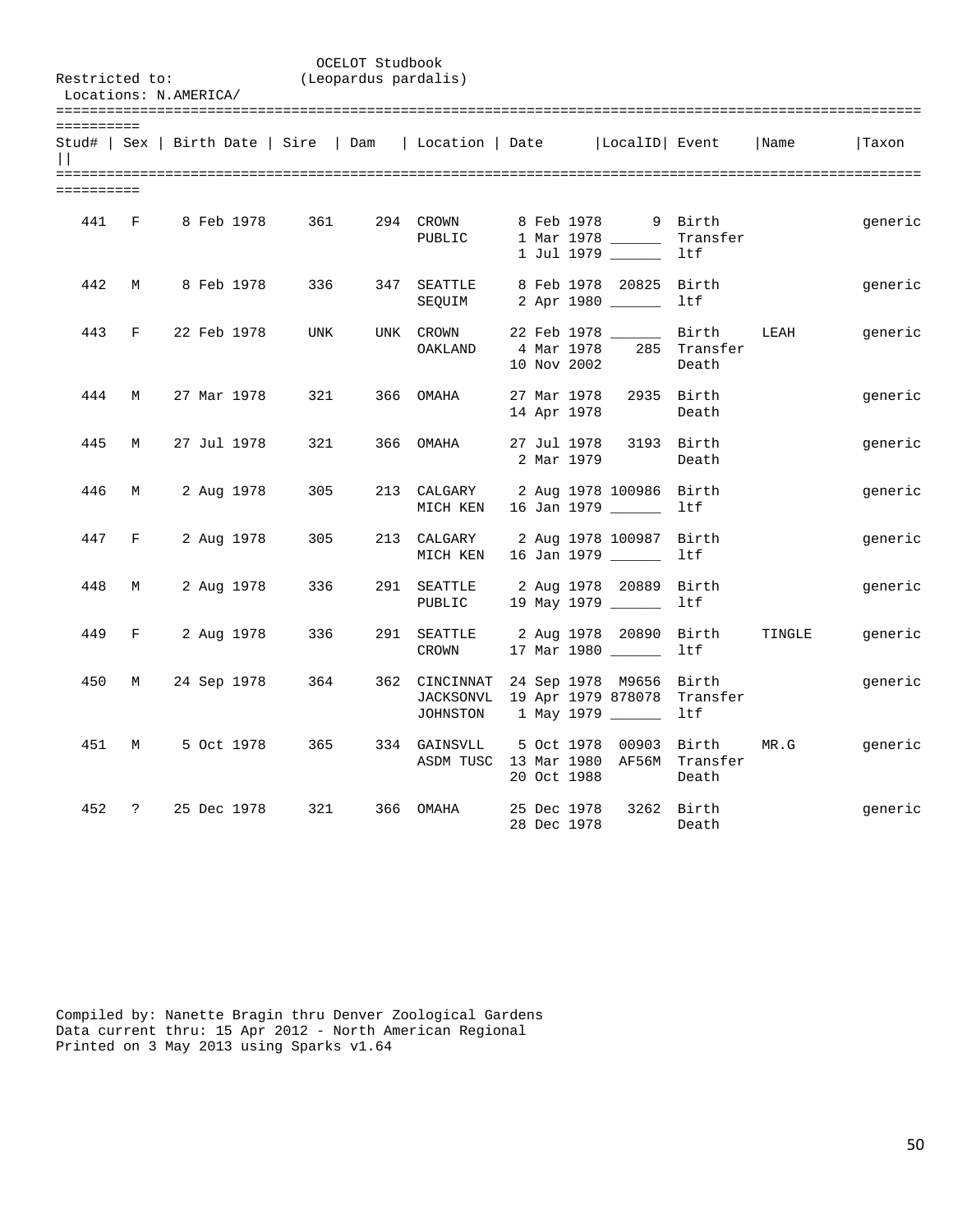OCELOT Studbook
(Leopardus pardalis)

Restricted to:
Locations: N.AMERICA/

| Stud# | Sex | Birth Date | Sire | Dam | Location | Date | LocalID | Event | Name | Taxon |
|---|---|---|---|---|---|---|---|---|---|---|
| 441 | F | 8 Feb 1978 | 361 | 294 | CROWN | 8 Feb 1978 | 9 | Birth | | generic |
| | | | | | PUBLIC | 1 Mar 1978 | ______ | Transfer | | |
| | | | | | | 1 Jul 1979 | ______ | ltf | | |
| 442 | M | 8 Feb 1978 | 336 | 347 | SEATTLE | 8 Feb 1978 | 20825 | Birth | | generic |
| | | | | | SEQUIM | 2 Apr 1980 | ______ | ltf | | |
| 443 | F | 22 Feb 1978 | UNK | UNK | CROWN | 22 Feb 1978 | ______ | Birth | LEAH | generic |
| | | | | | OAKLAND | 4 Mar 1978 | 285 | Transfer | | |
| | | | | | | 10 Nov 2002 | | Death | | |
| 444 | M | 27 Mar 1978 | 321 | 366 | OMAHA | 27 Mar 1978 | 2935 | Birth | | generic |
| | | | | | | 14 Apr 1978 | | Death | | |
| 445 | M | 27 Jul 1978 | 321 | 366 | OMAHA | 27 Jul 1978 | 3193 | Birth | | generic |
| | | | | | | 2 Mar 1979 | | Death | | |
| 446 | M | 2 Aug 1978 | 305 | 213 | CALGARY | 2 Aug 1978 | 100986 | Birth | | generic |
| | | | | | MICH KEN | 16 Jan 1979 | ______ | ltf | | |
| 447 | F | 2 Aug 1978 | 305 | 213 | CALGARY | 2 Aug 1978 | 100987 | Birth | | generic |
| | | | | | MICH KEN | 16 Jan 1979 | ______ | ltf | | |
| 448 | M | 2 Aug 1978 | 336 | 291 | SEATTLE | 2 Aug 1978 | 20889 | Birth | | generic |
| | | | | | PUBLIC | 19 May 1979 | ______ | ltf | | |
| 449 | F | 2 Aug 1978 | 336 | 291 | SEATTLE | 2 Aug 1978 | 20890 | Birth | TINGLE | generic |
| | | | | | CROWN | 17 Mar 1980 | ______ | ltf | | |
| 450 | M | 24 Sep 1978 | 364 | 362 | CINCINNAT | 24 Sep 1978 | M9656 | Birth | | generic |
| | | | | | JACKSONVL | 19 Apr 1979 | 878078 | Transfer | | |
| | | | | | JOHNSTON | 1 May 1979 | ______ | ltf | | |
| 451 | M | 5 Oct 1978 | 365 | 334 | GAINSVLL | 5 Oct 1978 | 00903 | Birth | MR.G | generic |
| | | | | | ASDM TUSC | 13 Mar 1980 | AF56M | Transfer | | |
| | | | | | | 20 Oct 1988 | | Death | | |
| 452 | ? | 25 Dec 1978 | 321 | 366 | OMAHA | 25 Dec 1978 | 3262 | Birth | | generic |
| | | | | | | 28 Dec 1978 | | Death | | |

Compiled by: Nanette Bragin thru Denver Zoological Gardens
Data current thru: 15 Apr 2012 - North American Regional
Printed on 3 May 2013 using Sparks v1.64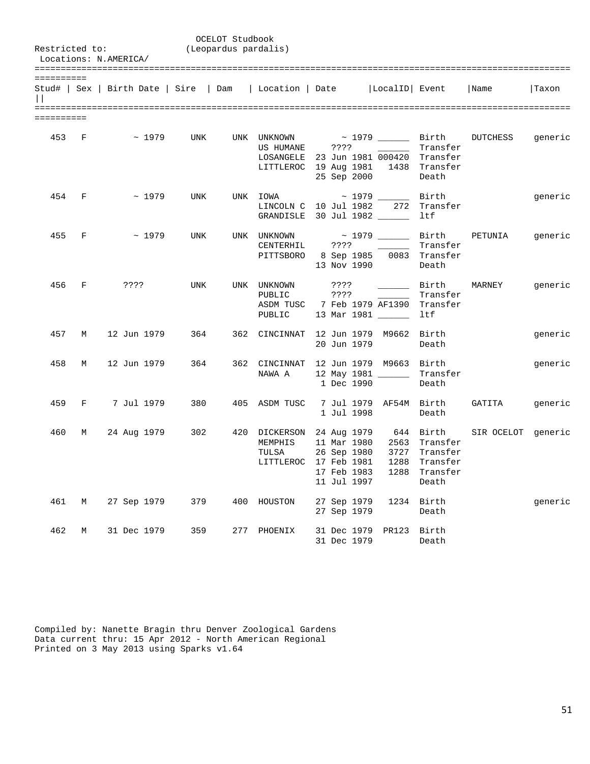OCELOT Studbook
(Leopardus pardalis)

Restricted to:
Locations: N.AMERICA/

| Stud# | Sex | Birth Date | Sire | Dam | Location | Date | LocalID | Event | Name | Taxon |
|---|---|---|---|---|---|---|---|---|---|---|
| 453 | F | ~ 1979 | UNK | UNK | UNKNOWN | ~ 1979 | ______ | Birth | DUTCHESS | generic |
| | | | | | US HUMANE | ???? | ______ | Transfer | | |
| | | | | | LOSANGELE | 23 Jun 1981 | 000420 | Transfer | | |
| | | | | | LITTLEROC | 19 Aug 1981 | 1438 | Transfer | | |
| | | | | | | 25 Sep 2000 | | Death | | |
| 454 | F | ~ 1979 | UNK | UNK | IOWA | ~ 1979 | ______ | Birth | | generic |
| | | | | | LINCOLN C | 10 Jul 1982 | 272 | Transfer | | |
| | | | | | GRANDISLE | 30 Jul 1982 | ______ | ltf | | |
| 455 | F | ~ 1979 | UNK | UNK | UNKNOWN | ~ 1979 | ______ | Birth | PETUNIA | generic |
| | | | | | CENTERHIL | ???? | ______ | Transfer | | |
| | | | | | PITTSBORO | 8 Sep 1985 | 0083 | Transfer | | |
| | | | | | | 13 Nov 1990 | | Death | | |
| 456 | F | ???? | UNK | UNK | UNKNOWN | ???? | ______ | Birth | MARNEY | generic |
| | | | | | PUBLIC | ???? | ______ | Transfer | | |
| | | | | | ASDM TUSC | 7 Feb 1979 | AF1390 | Transfer | | |
| | | | | | PUBLIC | 13 Mar 1981 | ______ | ltf | | |
| 457 | M | 12 Jun 1979 | 364 | 362 | CINCINNAT | 12 Jun 1979 | M9662 | Birth | | generic |
| | | | | | | 20 Jun 1979 | | Death | | |
| 458 | M | 12 Jun 1979 | 364 | 362 | CINCINNAT | 12 Jun 1979 | M9663 | Birth | | generic |
| | | | | | NAWA A | 12 May 1981 | ______ | Transfer | | |
| | | | | | | 1 Dec 1990 | | Death | | |
| 459 | F | 7 Jul 1979 | 380 | 405 | ASDM TUSC | 7 Jul 1979 | AF54M | Birth | GATITA | generic |
| | | | | | | 1 Jul 1998 | | Death | | |
| 460 | M | 24 Aug 1979 | 302 | 420 | DICKERSON | 24 Aug 1979 | 644 | Birth | SIR OCELOT | generic |
| | | | | | MEMPHIS | 11 Mar 1980 | 2563 | Transfer | | |
| | | | | | TULSA | 26 Sep 1980 | 3727 | Transfer | | |
| | | | | | LITTLEROC | 17 Feb 1981 | 1288 | Transfer | | |
| | | | | | | 17 Feb 1983 | 1288 | Transfer | | |
| | | | | | | 11 Jul 1997 | | Death | | |
| 461 | M | 27 Sep 1979 | 379 | 400 | HOUSTON | 27 Sep 1979 | 1234 | Birth | | generic |
| | | | | | | 27 Sep 1979 | | Death | | |
| 462 | M | 31 Dec 1979 | 359 | 277 | PHOENIX | 31 Dec 1979 | PR123 | Birth | | |
| | | | | | | 31 Dec 1979 | | Death | | |

Compiled by: Nanette Bragin thru Denver Zoological Gardens
Data current thru: 15 Apr 2012 - North American Regional
Printed on 3 May 2013 using Sparks v1.64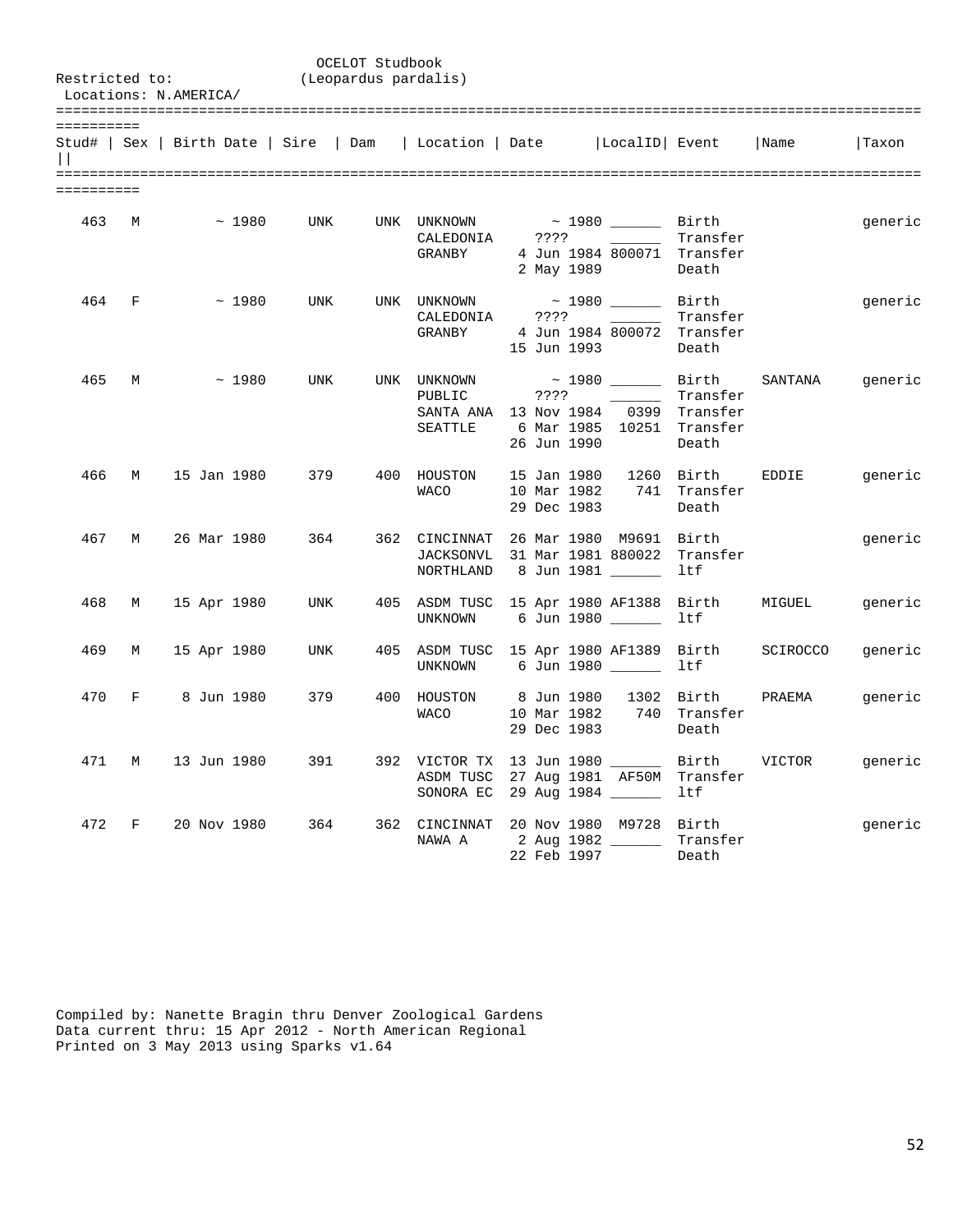OCELOT Studbook
(Leopardus pardalis)

Restricted to:
Locations: N.AMERICA/

| Stud# | Sex | Birth Date | Sire | Dam | Location | Date | LocalID | Event | Name | Taxon |
|---|---|---|---|---|---|---|---|---|---|---|
| 463 | M | ~ 1980 | UNK | UNK | UNKNOWN | ~ 1980 | ______ | Birth | | generic |
| | | | | | CALEDONIA | ???? | ______ | Transfer | | |
| | | | | | GRANBY | 4 Jun 1984 | 800071 | Transfer | | |
| | | | | | | 2 May 1989 | | Death | | |
| 464 | F | ~ 1980 | UNK | UNK | UNKNOWN | ~ 1980 | ______ | Birth | | generic |
| | | | | | CALEDONIA | ???? | ______ | Transfer | | |
| | | | | | GRANBY | 4 Jun 1984 | 800072 | Transfer | | |
| | | | | | | 15 Jun 1993 | | Death | | |
| 465 | M | ~ 1980 | UNK | UNK | UNKNOWN | ~ 1980 | ______ | Birth | SANTANA | generic |
| | | | | | PUBLIC | ???? | ______ | Transfer | | |
| | | | | | SANTA ANA | 13 Nov 1984 | 0399 | Transfer | | |
| | | | | | SEATTLE | 6 Mar 1985 | 10251 | Transfer | | |
| | | | | | | 26 Jun 1990 | | Death | | |
| 466 | M | 15 Jan 1980 | 379 | 400 | HOUSTON | 15 Jan 1980 | 1260 | Birth | EDDIE | generic |
| | | | | | WACO | 10 Mar 1982 | 741 | Transfer | | |
| | | | | | | 29 Dec 1983 | | Death | | |
| 467 | M | 26 Mar 1980 | 364 | 362 | CINCINNAT | 26 Mar 1980 | M9691 | Birth | | generic |
| | | | | | JACKSONVL | 31 Mar 1981 | 880022 | Transfer | | |
| | | | | | NORTHLAND | 8 Jun 1981 | ______ | ltf | | |
| 468 | M | 15 Apr 1980 | UNK | 405 | ASDM TUSC | 15 Apr 1980 | AF1388 | Birth | MIGUEL | generic |
| | | | | | UNKNOWN | 6 Jun 1980 | ______ | ltf | | |
| 469 | M | 15 Apr 1980 | UNK | 405 | ASDM TUSC | 15 Apr 1980 | AF1389 | Birth | SCIROCCO | generic |
| | | | | | UNKNOWN | 6 Jun 1980 | ______ | ltf | | |
| 470 | F | 8 Jun 1980 | 379 | 400 | HOUSTON | 8 Jun 1980 | 1302 | Birth | PRAEMA | generic |
| | | | | | WACO | 10 Mar 1982 | 740 | Transfer | | |
| | | | | | | 29 Dec 1983 | | Death | | |
| 471 | M | 13 Jun 1980 | 391 | 392 | VICTOR TX | 13 Jun 1980 | ______ | Birth | VICTOR | generic |
| | | | | | ASDM TUSC | 27 Aug 1981 | AF50M | Transfer | | |
| | | | | | SONORA EC | 29 Aug 1984 | ______ | ltf | | |
| 472 | F | 20 Nov 1980 | 364 | 362 | CINCINNAT | 20 Nov 1980 | M9728 | Birth | | generic |
| | | | | | NAWA A | 2 Aug 1982 | ______ | Transfer | | |
| | | | | | | 22 Feb 1997 | | Death | | |

Compiled by: Nanette Bragin thru Denver Zoological Gardens
Data current thru: 15 Apr 2012 - North American Regional
Printed on 3 May 2013 using Sparks v1.64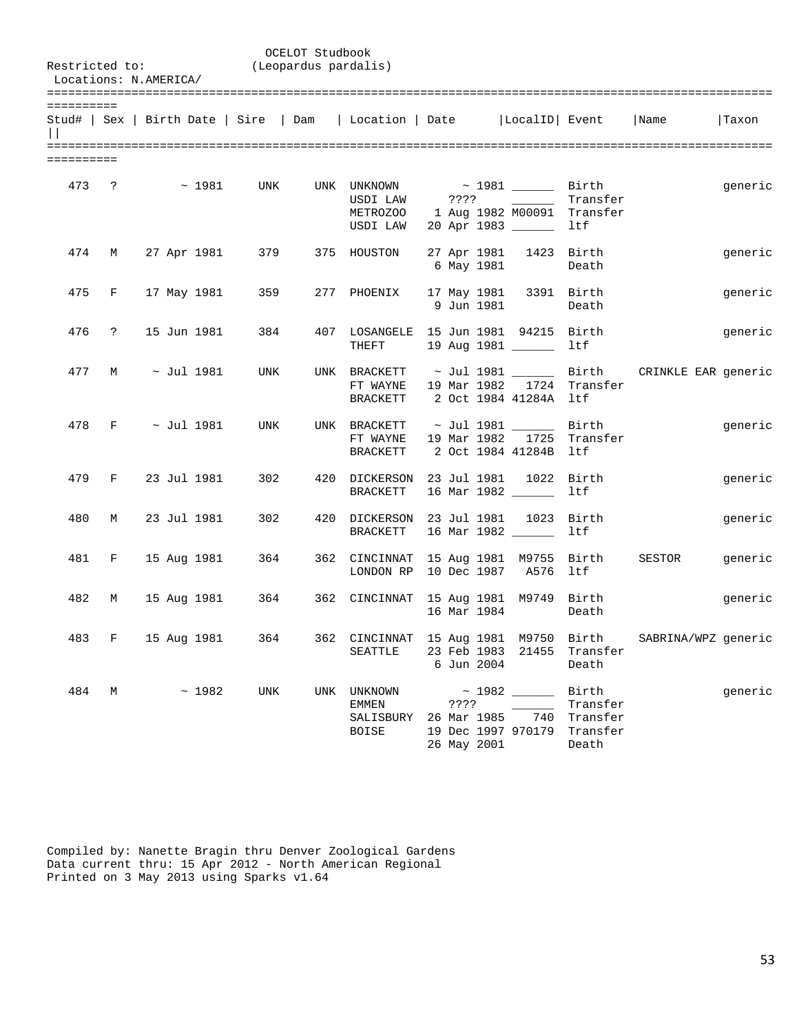OCELOT Studbook
(Leopardus pardalis)

Restricted to:
Locations: N.AMERICA/

| Stud# | Sex | Birth Date | Sire | Dam | Location | Date | LocalID | Event | Name | Taxon |
|---|---|---|---|---|---|---|---|---|---|---|
| 473 | ? | ~ 1981 | UNK | UNK | UNKNOWN | ~ 1981 | ______ | Birth | | generic |
| | | | | | USDI LAW | ???? | ______ | Transfer | | |
| | | | | | METROZOO | 1 Aug 1982 | M00091 | Transfer | | |
| | | | | | USDI LAW | 20 Apr 1983 | ______ | ltf | | |
| 474 | M | 27 Apr 1981 | 379 | 375 | HOUSTON | 27 Apr 1981 | 1423 | Birth | | generic |
| | | | | | | 6 May 1981 | | Death | | |
| 475 | F | 17 May 1981 | 359 | 277 | PHOENIX | 17 May 1981 | 3391 | Birth | | generic |
| | | | | | | 9 Jun 1981 | | Death | | |
| 476 | ? | 15 Jun 1981 | 384 | 407 | LOSANGELE | 15 Jun 1981 | 94215 | Birth | | generic |
| | | | | | THEFT | 19 Aug 1981 | ______ | ltf | | |
| 477 | M | ~ Jul 1981 | UNK | UNK | BRACKETT | ~ Jul 1981 | ______ | Birth | CRINKLE EAR | generic |
| | | | | | FT WAYNE | 19 Mar 1982 | 1724 | Transfer | | |
| | | | | | BRACKETT | 2 Oct 1984 | 41284A | ltf | | |
| 478 | F | ~ Jul 1981 | UNK | UNK | BRACKETT | ~ Jul 1981 | ______ | Birth | | generic |
| | | | | | FT WAYNE | 19 Mar 1982 | 1725 | Transfer | | |
| | | | | | BRACKETT | 2 Oct 1984 | 41284B | ltf | | |
| 479 | F | 23 Jul 1981 | 302 | 420 | DICKERSON | 23 Jul 1981 | 1022 | Birth | | generic |
| | | | | | BRACKETT | 16 Mar 1982 | ______ | ltf | | |
| 480 | M | 23 Jul 1981 | 302 | 420 | DICKERSON | 23 Jul 1981 | 1023 | Birth | | generic |
| | | | | | BRACKETT | 16 Mar 1982 | ______ | ltf | | |
| 481 | F | 15 Aug 1981 | 364 | 362 | CINCINNAT | 15 Aug 1981 | M9755 | Birth | SESTOR | generic |
| | | | | | LONDON RP | 10 Dec 1987 | A576 | ltf | | |
| 482 | M | 15 Aug 1981 | 364 | 362 | CINCINNAT | 15 Aug 1981 | M9749 | Birth | | generic |
| | | | | | | 16 Mar 1984 | | Death | | |
| 483 | F | 15 Aug 1981 | 364 | 362 | CINCINNAT | 15 Aug 1981 | M9750 | Birth | SABRINA/WPZ | generic |
| | | | | | SEATTLE | 23 Feb 1983 | 21455 | Transfer | | |
| | | | | | | 6 Jun 2004 | | Death | | |
| 484 | M | ~ 1982 | UNK | UNK | UNKNOWN | ~ 1982 | ______ | Birth | | generic |
| | | | | | EMMEN | ???? | ______ | Transfer | | |
| | | | | | SALISBURY | 26 Mar 1985 | 740 | Transfer | | |
| | | | | | BOISE | 19 Dec 1997 | 970179 | Transfer | | |
| | | | | | | 26 May 2001 | | Death | | |

Compiled by: Nanette Bragin thru Denver Zoological Gardens
Data current thru: 15 Apr 2012 - North American Regional
Printed on 3 May 2013 using Sparks v1.64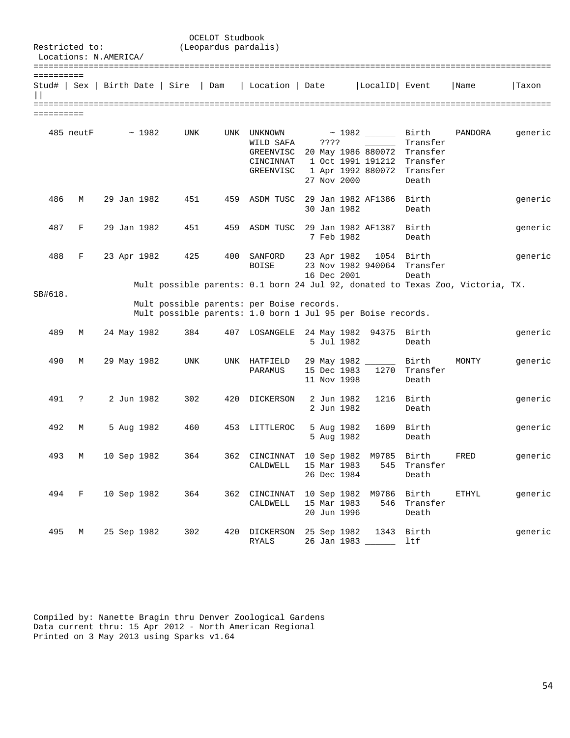OCELOT Studbook
(Leopardus pardalis)

Restricted to:
Locations: N.AMERICA/

| Stud# | Sex | Birth Date | Sire | Dam | Location | Date | LocalID | Event | Name | Taxon |
|---|---|---|---|---|---|---|---|---|---|---|
| 485 | neutF | ~ 1982 | UNK | UNK | UNKNOWN | ~ 1982 | ______ | Birth | PANDORA | generic |
| | | | | | WILD SAFA | ???? | ______ | Transfer | | |
| | | | | | GREENVISC | 20 May 1986 | 880072 | Transfer | | |
| | | | | | CINCINNAT | 1 Oct 1991 | 191212 | Transfer | | |
| | | | | | GREENVISC | 1 Apr 1992 | 880072 | Transfer | | |
| | | | | | | 27 Nov 2000 | | Death | | |
| 486 | M | 29 Jan 1982 | 451 | 459 | ASDM TUSC | 29 Jan 1982 | AF1386 | Birth | | generic |
| | | | | | | 30 Jan 1982 | | Death | | |
| 487 | F | 29 Jan 1982 | 451 | 459 | ASDM TUSC | 29 Jan 1982 | AF1387 | Birth | | generic |
| | | | | | | 7 Feb 1982 | | Death | | |
| 488 | F | 23 Apr 1982 | 425 | 400 | SANFORD | 23 Apr 1982 | 1054 | Birth | | generic |
| | | | | | BOISE | 23 Nov 1982 | 940064 | Transfer | | |
| | | | | | | 16 Dec 2001 | | Death | | |

Mult possible parents: 0.1 born 24 Jul 92, donated to Texas Zoo, Victoria, TX. SB#618.
Mult possible parents: per Boise records.
Mult possible parents: 1.0 born 1 Jul 95 per Boise records.

| Stud# | Sex | Birth Date | Sire | Dam | Location | Date | LocalID | Event | Name | Taxon |
|---|---|---|---|---|---|---|---|---|---|---|
| 489 | M | 24 May 1982 | 384 | 407 | LOSANGELE | 24 May 1982 | 94375 | Birth | | generic |
| | | | | | | 5 Jul 1982 | | Death | | |
| 490 | M | 29 May 1982 | UNK | UNK | HATFIELD | 29 May 1982 | ______ | Birth | MONTY | generic |
| | | | | | PARAMUS | 15 Dec 1983 | 1270 | Transfer | | |
| | | | | | | 11 Nov 1998 | | Death | | |
| 491 | ? | 2 Jun 1982 | 302 | 420 | DICKERSON | 2 Jun 1982 | 1216 | Birth | | generic |
| | | | | | | 2 Jun 1982 | | Death | | |
| 492 | M | 5 Aug 1982 | 460 | 453 | LITTLEROC | 5 Aug 1982 | 1609 | Birth | | generic |
| | | | | | | 5 Aug 1982 | | Death | | |
| 493 | M | 10 Sep 1982 | 364 | 362 | CINCINNAT | 10 Sep 1982 | M9785 | Birth | FRED | generic |
| | | | | | CALDWELL | 15 Mar 1983 | 545 | Transfer | | |
| | | | | | | 26 Dec 1984 | | Death | | |
| 494 | F | 10 Sep 1982 | 364 | 362 | CINCINNAT | 10 Sep 1982 | M9786 | Birth | ETHYL | generic |
| | | | | | CALDWELL | 15 Mar 1983 | 546 | Transfer | | |
| | | | | | | 20 Jun 1996 | | Death | | |
| 495 | M | 25 Sep 1982 | 302 | 420 | DICKERSON | 25 Sep 1982 | 1343 | Birth | | generic |
| | | | | | RYALS | 26 Jan 1983 | ______ | ltf | | |

Compiled by: Nanette Bragin thru Denver Zoological Gardens
Data current thru: 15 Apr 2012 - North American Regional
Printed on 3 May 2013 using Sparks v1.64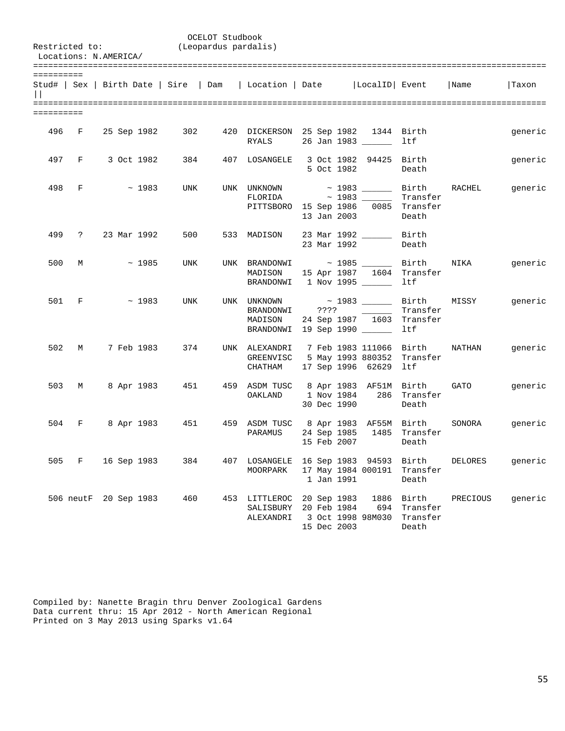OCELOT Studbook
(Leopardus pardalis)

Restricted to:
Locations: N.AMERICA/

| Stud# | Sex | Birth Date | Sire | Dam | Location | Date | LocalID | Event | Name | Taxon |
|---|---|---|---|---|---|---|---|---|---|---|
| 496 | F | 25 Sep 1982 | 302 | 420 | DICKERSON | 25 Sep 1982 | 1344 | Birth | | generic |
| | | | | | RYALS | 26 Jan 1983 | ______ | ltf | | |
| 497 | F | 3 Oct 1982 | 384 | 407 | LOSANGELE | 3 Oct 1982 | 94425 | Birth | | generic |
| | | | | | | 5 Oct 1982 | | Death | | |
| 498 | F | ~ 1983 | UNK | UNK | UNKNOWN | ~ 1983 | ______ | Birth | RACHEL | generic |
| | | | | | FLORIDA | ~ 1983 | ______ | Transfer | | |
| | | | | | PITTSBORO | 15 Sep 1986 | 0085 | Transfer | | |
| | | | | | | 13 Jan 2003 | | Death | | |
| 499 | ? | 23 Mar 1992 | 500 | 533 | MADISON | 23 Mar 1992 | ______ | Birth | | |
| | | | | | | 23 Mar 1992 | | Death | | |
| 500 | M | ~ 1985 | UNK | UNK | BRANDONWI | ~ 1985 | ______ | Birth | NIKA | generic |
| | | | | | MADISON | 15 Apr 1987 | 1604 | Transfer | | |
| | | | | | BRANDONWI | 1 Nov 1995 | ______ | ltf | | |
| 501 | F | ~ 1983 | UNK | UNK | UNKNOWN | ~ 1983 | ______ | Birth | MISSY | generic |
| | | | | | BRANDONWI | ???? | ______ | Transfer | | |
| | | | | | MADISON | 24 Sep 1987 | 1603 | Transfer | | |
| | | | | | BRANDONWI | 19 Sep 1990 | ______ | ltf | | |
| 502 | M | 7 Feb 1983 | 374 | UNK | ALEXANDRI | 7 Feb 1983 | 111066 | Birth | NATHAN | generic |
| | | | | | GREENVISC | 5 May 1993 | 880352 | Transfer | | |
| | | | | | CHATHAM | 17 Sep 1996 | 62629 | ltf | | |
| 503 | M | 8 Apr 1983 | 451 | 459 | ASDM TUSC | 8 Apr 1983 | AF51M | Birth | GATO | generic |
| | | | | | OAKLAND | 1 Nov 1984 | 286 | Transfer | | |
| | | | | | | 30 Dec 1990 | | Death | | |
| 504 | F | 8 Apr 1983 | 451 | 459 | ASDM TUSC | 8 Apr 1983 | AF55M | Birth | SONORA | generic |
| | | | | | PARAMUS | 24 Sep 1985 | 1485 | Transfer | | |
| | | | | | | 15 Feb 2007 | | Death | | |
| 505 | F | 16 Sep 1983 | 384 | 407 | LOSANGELE | 16 Sep 1983 | 94593 | Birth | DELORES | generic |
| | | | | | MOORPARK | 17 May 1984 | 000191 | Transfer | | |
| | | | | | | 1 Jan 1991 | | Death | | |
| 506 | neutF | 20 Sep 1983 | 460 | 453 | LITTLEROC | 20 Sep 1983 | 1886 | Birth | PRECIOUS | generic |
| | | | | | SALISBURY | 20 Feb 1984 | 694 | Transfer | | |
| | | | | | ALEXANDRI | 3 Oct 1998 | 98M030 | Transfer | | |
| | | | | | | 15 Dec 2003 | | Death | | |

Compiled by: Nanette Bragin thru Denver Zoological Gardens
Data current thru: 15 Apr 2012 - North American Regional
Printed on 3 May 2013 using Sparks v1.64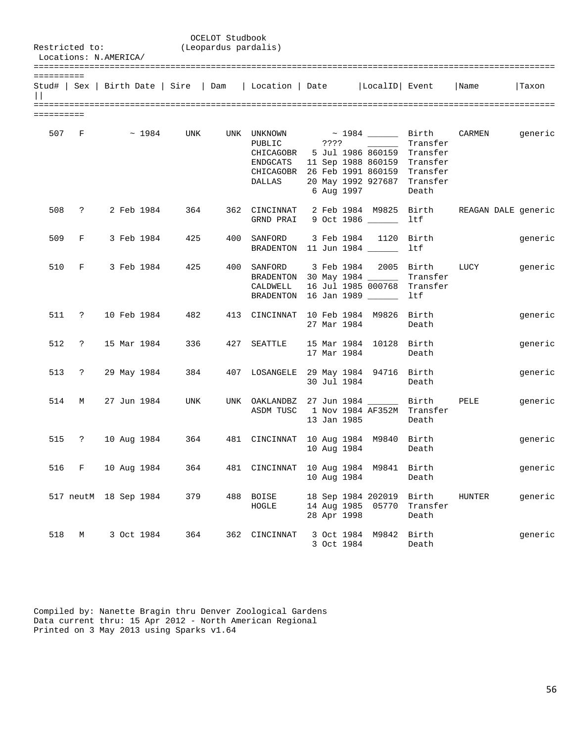OCELOT Studbook
(Leopardus pardalis)

Restricted to:
Locations: N.AMERICA/

| Stud# | Sex | Birth Date | Sire | Dam | Location | Date | LocalID | Event | Name | Taxon |
|---|---|---|---|---|---|---|---|---|---|---|
| 507 | F | ~ 1984 | UNK | UNK | UNKNOWN | ~ 1984 | ______ | Birth | CARMEN | generic |
| | | | | | PUBLIC | ???? | ______ | Transfer | | |
| | | | | | CHICAGOBR | 5 Jul 1986 | 860159 | Transfer | | |
| | | | | | ENDGCATS | 11 Sep 1988 | 860159 | Transfer | | |
| | | | | | CHICAGOBR | 26 Feb 1991 | 860159 | Transfer | | |
| | | | | | DALLAS | 20 May 1992 | 927687 | Transfer | | |
| | | | | | | 6 Aug 1997 | | Death | | |
| 508 | ? | 2 Feb 1984 | 364 | 362 | CINCINNAT | 2 Feb 1984 | M9825 | Birth | REAGAN DALE | generic |
| | | | | | GRND PRAI | 9 Oct 1986 | ______ | ltf | | |
| 509 | F | 3 Feb 1984 | 425 | 400 | SANFORD | 3 Feb 1984 | 1120 | Birth | | generic |
| | | | | | BRADENTON | 11 Jun 1984 | ______ | ltf | | |
| 510 | F | 3 Feb 1984 | 425 | 400 | SANFORD | 3 Feb 1984 | 2005 | Birth | LUCY | generic |
| | | | | | BRADENTON | 30 May 1984 | ______ | Transfer | | |
| | | | | | CALDWELL | 16 Jul 1985 | 000768 | Transfer | | |
| | | | | | BRADENTON | 16 Jan 1989 | ______ | ltf | | |
| 511 | ? | 10 Feb 1984 | 482 | 413 | CINCINNAT | 10 Feb 1984 | M9826 | Birth | | generic |
| | | | | | | 27 Mar 1984 | | Death | | |
| 512 | ? | 15 Mar 1984 | 336 | 427 | SEATTLE | 15 Mar 1984 | 10128 | Birth | | generic |
| | | | | | | 17 Mar 1984 | | Death | | |
| 513 | ? | 29 May 1984 | 384 | 407 | LOSANGELE | 29 May 1984 | 94716 | Birth | | generic |
| | | | | | | 30 Jul 1984 | | Death | | |
| 514 | M | 27 Jun 1984 | UNK | UNK | OAKLANDBZ | 27 Jun 1984 | ______ | Birth | PELE | generic |
| | | | | | ASDM TUSC | 1 Nov 1984 | AF352M | Transfer | | |
| | | | | | | 13 Jan 1985 | | Death | | |
| 515 | ? | 10 Aug 1984 | 364 | 481 | CINCINNAT | 10 Aug 1984 | M9840 | Birth | | generic |
| | | | | | | 10 Aug 1984 | | Death | | |
| 516 | F | 10 Aug 1984 | 364 | 481 | CINCINNAT | 10 Aug 1984 | M9841 | Birth | | generic |
| | | | | | | 10 Aug 1984 | | Death | | |
| 517 | neutM | 18 Sep 1984 | 379 | 488 | BOISE | 18 Sep 1984 | 202019 | Birth | HUNTER | generic |
| | | | | | HOGLE | 14 Aug 1985 | 05770 | Transfer | | |
| | | | | | | 28 Apr 1998 | | Death | | |
| 518 | M | 3 Oct 1984 | 364 | 362 | CINCINNAT | 3 Oct 1984 | M9842 | Birth | | generic |
| | | | | | | 3 Oct 1984 | | Death | | |

Compiled by: Nanette Bragin thru Denver Zoological Gardens
Data current thru: 15 Apr 2012 - North American Regional
Printed on 3 May 2013 using Sparks v1.64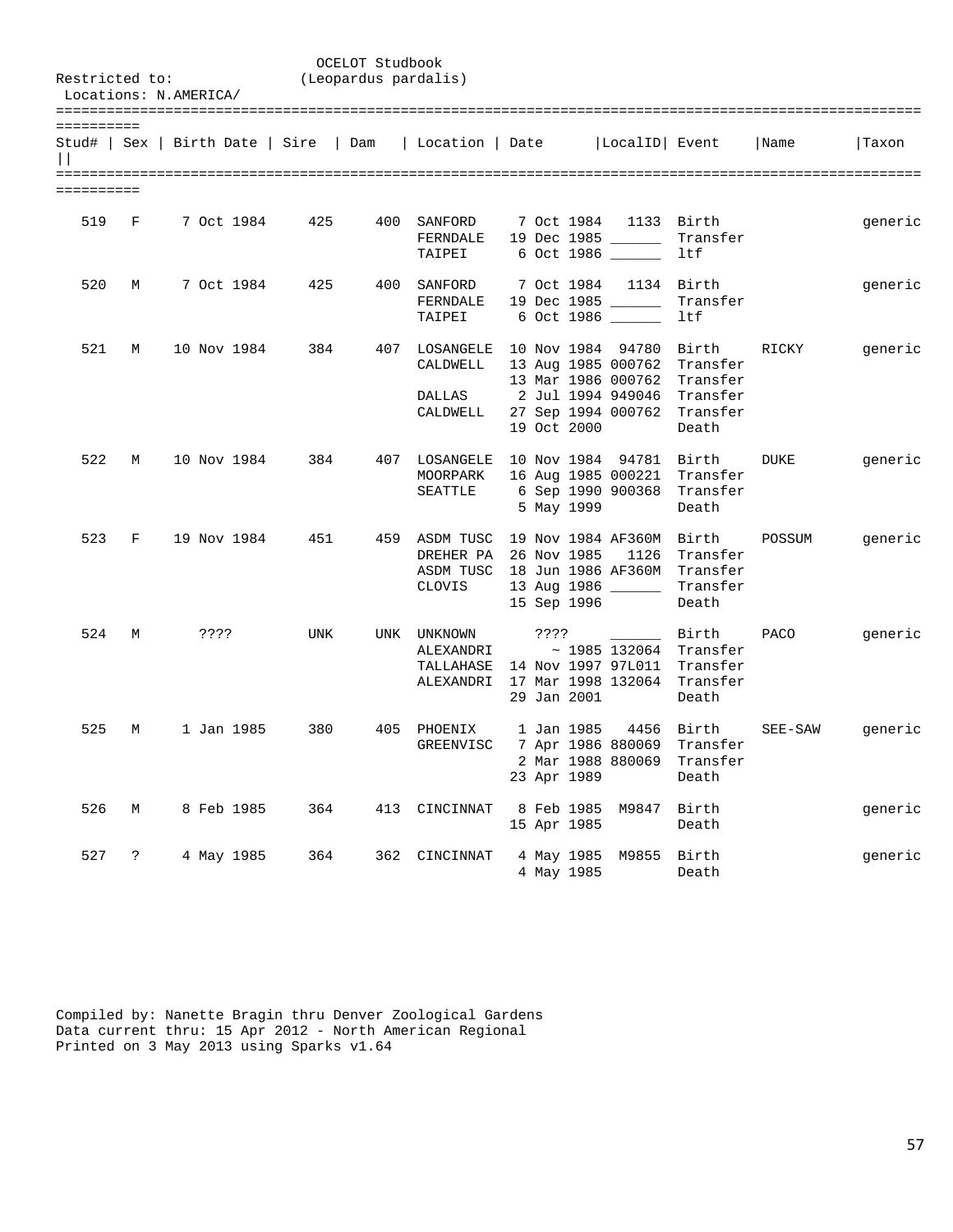OCELOT Studbook
(Leopardus pardalis)

Restricted to:
Locations: N.AMERICA/

| Stud# | Sex | Birth Date | Sire | Dam | Location | Date | LocalID | Event | Name | Taxon |
|---|---|---|---|---|---|---|---|---|---|---|
| 519 | F | 7 Oct 1984 | 425 | 400 | SANFORD | 7 Oct 1984 | 1133 | Birth | | generic |
| | | | | | FERNDALE | 19 Dec 1985 | ______ | Transfer | | |
| | | | | | TAIPEI | 6 Oct 1986 | ______ | ltf | | |
| 520 | M | 7 Oct 1984 | 425 | 400 | SANFORD | 7 Oct 1984 | 1134 | Birth | | generic |
| | | | | | FERNDALE | 19 Dec 1985 | ______ | Transfer | | |
| | | | | | TAIPEI | 6 Oct 1986 | ______ | ltf | | |
| 521 | M | 10 Nov 1984 | 384 | 407 | LOSANGELE | 10 Nov 1984 | 94780 | Birth | RICKY | generic |
| | | | | | CALDWELL | 13 Aug 1985 | 000762 | Transfer | | |
| | | | | | | 13 Mar 1986 | 000762 | Transfer | | |
| | | | | | DALLAS | 2 Jul 1994 | 949046 | Transfer | | |
| | | | | | CALDWELL | 27 Sep 1994 | 000762 | Transfer | | |
| | | | | | | 19 Oct 2000 | | Death | | |
| 522 | M | 10 Nov 1984 | 384 | 407 | LOSANGELE | 10 Nov 1984 | 94781 | Birth | DUKE | generic |
| | | | | | MOORPARK | 16 Aug 1985 | 000221 | Transfer | | |
| | | | | | SEATTLE | 6 Sep 1990 | 900368 | Transfer | | |
| | | | | | | 5 May 1999 | | Death | | |
| 523 | F | 19 Nov 1984 | 451 | 459 | ASDM TUSC | 19 Nov 1984 | AF360M | Birth | POSSUM | generic |
| | | | | | DREHER PA | 26 Nov 1985 | 1126 | Transfer | | |
| | | | | | ASDM TUSC | 18 Jun 1986 | AF360M | Transfer | | |
| | | | | | CLOVIS | 13 Aug 1986 | ______ | Transfer | | |
| | | | | | | 15 Sep 1996 | | Death | | |
| 524 | M | ???? | UNK | UNK | UNKNOWN | ???? | ______ | Birth | PACO | generic |
| | | | | | ALEXANDRI | ~ 1985 | 132064 | Transfer | | |
| | | | | | TALLAHASE | 14 Nov 1997 | 97L011 | Transfer | | |
| | | | | | ALEXANDRI | 17 Mar 1998 | 132064 | Transfer | | |
| | | | | | | 29 Jan 2001 | | Death | | |
| 525 | M | 1 Jan 1985 | 380 | 405 | PHOENIX | 1 Jan 1985 | 4456 | Birth | SEE-SAW | generic |
| | | | | | GREENVISC | 7 Apr 1986 | 880069 | Transfer | | |
| | | | | | | 2 Mar 1988 | 880069 | Transfer | | |
| | | | | | | 23 Apr 1989 | | Death | | |
| 526 | M | 8 Feb 1985 | 364 | 413 | CINCINNAT | 8 Feb 1985 | M9847 | Birth | | generic |
| | | | | | | 15 Apr 1985 | | Death | | |
| 527 | ? | 4 May 1985 | 364 | 362 | CINCINNAT | 4 May 1985 | M9855 | Birth | | generic |
| | | | | | | 4 May 1985 | | Death | | |

Compiled by: Nanette Bragin thru Denver Zoological Gardens
Data current thru: 15 Apr 2012 - North American Regional
Printed on 3 May 2013 using Sparks v1.64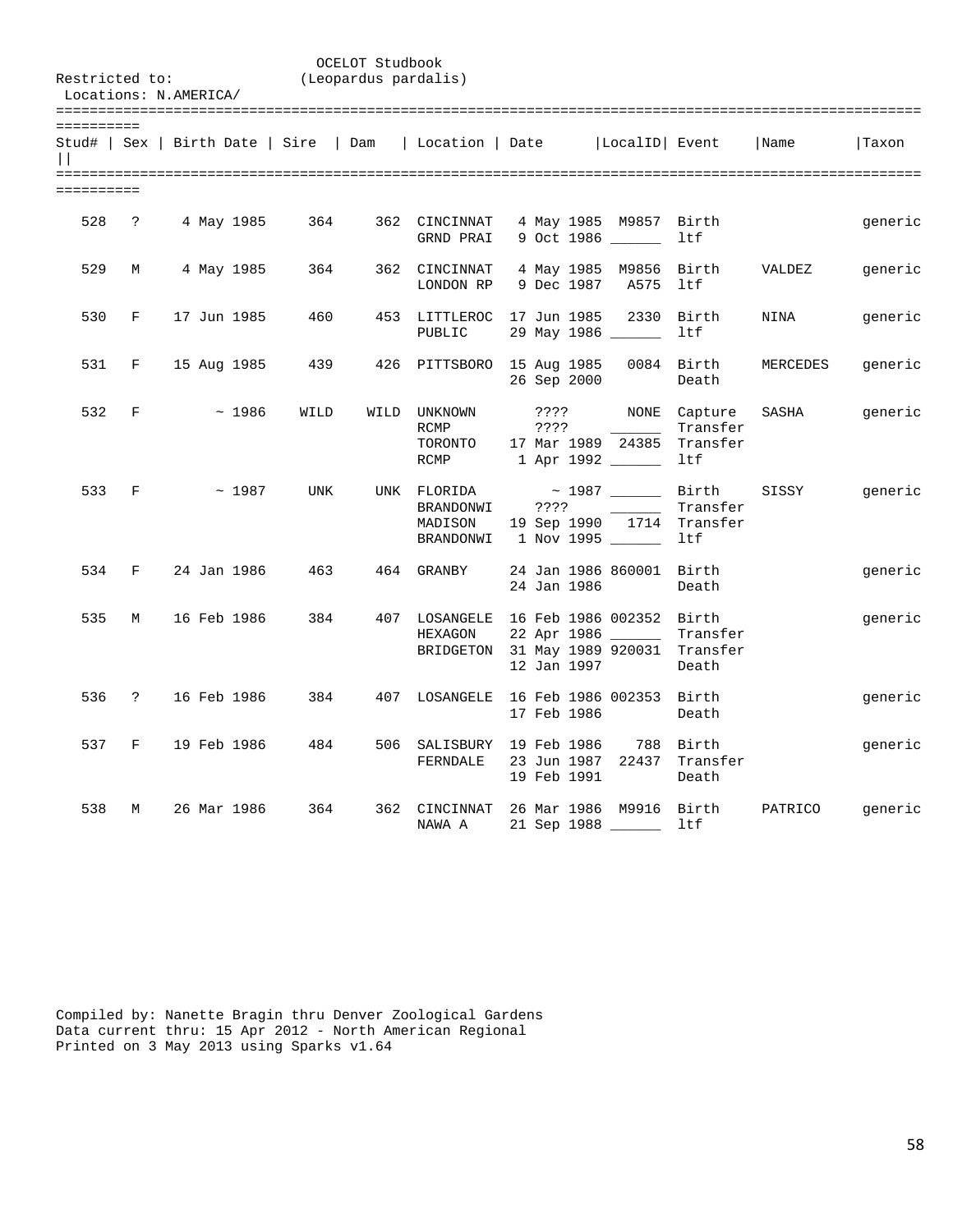OCELOT Studbook
(Leopardus pardalis)

Restricted to:
Locations: N.AMERICA/

| Stud# | Sex | Birth Date | Sire | Dam | Location | Date | LocalID | Event | Name | Taxon |
|---|---|---|---|---|---|---|---|---|---|---|
| 528 | ? | 4 May 1985 | 364 | 362 | CINCINNAT | 4 May 1985 | M9857 | Birth | | generic |
| | | | | | GRND PRAI | 9 Oct 1986 | ______ | ltf | | |
| 529 | M | 4 May 1985 | 364 | 362 | CINCINNAT | 4 May 1985 | M9856 | Birth | VALDEZ | generic |
| | | | | | LONDON RP | 9 Dec 1987 | A575 | ltf | | |
| 530 | F | 17 Jun 1985 | 460 | 453 | LITTLEROC | 17 Jun 1985 | 2330 | Birth | NINA | generic |
| | | | | | PUBLIC | 29 May 1986 | ______ | ltf | | |
| 531 | F | 15 Aug 1985 | 439 | 426 | PITTSBORO | 15 Aug 1985 | 0084 | Birth | MERCEDES | generic |
| | | | | | | 26 Sep 2000 | | Death | | |
| 532 | F | ~ 1986 | WILD | WILD | UNKNOWN | ???? | NONE | Capture | SASHA | generic |
| | | | | | RCMP | ???? | ______ | Transfer | | |
| | | | | | TORONTO | 17 Mar 1989 | 24385 | Transfer | | |
| | | | | | RCMP | 1 Apr 1992 | ______ | ltf | | |
| 533 | F | ~ 1987 | UNK | UNK | FLORIDA | ~ 1987 | ______ | Birth | SISSY | generic |
| | | | | | BRANDONWI | ???? | ______ | Transfer | | |
| | | | | | MADISON | 19 Sep 1990 | 1714 | Transfer | | |
| | | | | | BRANDONWI | 1 Nov 1995 | ______ | ltf | | |
| 534 | F | 24 Jan 1986 | 463 | 464 | GRANBY | 24 Jan 1986 | 860001 | Birth | | generic |
| | | | | | | 24 Jan 1986 | | Death | | |
| 535 | M | 16 Feb 1986 | 384 | 407 | LOSANGELE | 16 Feb 1986 | 002352 | Birth | | generic |
| | | | | | HEXAGON | 22 Apr 1986 | ______ | Transfer | | |
| | | | | | BRIDGETON | 31 May 1989 | 920031 | Transfer | | |
| | | | | | | 12 Jan 1997 | | Death | | |
| 536 | ? | 16 Feb 1986 | 384 | 407 | LOSANGELE | 16 Feb 1986 | 002353 | Birth | | generic |
| | | | | | | 17 Feb 1986 | | Death | | |
| 537 | F | 19 Feb 1986 | 484 | 506 | SALISBURY | 19 Feb 1986 | 788 | Birth | | generic |
| | | | | | FERNDALE | 23 Jun 1987 | 22437 | Transfer | | |
| | | | | | | 19 Feb 1991 | | Death | | |
| 538 | M | 26 Mar 1986 | 364 | 362 | CINCINNAT | 26 Mar 1986 | M9916 | Birth | PATRICO | generic |
| | | | | | NAWA A | 21 Sep 1988 | ______ | ltf | | |

Compiled by: Nanette Bragin thru Denver Zoological Gardens
Data current thru: 15 Apr 2012 - North American Regional
Printed on 3 May 2013 using Sparks v1.64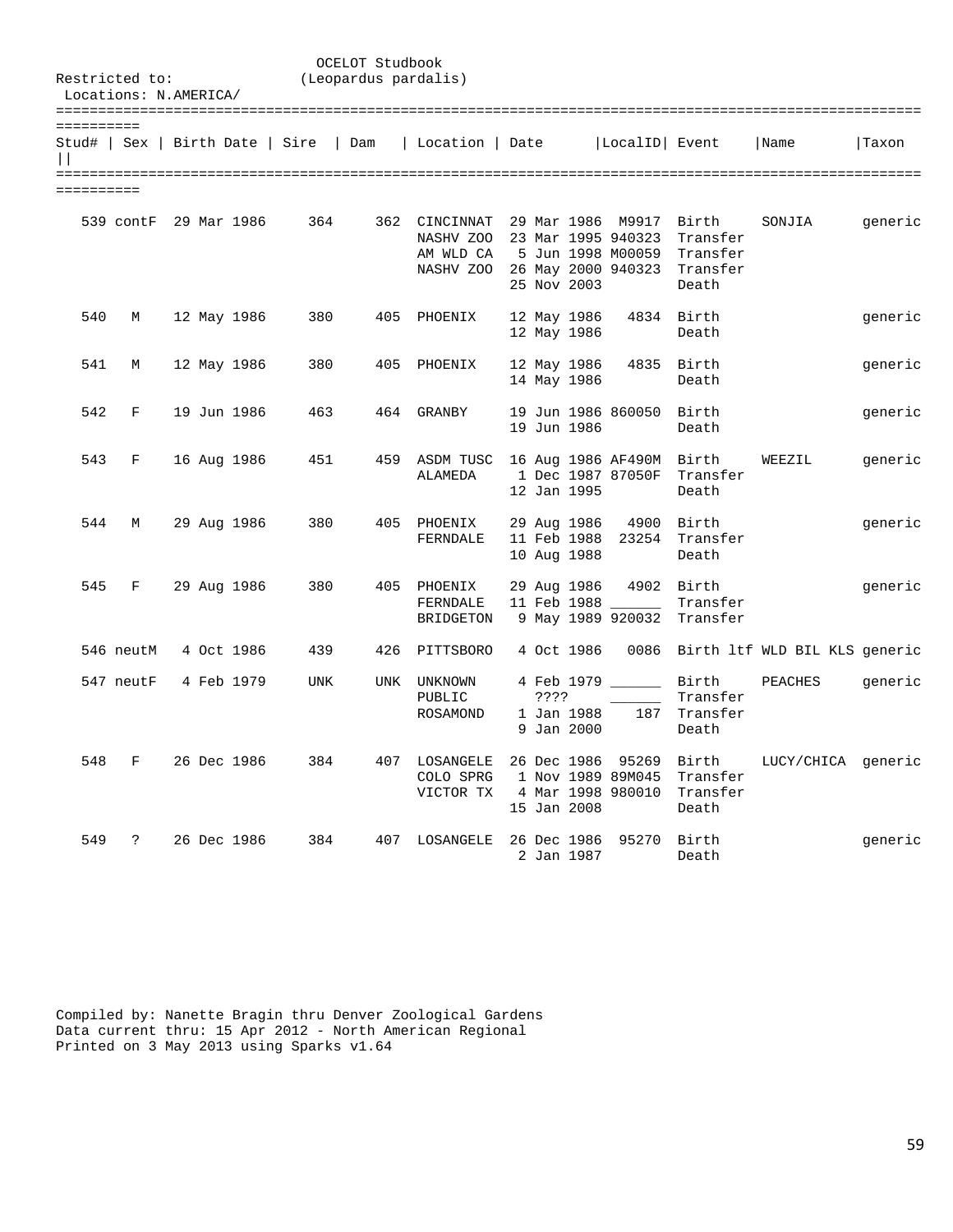OCELOT Studbook
(Leopardus pardalis)

Restricted to:
Locations: N.AMERICA/

| Stud# | Sex | Birth Date | Sire | Dam | Location | Date | LocalID | Event | Name | Taxon |
|---|---|---|---|---|---|---|---|---|---|---|
| 539 | contF | 29 Mar 1986 | 364 | 362 | CINCINNAT | 29 Mar 1986 | M9917 | Birth | SONJIA | generic |
| | | | | | NASHV ZOO | 23 Mar 1995 | 940323 | Transfer | | |
| | | | | | AM WLD CA | 5 Jun 1998 | M00059 | Transfer | | |
| | | | | | NASHV ZOO | 26 May 2000 | 940323 | Transfer | | |
| | | | | | | 25 Nov 2003 | | Death | | |
| 540 | M | 12 May 1986 | 380 | 405 | PHOENIX | 12 May 1986 | 4834 | Birth | | generic |
| | | | | | | 12 May 1986 | | Death | | |
| 541 | M | 12 May 1986 | 380 | 405 | PHOENIX | 12 May 1986 | 4835 | Birth | | generic |
| | | | | | | 14 May 1986 | | Death | | |
| 542 | F | 19 Jun 1986 | 463 | 464 | GRANBY | 19 Jun 1986 | 860050 | Birth | | generic |
| | | | | | | 19 Jun 1986 | | Death | | |
| 543 | F | 16 Aug 1986 | 451 | 459 | ASDM TUSC | 16 Aug 1986 | AF490M | Birth | WEEZIL | generic |
| | | | | | ALAMEDA | 1 Dec 1987 | 87050F | Transfer | | |
| | | | | | | 12 Jan 1995 | | Death | | |
| 544 | M | 29 Aug 1986 | 380 | 405 | PHOENIX | 29 Aug 1986 | 4900 | Birth | | generic |
| | | | | | FERNDALE | 11 Feb 1988 | 23254 | Transfer | | |
| | | | | | | 10 Aug 1988 | | Death | | |
| 545 | F | 29 Aug 1986 | 380 | 405 | PHOENIX | 29 Aug 1986 | 4902 | Birth | | generic |
| | | | | | FERNDALE | 11 Feb 1988 | ______ | Transfer | | |
| | | | | | BRIDGETON | 9 May 1989 | 920032 | Transfer | | |
| 546 | neutM | 4 Oct 1986 | 439 | 426 | PITTSBORO | 4 Oct 1986 | 0086 | Birth ltf | WLD BIL KLS | generic |
| 547 | neutF | 4 Feb 1979 | UNK | UNK | UNKNOWN | 4 Feb 1979 | ______ | Birth | PEACHES | generic |
| | | | | | PUBLIC | ???? | ______ | Transfer | | |
| | | | | | ROSAMOND | 1 Jan 1988 | 187 | Transfer | | |
| | | | | | | 9 Jan 2000 | | Death | | |
| 548 | F | 26 Dec 1986 | 384 | 407 | LOSANGELE | 26 Dec 1986 | 95269 | Birth | LUCY/CHICA | generic |
| | | | | | COLO SPRG | 1 Nov 1989 | 89M045 | Transfer | | |
| | | | | | VICTOR TX | 4 Mar 1998 | 980010 | Transfer | | |
| | | | | | | 15 Jan 2008 | | Death | | |
| 549 | ? | 26 Dec 1986 | 384 | 407 | LOSANGELE | 26 Dec 1986 | 95270 | Birth | | generic |
| | | | | | | 2 Jan 1987 | | Death | | |

Compiled by: Nanette Bragin thru Denver Zoological Gardens
Data current thru: 15 Apr 2012 - North American Regional
Printed on 3 May 2013 using Sparks v1.64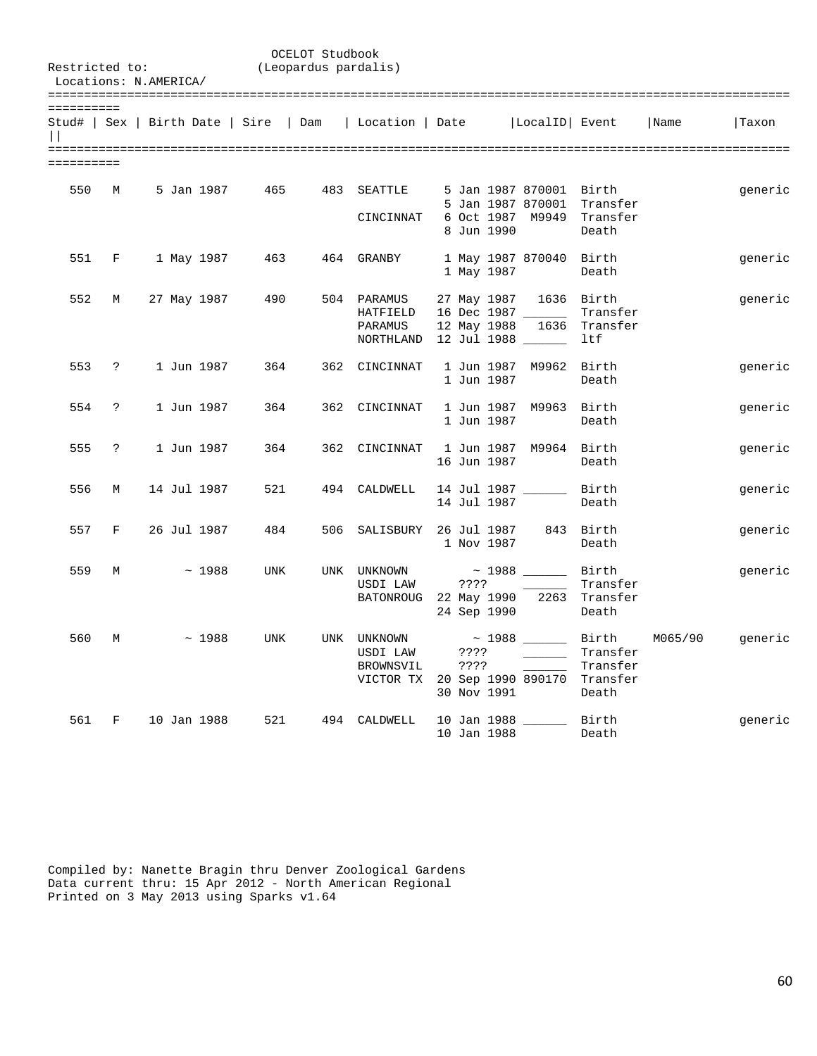OCELOT Studbook
(Leopardus pardalis)

Restricted to:
Locations: N.AMERICA/

| Stud# | Sex | Birth Date | Sire | Dam | Location | Date | LocalID | Event | Name | Taxon |
|---|---|---|---|---|---|---|---|---|---|---|
| 550 | M | 5 Jan 1987 | 465 | 483 | SEATTLE | 5 Jan 1987 | 870001 | Birth | | generic |
| | | | | | | 5 Jan 1987 | 870001 | Transfer | | |
| | | | | | CINCINNAT | 6 Oct 1987 | M9949 | Transfer | | |
| | | | | | | 8 Jun 1990 | | Death | | |
| 551 | F | 1 May 1987 | 463 | 464 | GRANBY | 1 May 1987 | 870040 | Birth | | generic |
| | | | | | | 1 May 1987 | | Death | | |
| 552 | M | 27 May 1987 | 490 | 504 | PARAMUS | 27 May 1987 | 1636 | Birth | | generic |
| | | | | | HATFIELD | 16 Dec 1987 | ______ | Transfer | | |
| | | | | | PARAMUS | 12 May 1988 | 1636 | Transfer | | |
| | | | | | NORTHLAND | 12 Jul 1988 | ______ | ltf | | |
| 553 | ? | 1 Jun 1987 | 364 | 362 | CINCINNAT | 1 Jun 1987 | M9962 | Birth | | generic |
| | | | | | | 1 Jun 1987 | | Death | | |
| 554 | ? | 1 Jun 1987 | 364 | 362 | CINCINNAT | 1 Jun 1987 | M9963 | Birth | | generic |
| | | | | | | 1 Jun 1987 | | Death | | |
| 555 | ? | 1 Jun 1987 | 364 | 362 | CINCINNAT | 1 Jun 1987 | M9964 | Birth | | generic |
| | | | | | | 16 Jun 1987 | | Death | | |
| 556 | M | 14 Jul 1987 | 521 | 494 | CALDWELL | 14 Jul 1987 | ______ | Birth | | generic |
| | | | | | | 14 Jul 1987 | | Death | | |
| 557 | F | 26 Jul 1987 | 484 | 506 | SALISBURY | 26 Jul 1987 | 843 | Birth | | generic |
| | | | | | | 1 Nov 1987 | | Death | | |
| 559 | M | ~ 1988 | UNK | UNK | UNKNOWN | ~ 1988 | ______ | Birth | | generic |
| | | | | | USDI LAW | ???? | ______ | Transfer | | |
| | | | | | BATONROUG | 22 May 1990 | 2263 | Transfer | | |
| | | | | | | 24 Sep 1990 | | Death | | |
| 560 | M | ~ 1988 | UNK | UNK | UNKNOWN | ~ 1988 | ______ | Birth | M065/90 | generic |
| | | | | | USDI LAW | ???? | ______ | Transfer | | |
| | | | | | BROWNSVIL | ???? | ______ | Transfer | | |
| | | | | | VICTOR TX | 20 Sep 1990 | 890170 | Transfer | | |
| | | | | | | 30 Nov 1991 | | Death | | |
| 561 | F | 10 Jan 1988 | 521 | 494 | CALDWELL | 10 Jan 1988 | ______ | Birth | | generic |
| | | | | | | 10 Jan 1988 | | Death | | |

Compiled by: Nanette Bragin thru Denver Zoological Gardens
Data current thru: 15 Apr 2012 - North American Regional
Printed on 3 May 2013 using Sparks v1.64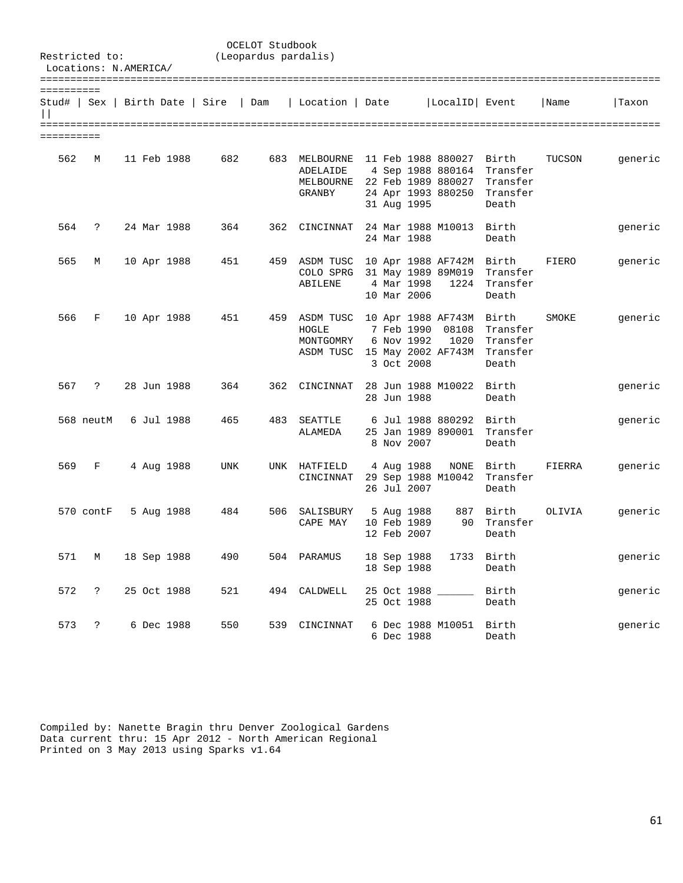OCELOT Studbook
(Leopardus pardalis)

Restricted to:
Locations: N.AMERICA/

| Stud# | Sex | Birth Date | Sire | Dam | Location | Date | LocalID | Event | Name | Taxon |
|---|---|---|---|---|---|---|---|---|---|---|
| 562 | M | 11 Feb 1988 | 682 | 683 | MELBOURNE | 11 Feb 1988 | 880027 | Birth | TUCSON | generic |
| | | | | | ADELAIDE | 4 Sep 1988 | 880164 | Transfer | | |
| | | | | | MELBOURNE | 22 Feb 1989 | 880027 | Transfer | | |
| | | | | | GRANBY | 24 Apr 1993 | 880250 | Transfer | | |
| | | | | | | 31 Aug 1995 | | Death | | |
| 564 | ? | 24 Mar 1988 | 364 | 362 | CINCINNAT | 24 Mar 1988 | M10013 | Birth | | generic |
| | | | | | | 24 Mar 1988 | | Death | | |
| 565 | M | 10 Apr 1988 | 451 | 459 | ASDM TUSC | 10 Apr 1988 | AF742M | Birth | FIERO | generic |
| | | | | | COLO SPRG | 31 May 1989 | 89M019 | Transfer | | |
| | | | | | ABILENE | 4 Mar 1998 | 1224 | Transfer | | |
| | | | | | | 10 Mar 2006 | | Death | | |
| 566 | F | 10 Apr 1988 | 451 | 459 | ASDM TUSC | 10 Apr 1988 | AF743M | Birth | SMOKE | generic |
| | | | | | HOGLE | 7 Feb 1990 | 08108 | Transfer | | |
| | | | | | MONTGOMRY | 6 Nov 1992 | 1020 | Transfer | | |
| | | | | | ASDM TUSC | 15 May 2002 | AF743M | Transfer | | |
| | | | | | | 3 Oct 2008 | | Death | | |
| 567 | ? | 28 Jun 1988 | 364 | 362 | CINCINNAT | 28 Jun 1988 | M10022 | Birth | | generic |
| | | | | | | 28 Jun 1988 | | Death | | |
| 568 | neutM | 6 Jul 1988 | 465 | 483 | SEATTLE | 6 Jul 1988 | 880292 | Birth | | generic |
| | | | | | ALAMEDA | 25 Jan 1989 | 890001 | Transfer | | |
| | | | | | | 8 Nov 2007 | | Death | | |
| 569 | F | 4 Aug 1988 | UNK | UNK | HATFIELD | 4 Aug 1988 | NONE | Birth | FIERRA | generic |
| | | | | | CINCINNAT | 29 Sep 1988 | M10042 | Transfer | | |
| | | | | | | 26 Jul 2007 | | Death | | |
| 570 | contF | 5 Aug 1988 | 484 | 506 | SALISBURY | 5 Aug 1988 | 887 | Birth | OLIVIA | generic |
| | | | | | CAPE MAY | 10 Feb 1989 | 90 | Transfer | | |
| | | | | | | 12 Feb 2007 | | Death | | |
| 571 | M | 18 Sep 1988 | 490 | 504 | PARAMUS | 18 Sep 1988 | 1733 | Birth | | generic |
| | | | | | | 18 Sep 1988 | | Death | | |
| 572 | ? | 25 Oct 1988 | 521 | 494 | CALDWELL | 25 Oct 1988 | ______ | Birth | | generic |
| | | | | | | 25 Oct 1988 | | Death | | |
| 573 | ? | 6 Dec 1988 | 550 | 539 | CINCINNAT | 6 Dec 1988 | M10051 | Birth | | generic |
| | | | | | | 6 Dec 1988 | | Death | | |

Compiled by: Nanette Bragin thru Denver Zoological Gardens
Data current thru: 15 Apr 2012 - North American Regional
Printed on 3 May 2013 using Sparks v1.64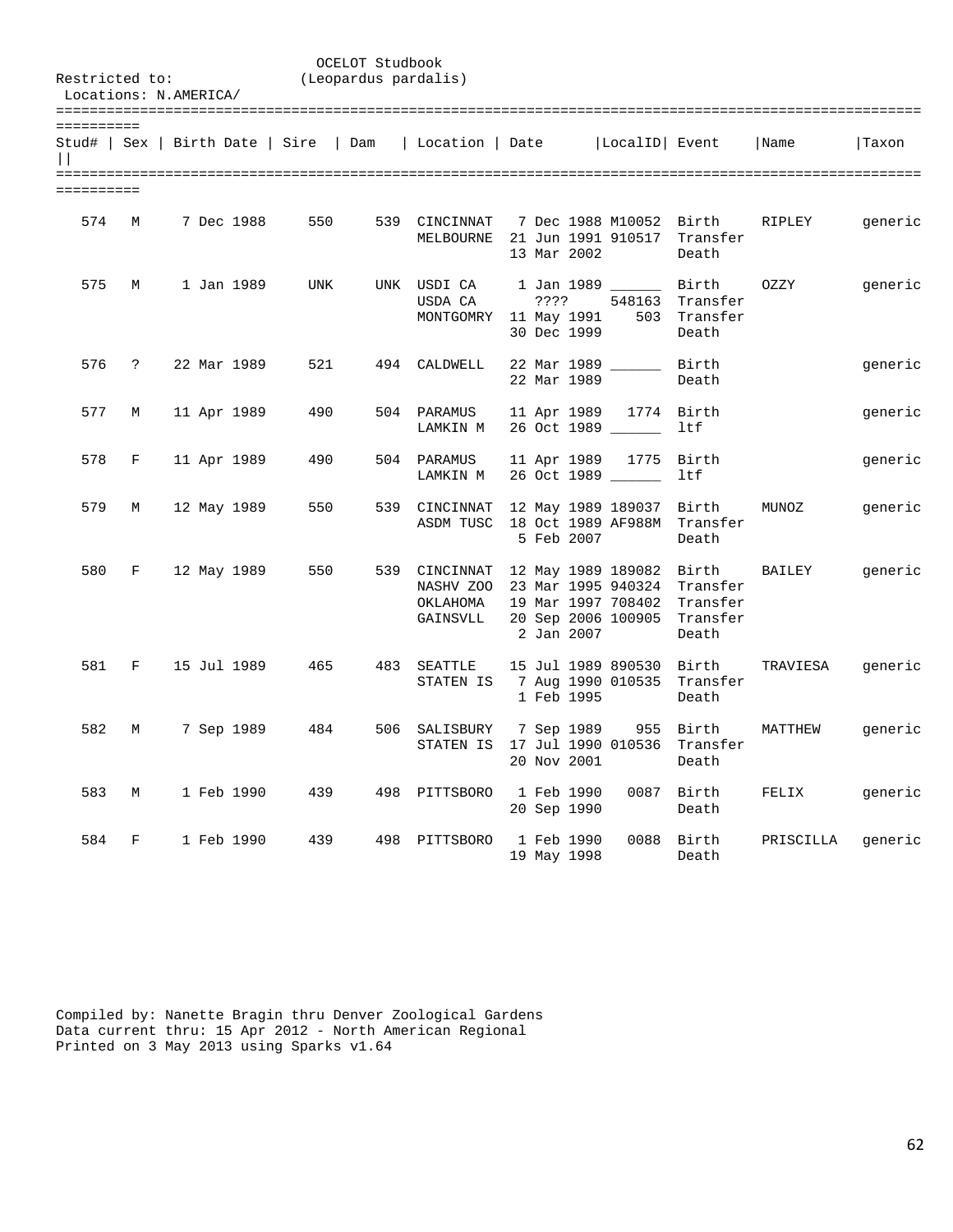OCELOT Studbook
(Leopardus pardalis)

Restricted to:
Locations: N.AMERICA/

| Stud# | Sex | Birth Date | Sire | Dam | Location | Date | LocalID | Event | Name | Taxon |
|---|---|---|---|---|---|---|---|---|---|---|
| 574 | M | 7 Dec 1988 | 550 | 539 | CINCINNAT | 7 Dec 1988 | M10052 | Birth | RIPLEY | generic |
| | | | | | MELBOURNE | 21 Jun 1991 | 910517 | Transfer | | |
| | | | | | | 13 Mar 2002 | | Death | | |
| 575 | M | 1 Jan 1989 | UNK | UNK | USDI CA | 1 Jan 1989 | ______ | Birth | OZZY | generic |
| | | | | | USDA CA | ???? | 548163 | Transfer | | |
| | | | | | MONTGOMRY | 11 May 1991 | 503 | Transfer | | |
| | | | | | | 30 Dec 1999 | | Death | | |
| 576 | ? | 22 Mar 1989 | 521 | 494 | CALDWELL | 22 Mar 1989 | ______ | Birth | | generic |
| | | | | | | 22 Mar 1989 | | Death | | |
| 577 | M | 11 Apr 1989 | 490 | 504 | PARAMUS | 11 Apr 1989 | 1774 | Birth | | generic |
| | | | | | LAMKIN M | 26 Oct 1989 | ______ | ltf | | |
| 578 | F | 11 Apr 1989 | 490 | 504 | PARAMUS | 11 Apr 1989 | 1775 | Birth | | generic |
| | | | | | LAMKIN M | 26 Oct 1989 | ______ | ltf | | |
| 579 | M | 12 May 1989 | 550 | 539 | CINCINNAT | 12 May 1989 | 189037 | Birth | MUNOZ | generic |
| | | | | | ASDM TUSC | 18 Oct 1989 | AF988M | Transfer | | |
| | | | | | | 5 Feb 2007 | | Death | | |
| 580 | F | 12 May 1989 | 550 | 539 | CINCINNAT | 12 May 1989 | 189082 | Birth | BAILEY | generic |
| | | | | | NASHV ZOO | 23 Mar 1995 | 940324 | Transfer | | |
| | | | | | OKLAHOMA | 19 Mar 1997 | 708402 | Transfer | | |
| | | | | | GAINSVLL | 20 Sep 2006 | 100905 | Transfer | | |
| | | | | | | 2 Jan 2007 | | Death | | |
| 581 | F | 15 Jul 1989 | 465 | 483 | SEATTLE | 15 Jul 1989 | 890530 | Birth | TRAVIESA | generic |
| | | | | | STATEN IS | 7 Aug 1990 | 010535 | Transfer | | |
| | | | | | | 1 Feb 1995 | | Death | | |
| 582 | M | 7 Sep 1989 | 484 | 506 | SALISBURY | 7 Sep 1989 | 955 | Birth | MATTHEW | generic |
| | | | | | STATEN IS | 17 Jul 1990 | 010536 | Transfer | | |
| | | | | | | 20 Nov 2001 | | Death | | |
| 583 | M | 1 Feb 1990 | 439 | 498 | PITTSBORO | 1 Feb 1990 | 0087 | Birth | FELIX | generic |
| | | | | | | 20 Sep 1990 | | Death | | |
| 584 | F | 1 Feb 1990 | 439 | 498 | PITTSBORO | 1 Feb 1990 | 0088 | Birth | PRISCILLA | generic |
| | | | | | | 19 May 1998 | | Death | | |

Compiled by: Nanette Bragin thru Denver Zoological Gardens
Data current thru: 15 Apr 2012 - North American Regional
Printed on 3 May 2013 using Sparks v1.64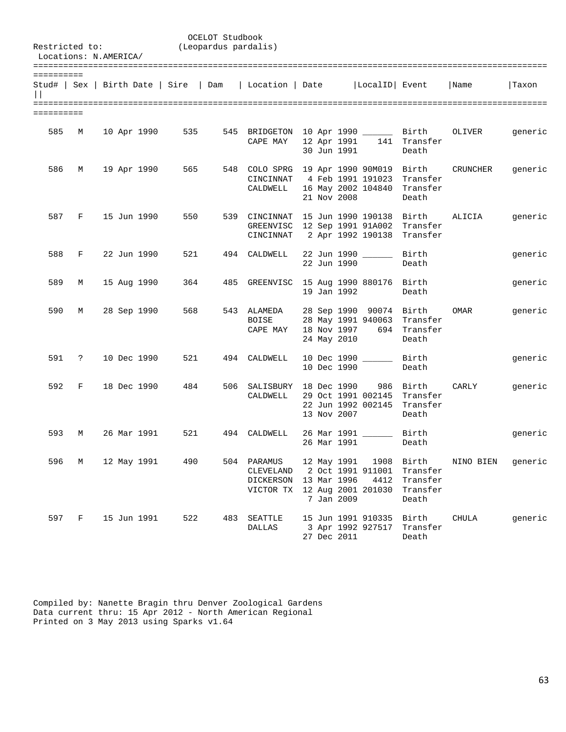OCELOT Studbook
(Leopardus pardalis)

Restricted to:
Locations: N.AMERICA/

| Stud# | Sex | Birth Date | Sire | Dam | Location | Date | LocalID | Event | Name | Taxon |
|---|---|---|---|---|---|---|---|---|---|---|
| 585 | M | 10 Apr 1990 | 535 | 545 | BRIDGETON | 10 Apr 1990 | ______ | Birth | OLIVER | generic |
| | | | | | CAPE MAY | 12 Apr 1991 | 141 | Transfer | | |
| | | | | | | 30 Jun 1991 | | Death | | |
| 586 | M | 19 Apr 1990 | 565 | 548 | COLO SPRG | 19 Apr 1990 | 90M019 | Birth | CRUNCHER | generic |
| | | | | | CINCINNAT | 4 Feb 1991 | 191023 | Transfer | | |
| | | | | | CALDWELL | 16 May 2002 | 104840 | Transfer | | |
| | | | | | | 21 Nov 2008 | | Death | | |
| 587 | F | 15 Jun 1990 | 550 | 539 | CINCINNAT | 15 Jun 1990 | 190138 | Birth | ALICIA | generic |
| | | | | | GREENVISC | 12 Sep 1991 | 91A002 | Transfer | | |
| | | | | | CINCINNAT | 2 Apr 1992 | 190138 | Transfer | | |
| 588 | F | 22 Jun 1990 | 521 | 494 | CALDWELL | 22 Jun 1990 | ______ | Birth | | generic |
| | | | | | | 22 Jun 1990 | | Death | | |
| 589 | M | 15 Aug 1990 | 364 | 485 | GREENVISC | 15 Aug 1990 | 880176 | Birth | | generic |
| | | | | | | 19 Jan 1992 | | Death | | |
| 590 | M | 28 Sep 1990 | 568 | 543 | ALAMEDA | 28 Sep 1990 | 90074 | Birth | OMAR | generic |
| | | | | | BOISE | 28 May 1991 | 940063 | Transfer | | |
| | | | | | CAPE MAY | 18 Nov 1997 | 694 | Transfer | | |
| | | | | | | 24 May 2010 | | Death | | |
| 591 | ? | 10 Dec 1990 | 521 | 494 | CALDWELL | 10 Dec 1990 | ______ | Birth | | generic |
| | | | | | | 10 Dec 1990 | | Death | | |
| 592 | F | 18 Dec 1990 | 484 | 506 | SALISBURY | 18 Dec 1990 | 986 | Birth | CARLY | generic |
| | | | | | CALDWELL | 29 Oct 1991 | 002145 | Transfer | | |
| | | | | | | 22 Jun 1992 | 002145 | Transfer | | |
| | | | | | | 13 Nov 2007 | | Death | | |
| 593 | M | 26 Mar 1991 | 521 | 494 | CALDWELL | 26 Mar 1991 | ______ | Birth | | generic |
| | | | | | | 26 Mar 1991 | | Death | | |
| 596 | M | 12 May 1991 | 490 | 504 | PARAMUS | 12 May 1991 | 1908 | Birth | NINO BIEN | generic |
| | | | | | CLEVELAND | 2 Oct 1991 | 911001 | Transfer | | |
| | | | | | DICKERSON | 13 Mar 1996 | 4412 | Transfer | | |
| | | | | | VICTOR TX | 12 Aug 2001 | 201030 | Transfer | | |
| | | | | | | 7 Jan 2009 | | Death | | |
| 597 | F | 15 Jun 1991 | 522 | 483 | SEATTLE | 15 Jun 1991 | 910335 | Birth | CHULA | generic |
| | | | | | DALLAS | 3 Apr 1992 | 927517 | Transfer | | |
| | | | | | | 27 Dec 2011 | | Death | | |

Compiled by: Nanette Bragin thru Denver Zoological Gardens
Data current thru: 15 Apr 2012 - North American Regional
Printed on 3 May 2013 using Sparks v1.64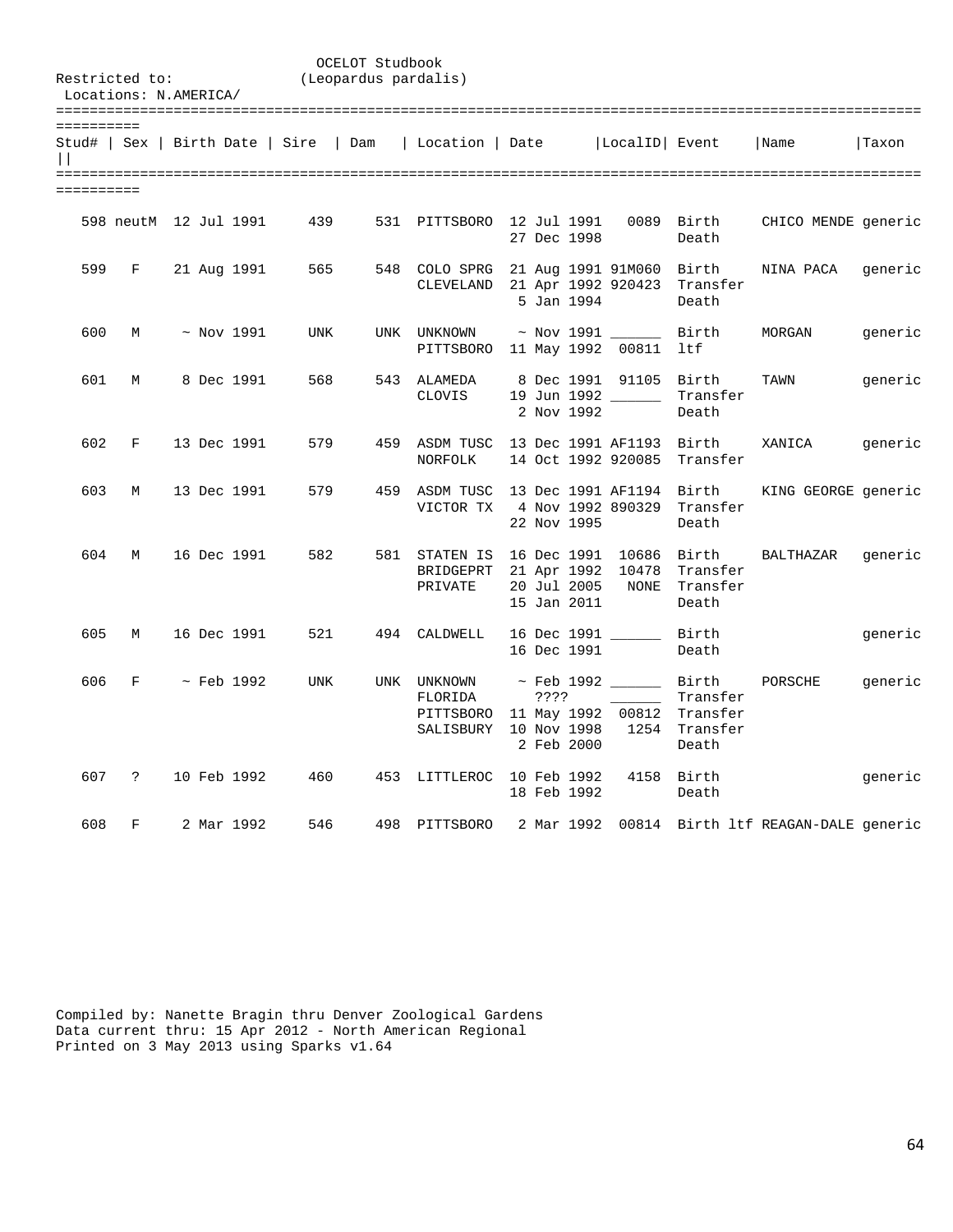OCELOT Studbook
(Leopardus pardalis)

Restricted to:
Locations: N.AMERICA/

| Stud# | Sex | Birth Date | Sire | Dam | Location | Date | LocalID | Event | Name | Taxon |
|---|---|---|---|---|---|---|---|---|---|---|
| 598 | neutM | 12 Jul 1991 | 439 | 531 | PITTSBORO | 12 Jul 1991 | 0089 | Birth | CHICO MENDE | generic |
| | | | | | | 27 Dec 1998 | | Death | | |
| 599 | F | 21 Aug 1991 | 565 | 548 | COLO SPRG | 21 Aug 1991 | 91M060 | Birth | NINA PACA | generic |
| | | | | | CLEVELAND | 21 Apr 1992 | 920423 | Transfer | | |
| | | | | | | 5 Jan 1994 | | Death | | |
| 600 | M | ~ Nov 1991 | UNK | UNK | UNKNOWN | ~ Nov 1991 | ______ | Birth | MORGAN | generic |
| | | | | | PITTSBORO | 11 May 1992 | 00811 | ltf | | |
| 601 | M | 8 Dec 1991 | 568 | 543 | ALAMEDA | 8 Dec 1991 | 91105 | Birth | TAWN | generic |
| | | | | | CLOVIS | 19 Jun 1992 | ______ | Transfer | | |
| | | | | | | 2 Nov 1992 | | Death | | |
| 602 | F | 13 Dec 1991 | 579 | 459 | ASDM TUSC | 13 Dec 1991 | AF1193 | Birth | XANICA | generic |
| | | | | | NORFOLK | 14 Oct 1992 | 920085 | Transfer | | |
| 603 | M | 13 Dec 1991 | 579 | 459 | ASDM TUSC | 13 Dec 1991 | AF1194 | Birth | KING GEORGE | generic |
| | | | | | VICTOR TX | 4 Nov 1992 | 890329 | Transfer | | |
| | | | | | | 22 Nov 1995 | | Death | | |
| 604 | M | 16 Dec 1991 | 582 | 581 | STATEN IS | 16 Dec 1991 | 10686 | Birth | BALTHAZAR | generic |
| | | | | | BRIDGEPRT | 21 Apr 1992 | 10478 | Transfer | | |
| | | | | | PRIVATE | 20 Jul 2005 | NONE | Transfer | | |
| | | | | | | 15 Jan 2011 | | Death | | |
| 605 | M | 16 Dec 1991 | 521 | 494 | CALDWELL | 16 Dec 1991 | ______ | Birth | | generic |
| | | | | | | 16 Dec 1991 | | Death | | |
| 606 | F | ~ Feb 1992 | UNK | UNK | UNKNOWN | ~ Feb 1992 | ______ | Birth | PORSCHE | generic |
| | | | | | FLORIDA | ???? | ______ | Transfer | | |
| | | | | | PITTSBORO | 11 May 1992 | 00812 | Transfer | | |
| | | | | | SALISBURY | 10 Nov 1998 | 1254 | Transfer | | |
| | | | | | | 2 Feb 2000 | | Death | | |
| 607 | ? | 10 Feb 1992 | 460 | 453 | LITTLEROC | 10 Feb 1992 | 4158 | Birth | | generic |
| | | | | | | 18 Feb 1992 | | Death | | |
| 608 | F | 2 Mar 1992 | 546 | 498 | PITTSBORO | 2 Mar 1992 | 00814 | Birth ltf | REAGAN-DALE | generic |

Compiled by: Nanette Bragin thru Denver Zoological Gardens
Data current thru: 15 Apr 2012 - North American Regional
Printed on 3 May 2013 using Sparks v1.64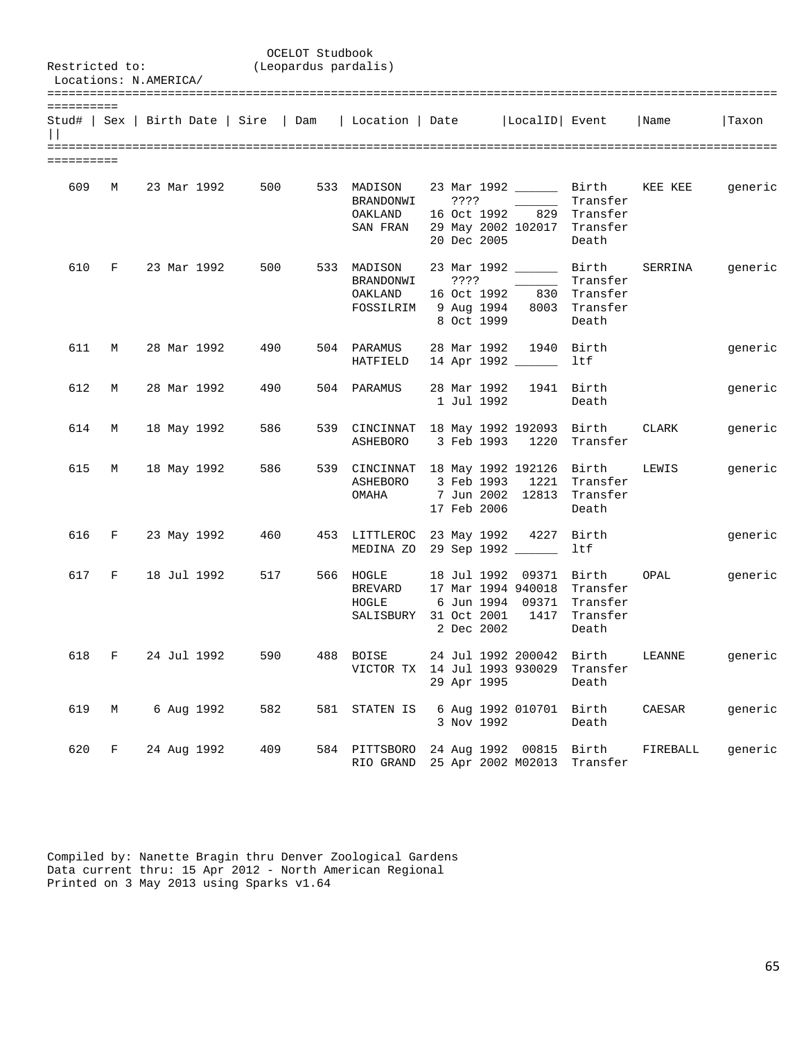OCELOT Studbook
(Leopardus pardalis)

Restricted to:
Locations: N.AMERICA/

| Stud# | Sex | Birth Date | Sire | Dam | Location | Date | LocalID | Event | Name | Taxon |
|---|---|---|---|---|---|---|---|---|---|---|
| 609 | M | 23 Mar 1992 | 500 | 533 | MADISON | 23 Mar 1992 | ______ | Birth | KEE KEE | generic |
| | | | | | BRANDONWI | ???? | ______ | Transfer | | |
| | | | | | OAKLAND | 16 Oct 1992 | 829 | Transfer | | |
| | | | | | SAN FRAN | 29 May 2002 | 102017 | Transfer | | |
| | | | | | | 20 Dec 2005 | | Death | | |
| 610 | F | 23 Mar 1992 | 500 | 533 | MADISON | 23 Mar 1992 | ______ | Birth | SERRINA | generic |
| | | | | | BRANDONWI | ???? | ______ | Transfer | | |
| | | | | | OAKLAND | 16 Oct 1992 | 830 | Transfer | | |
| | | | | | FOSSILRIM | 9 Aug 1994 | 8003 | Transfer | | |
| | | | | | | 8 Oct 1999 | | Death | | |
| 611 | M | 28 Mar 1992 | 490 | 504 | PARAMUS | 28 Mar 1992 | 1940 | Birth | | generic |
| | | | | | HATFIELD | 14 Apr 1992 | ______ | ltf | | |
| 612 | M | 28 Mar 1992 | 490 | 504 | PARAMUS | 28 Mar 1992 | 1941 | Birth | | generic |
| | | | | | | 1 Jul 1992 | | Death | | |
| 614 | M | 18 May 1992 | 586 | 539 | CINCINNAT | 18 May 1992 | 192093 | Birth | CLARK | generic |
| | | | | | ASHEBORO | 3 Feb 1993 | 1220 | Transfer | | |
| 615 | M | 18 May 1992 | 586 | 539 | CINCINNAT | 18 May 1992 | 192126 | Birth | LEWIS | generic |
| | | | | | ASHEBORO | 3 Feb 1993 | 1221 | Transfer | | |
| | | | | | OMAHA | 7 Jun 2002 | 12813 | Transfer | | |
| | | | | | | 17 Feb 2006 | | Death | | |
| 616 | F | 23 May 1992 | 460 | 453 | LITTLEROC | 23 May 1992 | 4227 | Birth | | generic |
| | | | | | MEDINA ZO | 29 Sep 1992 | ______ | ltf | | |
| 617 | F | 18 Jul 1992 | 517 | 566 | HOGLE | 18 Jul 1992 | 09371 | Birth | OPAL | generic |
| | | | | | BREVARD | 17 Mar 1994 | 940018 | Transfer | | |
| | | | | | HOGLE | 6 Jun 1994 | 09371 | Transfer | | |
| | | | | | SALISBURY | 31 Oct 2001 | 1417 | Transfer | | |
| | | | | | | 2 Dec 2002 | | Death | | |
| 618 | F | 24 Jul 1992 | 590 | 488 | BOISE | 24 Jul 1992 | 200042 | Birth | LEANNE | generic |
| | | | | | VICTOR TX | 14 Jul 1993 | 930029 | Transfer | | |
| | | | | | | 29 Apr 1995 | | Death | | |
| 619 | M | 6 Aug 1992 | 582 | 581 | STATEN IS | 6 Aug 1992 | 010701 | Birth | CAESAR | generic |
| | | | | | | 3 Nov 1992 | | Death | | |
| 620 | F | 24 Aug 1992 | 409 | 584 | PITTSBORO | 24 Aug 1992 | 00815 | Birth | FIREBALL | generic |
| | | | | | RIO GRAND | 25 Apr 2002 | M02013 | Transfer | | |

Compiled by: Nanette Bragin thru Denver Zoological Gardens
Data current thru: 15 Apr 2012 - North American Regional
Printed on 3 May 2013 using Sparks v1.64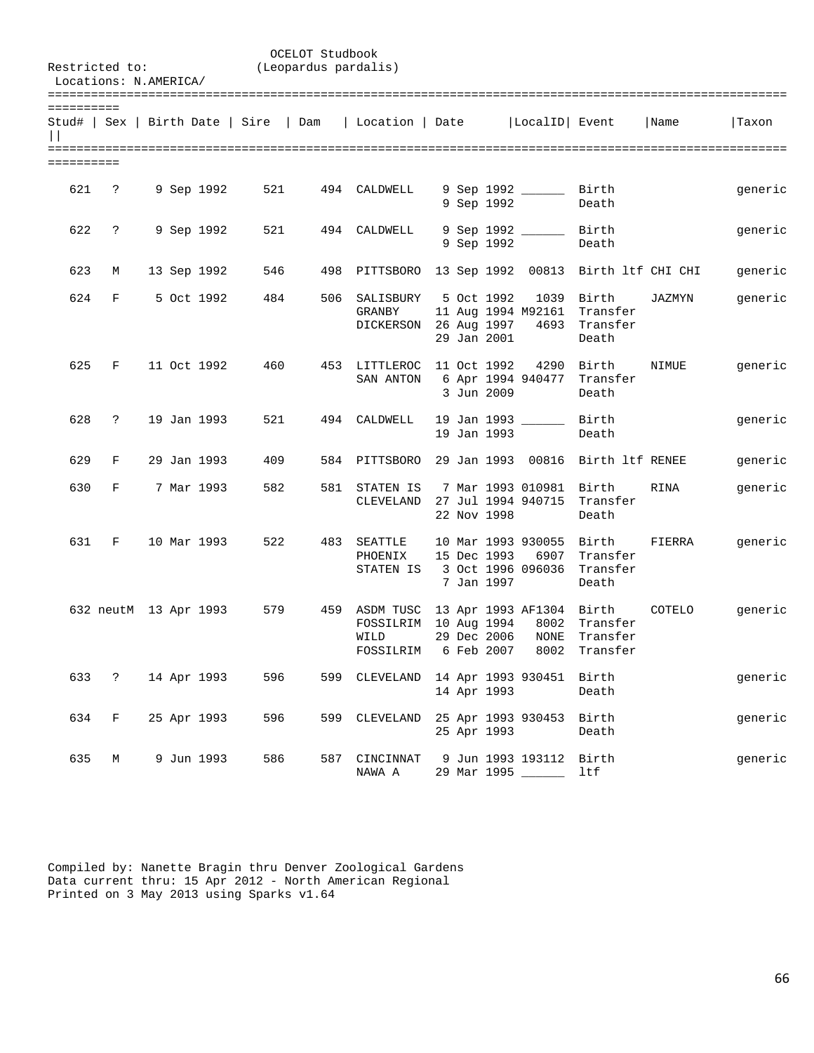OCELOT Studbook
(Leopardus pardalis)

Restricted to:
Locations: N.AMERICA/

| Stud# | Sex | Birth Date | Sire | Dam | Location | Date | LocalID | Event | Name | Taxon |
|---|---|---|---|---|---|---|---|---|---|---|
| 621 | ? | 9 Sep 1992 | 521 | 494 | CALDWELL | 9 Sep 1992 | ______ | Birth | | generic |
| | | | | | | 9 Sep 1992 | | Death | | |
| 622 | ? | 9 Sep 1992 | 521 | 494 | CALDWELL | 9 Sep 1992 | ______ | Birth | | generic |
| | | | | | | 9 Sep 1992 | | Death | | |
| 623 | M | 13 Sep 1992 | 546 | 498 | PITTSBORO | 13 Sep 1992 | 00813 | Birth ltf | CHI CHI | generic |
| 624 | F | 5 Oct 1992 | 484 | 506 | SALISBURY | 5 Oct 1992 | 1039 | Birth | JAZMYN | generic |
| | | | | | GRANBY | 11 Aug 1994 | M92161 | Transfer | | |
| | | | | | DICKERSON | 26 Aug 1997 | 4693 | Transfer | | |
| | | | | | | 29 Jan 2001 | | Death | | |
| 625 | F | 11 Oct 1992 | 460 | 453 | LITTLEROC | 11 Oct 1992 | 4290 | Birth | NIMUE | generic |
| | | | | | SAN ANTON | 6 Apr 1994 | 940477 | Transfer | | |
| | | | | | | 3 Jun 2009 | | Death | | |
| 628 | ? | 19 Jan 1993 | 521 | 494 | CALDWELL | 19 Jan 1993 | ______ | Birth | | generic |
| | | | | | | 19 Jan 1993 | | Death | | |
| 629 | F | 29 Jan 1993 | 409 | 584 | PITTSBORO | 29 Jan 1993 | 00816 | Birth ltf | RENEE | generic |
| 630 | F | 7 Mar 1993 | 582 | 581 | STATEN IS | 7 Mar 1993 | 010981 | Birth | RINA | generic |
| | | | | | CLEVELAND | 27 Jul 1994 | 940715 | Transfer | | |
| | | | | | | 22 Nov 1998 | | Death | | |
| 631 | F | 10 Mar 1993 | 522 | 483 | SEATTLE | 10 Mar 1993 | 930055 | Birth | FIERRA | generic |
| | | | | | PHOENIX | 15 Dec 1993 | 6907 | Transfer | | |
| | | | | | STATEN IS | 3 Oct 1996 | 096036 | Transfer | | |
| | | | | | | 7 Jan 1997 | | Death | | |
| 632 | neutM | 13 Apr 1993 | 579 | 459 | ASDM TUSC | 13 Apr 1993 | AF1304 | Birth | COTELO | generic |
| | | | | | FOSSILRIM | 10 Aug 1994 | 8002 | Transfer | | |
| | | | | | WILD | 29 Dec 2006 | NONE | Transfer | | |
| | | | | | FOSSILRIM | 6 Feb 2007 | 8002 | Transfer | | |
| 633 | ? | 14 Apr 1993 | 596 | 599 | CLEVELAND | 14 Apr 1993 | 930451 | Birth | | generic |
| | | | | | | 14 Apr 1993 | | Death | | |
| 634 | F | 25 Apr 1993 | 596 | 599 | CLEVELAND | 25 Apr 1993 | 930453 | Birth | | generic |
| | | | | | | 25 Apr 1993 | | Death | | |
| 635 | M | 9 Jun 1993 | 586 | 587 | CINCINNAT | 9 Jun 1993 | 193112 | Birth | | generic |
| | | | | | NAWA A | 29 Mar 1995 | ______ | ltf | | |

Compiled by: Nanette Bragin thru Denver Zoological Gardens
Data current thru: 15 Apr 2012 - North American Regional
Printed on 3 May 2013 using Sparks v1.64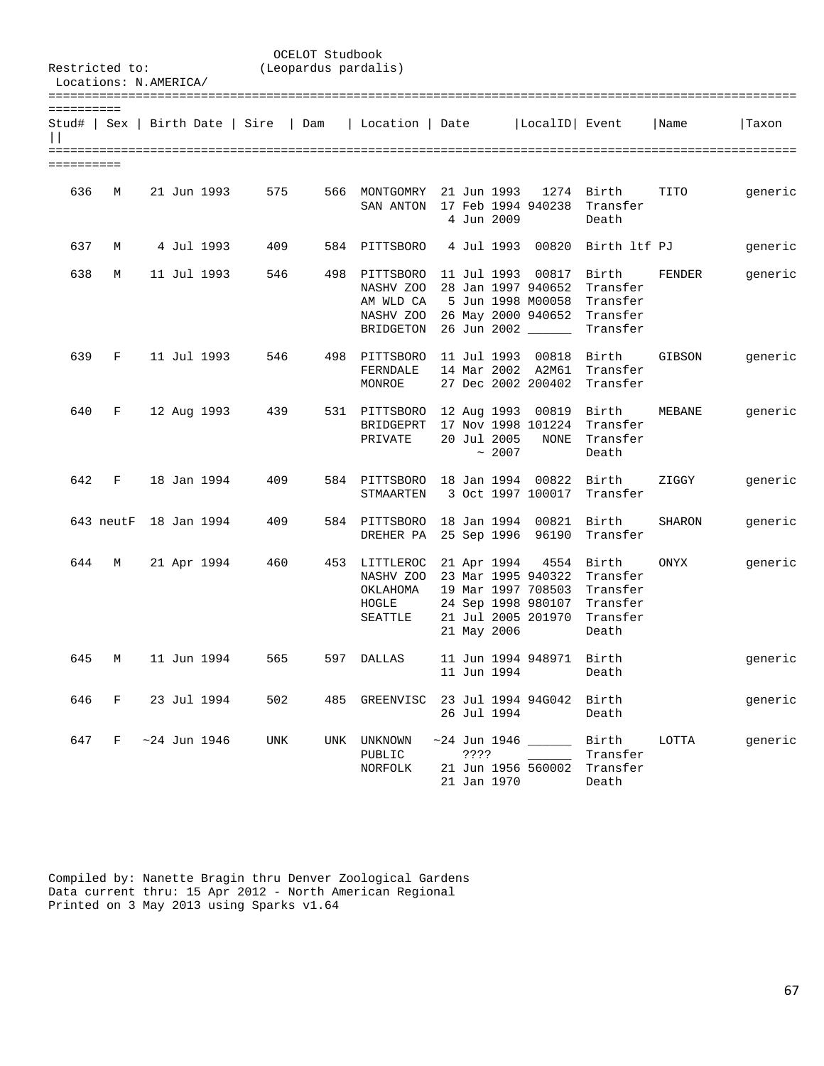OCELOT Studbook
(Leopardus pardalis)

Restricted to:
Locations: N.AMERICA/

| Stud# | Sex | Birth Date | Sire | Dam | Location | Date | LocalID | Event | Name | Taxon |
|---|---|---|---|---|---|---|---|---|---|---|
| 636 | M | 21 Jun 1993 | 575 | 566 | MONTGOMRY | 21 Jun 1993 | 1274 | Birth | TITO | generic |
| | | | | | SAN ANTON | 17 Feb 1994 | 940238 | Transfer | | |
| | | | | | | 4 Jun 2009 | | Death | | |
| 637 | M | 4 Jul 1993 | 409 | 584 | PITTSBORO | 4 Jul 1993 | 00820 | Birth ltf | PJ | generic |
| 638 | M | 11 Jul 1993 | 546 | 498 | PITTSBORO | 11 Jul 1993 | 00817 | Birth | FENDER | generic |
| | | | | | NASHV ZOO | 28 Jan 1997 | 940652 | Transfer | | |
| | | | | | AM WLD CA | 5 Jun 1998 | M00058 | Transfer | | |
| | | | | | NASHV ZOO | 26 May 2000 | 940652 | Transfer | | |
| | | | | | BRIDGETON | 26 Jun 2002 | ______ | Transfer | | |
| 639 | F | 11 Jul 1993 | 546 | 498 | PITTSBORO | 11 Jul 1993 | 00818 | Birth | GIBSON | generic |
| | | | | | FERNDALE | 14 Mar 2002 | A2M61 | Transfer | | |
| | | | | | MONROE | 27 Dec 2002 | 200402 | Transfer | | |
| 640 | F | 12 Aug 1993 | 439 | 531 | PITTSBORO | 12 Aug 1993 | 00819 | Birth | MEBANE | generic |
| | | | | | BRIDGEPRT | 17 Nov 1998 | 101224 | Transfer | | |
| | | | | | PRIVATE | 20 Jul 2005 | NONE | Transfer | | |
| | | | | | | ~ 2007 | | Death | | |
| 642 | F | 18 Jan 1994 | 409 | 584 | PITTSBORO | 18 Jan 1994 | 00822 | Birth | ZIGGY | generic |
| | | | | | STMAARTEN | 3 Oct 1997 | 100017 | Transfer | | |
| 643 | neutF | 18 Jan 1994 | 409 | 584 | PITTSBORO | 18 Jan 1994 | 00821 | Birth | SHARON | generic |
| | | | | | DREHER PA | 25 Sep 1996 | 96190 | Transfer | | |
| 644 | M | 21 Apr 1994 | 460 | 453 | LITTLEROC | 21 Apr 1994 | 4554 | Birth | ONYX | generic |
| | | | | | NASHV ZOO | 23 Mar 1995 | 940322 | Transfer | | |
| | | | | | OKLAHOMA | 19 Mar 1997 | 708503 | Transfer | | |
| | | | | | HOGLE | 24 Sep 1998 | 980107 | Transfer | | |
| | | | | | SEATTLE | 21 Jul 2005 | 201970 | Transfer | | |
| | | | | | | 21 May 2006 | | Death | | |
| 645 | M | 11 Jun 1994 | 565 | 597 | DALLAS | 11 Jun 1994 | 948971 | Birth | | generic |
| | | | | | | 11 Jun 1994 | | Death | | |
| 646 | F | 23 Jul 1994 | 502 | 485 | GREENVISC | 23 Jul 1994 | 94G042 | Birth | | generic |
| | | | | | | 26 Jul 1994 | | Death | | |
| 647 | F | ~24 Jun 1946 | UNK | UNK | UNKNOWN | ~24 Jun 1946 | ______ | Birth | LOTTA | generic |
| | | | | | PUBLIC | ???? | ______ | Transfer | | |
| | | | | | NORFOLK | 21 Jun 1956 | 560002 | Transfer | | |
| | | | | | | 21 Jan 1970 | | Death | | |

Compiled by: Nanette Bragin thru Denver Zoological Gardens
Data current thru: 15 Apr 2012 - North American Regional
Printed on 3 May 2013 using Sparks v1.64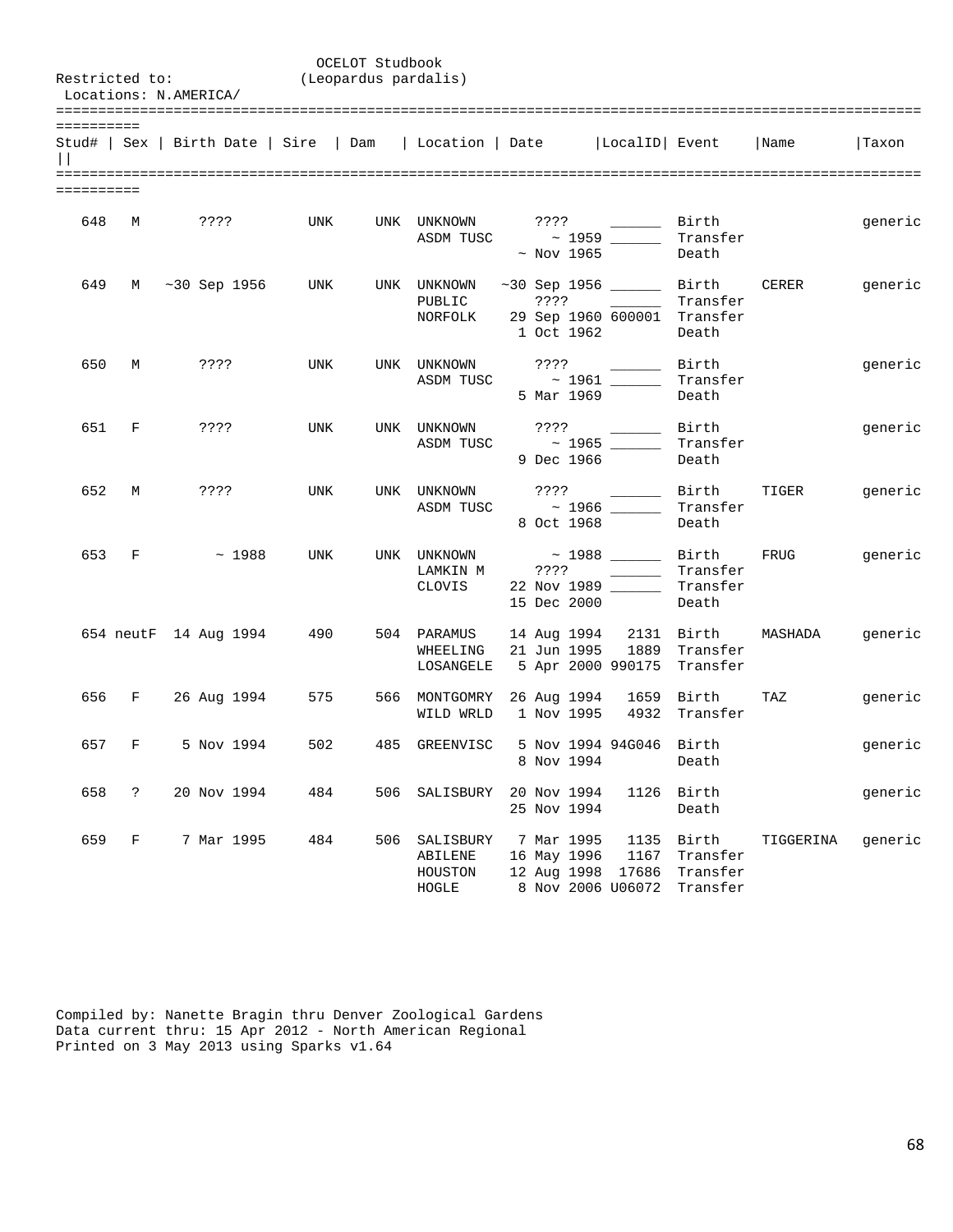OCELOT Studbook
(Leopardus pardalis)

Restricted to:
Locations: N.AMERICA/

| Stud# | Sex | Birth Date | Sire | Dam | Location | Date | LocalID | Event | Name | Taxon |
|---|---|---|---|---|---|---|---|---|---|---|
| 648 | M | ???? | UNK | UNK | UNKNOWN | ???? | ______ | Birth | | generic |
| | | | | | ASDM TUSC | ~ 1959 | ______ | Transfer | | |
| | | | | | | ~ Nov 1965 | | Death | | |
| 649 | M | ~30 Sep 1956 | UNK | UNK | UNKNOWN | ~30 Sep 1956 | ______ | Birth | CERER | generic |
| | | | | | PUBLIC | ???? | ______ | Transfer | | |
| | | | | | NORFOLK | 29 Sep 1960 | 600001 | Transfer | | |
| | | | | | | 1 Oct 1962 | | Death | | |
| 650 | M | ???? | UNK | UNK | UNKNOWN | ???? | ______ | Birth | | generic |
| | | | | | ASDM TUSC | ~ 1961 | ______ | Transfer | | |
| | | | | | | 5 Mar 1969 | | Death | | |
| 651 | F | ???? | UNK | UNK | UNKNOWN | ???? | ______ | Birth | | generic |
| | | | | | ASDM TUSC | ~ 1965 | ______ | Transfer | | |
| | | | | | | 9 Dec 1966 | | Death | | |
| 652 | M | ???? | UNK | UNK | UNKNOWN | ???? | ______ | Birth | TIGER | generic |
| | | | | | ASDM TUSC | ~ 1966 | ______ | Transfer | | |
| | | | | | | 8 Oct 1968 | | Death | | |
| 653 | F | ~ 1988 | UNK | UNK | UNKNOWN | ~ 1988 | ______ | Birth | FRUG | generic |
| | | | | | LAMKIN M | ???? | ______ | Transfer | | |
| | | | | | CLOVIS | 22 Nov 1989 | ______ | Transfer | | |
| | | | | | | 15 Dec 2000 | | Death | | |
| 654 | neutF | 14 Aug 1994 | 490 | 504 | PARAMUS | 14 Aug 1994 | 2131 | Birth | MASHADA | generic |
| | | | | | WHEELING | 21 Jun 1995 | 1889 | Transfer | | |
| | | | | | LOSANGELE | 5 Apr 2000 | 990175 | Transfer | | |
| 656 | F | 26 Aug 1994 | 575 | 566 | MONTGOMRY | 26 Aug 1994 | 1659 | Birth | TAZ | generic |
| | | | | | WILD WRLD | 1 Nov 1995 | 4932 | Transfer | | |
| 657 | F | 5 Nov 1994 | 502 | 485 | GREENVISC | 5 Nov 1994 | 94G046 | Birth | | generic |
| | | | | | | 8 Nov 1994 | | Death | | |
| 658 | ? | 20 Nov 1994 | 484 | 506 | SALISBURY | 20 Nov 1994 | 1126 | Birth | | generic |
| | | | | | | 25 Nov 1994 | | Death | | |
| 659 | F | 7 Mar 1995 | 484 | 506 | SALISBURY | 7 Mar 1995 | 1135 | Birth | TIGGERINA | generic |
| | | | | | ABILENE | 16 May 1996 | 1167 | Transfer | | |
| | | | | | HOUSTON | 12 Aug 1998 | 17686 | Transfer | | |
| | | | | | HOGLE | 8 Nov 2006 | U06072 | Transfer | | |

Compiled by: Nanette Bragin thru Denver Zoological Gardens
Data current thru: 15 Apr 2012 - North American Regional
Printed on 3 May 2013 using Sparks v1.64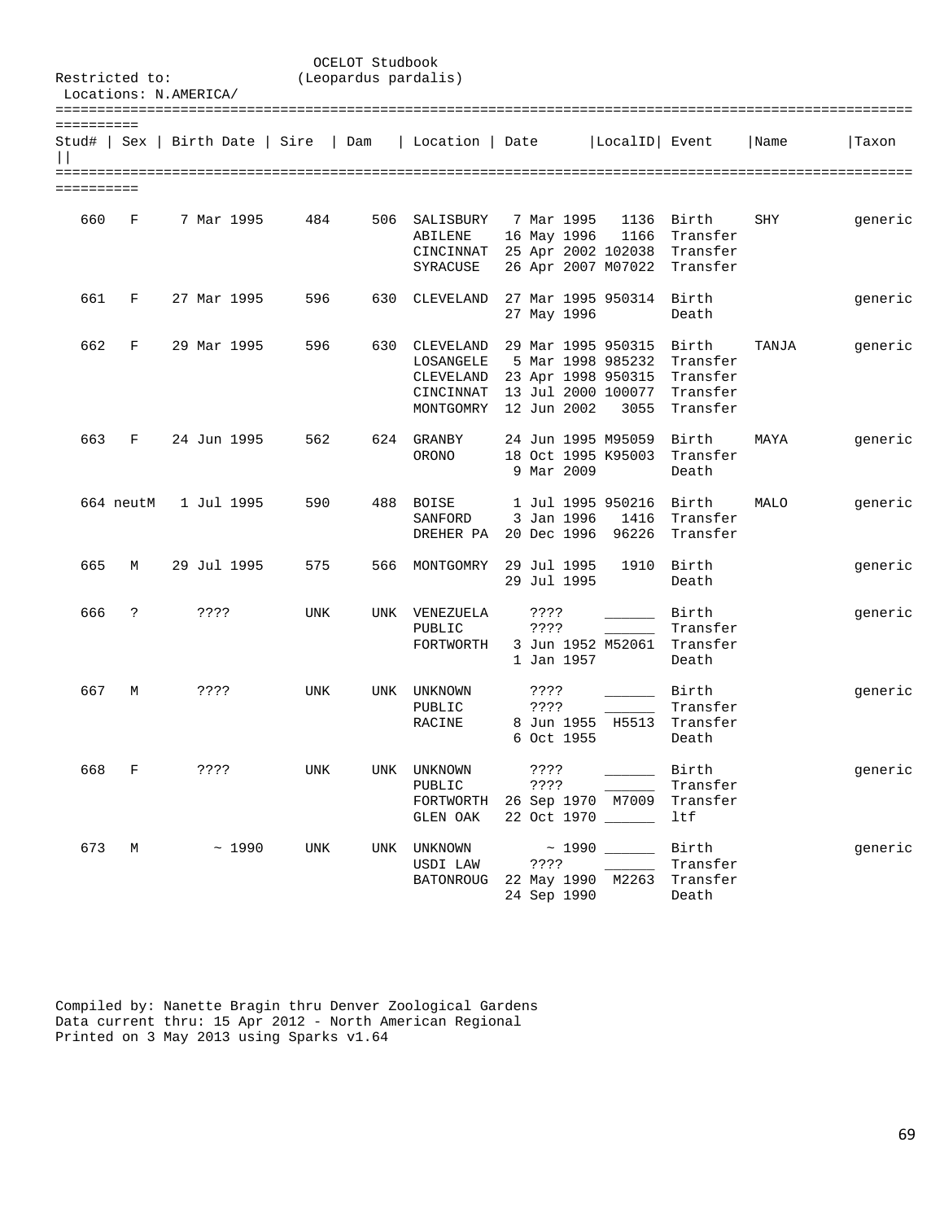OCELOT Studbook
(Leopardus pardalis)

Restricted to:
Locations: N.AMERICA/

| Stud# | Sex | Birth Date | Sire | Dam | Location | Date | LocalID | Event | Name | Taxon |
|---|---|---|---|---|---|---|---|---|---|---|
| 660 | F | 7 Mar 1995 | 484 | 506 | SALISBURY | 7 Mar 1995 | 1136 | Birth | SHY | generic |
| | | | | | ABILENE | 16 May 1996 | 1166 | Transfer | | |
| | | | | | CINCINNAT | 25 Apr 2002 | 102038 | Transfer | | |
| | | | | | SYRACUSE | 26 Apr 2007 | M07022 | Transfer | | |
| 661 | F | 27 Mar 1995 | 596 | 630 | CLEVELAND | 27 Mar 1995 | 950314 | Birth | | generic |
| | | | | | | 27 May 1996 | | Death | | |
| 662 | F | 29 Mar 1995 | 596 | 630 | CLEVELAND | 29 Mar 1995 | 950315 | Birth | TANJA | generic |
| | | | | | LOSANGELE | 5 Mar 1998 | 985232 | Transfer | | |
| | | | | | CLEVELAND | 23 Apr 1998 | 950315 | Transfer | | |
| | | | | | CINCINNAT | 13 Jul 2000 | 100077 | Transfer | | |
| | | | | | MONTGOMRY | 12 Jun 2002 | 3055 | Transfer | | |
| 663 | F | 24 Jun 1995 | 562 | 624 | GRANBY | 24 Jun 1995 | M95059 | Birth | MAYA | generic |
| | | | | | ORONO | 18 Oct 1995 | K95003 | Transfer | | |
| | | | | | | 9 Mar 2009 | | Death | | |
| 664 | neutM | 1 Jul 1995 | 590 | 488 | BOISE | 1 Jul 1995 | 950216 | Birth | MALO | generic |
| | | | | | SANFORD | 3 Jan 1996 | 1416 | Transfer | | |
| | | | | | DREHER PA | 20 Dec 1996 | 96226 | Transfer | | |
| 665 | M | 29 Jul 1995 | 575 | 566 | MONTGOMRY | 29 Jul 1995 | 1910 | Birth | | generic |
| | | | | | | 29 Jul 1995 | | Death | | |
| 666 | ? | ???? | UNK | UNK | VENEZUELA | ???? | ______ | Birth | | generic |
| | | | | | PUBLIC | ???? | ______ | Transfer | | |
| | | | | | FORTWORTH | 3 Jun 1952 | M52061 | Transfer | | |
| | | | | | | 1 Jan 1957 | | Death | | |
| 667 | M | ???? | UNK | UNK | UNKNOWN | ???? | ______ | Birth | | generic |
| | | | | | PUBLIC | ???? | ______ | Transfer | | |
| | | | | | RACINE | 8 Jun 1955 | H5513 | Transfer | | |
| | | | | | | 6 Oct 1955 | | Death | | |
| 668 | F | ???? | UNK | UNK | UNKNOWN | ???? | ______ | Birth | | generic |
| | | | | | PUBLIC | ???? | ______ | Transfer | | |
| | | | | | FORTWORTH | 26 Sep 1970 | M7009 | Transfer | | |
| | | | | | GLEN OAK | 22 Oct 1970 | ______ | ltf | | |
| 673 | M | ~ 1990 | UNK | UNK | UNKNOWN | ~ 1990 | ______ | Birth | | generic |
| | | | | | USDI LAW | ???? | ______ | Transfer | | |
| | | | | | BATONROUG | 22 May 1990 | M2263 | Transfer | | |
| | | | | | | 24 Sep 1990 | | Death | | |

Compiled by: Nanette Bragin thru Denver Zoological Gardens
Data current thru: 15 Apr 2012 - North American Regional
Printed on 3 May 2013 using Sparks v1.64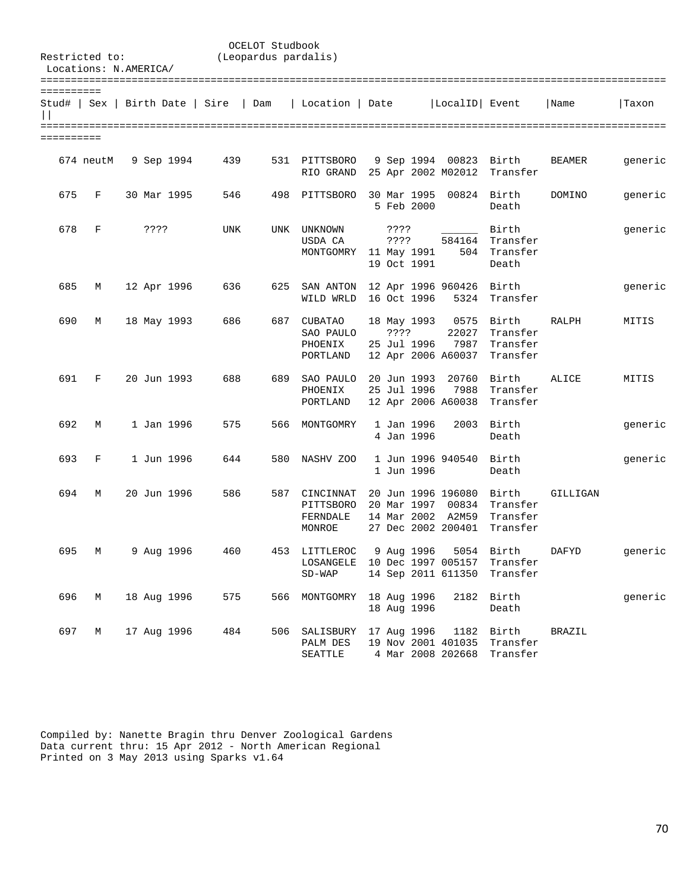OCELOT Studbook
(Leopardus pardalis)

Restricted to:
Locations: N.AMERICA/

| Stud# | Sex | Birth Date | Sire | Dam | Location | Date | LocalID | Event | Name | Taxon |
|---|---|---|---|---|---|---|---|---|---|---|
| 674 | neutM | 9 Sep 1994 | 439 | 531 | PITTSBORO | 9 Sep 1994 | 00823 | Birth | BEAMER | generic |
| | | | | | RIO GRAND | 25 Apr 2002 | M02012 | Transfer | | |
| 675 | F | 30 Mar 1995 | 546 | 498 | PITTSBORO | 30 Mar 1995 | 00824 | Birth | DOMINO | generic |
| | | | | | | 5 Feb 2000 | | Death | | |
| 678 | F | ???? | UNK | UNK | UNKNOWN | ???? | ______ | Birth | | generic |
| | | | | | USDA CA | ???? | 584164 | Transfer | | |
| | | | | | MONTGOMRY | 11 May 1991 | 504 | Transfer | | |
| | | | | | | 19 Oct 1991 | | Death | | |
| 685 | M | 12 Apr 1996 | 636 | 625 | SAN ANTON | 12 Apr 1996 | 960426 | Birth | | generic |
| | | | | | WILD WRLD | 16 Oct 1996 | 5324 | Transfer | | |
| 690 | M | 18 May 1993 | 686 | 687 | CUBATAO | 18 May 1993 | 0575 | Birth | RALPH | MITIS |
| | | | | | SAO PAULO | ???? | 22027 | Transfer | | |
| | | | | | PHOENIX | 25 Jul 1996 | 7987 | Transfer | | |
| | | | | | PORTLAND | 12 Apr 2006 | A60037 | Transfer | | |
| 691 | F | 20 Jun 1993 | 688 | 689 | SAO PAULO | 20 Jun 1993 | 20760 | Birth | ALICE | MITIS |
| | | | | | PHOENIX | 25 Jul 1996 | 7988 | Transfer | | |
| | | | | | PORTLAND | 12 Apr 2006 | A60038 | Transfer | | |
| 692 | M | 1 Jan 1996 | 575 | 566 | MONTGOMRY | 1 Jan 1996 | 2003 | Birth | | generic |
| | | | | | | 4 Jan 1996 | | Death | | |
| 693 | F | 1 Jun 1996 | 644 | 580 | NASHV ZOO | 1 Jun 1996 | 940540 | Birth | | generic |
| | | | | | | 1 Jun 1996 | | Death | | |
| 694 | M | 20 Jun 1996 | 586 | 587 | CINCINNAT | 20 Jun 1996 | 196080 | Birth | GILLIGAN | |
| | | | | | PITTSBORO | 20 Mar 1997 | 00834 | Transfer | | |
| | | | | | FERNDALE | 14 Mar 2002 | A2M59 | Transfer | | |
| | | | | | MONROE | 27 Dec 2002 | 200401 | Transfer | | |
| 695 | M | 9 Aug 1996 | 460 | 453 | LITTLEROC | 9 Aug 1996 | 5054 | Birth | DAFYD | generic |
| | | | | | LOSANGELE | 10 Dec 1997 | 005157 | Transfer | | |
| | | | | | SD-WAP | 14 Sep 2011 | 611350 | Transfer | | |
| 696 | M | 18 Aug 1996 | 575 | 566 | MONTGOMRY | 18 Aug 1996 | 2182 | Birth | | generic |
| | | | | | | 18 Aug 1996 | | Death | | |
| 697 | M | 17 Aug 1996 | 484 | 506 | SALISBURY | 17 Aug 1996 | 1182 | Birth | BRAZIL | |
| | | | | | PALM DES | 19 Nov 2001 | 401035 | Transfer | | |
| | | | | | SEATTLE | 4 Mar 2008 | 202668 | Transfer | | |

Compiled by: Nanette Bragin thru Denver Zoological Gardens
Data current thru: 15 Apr 2012 - North American Regional
Printed on 3 May 2013 using Sparks v1.64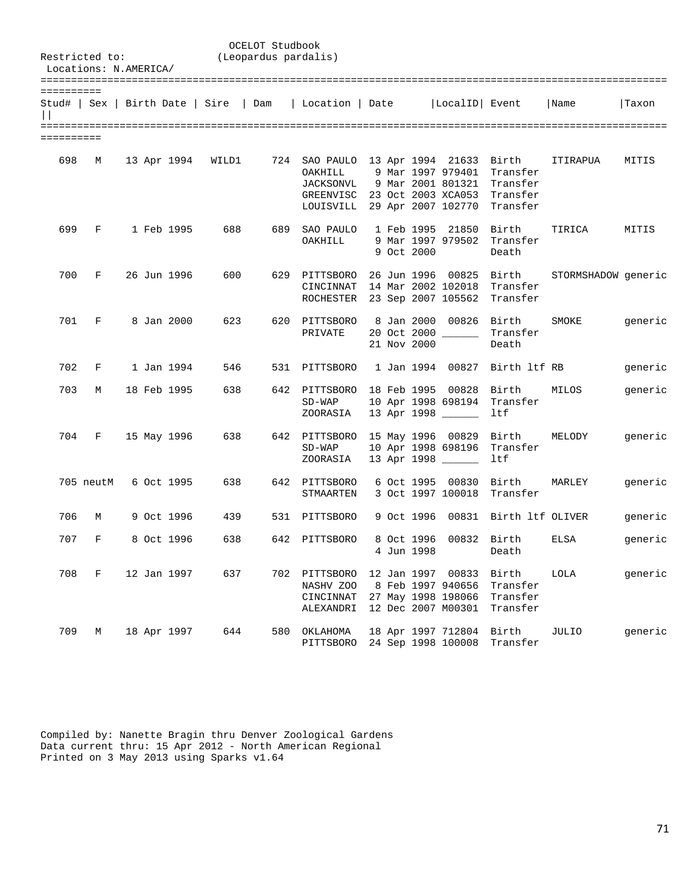OCELOT Studbook
(Leopardus pardalis)

Restricted to:
Locations: N.AMERICA/

| Stud# | Sex | Birth Date | Sire | Dam | Location | Date | LocalID | Event | Name | Taxon |
|---|---|---|---|---|---|---|---|---|---|---|
| 698 | M | 13 Apr 1994 | WILD1 | 724 | SAO PAULO | 13 Apr 1994 | 21633 | Birth | ITIRAPUA | MITIS |
| | | | | | OAKHILL | 9 Mar 1997 | 979401 | Transfer | | |
| | | | | | JACKSONVL | 9 Mar 2001 | 801321 | Transfer | | |
| | | | | | GREENVISC | 23 Oct 2003 | XCA053 | Transfer | | |
| | | | | | LOUISVILL | 29 Apr 2007 | 102770 | Transfer | | |
| 699 | F | 1 Feb 1995 | 688 | 689 | SAO PAULO | 1 Feb 1995 | 21850 | Birth | TIRICA | MITIS |
| | | | | | OAKHILL | 9 Mar 1997 | 979502 | Transfer | | |
| | | | | | | 9 Oct 2000 | | Death | | |
| 700 | F | 26 Jun 1996 | 600 | 629 | PITTSBORO | 26 Jun 1996 | 00825 | Birth | STORMSHADOW | generic |
| | | | | | CINCINNAT | 14 Mar 2002 | 102018 | Transfer | | |
| | | | | | ROCHESTER | 23 Sep 2007 | 105562 | Transfer | | |
| 701 | F | 8 Jan 2000 | 623 | 620 | PITTSBORO | 8 Jan 2000 | 00826 | Birth | SMOKE | generic |
| | | | | | PRIVATE | 20 Oct 2000 | ______ | Transfer | | |
| | | | | | | 21 Nov 2000 | | Death | | |
| 702 | F | 1 Jan 1994 | 546 | 531 | PITTSBORO | 1 Jan 1994 | 00827 | Birth ltf | RB | generic |
| 703 | M | 18 Feb 1995 | 638 | 642 | PITTSBORO | 18 Feb 1995 | 00828 | Birth | MILOS | generic |
| | | | | | SD-WAP | 10 Apr 1998 | 698194 | Transfer | | |
| | | | | | ZOORASIA | 13 Apr 1998 | ______ | ltf | | |
| 704 | F | 15 May 1996 | 638 | 642 | PITTSBORO | 15 May 1996 | 00829 | Birth | MELODY | generic |
| | | | | | SD-WAP | 10 Apr 1998 | 698196 | Transfer | | |
| | | | | | ZOORASIA | 13 Apr 1998 | ______ | ltf | | |
| 705 | neutM | 6 Oct 1995 | 638 | 642 | PITTSBORO | 6 Oct 1995 | 00830 | Birth | MARLEY | generic |
| | | | | | STMAARTEN | 3 Oct 1997 | 100018 | Transfer | | |
| 706 | M | 9 Oct 1996 | 439 | 531 | PITTSBORO | 9 Oct 1996 | 00831 | Birth ltf | OLIVER | generic |
| 707 | F | 8 Oct 1996 | 638 | 642 | PITTSBORO | 8 Oct 1996 | 00832 | Birth | ELSA | generic |
| | | | | | | 4 Jun 1998 | | Death | | |
| 708 | F | 12 Jan 1997 | 637 | 702 | PITTSBORO | 12 Jan 1997 | 00833 | Birth | LOLA | generic |
| | | | | | NASHV ZOO | 8 Feb 1997 | 940656 | Transfer | | |
| | | | | | CINCINNAT | 27 May 1998 | 198066 | Transfer | | |
| | | | | | ALEXANDRI | 12 Dec 2007 | M00301 | Transfer | | |
| 709 | M | 18 Apr 1997 | 644 | 580 | OKLAHOMA | 18 Apr 1997 | 712804 | Birth | JULIO | generic |
| | | | | | PITTSBORO | 24 Sep 1998 | 100008 | Transfer | | |

Compiled by: Nanette Bragin thru Denver Zoological Gardens
Data current thru: 15 Apr 2012 - North American Regional
Printed on 3 May 2013 using Sparks v1.64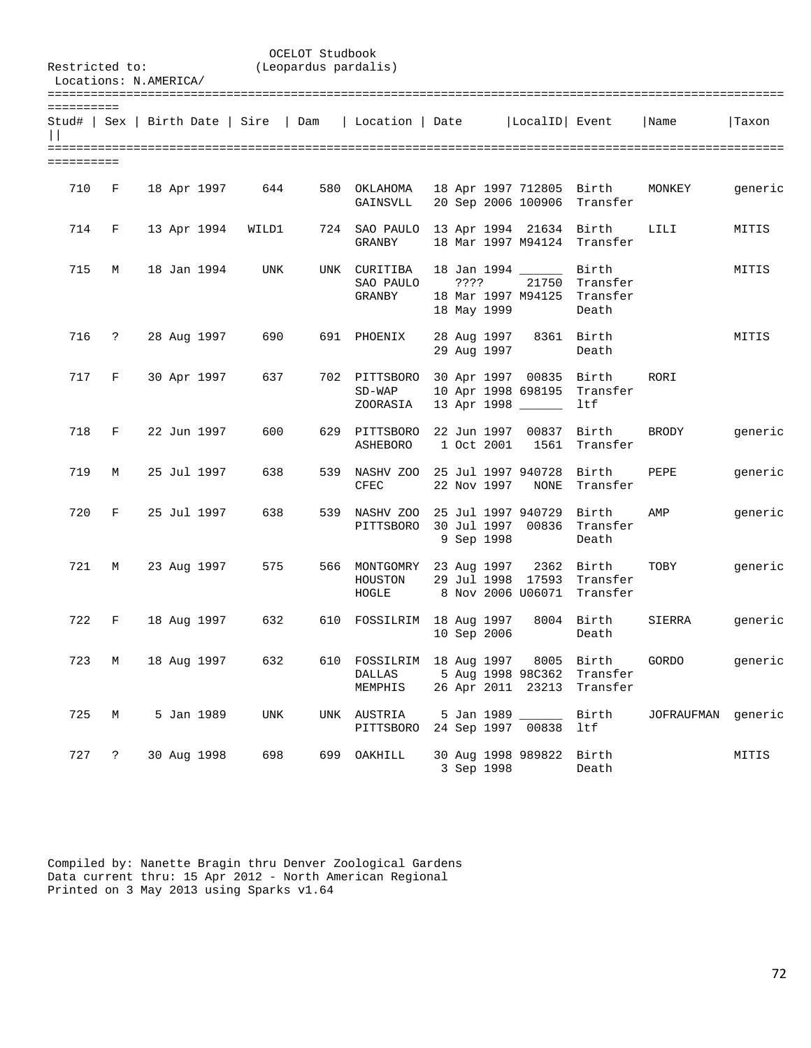OCELOT Studbook
(Leopardus pardalis)

Restricted to:
Locations: N.AMERICA/

| Stud# | Sex | Birth Date | Sire | Dam | Location | Date | LocalID | Event | Name | Taxon |
|---|---|---|---|---|---|---|---|---|---|---|
| 710 | F | 18 Apr 1997 | 644 | 580 | OKLAHOMA | 18 Apr 1997 | 712805 | Birth | MONKEY | generic |
| | | | | | GAINSVLL | 20 Sep 2006 | 100906 | Transfer | | |
| 714 | F | 13 Apr 1994 | WILD1 | 724 | SAO PAULO | 13 Apr 1994 | 21634 | Birth | LILI | MITIS |
| | | | | | GRANBY | 18 Mar 1997 | M94124 | Transfer | | |
| 715 | M | 18 Jan 1994 | UNK | UNK | CURITIBA | 18 Jan 1994 | ______ | Birth | | MITIS |
| | | | | | SAO PAULO | ???? | 21750 | Transfer | | |
| | | | | | GRANBY | 18 Mar 1997 | M94125 | Transfer | | |
| | | | | | | 18 May 1999 | | Death | | |
| 716 | ? | 28 Aug 1997 | 690 | 691 | PHOENIX | 28 Aug 1997 | 8361 | Birth | | MITIS |
| | | | | | | 29 Aug 1997 | | Death | | |
| 717 | F | 30 Apr 1997 | 637 | 702 | PITTSBORO | 30 Apr 1997 | 00835 | Birth | RORI | |
| | | | | | SD-WAP | 10 Apr 1998 | 698195 | Transfer | | |
| | | | | | ZOORASIA | 13 Apr 1998 | ______ | ltf | | |
| 718 | F | 22 Jun 1997 | 600 | 629 | PITTSBORO | 22 Jun 1997 | 00837 | Birth | BRODY | generic |
| | | | | | ASHEBORO | 1 Oct 2001 | 1561 | Transfer | | |
| 719 | M | 25 Jul 1997 | 638 | 539 | NASHV ZOO | 25 Jul 1997 | 940728 | Birth | PEPE | generic |
| | | | | | CFEC | 22 Nov 1997 | NONE | Transfer | | |
| 720 | F | 25 Jul 1997 | 638 | 539 | NASHV ZOO | 25 Jul 1997 | 940729 | Birth | AMP | generic |
| | | | | | PITTSBORO | 30 Jul 1997 | 00836 | Transfer | | |
| | | | | | | 9 Sep 1998 | | Death | | |
| 721 | M | 23 Aug 1997 | 575 | 566 | MONTGOMRY | 23 Aug 1997 | 2362 | Birth | TOBY | generic |
| | | | | | HOUSTON | 29 Jul 1998 | 17593 | Transfer | | |
| | | | | | HOGLE | 8 Nov 2006 | U06071 | Transfer | | |
| 722 | F | 18 Aug 1997 | 632 | 610 | FOSSILRIM | 18 Aug 1997 | 8004 | Birth | SIERRA | generic |
| | | | | | | 10 Sep 2006 | | Death | | |
| 723 | M | 18 Aug 1997 | 632 | 610 | FOSSILRIM | 18 Aug 1997 | 8005 | Birth | GORDO | generic |
| | | | | | DALLAS | 5 Aug 1998 | 98C362 | Transfer | | |
| | | | | | MEMPHIS | 26 Apr 2011 | 23213 | Transfer | | |
| 725 | M | 5 Jan 1989 | UNK | UNK | AUSTRIA | 5 Jan 1989 | ______ | Birth | JOFRAUFMAN | generic |
| | | | | | PITTSBORO | 24 Sep 1997 | 00838 | ltf | | |
| 727 | ? | 30 Aug 1998 | 698 | 699 | OAKHILL | 30 Aug 1998 | 989822 | Birth | | MITIS |
| | | | | | | 3 Sep 1998 | | Death | | |

Compiled by: Nanette Bragin thru Denver Zoological Gardens
Data current thru: 15 Apr 2012 - North American Regional
Printed on 3 May 2013 using Sparks v1.64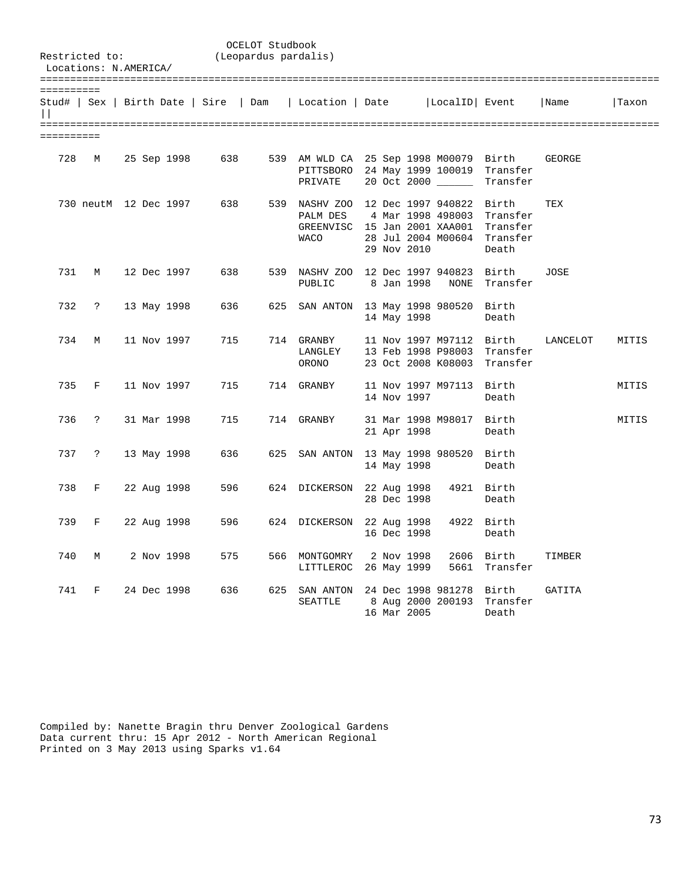OCELOT Studbook
(Leopardus pardalis)

Restricted to:
Locations: N.AMERICA/

| Stud# | Sex | Birth Date | Sire | Dam | Location | Date | LocalID | Event | Name | Taxon |
|---|---|---|---|---|---|---|---|---|---|---|
| 728 | M | 25 Sep 1998 | 638 | 539 | AM WLD CA | 25 Sep 1998 | M00079 | Birth | GEORGE | |
| | | | | | PITTSBORO | 24 May 1999 | 100019 | Transfer | | |
| | | | | | PRIVATE | 20 Oct 2000 | ______ | Transfer | | |
| 730 | neutM | 12 Dec 1997 | 638 | 539 | NASHV ZOO | 12 Dec 1997 | 940822 | Birth | TEX | |
| | | | | | PALM DES | 4 Mar 1998 | 498003 | Transfer | | |
| | | | | | GREENVISC | 15 Jan 2001 | XAA001 | Transfer | | |
| | | | | | WACO | 28 Jul 2004 | M00604 | Transfer | | |
| | | | | | | 29 Nov 2010 | | Death | | |
| 731 | M | 12 Dec 1997 | 638 | 539 | NASHV ZOO | 12 Dec 1997 | 940823 | Birth | JOSE | |
| | | | | | PUBLIC | 8 Jan 1998 | NONE | Transfer | | |
| 732 | ? | 13 May 1998 | 636 | 625 | SAN ANTON | 13 May 1998 | 980520 | Birth | | |
| | | | | | | 14 May 1998 | | Death | | |
| 734 | M | 11 Nov 1997 | 715 | 714 | GRANBY | 11 Nov 1997 | M97112 | Birth | LANCELOT | MITIS |
| | | | | | LANGLEY | 13 Feb 1998 | P98003 | Transfer | | |
| | | | | | ORONO | 23 Oct 2008 | K08003 | Transfer | | |
| 735 | F | 11 Nov 1997 | 715 | 714 | GRANBY | 11 Nov 1997 | M97113 | Birth | | MITIS |
| | | | | | | 14 Nov 1997 | | Death | | |
| 736 | ? | 31 Mar 1998 | 715 | 714 | GRANBY | 31 Mar 1998 | M98017 | Birth | | MITIS |
| | | | | | | 21 Apr 1998 | | Death | | |
| 737 | ? | 13 May 1998 | 636 | 625 | SAN ANTON | 13 May 1998 | 980520 | Birth | | |
| | | | | | | 14 May 1998 | | Death | | |
| 738 | F | 22 Aug 1998 | 596 | 624 | DICKERSON | 22 Aug 1998 | 4921 | Birth | | |
| | | | | | | 28 Dec 1998 | | Death | | |
| 739 | F | 22 Aug 1998 | 596 | 624 | DICKERSON | 22 Aug 1998 | 4922 | Birth | | |
| | | | | | | 16 Dec 1998 | | Death | | |
| 740 | M | 2 Nov 1998 | 575 | 566 | MONTGOMRY | 2 Nov 1998 | 2606 | Birth | TIMBER | |
| | | | | | LITTLEROC | 26 May 1999 | 5661 | Transfer | | |
| 741 | F | 24 Dec 1998 | 636 | 625 | SAN ANTON | 24 Dec 1998 | 981278 | Birth | GATITA | |
| | | | | | SEATTLE | 8 Aug 2000 | 200193 | Transfer | | |
| | | | | | | 16 Mar 2005 | | Death | | |

Compiled by: Nanette Bragin thru Denver Zoological Gardens
Data current thru: 15 Apr 2012 - North American Regional
Printed on 3 May 2013 using Sparks v1.64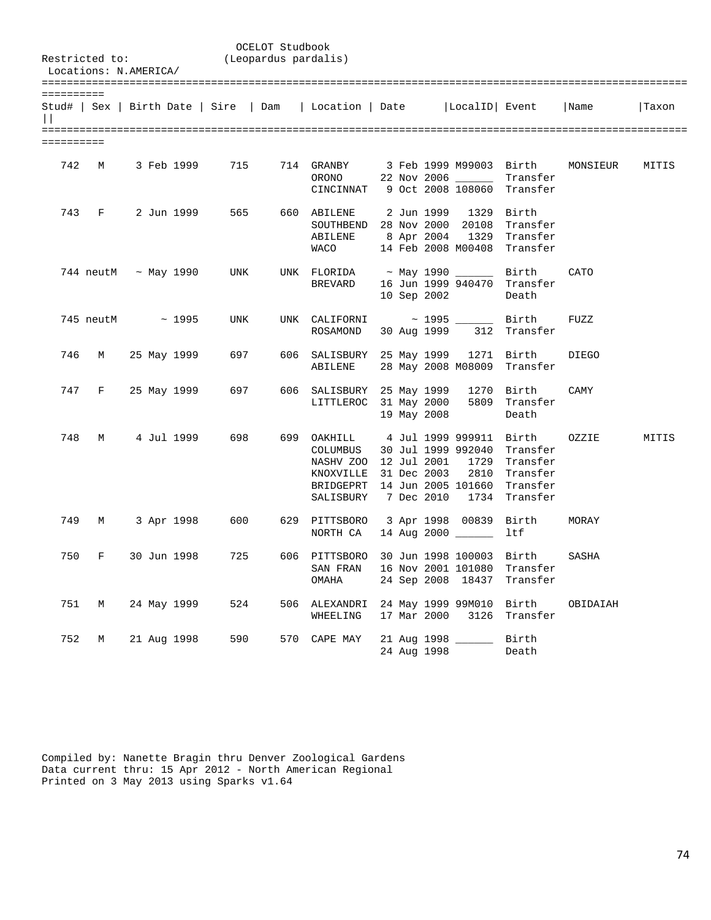OCELOT Studbook
(Leopardus pardalis)

Restricted to:
Locations: N.AMERICA/

| Stud# | Sex | Birth Date | Sire | Dam | Location | Date | LocalID | Event | Name | Taxon |
|---|---|---|---|---|---|---|---|---|---|---|
| 742 | M | 3 Feb 1999 | 715 | 714 | GRANBY | 3 Feb 1999 | M99003 | Birth | MONSIEUR | MITIS |
| | | | | | ORONO | 22 Nov 2006 | ______ | Transfer | | |
| | | | | | CINCINNAT | 9 Oct 2008 | 108060 | Transfer | | |
| 743 | F | 2 Jun 1999 | 565 | 660 | ABILENE | 2 Jun 1999 | 1329 | Birth | | |
| | | | | | SOUTHBEND | 28 Nov 2000 | 20108 | Transfer | | |
| | | | | | ABILENE | 8 Apr 2004 | 1329 | Transfer | | |
| | | | | | WACO | 14 Feb 2008 | M00408 | Transfer | | |
| 744 | neutM | ~ May 1990 | UNK | UNK | FLORIDA | ~ May 1990 | ______ | Birth | CATO | |
| | | | | | BREVARD | 16 Jun 1999 | 940470 | Transfer | | |
| | | | | | | 10 Sep 2002 | | Death | | |
| 745 | neutM | ~ 1995 | UNK | UNK | CALIFORNI | ~ 1995 | ______ | Birth | FUZZ | |
| | | | | | ROSAMOND | 30 Aug 1999 | 312 | Transfer | | |
| 746 | M | 25 May 1999 | 697 | 606 | SALISBURY | 25 May 1999 | 1271 | Birth | DIEGO | |
| | | | | | ABILENE | 28 May 2008 | M08009 | Transfer | | |
| 747 | F | 25 May 1999 | 697 | 606 | SALISBURY | 25 May 1999 | 1270 | Birth | CAMY | |
| | | | | | LITTLEROC | 31 May 2000 | 5809 | Transfer | | |
| | | | | | | 19 May 2008 | | Death | | |
| 748 | M | 4 Jul 1999 | 698 | 699 | OAKHILL | 4 Jul 1999 | 999911 | Birth | OZZIE | MITIS |
| | | | | | COLUMBUS | 30 Jul 1999 | 992040 | Transfer | | |
| | | | | | NASHV ZOO | 12 Jul 2001 | 1729 | Transfer | | |
| | | | | | KNOXVILLE | 31 Dec 2003 | 2810 | Transfer | | |
| | | | | | BRIDGEPRT | 14 Jun 2005 | 101660 | Transfer | | |
| | | | | | SALISBURY | 7 Dec 2010 | 1734 | Transfer | | |
| 749 | M | 3 Apr 1998 | 600 | 629 | PITTSBORO | 3 Apr 1998 | 00839 | Birth | MORAY | |
| | | | | | NORTH CA | 14 Aug 2000 | ______ | ltf | | |
| 750 | F | 30 Jun 1998 | 725 | 606 | PITTSBORO | 30 Jun 1998 | 100003 | Birth | SASHA | |
| | | | | | SAN FRAN | 16 Nov 2001 | 101080 | Transfer | | |
| | | | | | OMAHA | 24 Sep 2008 | 18437 | Transfer | | |
| 751 | M | 24 May 1999 | 524 | 506 | ALEXANDRI | 24 May 1999 | 99M010 | Birth | OBIDAIAH | |
| | | | | | WHEELING | 17 Mar 2000 | 3126 | Transfer | | |
| 752 | M | 21 Aug 1998 | 590 | 570 | CAPE MAY | 21 Aug 1998 | ______ | Birth | | |
| | | | | | | 24 Aug 1998 | | Death | | |

Compiled by: Nanette Bragin thru Denver Zoological Gardens
Data current thru: 15 Apr 2012 - North American Regional
Printed on 3 May 2013 using Sparks v1.64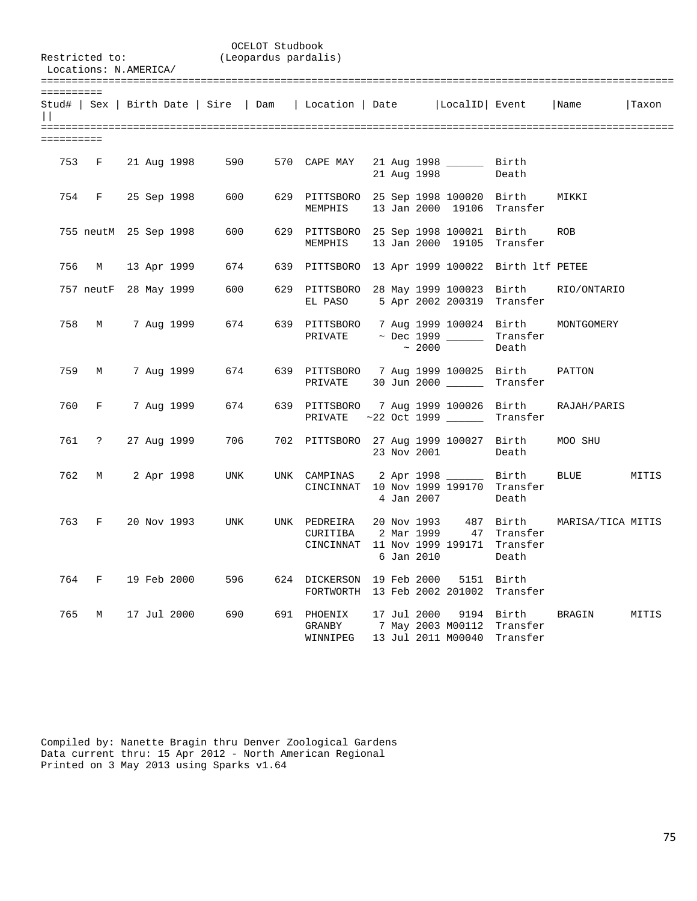OCELOT Studbook
(Leopardus pardalis)

Restricted to:
Locations: N.AMERICA/

| Stud# | Sex | Birth Date | Sire | Dam | Location | Date | LocalID | Event | Name | Taxon |
|---|---|---|---|---|---|---|---|---|---|---|
| 753 | F | 21 Aug 1998 | 590 | 570 | CAPE MAY | 21 Aug 1998 | ______ | Birth | | |
| | | | | | | 21 Aug 1998 | | Death | | |
| 754 | F | 25 Sep 1998 | 600 | 629 | PITTSBORO | 25 Sep 1998 | 100020 | Birth | MIKKI | |
| | | | | | MEMPHIS | 13 Jan 2000 | 19106 | Transfer | | |
| 755 | neutM | 25 Sep 1998 | 600 | 629 | PITTSBORO | 25 Sep 1998 | 100021 | Birth | ROB | |
| | | | | | MEMPHIS | 13 Jan 2000 | 19105 | Transfer | | |
| 756 | M | 13 Apr 1999 | 674 | 639 | PITTSBORO | 13 Apr 1999 | 100022 | Birth ltf | PETEE | |
| 757 | neutF | 28 May 1999 | 600 | 629 | PITTSBORO | 28 May 1999 | 100023 | Birth | RIO/ONTARIO | |
| | | | | | EL PASO | 5 Apr 2002 | 200319 | Transfer | | |
| 758 | M | 7 Aug 1999 | 674 | 639 | PITTSBORO | 7 Aug 1999 | 100024 | Birth | MONTGOMERY | |
| | | | | | PRIVATE | ~ Dec 1999 | ______ | Transfer | | |
| | | | | | | ~ 2000 | | Death | | |
| 759 | M | 7 Aug 1999 | 674 | 639 | PITTSBORO | 7 Aug 1999 | 100025 | Birth | PATTON | |
| | | | | | PRIVATE | 30 Jun 2000 | ______ | Transfer | | |
| 760 | F | 7 Aug 1999 | 674 | 639 | PITTSBORO | 7 Aug 1999 | 100026 | Birth | RAJAH/PARIS | |
| | | | | | PRIVATE | ~22 Oct 1999 | ______ | Transfer | | |
| 761 | ? | 27 Aug 1999 | 706 | 702 | PITTSBORO | 27 Aug 1999 | 100027 | Birth | MOO SHU | |
| | | | | | | 23 Nov 2001 | | Death | | |
| 762 | M | 2 Apr 1998 | UNK | UNK | CAMPINAS | 2 Apr 1998 | ______ | Birth | BLUE | MITIS |
| | | | | | CINCINNAT | 10 Nov 1999 | 199170 | Transfer | | |
| | | | | | | 4 Jan 2007 | | Death | | |
| 763 | F | 20 Nov 1993 | UNK | UNK | PEDREIRA | 20 Nov 1993 | 487 | Birth | MARISA/TICA | MITIS |
| | | | | | CURITIBA | 2 Mar 1999 | 47 | Transfer | | |
| | | | | | CINCINNAT | 11 Nov 1999 | 199171 | Transfer | | |
| | | | | | | 6 Jan 2010 | | Death | | |
| 764 | F | 19 Feb 2000 | 596 | 624 | DICKERSON | 19 Feb 2000 | 5151 | Birth | | |
| | | | | | FORTWORTH | 13 Feb 2002 | 201002 | Transfer | | |
| 765 | M | 17 Jul 2000 | 690 | 691 | PHOENIX | 17 Jul 2000 | 9194 | Birth | BRAGIN | MITIS |
| | | | | | GRANBY | 7 May 2003 | M00112 | Transfer | | |
| | | | | | WINNIPEG | 13 Jul 2011 | M00040 | Transfer | | |

Compiled by: Nanette Bragin thru Denver Zoological Gardens
Data current thru: 15 Apr 2012 - North American Regional
Printed on 3 May 2013 using Sparks v1.64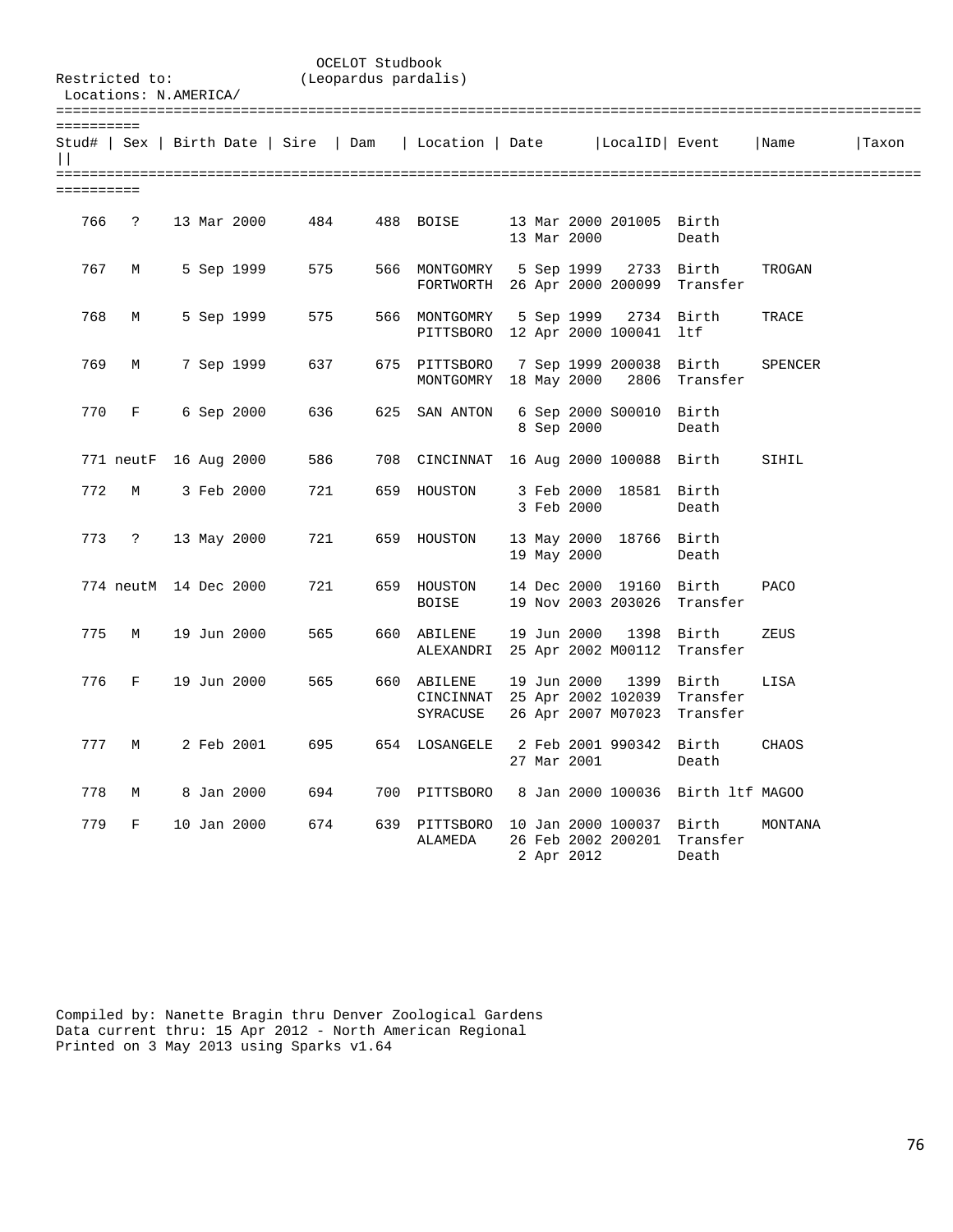OCELOT Studbook
(Leopardus pardalis)

Restricted to:
Locations: N.AMERICA/

| Stud# | Sex | Birth Date | Sire | Dam | Location | Date | LocalID | Event | Name | Taxon |
|---|---|---|---|---|---|---|---|---|---|---|
| 766 | ? | 13 Mar 2000 | 484 | 488 | BOISE | 13 Mar 2000 | 201005 | Birth | | |
| | | | | | | 13 Mar 2000 | | Death | | |
| 767 | M | 5 Sep 1999 | 575 | 566 | MONTGOMRY | 5 Sep 1999 | 2733 | Birth | TROGAN | |
| | | | | | FORTWORTH | 26 Apr 2000 | 200099 | Transfer | | |
| 768 | M | 5 Sep 1999 | 575 | 566 | MONTGOMRY | 5 Sep 1999 | 2734 | Birth | TRACE | |
| | | | | | PITTSBORO | 12 Apr 2000 | 100041 | ltf | | |
| 769 | M | 7 Sep 1999 | 637 | 675 | PITTSBORO | 7 Sep 1999 | 200038 | Birth | SPENCER | |
| | | | | | MONTGOMRY | 18 May 2000 | 2806 | Transfer | | |
| 770 | F | 6 Sep 2000 | 636 | 625 | SAN ANTON | 6 Sep 2000 | S00010 | Birth | | |
| | | | | | | 8 Sep 2000 | | Death | | |
| 771 | neutF | 16 Aug 2000 | 586 | 708 | CINCINNAT | 16 Aug 2000 | 100088 | Birth | SIHIL | |
| 772 | M | 3 Feb 2000 | 721 | 659 | HOUSTON | 3 Feb 2000 | 18581 | Birth | | |
| | | | | | | 3 Feb 2000 | | Death | | |
| 773 | ? | 13 May 2000 | 721 | 659 | HOUSTON | 13 May 2000 | 18766 | Birth | | |
| | | | | | | 19 May 2000 | | Death | | |
| 774 | neutM | 14 Dec 2000 | 721 | 659 | HOUSTON | 14 Dec 2000 | 19160 | Birth | PACO | |
| | | | | | BOISE | 19 Nov 2003 | 203026 | Transfer | | |
| 775 | M | 19 Jun 2000 | 565 | 660 | ABILENE | 19 Jun 2000 | 1398 | Birth | ZEUS | |
| | | | | | ALEXANDRI | 25 Apr 2002 | M00112 | Transfer | | |
| 776 | F | 19 Jun 2000 | 565 | 660 | ABILENE | 19 Jun 2000 | 1399 | Birth | LISA | |
| | | | | | CINCINNAT | 25 Apr 2002 | 102039 | Transfer | | |
| | | | | | SYRACUSE | 26 Apr 2007 | M07023 | Transfer | | |
| 777 | M | 2 Feb 2001 | 695 | 654 | LOSANGELE | 2 Feb 2001 | 990342 | Birth | CHAOS | |
| | | | | | | 27 Mar 2001 | | Death | | |
| 778 | M | 8 Jan 2000 | 694 | 700 | PITTSBORO | 8 Jan 2000 | 100036 | Birth ltf | MAGOO | |
| 779 | F | 10 Jan 2000 | 674 | 639 | PITTSBORO | 10 Jan 2000 | 100037 | Birth | MONTANA | |
| | | | | | ALAMEDA | 26 Feb 2002 | 200201 | Transfer | | |
| | | | | | | 2 Apr 2012 | | Death | | |

Compiled by: Nanette Bragin thru Denver Zoological Gardens
Data current thru: 15 Apr 2012 - North American Regional
Printed on 3 May 2013 using Sparks v1.64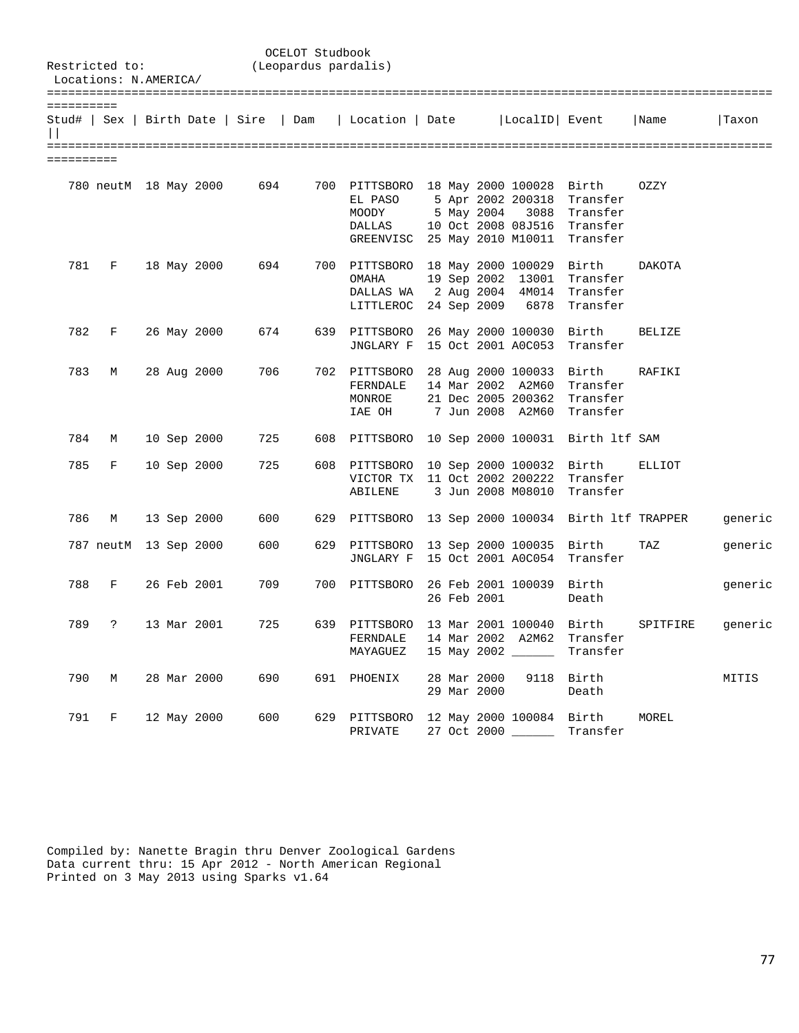OCELOT Studbook
(Leopardus pardalis)

Restricted to:
Locations: N.AMERICA/

| Stud# | Sex | Birth Date | Sire | Dam | Location | Date | LocalID | Event | Name | Taxon |
|---|---|---|---|---|---|---|---|---|---|---|
| 780 | neutM | 18 May 2000 | 694 | 700 | PITTSBORO | 18 May 2000 | 100028 | Birth | OZZY | |
| | | | | | EL PASO | 5 Apr 2002 | 200318 | Transfer | | |
| | | | | | MOODY | 5 May 2004 | 3088 | Transfer | | |
| | | | | | DALLAS | 10 Oct 2008 | 08J516 | Transfer | | |
| | | | | | GREENVISC | 25 May 2010 | M10011 | Transfer | | |
| 781 | F | 18 May 2000 | 694 | 700 | PITTSBORO | 18 May 2000 | 100029 | Birth | DAKOTA | |
| | | | | | OMAHA | 19 Sep 2002 | 13001 | Transfer | | |
| | | | | | DALLAS WA | 2 Aug 2004 | 4M014 | Transfer | | |
| | | | | | LITTLEROC | 24 Sep 2009 | 6878 | Transfer | | |
| 782 | F | 26 May 2000 | 674 | 639 | PITTSBORO | 26 May 2000 | 100030 | Birth | BELIZE | |
| | | | | | JNGLARY F | 15 Oct 2001 | A0C053 | Transfer | | |
| 783 | M | 28 Aug 2000 | 706 | 702 | PITTSBORO | 28 Aug 2000 | 100033 | Birth | RAFIKI | |
| | | | | | FERNDALE | 14 Mar 2002 | A2M60 | Transfer | | |
| | | | | | MONROE | 21 Dec 2005 | 200362 | Transfer | | |
| | | | | | IAE OH | 7 Jun 2008 | A2M60 | Transfer | | |
| 784 | M | 10 Sep 2000 | 725 | 608 | PITTSBORO | 10 Sep 2000 | 100031 | Birth ltf | SAM | |
| 785 | F | 10 Sep 2000 | 725 | 608 | PITTSBORO | 10 Sep 2000 | 100032 | Birth | ELLIOT | |
| | | | | | VICTOR TX | 11 Oct 2002 | 200222 | Transfer | | |
| | | | | | ABILENE | 3 Jun 2008 | M08010 | Transfer | | |
| 786 | M | 13 Sep 2000 | 600 | 629 | PITTSBORO | 13 Sep 2000 | 100034 | Birth ltf | TRAPPER | generic |
| 787 | neutM | 13 Sep 2000 | 600 | 629 | PITTSBORO | 13 Sep 2000 | 100035 | Birth | TAZ | generic |
| | | | | | JNGLARY F | 15 Oct 2001 | A0C054 | Transfer | | |
| 788 | F | 26 Feb 2001 | 709 | 700 | PITTSBORO | 26 Feb 2001 | 100039 | Birth | | generic |
| | | | | | | 26 Feb 2001 | | Death | | |
| 789 | ? | 13 Mar 2001 | 725 | 639 | PITTSBORO | 13 Mar 2001 | 100040 | Birth | SPITFIRE | generic |
| | | | | | FERNDALE | 14 Mar 2002 | A2M62 | Transfer | | |
| | | | | | MAYAGUEZ | 15 May 2002 | ______ | Transfer | | |
| 790 | M | 28 Mar 2000 | 690 | 691 | PHOENIX | 28 Mar 2000 | 9118 | Birth | | MITIS |
| | | | | | | 29 Mar 2000 | | Death | | |
| 791 | F | 12 May 2000 | 600 | 629 | PITTSBORO | 12 May 2000 | 100084 | Birth | MOREL | |
| | | | | | PRIVATE | 27 Oct 2000 | ______ | Transfer | | |

Compiled by: Nanette Bragin thru Denver Zoological Gardens
Data current thru: 15 Apr 2012 - North American Regional
Printed on 3 May 2013 using Sparks v1.64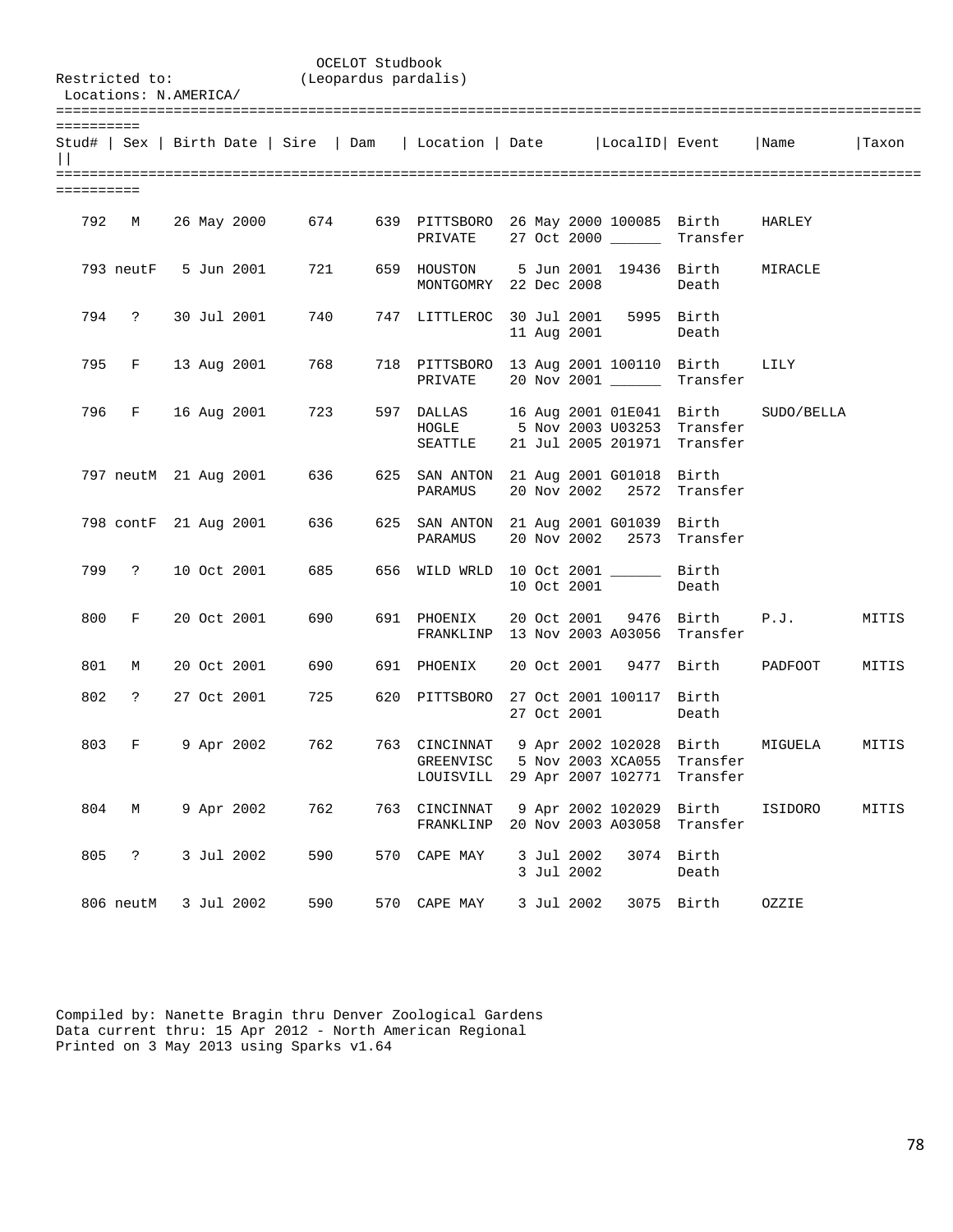OCELOT Studbook
(Leopardus pardalis)

Restricted to:
Locations: N.AMERICA/

| Stud# | Sex | Birth Date | Sire | Dam | Location | Date | LocalID | Event | Name | Taxon |
|---|---|---|---|---|---|---|---|---|---|---|
| 792 | M | 26 May 2000 | 674 | 639 | PITTSBORO | 26 May 2000 | 100085 | Birth | HARLEY | |
| | | | | | PRIVATE | 27 Oct 2000 | ______ | Transfer | | |
| 793 | neutF | 5 Jun 2001 | 721 | 659 | HOUSTON | 5 Jun 2001 | 19436 | Birth | MIRACLE | |
| | | | | | MONTGOMRY | 22 Dec 2008 | | Death | | |
| 794 | ? | 30 Jul 2001 | 740 | 747 | LITTLEROC | 30 Jul 2001 | 5995 | Birth | | |
| | | | | | | 11 Aug 2001 | | Death | | |
| 795 | F | 13 Aug 2001 | 768 | 718 | PITTSBORO | 13 Aug 2001 | 100110 | Birth | LILY | |
| | | | | | PRIVATE | 20 Nov 2001 | ______ | Transfer | | |
| 796 | F | 16 Aug 2001 | 723 | 597 | DALLAS | 16 Aug 2001 | 01E041 | Birth | SUDO/BELLA | |
| | | | | | HOGLE | 5 Nov 2003 | U03253 | Transfer | | |
| | | | | | SEATTLE | 21 Jul 2005 | 201971 | Transfer | | |
| 797 | neutM | 21 Aug 2001 | 636 | 625 | SAN ANTON | 21 Aug 2001 | G01018 | Birth | | |
| | | | | | PARAMUS | 20 Nov 2002 | 2572 | Transfer | | |
| 798 | contF | 21 Aug 2001 | 636 | 625 | SAN ANTON | 21 Aug 2001 | G01039 | Birth | | |
| | | | | | PARAMUS | 20 Nov 2002 | 2573 | Transfer | | |
| 799 | ? | 10 Oct 2001 | 685 | 656 | WILD WRLD | 10 Oct 2001 | ______ | Birth | | |
| | | | | | | 10 Oct 2001 | | Death | | |
| 800 | F | 20 Oct 2001 | 690 | 691 | PHOENIX | 20 Oct 2001 | 9476 | Birth | P.J. | MITIS |
| | | | | | FRANKLINP | 13 Nov 2003 | A03056 | Transfer | | |
| 801 | M | 20 Oct 2001 | 690 | 691 | PHOENIX | 20 Oct 2001 | 9477 | Birth | PADFOOT | MITIS |
| 802 | ? | 27 Oct 2001 | 725 | 620 | PITTSBORO | 27 Oct 2001 | 100117 | Birth | | |
| | | | | | | 27 Oct 2001 | | Death | | |
| 803 | F | 9 Apr 2002 | 762 | 763 | CINCINNAT | 9 Apr 2002 | 102028 | Birth | MIGUELA | MITIS |
| | | | | | GREENVISC | 5 Nov 2003 | XCA055 | Transfer | | |
| | | | | | LOUISVILL | 29 Apr 2007 | 102771 | Transfer | | |
| 804 | M | 9 Apr 2002 | 762 | 763 | CINCINNAT | 9 Apr 2002 | 102029 | Birth | ISIDORO | MITIS |
| | | | | | FRANKLINP | 20 Nov 2003 | A03058 | Transfer | | |
| 805 | ? | 3 Jul 2002 | 590 | 570 | CAPE MAY | 3 Jul 2002 | 3074 | Birth | | |
| | | | | | | 3 Jul 2002 | | Death | | |
| 806 | neutM | 3 Jul 2002 | 590 | 570 | CAPE MAY | 3 Jul 2002 | 3075 | Birth | OZZIE | |

Compiled by: Nanette Bragin thru Denver Zoological Gardens
Data current thru: 15 Apr 2012 - North American Regional
Printed on 3 May 2013 using Sparks v1.64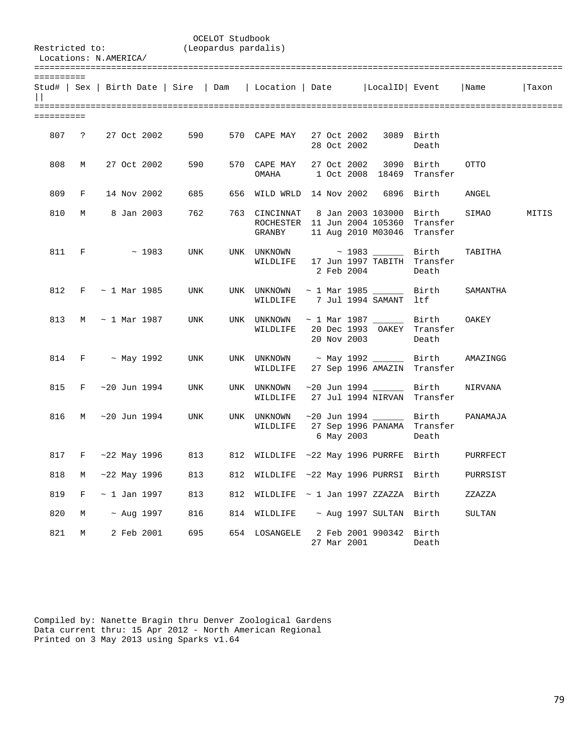OCELOT Studbook
(Leopardus pardalis)

Restricted to:
Locations: N.AMERICA/

| Stud# | Sex | Birth Date | Sire | Dam | Location | Date | LocalID | Event | Name | Taxon |
|---|---|---|---|---|---|---|---|---|---|---|
| 807 | ? | 27 Oct 2002 | 590 | 570 | CAPE MAY | 27 Oct 2002 | 3089 | Birth | | |
| | | | | | | 28 Oct 2002 | | Death | | |
| 808 | M | 27 Oct 2002 | 590 | 570 | CAPE MAY | 27 Oct 2002 | 3090 | Birth | OTTO | |
| | | | | | OMAHA | 1 Oct 2008 | 18469 | Transfer | | |
| 809 | F | 14 Nov 2002 | 685 | 656 | WILD WRLD | 14 Nov 2002 | 6896 | Birth | ANGEL | |
| 810 | M | 8 Jan 2003 | 762 | 763 | CINCINNAT | 8 Jan 2003 | 103000 | Birth | SIMAO | MITIS |
| | | | | | ROCHESTER | 11 Jun 2004 | 105360 | Transfer | | |
| | | | | | GRANBY | 11 Aug 2010 | M03046 | Transfer | | |
| 811 | F | ~ 1983 | UNK | UNK | UNKNOWN | ~ 1983 | ______ | Birth | TABITHA | |
| | | | | | WILDLIFE | 17 Jun 1997 | TABITH | Transfer | | |
| | | | | | | 2 Feb 2004 | | Death | | |
| 812 | F | ~ 1 Mar 1985 | UNK | UNK | UNKNOWN | ~ 1 Mar 1985 | ______ | Birth | SAMANTHA | |
| | | | | | WILDLIFE | 7 Jul 1994 | SAMANT | ltf | | |
| 813 | M | ~ 1 Mar 1987 | UNK | UNK | UNKNOWN | ~ 1 Mar 1987 | ______ | Birth | OAKEY | |
| | | | | | WILDLIFE | 20 Dec 1993 | OAKEY | Transfer | | |
| | | | | | | 20 Nov 2003 | | Death | | |
| 814 | F | ~ May 1992 | UNK | UNK | UNKNOWN | ~ May 1992 | ______ | Birth | AMAZINGG | |
| | | | | | WILDLIFE | 27 Sep 1996 | AMAZIN | Transfer | | |
| 815 | F | ~20 Jun 1994 | UNK | UNK | UNKNOWN | ~20 Jun 1994 | ______ | Birth | NIRVANA | |
| | | | | | WILDLIFE | 27 Jul 1994 | NIRVAN | Transfer | | |
| 816 | M | ~20 Jun 1994 | UNK | UNK | UNKNOWN | ~20 Jun 1994 | ______ | Birth | PANAMAJA | |
| | | | | | WILDLIFE | 27 Sep 1996 | PANAMA | Transfer | | |
| | | | | | | 6 May 2003 | | Death | | |
| 817 | F | ~22 May 1996 | 813 | 812 | WILDLIFE | ~22 May 1996 | PURRFE | Birth | PURRFECT | |
| 818 | M | ~22 May 1996 | 813 | 812 | WILDLIFE | ~22 May 1996 | PURRSI | Birth | PURRSIST | |
| 819 | F | ~ 1 Jan 1997 | 813 | 812 | WILDLIFE | ~ 1 Jan 1997 | ZZAZZA | Birth | ZZAZZA | |
| 820 | M | ~ Aug 1997 | 816 | 814 | WILDLIFE | ~ Aug 1997 | SULTAN | Birth | SULTAN | |
| 821 | M | 2 Feb 2001 | 695 | 654 | LOSANGELE | 2 Feb 2001 | 990342 | Birth | | |
| | | | | | | 27 Mar 2001 | | Death | | |

Compiled by: Nanette Bragin thru Denver Zoological Gardens
Data current thru: 15 Apr 2012 - North American Regional
Printed on 3 May 2013 using Sparks v1.64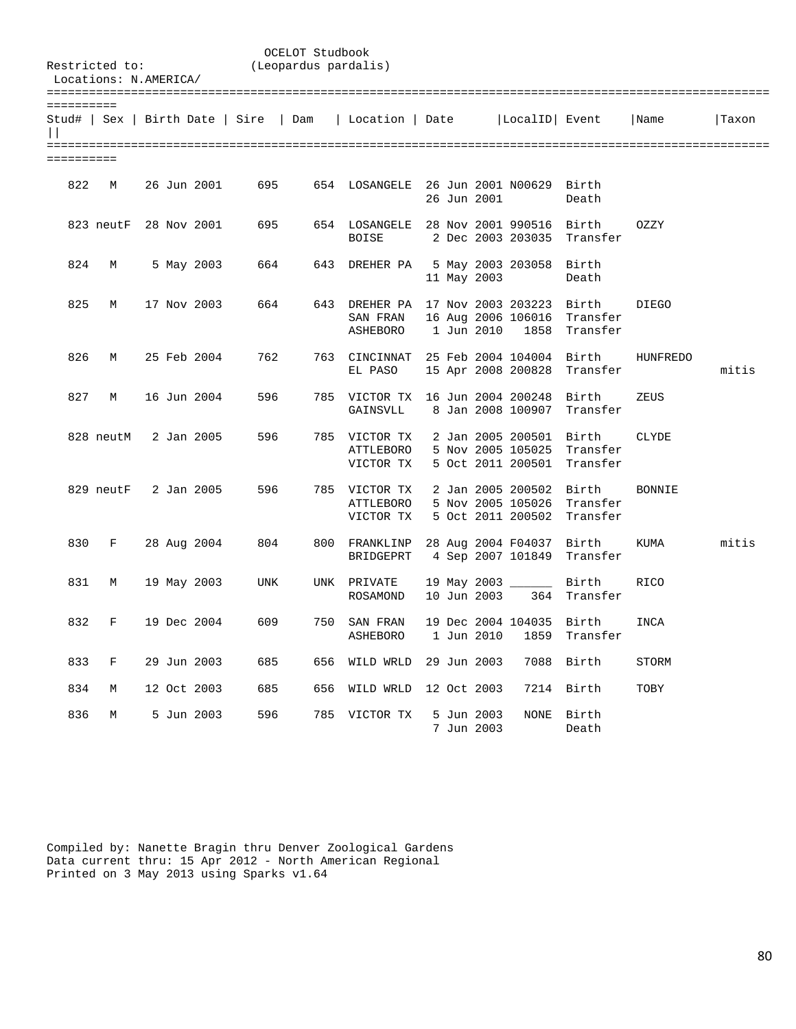OCELOT Studbook
(Leopardus pardalis)

Restricted to:
Locations: N.AMERICA/

| Stud# | Sex | Birth Date | Sire | Dam | Location | Date | LocalID | Event | Name | Taxon |
|---|---|---|---|---|---|---|---|---|---|---|
| 822 | M | 26 Jun 2001 | 695 | 654 | LOSANGELE | 26 Jun 2001 | N00629 | Birth | | |
| | | | | | | 26 Jun 2001 | | Death | | |
| 823 | neutF | 28 Nov 2001 | 695 | 654 | LOSANGELE | 28 Nov 2001 | 990516 | Birth | OZZY | |
| | | | | | BOISE | 2 Dec 2003 | 203035 | Transfer | | |
| 824 | M | 5 May 2003 | 664 | 643 | DREHER PA | 5 May 2003 | 203058 | Birth | | |
| | | | | | | 11 May 2003 | | Death | | |
| 825 | M | 17 Nov 2003 | 664 | 643 | DREHER PA | 17 Nov 2003 | 203223 | Birth | DIEGO | |
| | | | | | SAN FRAN | 16 Aug 2006 | 106016 | Transfer | | |
| | | | | | ASHEBORO | 1 Jun 2010 | 1858 | Transfer | | |
| 826 | M | 25 Feb 2004 | 762 | 763 | CINCINNAT | 25 Feb 2004 | 104004 | Birth | HUNFREDO | |
| | | | | | EL PASO | 15 Apr 2008 | 200828 | Transfer | | mitis |
| 827 | M | 16 Jun 2004 | 596 | 785 | VICTOR TX | 16 Jun 2004 | 200248 | Birth | ZEUS | |
| | | | | | GAINSVLL | 8 Jan 2008 | 100907 | Transfer | | |
| 828 | neutM | 2 Jan 2005 | 596 | 785 | VICTOR TX | 2 Jan 2005 | 200501 | Birth | CLYDE | |
| | | | | | ATTLEBORO | 5 Nov 2005 | 105025 | Transfer | | |
| | | | | | VICTOR TX | 5 Oct 2011 | 200501 | Transfer | | |
| 829 | neutF | 2 Jan 2005 | 596 | 785 | VICTOR TX | 2 Jan 2005 | 200502 | Birth | BONNIE | |
| | | | | | ATTLEBORO | 5 Nov 2005 | 105026 | Transfer | | |
| | | | | | VICTOR TX | 5 Oct 2011 | 200502 | Transfer | | |
| 830 | F | 28 Aug 2004 | 804 | 800 | FRANKLINP | 28 Aug 2004 | F04037 | Birth | KUMA | mitis |
| | | | | | BRIDGEPRT | 4 Sep 2007 | 101849 | Transfer | | |
| 831 | M | 19 May 2003 | UNK | UNK | PRIVATE | 19 May 2003 | ______ | Birth | RICO | |
| | | | | | ROSAMOND | 10 Jun 2003 | 364 | Transfer | | |
| 832 | F | 19 Dec 2004 | 609 | 750 | SAN FRAN | 19 Dec 2004 | 104035 | Birth | INCA | |
| | | | | | ASHEBORO | 1 Jun 2010 | 1859 | Transfer | | |
| 833 | F | 29 Jun 2003 | 685 | 656 | WILD WRLD | 29 Jun 2003 | 7088 | Birth | STORM | |
| 834 | M | 12 Oct 2003 | 685 | 656 | WILD WRLD | 12 Oct 2003 | 7214 | Birth | TOBY | |
| 836 | M | 5 Jun 2003 | 596 | 785 | VICTOR TX | 5 Jun 2003 | NONE | Birth | | |
| | | | | | | 7 Jun 2003 | | Death | | |

Compiled by: Nanette Bragin thru Denver Zoological Gardens
Data current thru: 15 Apr 2012 - North American Regional
Printed on 3 May 2013 using Sparks v1.64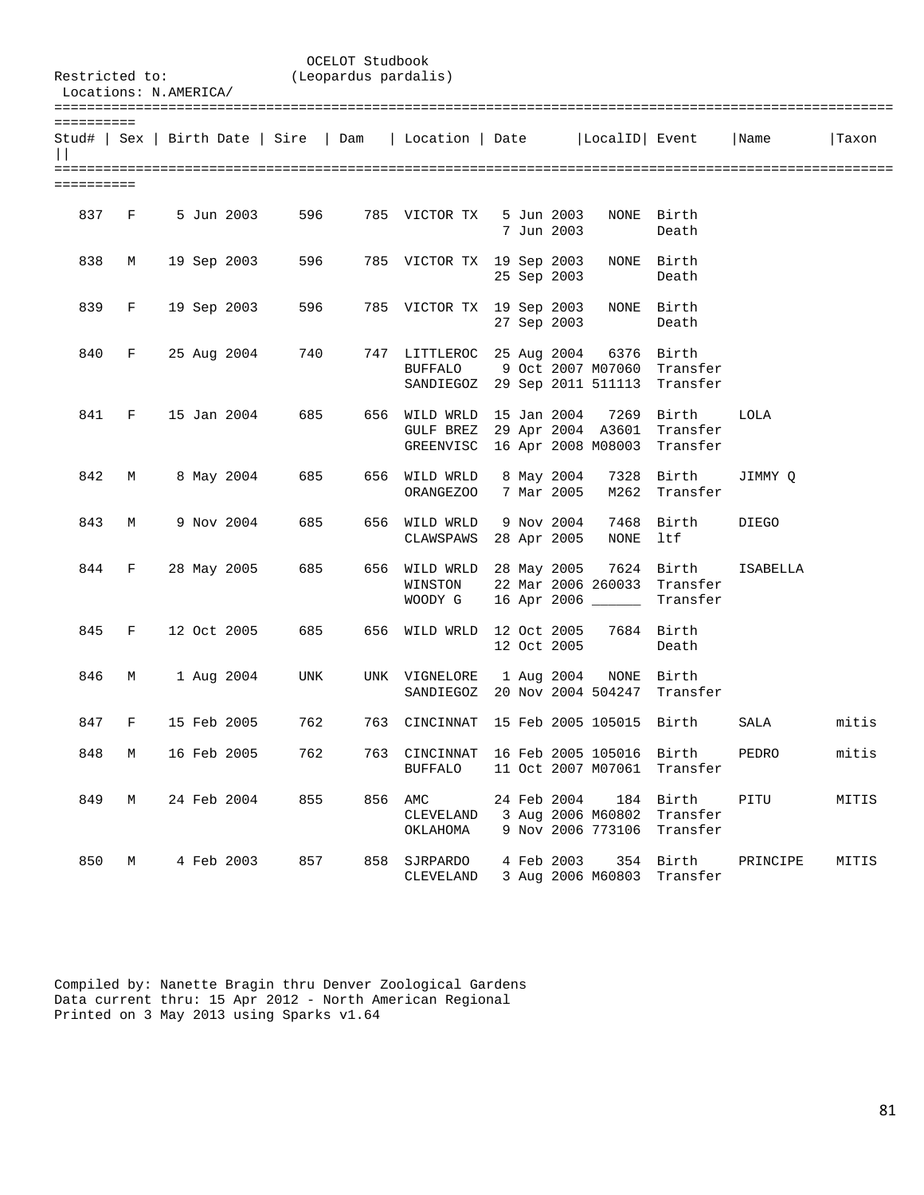OCELOT Studbook
(Leopardus pardalis)

Restricted to:
Locations: N.AMERICA/

| Stud# | Sex | Birth Date | Sire | Dam | Location | Date | LocalID | Event | Name | Taxon |
|---|---|---|---|---|---|---|---|---|---|---|
| 837 | F | 5 Jun 2003 | 596 | 785 | VICTOR TX | 5 Jun 2003 | NONE | Birth | | |
| | | | | | | 7 Jun 2003 | | Death | | |
| 838 | M | 19 Sep 2003 | 596 | 785 | VICTOR TX | 19 Sep 2003 | NONE | Birth | | |
| | | | | | | 25 Sep 2003 | | Death | | |
| 839 | F | 19 Sep 2003 | 596 | 785 | VICTOR TX | 19 Sep 2003 | NONE | Birth | | |
| | | | | | | 27 Sep 2003 | | Death | | |
| 840 | F | 25 Aug 2004 | 740 | 747 | LITTLEROC | 25 Aug 2004 | 6376 | Birth | | |
| | | | | | BUFFALO | 9 Oct 2007 | M07060 | Transfer | | |
| | | | | | SANDIEGOZ | 29 Sep 2011 | 511113 | Transfer | | |
| 841 | F | 15 Jan 2004 | 685 | 656 | WILD WRLD | 15 Jan 2004 | 7269 | Birth | LOLA | |
| | | | | | GULF BREZ | 29 Apr 2004 | A3601 | Transfer | | |
| | | | | | GREENVISC | 16 Apr 2008 | M08003 | Transfer | | |
| 842 | M | 8 May 2004 | 685 | 656 | WILD WRLD | 8 May 2004 | 7328 | Birth | JIMMY Q | |
| | | | | | ORANGEZOO | 7 Mar 2005 | M262 | Transfer | | |
| 843 | M | 9 Nov 2004 | 685 | 656 | WILD WRLD | 9 Nov 2004 | 7468 | Birth | DIEGO | |
| | | | | | CLAWSPAWS | 28 Apr 2005 | NONE | ltf | | |
| 844 | F | 28 May 2005 | 685 | 656 | WILD WRLD | 28 May 2005 | 7624 | Birth | ISABELLA | |
| | | | | | WINSTON | 22 Mar 2006 | 260033 | Transfer | | |
| | | | | | WOODY G | 16 Apr 2006 | ______ | Transfer | | |
| 845 | F | 12 Oct 2005 | 685 | 656 | WILD WRLD | 12 Oct 2005 | 7684 | Birth | | |
| | | | | | | 12 Oct 2005 | | Death | | |
| 846 | M | 1 Aug 2004 | UNK | UNK | VIGNELORE | 1 Aug 2004 | NONE | Birth | | |
| | | | | | SANDIEGOZ | 20 Nov 2004 | 504247 | Transfer | | |
| 847 | F | 15 Feb 2005 | 762 | 763 | CINCINNAT | 15 Feb 2005 | 105015 | Birth | SALA | mitis |
| 848 | M | 16 Feb 2005 | 762 | 763 | CINCINNAT | 16 Feb 2005 | 105016 | Birth | PEDRO | mitis |
| | | | | | BUFFALO | 11 Oct 2007 | M07061 | Transfer | | |
| 849 | M | 24 Feb 2004 | 855 | 856 | AMC | 24 Feb 2004 | 184 | Birth | PITU | MITIS |
| | | | | | CLEVELAND | 3 Aug 2006 | M60802 | Transfer | | |
| | | | | | OKLAHOMA | 9 Nov 2006 | 773106 | Transfer | | |
| 850 | M | 4 Feb 2003 | 857 | 858 | SJRPARDO | 4 Feb 2003 | 354 | Birth | PRINCIPE | MITIS |
| | | | | | CLEVELAND | 3 Aug 2006 | M60803 | Transfer | | |

Compiled by: Nanette Bragin thru Denver Zoological Gardens
Data current thru: 15 Apr 2012 - North American Regional
Printed on 3 May 2013 using Sparks v1.64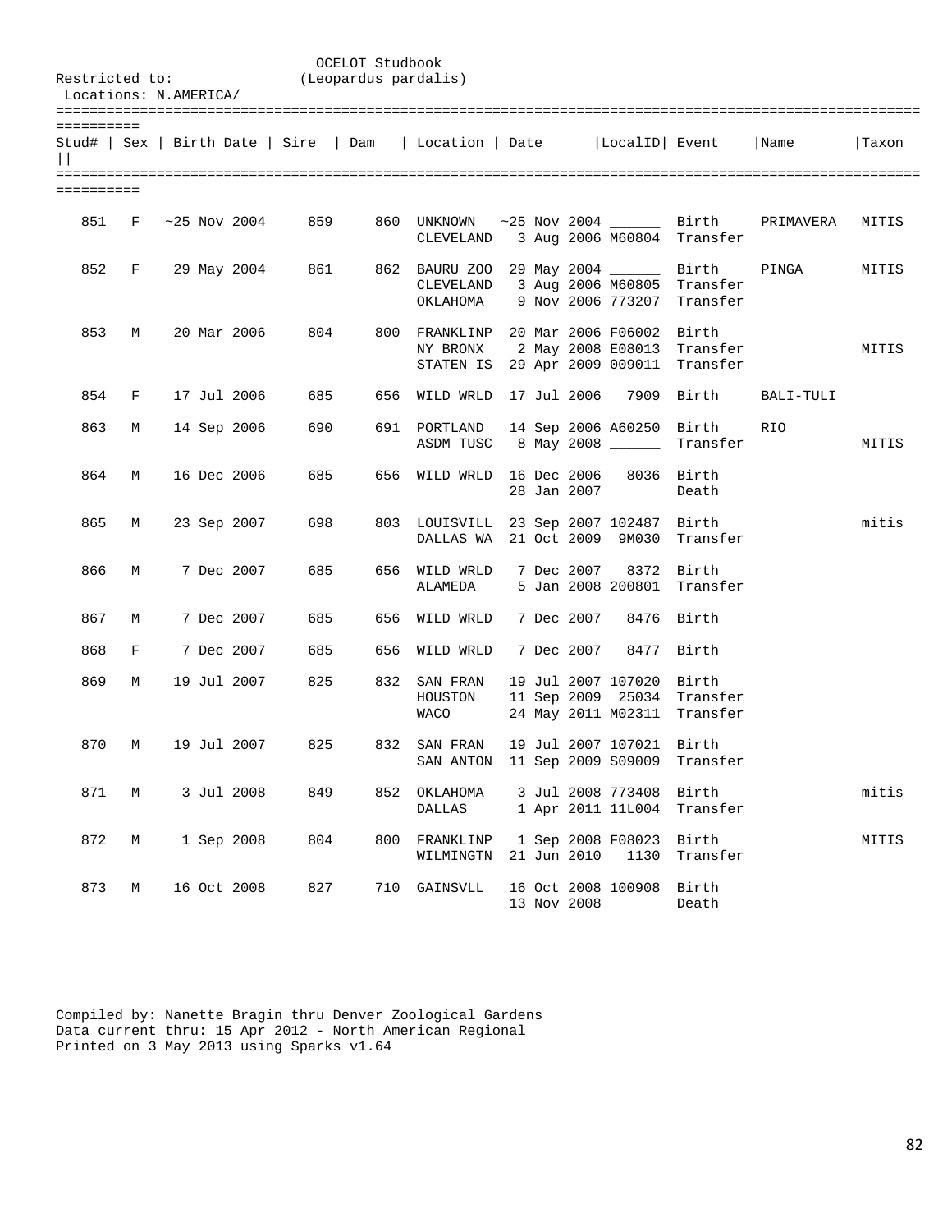OCELOT Studbook
(Leopardus pardalis)

Restricted to:
Locations: N.AMERICA/

| Stud# | Sex | Birth Date | Sire | Dam | Location | Date | LocalID | Event | Name | Taxon |
|---|---|---|---|---|---|---|---|---|---|---|
| 851 | F | ~25 Nov 2004 | 859 | 860 | UNKNOWN | ~25 Nov 2004 | ______ | Birth | PRIMAVERA | MITIS |
| | | | | | CLEVELAND | 3 Aug 2006 | M60804 | Transfer | | |
| 852 | F | 29 May 2004 | 861 | 862 | BAURU ZOO | 29 May 2004 | ______ | Birth | PINGA | MITIS |
| | | | | | CLEVELAND | 3 Aug 2006 | M60805 | Transfer | | |
| | | | | | OKLAHOMA | 9 Nov 2006 | 773207 | Transfer | | |
| 853 | M | 20 Mar 2006 | 804 | 800 | FRANKLINP | 20 Mar 2006 | F06002 | Birth | | |
| | | | | | NY BRONX | 2 May 2008 | E08013 | Transfer | | MITIS |
| | | | | | STATEN IS | 29 Apr 2009 | 009011 | Transfer | | |
| 854 | F | 17 Jul 2006 | 685 | 656 | WILD WRLD | 17 Jul 2006 | 7909 | Birth | BALI-TULI | |
| 863 | M | 14 Sep 2006 | 690 | 691 | PORTLAND | 14 Sep 2006 | A60250 | Birth | RIO | |
| | | | | | ASDM TUSC | 8 May 2008 | ______ | Transfer | | MITIS |
| 864 | M | 16 Dec 2006 | 685 | 656 | WILD WRLD | 16 Dec 2006 | 8036 | Birth | | |
| | | | | | | 28 Jan 2007 | | Death | | |
| 865 | M | 23 Sep 2007 | 698 | 803 | LOUISVILL | 23 Sep 2007 | 102487 | Birth | | mitis |
| | | | | | DALLAS WA | 21 Oct 2009 | 9M030 | Transfer | | |
| 866 | M | 7 Dec 2007 | 685 | 656 | WILD WRLD | 7 Dec 2007 | 8372 | Birth | | |
| | | | | | ALAMEDA | 5 Jan 2008 | 200801 | Transfer | | |
| 867 | M | 7 Dec 2007 | 685 | 656 | WILD WRLD | 7 Dec 2007 | 8476 | Birth | | |
| 868 | F | 7 Dec 2007 | 685 | 656 | WILD WRLD | 7 Dec 2007 | 8477 | Birth | | |
| 869 | M | 19 Jul 2007 | 825 | 832 | SAN FRAN | 19 Jul 2007 | 107020 | Birth | | |
| | | | | | HOUSTON | 11 Sep 2009 | 25034 | Transfer | | |
| | | | | | WACO | 24 May 2011 | M02311 | Transfer | | |
| 870 | M | 19 Jul 2007 | 825 | 832 | SAN FRAN | 19 Jul 2007 | 107021 | Birth | | |
| | | | | | SAN ANTON | 11 Sep 2009 | S09009 | Transfer | | |
| 871 | M | 3 Jul 2008 | 849 | 852 | OKLAHOMA | 3 Jul 2008 | 773408 | Birth | | mitis |
| | | | | | DALLAS | 1 Apr 2011 | 11L004 | Transfer | | |
| 872 | M | 1 Sep 2008 | 804 | 800 | FRANKLINP | 1 Sep 2008 | F08023 | Birth | | MITIS |
| | | | | | WILMINGTN | 21 Jun 2010 | 1130 | Transfer | | |
| 873 | M | 16 Oct 2008 | 827 | 710 | GAINSVLL | 16 Oct 2008 | 100908 | Birth | | |
| | | | | | | 13 Nov 2008 | | Death | | |

Compiled by: Nanette Bragin thru Denver Zoological Gardens
Data current thru: 15 Apr 2012 - North American Regional
Printed on 3 May 2013 using Sparks v1.64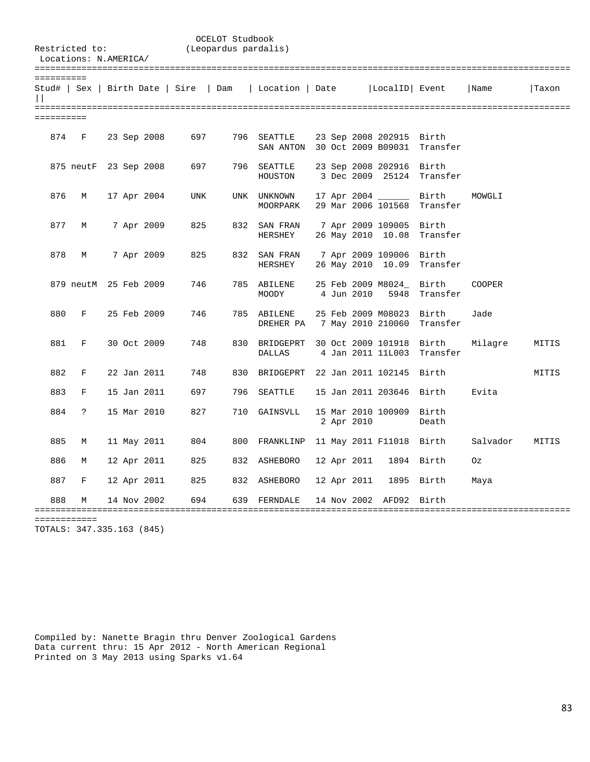OCELOT Studbook
(Leopardus pardalis)

Restricted to:
Locations: N.AMERICA/

| Stud# | Sex | Birth Date | Sire | Dam | Location | Date | LocalID | Event | Name | Taxon |
|---|---|---|---|---|---|---|---|---|---|---|
| 874 | F | 23 Sep 2008 | 697 | 796 | SEATTLE | 23 Sep 2008 | 202915 | Birth | | |
| | | | | | SAN ANTON | 30 Oct 2009 | B09031 | Transfer | | |
| 875 | neutF | 23 Sep 2008 | 697 | 796 | SEATTLE | 23 Sep 2008 | 202916 | Birth | | |
| | | | | | HOUSTON | 3 Dec 2009 | 25124 | Transfer | | |
| 876 | M | 17 Apr 2004 | UNK | UNK | UNKNOWN | 17 Apr 2004 | ______ | Birth | MOWGLI | |
| | | | | | MOORPARK | 29 Mar 2006 | 101568 | Transfer | | |
| 877 | M | 7 Apr 2009 | 825 | 832 | SAN FRAN | 7 Apr 2009 | 109005 | Birth | | |
| | | | | | HERSHEY | 26 May 2010 | 10.08 | Transfer | | |
| 878 | M | 7 Apr 2009 | 825 | 832 | SAN FRAN | 7 Apr 2009 | 109006 | Birth | | |
| | | | | | HERSHEY | 26 May 2010 | 10.09 | Transfer | | |
| 879 | neutM | 25 Feb 2009 | 746 | 785 | ABILENE | 25 Feb 2009 | M8024_ | Birth | COOPER | |
| | | | | | MOODY | 4 Jun 2010 | 5948 | Transfer | | |
| 880 | F | 25 Feb 2009 | 746 | 785 | ABILENE | 25 Feb 2009 | M08023 | Birth | Jade | |
| | | | | | DREHER PA | 7 May 2010 | 210060 | Transfer | | |
| 881 | F | 30 Oct 2009 | 748 | 830 | BRIDGEPRT | 30 Oct 2009 | 101918 | Birth | Milagre | MITIS |
| | | | | | DALLAS | 4 Jan 2011 | 11L003 | Transfer | | |
| 882 | F | 22 Jan 2011 | 748 | 830 | BRIDGEPRT | 22 Jan 2011 | 102145 | Birth | | MITIS |
| 883 | F | 15 Jan 2011 | 697 | 796 | SEATTLE | 15 Jan 2011 | 203646 | Birth | Evita | |
| 884 | ? | 15 Mar 2010 | 827 | 710 | GAINSVLL | 15 Mar 2010 | 100909 | Birth | | |
| | | | | | | 2 Apr 2010 | | Death | | |
| 885 | M | 11 May 2011 | 804 | 800 | FRANKLINP | 11 May 2011 | F11018 | Birth | Salvador | MITIS |
| 886 | M | 12 Apr 2011 | 825 | 832 | ASHEBORO | 12 Apr 2011 | 1894 | Birth | Oz | |
| 887 | F | 12 Apr 2011 | 825 | 832 | ASHEBORO | 12 Apr 2011 | 1895 | Birth | Maya | |
| 888 | M | 14 Nov 2002 | 694 | 639 | FERNDALE | 14 Nov 2002 | AFD92 | Birth | | |

TOTALS: 347.335.163 (845)

Compiled by: Nanette Bragin thru Denver Zoological Gardens
Data current thru: 15 Apr 2012 - North American Regional
Printed on 3 May 2013 using Sparks v1.64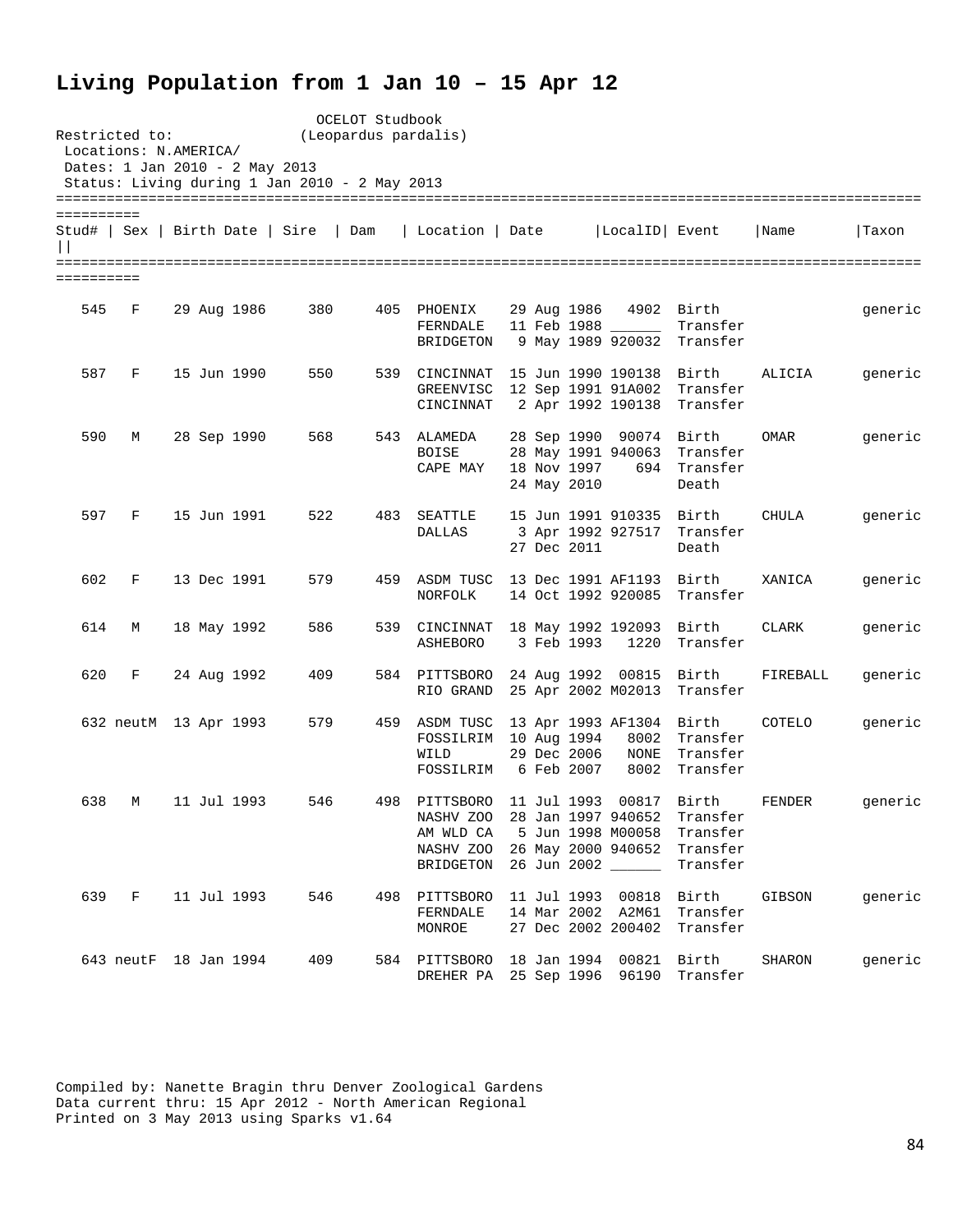# Living Population from 1 Jan 10 – 15 Apr 12

OCELOT Studbook
(Leopardus pardalis)

Restricted to:
Locations: N.AMERICA/
Dates: 1 Jan 2010 - 2 May 2013
Status: Living during 1 Jan 2010 - 2 May 2013

| Stud# | Sex | Birth Date | Sire | Dam | Location | Date | LocalID | Event | Name | Taxon |
|---|---|---|---|---|---|---|---|---|---|---|
| 545 | F | 29 Aug 1986 | 380 | 405 | PHOENIX | 29 Aug 1986 | 4902 | Birth | | generic |
| | | | | | FERNDALE | 11 Feb 1988 | ______ | Transfer | | |
| | | | | | BRIDGETON | 9 May 1989 | 920032 | Transfer | | |
| 587 | F | 15 Jun 1990 | 550 | 539 | CINCINNAT | 15 Jun 1990 | 190138 | Birth | ALICIA | generic |
| | | | | | GREENVISC | 12 Sep 1991 | 91A002 | Transfer | | |
| | | | | | CINCINNAT | 2 Apr 1992 | 190138 | Transfer | | |
| 590 | M | 28 Sep 1990 | 568 | 543 | ALAMEDA | 28 Sep 1990 | 90074 | Birth | OMAR | generic |
| | | | | | BOISE | 28 May 1991 | 940063 | Transfer | | |
| | | | | | CAPE MAY | 18 Nov 1997 | 694 | Transfer | | |
| | | | | | | 24 May 2010 | | Death | | |
| 597 | F | 15 Jun 1991 | 522 | 483 | SEATTLE | 15 Jun 1991 | 910335 | Birth | CHULA | generic |
| | | | | | DALLAS | 3 Apr 1992 | 927517 | Transfer | | |
| | | | | | | 27 Dec 2011 | | Death | | |
| 602 | F | 13 Dec 1991 | 579 | 459 | ASDM TUSC | 13 Dec 1991 | AF1193 | Birth | XANICA | generic |
| | | | | | NORFOLK | 14 Oct 1992 | 920085 | Transfer | | |
| 614 | M | 18 May 1992 | 586 | 539 | CINCINNAT | 18 May 1992 | 192093 | Birth | CLARK | generic |
| | | | | | ASHEBORO | 3 Feb 1993 | 1220 | Transfer | | |
| 620 | F | 24 Aug 1992 | 409 | 584 | PITTSBORO | 24 Aug 1992 | 00815 | Birth | FIREBALL | generic |
| | | | | | RIO GRAND | 25 Apr 2002 | M02013 | Transfer | | |
| 632 | neutM | 13 Apr 1993 | 579 | 459 | ASDM TUSC | 13 Apr 1993 | AF1304 | Birth | COTELO | generic |
| | | | | | FOSSILRIM | 10 Aug 1994 | 8002 | Transfer | | |
| | | | | | WILD | 29 Dec 2006 | NONE | Transfer | | |
| | | | | | FOSSILRIM | 6 Feb 2007 | 8002 | Transfer | | |
| 638 | M | 11 Jul 1993 | 546 | 498 | PITTSBORO | 11 Jul 1993 | 00817 | Birth | FENDER | generic |
| | | | | | NASHV ZOO | 28 Jan 1997 | 940652 | Transfer | | |
| | | | | | AM WLD CA | 5 Jun 1998 | M00058 | Transfer | | |
| | | | | | NASHV ZOO | 26 May 2000 | 940652 | Transfer | | |
| | | | | | BRIDGETON | 26 Jun 2002 | ______ | Transfer | | |
| 639 | F | 11 Jul 1993 | 546 | 498 | PITTSBORO | 11 Jul 1993 | 00818 | Birth | GIBSON | generic |
| | | | | | FERNDALE | 14 Mar 2002 | A2M61 | Transfer | | |
| | | | | | MONROE | 27 Dec 2002 | 200402 | Transfer | | |
| 643 | neutF | 18 Jan 1994 | 409 | 584 | PITTSBORO | 18 Jan 1994 | 00821 | Birth | SHARON | generic |
| | | | | | DREHER PA | 25 Sep 1996 | 96190 | Transfer | | |

Compiled by: Nanette Bragin thru Denver Zoological Gardens
Data current thru: 15 Apr 2012 - North American Regional
Printed on 3 May 2013 using Sparks v1.64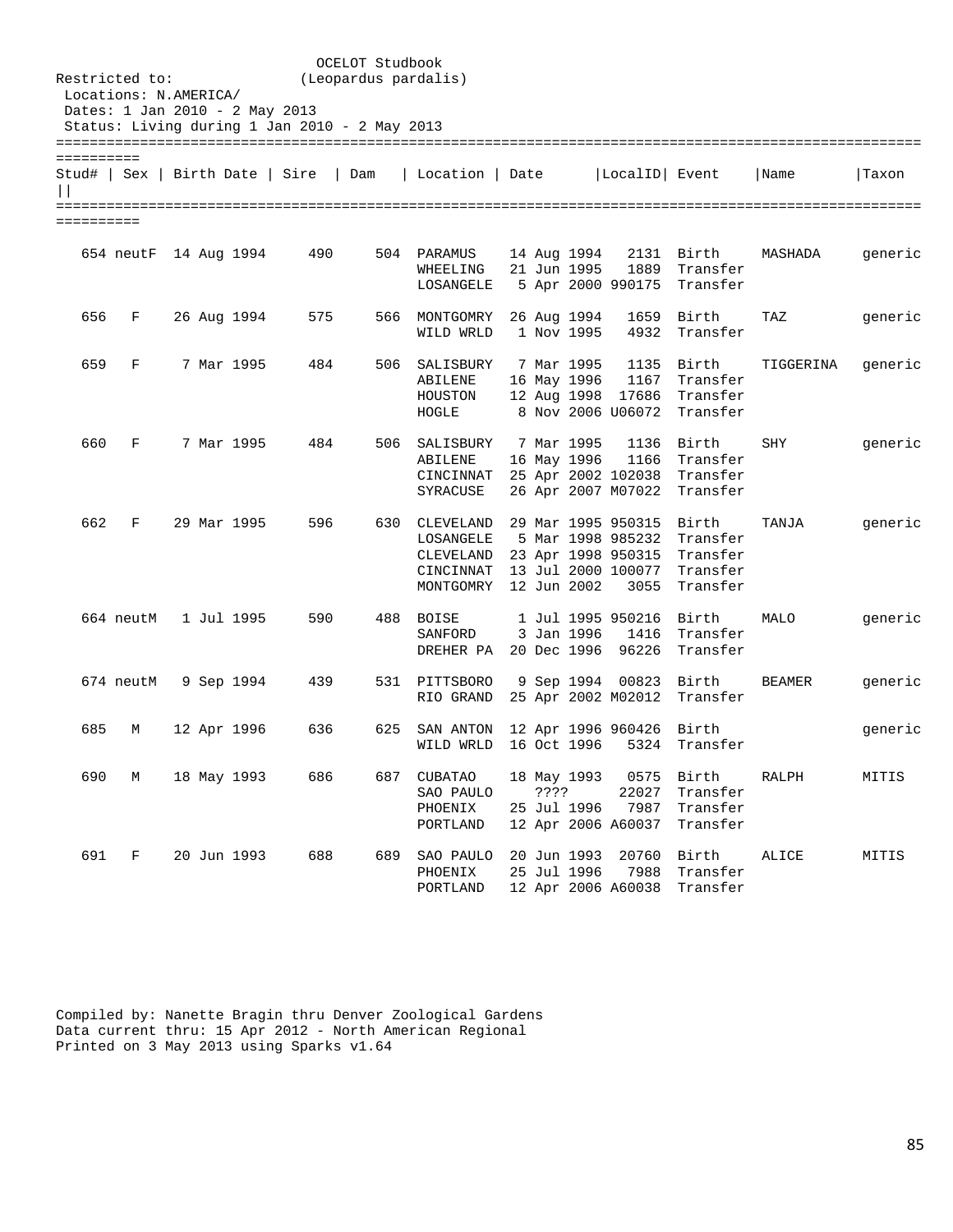OCELOT Studbook
(Leopardus pardalis)

Restricted to:
Locations: N.AMERICA/
Dates: 1 Jan 2010 - 2 May 2013
Status: Living during 1 Jan 2010 - 2 May 2013

| Stud# | Sex | Birth Date | Sire | Dam | Location | Date | LocalID | Event | Name | Taxon |
|---|---|---|---|---|---|---|---|---|---|---|
| 654 | neutF | 14 Aug 1994 | 490 | 504 | PARAMUS | 14 Aug 1994 | 2131 | Birth | MASHADA | generic |
| | | | | | WHEELING | 21 Jun 1995 | 1889 | Transfer | | |
| | | | | | LOSANGELE | 5 Apr 2000 | 990175 | Transfer | | |
| 656 | F | 26 Aug 1994 | 575 | 566 | MONTGOMRY | 26 Aug 1994 | 1659 | Birth | TAZ | generic |
| | | | | | WILD WRLD | 1 Nov 1995 | 4932 | Transfer | | |
| 659 | F | 7 Mar 1995 | 484 | 506 | SALISBURY | 7 Mar 1995 | 1135 | Birth | TIGGERINA | generic |
| | | | | | ABILENE | 16 May 1996 | 1167 | Transfer | | |
| | | | | | HOUSTON | 12 Aug 1998 | 17686 | Transfer | | |
| | | | | | HOGLE | 8 Nov 2006 | U06072 | Transfer | | |
| 660 | F | 7 Mar 1995 | 484 | 506 | SALISBURY | 7 Mar 1995 | 1136 | Birth | SHY | generic |
| | | | | | ABILENE | 16 May 1996 | 1166 | Transfer | | |
| | | | | | CINCINNAT | 25 Apr 2002 | 102038 | Transfer | | |
| | | | | | SYRACUSE | 26 Apr 2007 | M07022 | Transfer | | |
| 662 | F | 29 Mar 1995 | 596 | 630 | CLEVELAND | 29 Mar 1995 | 950315 | Birth | TANJA | generic |
| | | | | | LOSANGELE | 5 Mar 1998 | 985232 | Transfer | | |
| | | | | | CLEVELAND | 23 Apr 1998 | 950315 | Transfer | | |
| | | | | | CINCINNAT | 13 Jul 2000 | 100077 | Transfer | | |
| | | | | | MONTGOMRY | 12 Jun 2002 | 3055 | Transfer | | |
| 664 | neutM | 1 Jul 1995 | 590 | 488 | BOISE | 1 Jul 1995 | 950216 | Birth | MALO | generic |
| | | | | | SANFORD | 3 Jan 1996 | 1416 | Transfer | | |
| | | | | | DREHER PA | 20 Dec 1996 | 96226 | Transfer | | |
| 674 | neutM | 9 Sep 1994 | 439 | 531 | PITTSBORO | 9 Sep 1994 | 00823 | Birth | BEAMER | generic |
| | | | | | RIO GRAND | 25 Apr 2002 | M02012 | Transfer | | |
| 685 | M | 12 Apr 1996 | 636 | 625 | SAN ANTON | 12 Apr 1996 | 960426 | Birth | | generic |
| | | | | | WILD WRLD | 16 Oct 1996 | 5324 | Transfer | | |
| 690 | M | 18 May 1993 | 686 | 687 | CUBATAO | 18 May 1993 | 0575 | Birth | RALPH | MITIS |
| | | | | | SAO PAULO | ???? | 22027 | Transfer | | |
| | | | | | PHOENIX | 25 Jul 1996 | 7987 | Transfer | | |
| | | | | | PORTLAND | 12 Apr 2006 | A60037 | Transfer | | |
| 691 | F | 20 Jun 1993 | 688 | 689 | SAO PAULO | 20 Jun 1993 | 20760 | Birth | ALICE | MITIS |
| | | | | | PHOENIX | 25 Jul 1996 | 7988 | Transfer | | |
| | | | | | PORTLAND | 12 Apr 2006 | A60038 | Transfer | | |

Compiled by: Nanette Bragin thru Denver Zoological Gardens
Data current thru: 15 Apr 2012 - North American Regional
Printed on 3 May 2013 using Sparks v1.64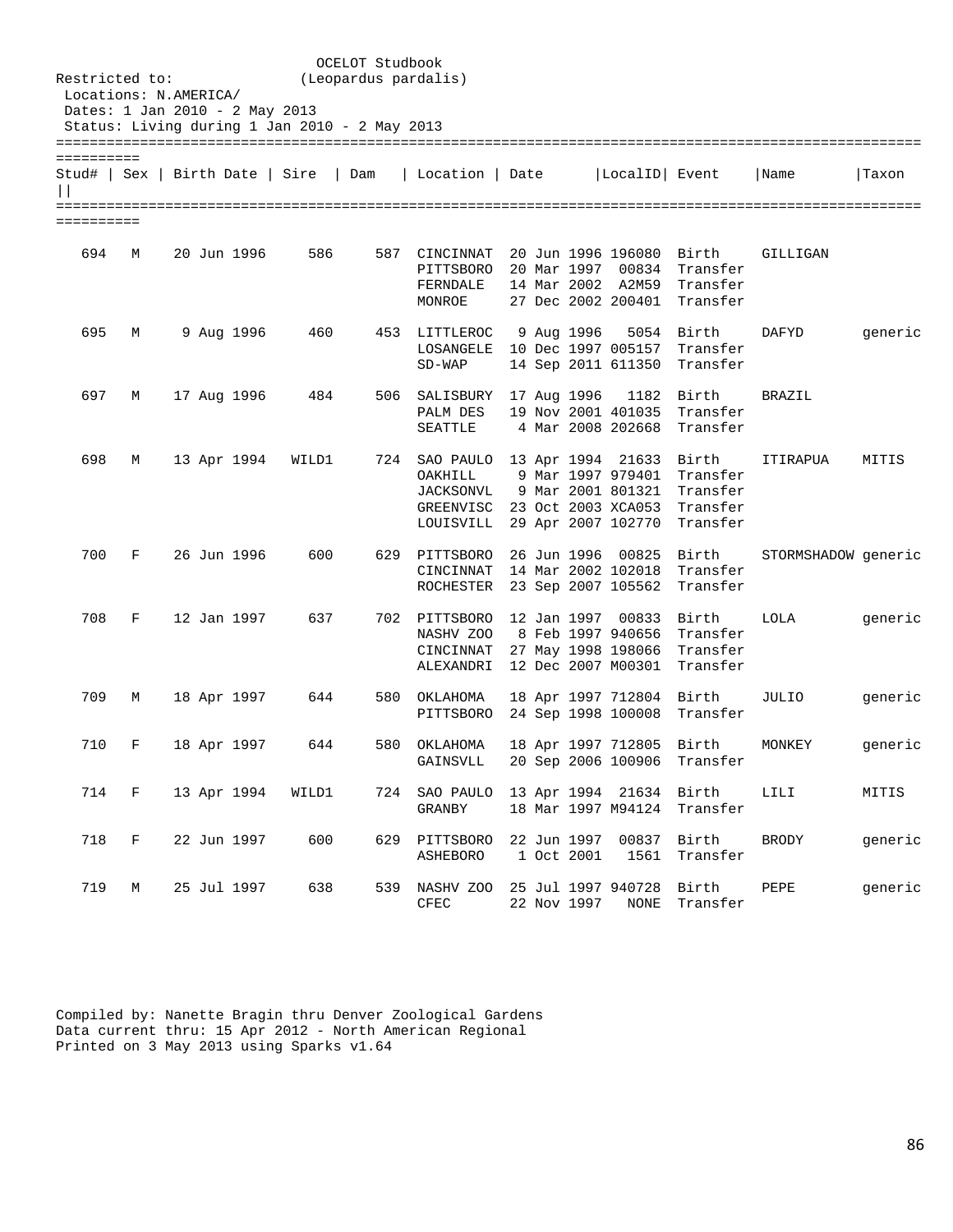OCELOT Studbook
(Leopardus pardalis)

Restricted to:
Locations: N.AMERICA/
Dates: 1 Jan 2010 - 2 May 2013
Status: Living during 1 Jan 2010 - 2 May 2013

| Stud# | Sex | Birth Date | Sire | Dam | Location | Date | LocalID | Event | Name | Taxon |
|---|---|---|---|---|---|---|---|---|---|---|
| 694 | M | 20 Jun 1996 | 586 | 587 | CINCINNAT | 20 Jun 1996 | 196080 | Birth | GILLIGAN | |
| | | | | | PITTSBORO | 20 Mar 1997 | 00834 | Transfer | | |
| | | | | | FERNDALE | 14 Mar 2002 | A2M59 | Transfer | | |
| | | | | | MONROE | 27 Dec 2002 | 200401 | Transfer | | |
| 695 | M | 9 Aug 1996 | 460 | 453 | LITTLEROC | 9 Aug 1996 | 5054 | Birth | DAFYD | generic |
| | | | | | LOSANGELE | 10 Dec 1997 | 005157 | Transfer | | |
| | | | | | SD-WAP | 14 Sep 2011 | 611350 | Transfer | | |
| 697 | M | 17 Aug 1996 | 484 | 506 | SALISBURY | 17 Aug 1996 | 1182 | Birth | BRAZIL | |
| | | | | | PALM DES | 19 Nov 2001 | 401035 | Transfer | | |
| | | | | | SEATTLE | 4 Mar 2008 | 202668 | Transfer | | |
| 698 | M | 13 Apr 1994 | WILD1 | 724 | SAO PAULO | 13 Apr 1994 | 21633 | Birth | ITIRAPUA | MITIS |
| | | | | | OAKHILL | 9 Mar 1997 | 979401 | Transfer | | |
| | | | | | JACKSONVL | 9 Mar 2001 | 801321 | Transfer | | |
| | | | | | GREENVISC | 23 Oct 2003 | XCA053 | Transfer | | |
| | | | | | LOUISVILL | 29 Apr 2007 | 102770 | Transfer | | |
| 700 | F | 26 Jun 1996 | 600 | 629 | PITTSBORO | 26 Jun 1996 | 00825 | Birth | STORMSHADOW | generic |
| | | | | | CINCINNAT | 14 Mar 2002 | 102018 | Transfer | | |
| | | | | | ROCHESTER | 23 Sep 2007 | 105562 | Transfer | | |
| 708 | F | 12 Jan 1997 | 637 | 702 | PITTSBORO | 12 Jan 1997 | 00833 | Birth | LOLA | generic |
| | | | | | NASHV ZOO | 8 Feb 1997 | 940656 | Transfer | | |
| | | | | | CINCINNAT | 27 May 1998 | 198066 | Transfer | | |
| | | | | | ALEXANDRI | 12 Dec 2007 | M00301 | Transfer | | |
| 709 | M | 18 Apr 1997 | 644 | 580 | OKLAHOMA | 18 Apr 1997 | 712804 | Birth | JULIO | generic |
| | | | | | PITTSBORO | 24 Sep 1998 | 100008 | Transfer | | |
| 710 | F | 18 Apr 1997 | 644 | 580 | OKLAHOMA | 18 Apr 1997 | 712805 | Birth | MONKEY | generic |
| | | | | | GAINSVLL | 20 Sep 2006 | 100906 | Transfer | | |
| 714 | F | 13 Apr 1994 | WILD1 | 724 | SAO PAULO | 13 Apr 1994 | 21634 | Birth | LILI | MITIS |
| | | | | | GRANBY | 18 Mar 1997 | M94124 | Transfer | | |
| 718 | F | 22 Jun 1997 | 600 | 629 | PITTSBORO | 22 Jun 1997 | 00837 | Birth | BRODY | generic |
| | | | | | ASHEBORO | 1 Oct 2001 | 1561 | Transfer | | |
| 719 | M | 25 Jul 1997 | 638 | 539 | NASHV ZOO | 25 Jul 1997 | 940728 | Birth | PEPE | generic |
| | | | | | CFEC | 22 Nov 1997 | NONE | Transfer | | |

Compiled by: Nanette Bragin thru Denver Zoological Gardens
Data current thru: 15 Apr 2012 - North American Regional
Printed on 3 May 2013 using Sparks v1.64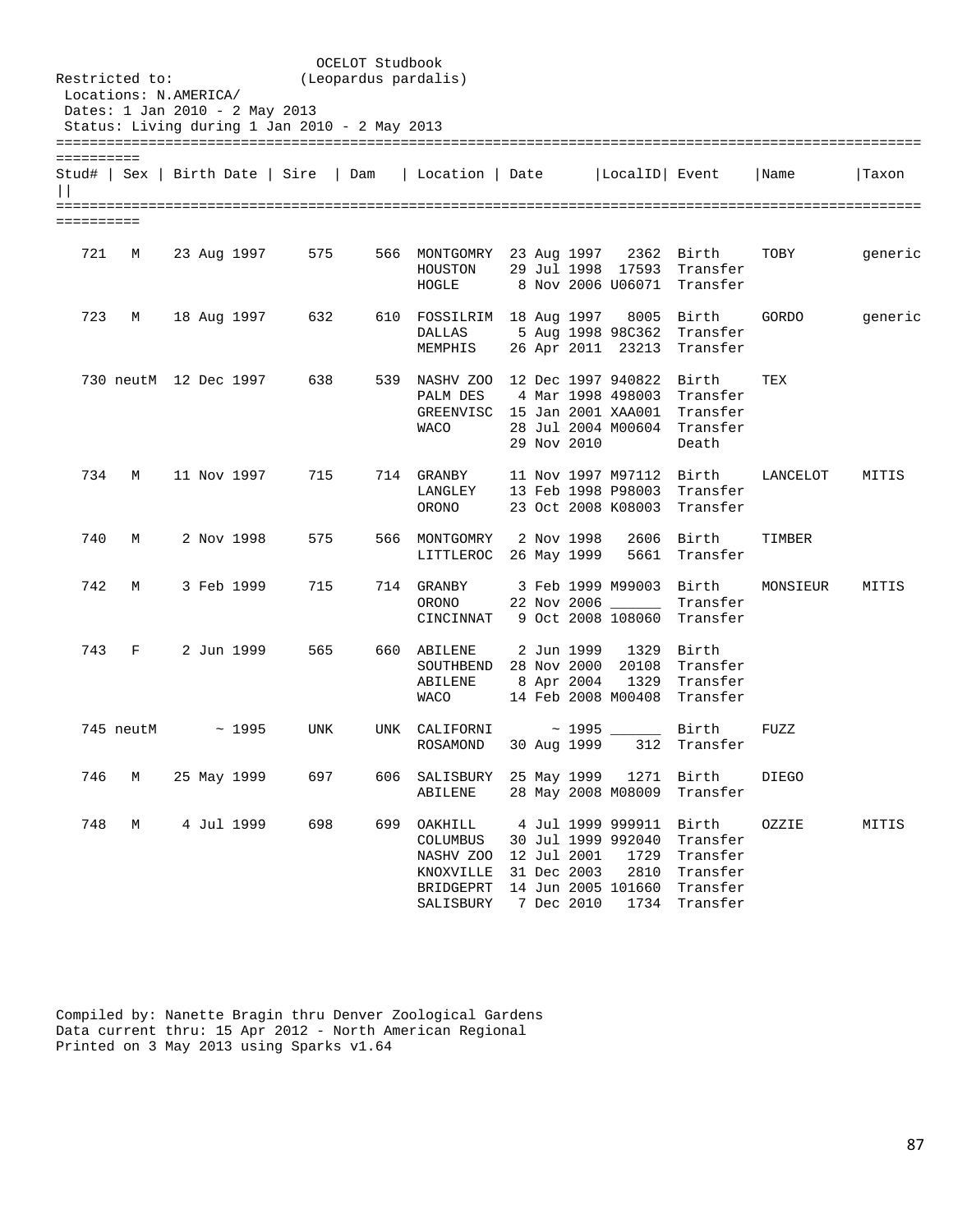OCELOT Studbook
(Leopardus pardalis)

Restricted to:
Locations: N.AMERICA/
Dates: 1 Jan 2010 - 2 May 2013
Status: Living during 1 Jan 2010 - 2 May 2013

| Stud# | Sex | Birth Date | Sire | Dam | Location | Date | LocalID | Event | Name | Taxon |
|---|---|---|---|---|---|---|---|---|---|---|
| 721 | M | 23 Aug 1997 | 575 | 566 | MONTGOMRY | 23 Aug 1997 | 2362 | Birth | TOBY | generic |
| | | | | | HOUSTON | 29 Jul 1998 | 17593 | Transfer | | |
| | | | | | HOGLE | 8 Nov 2006 | U06071 | Transfer | | |
| 723 | M | 18 Aug 1997 | 632 | 610 | FOSSILRIM | 18 Aug 1997 | 8005 | Birth | GORDO | generic |
| | | | | | DALLAS | 5 Aug 1998 | 98C362 | Transfer | | |
| | | | | | MEMPHIS | 26 Apr 2011 | 23213 | Transfer | | |
| 730 | neutM | 12 Dec 1997 | 638 | 539 | NASHV ZOO | 12 Dec 1997 | 940822 | Birth | TEX | |
| | | | | | PALM DES | 4 Mar 1998 | 498003 | Transfer | | |
| | | | | | GREENVISC | 15 Jan 2001 | XAA001 | Transfer | | |
| | | | | | WACO | 28 Jul 2004 | M00604 | Transfer | | |
| | | | | | | 29 Nov 2010 | | Death | | |
| 734 | M | 11 Nov 1997 | 715 | 714 | GRANBY | 11 Nov 1997 | M97112 | Birth | LANCELOT | MITIS |
| | | | | | LANGLEY | 13 Feb 1998 | P98003 | Transfer | | |
| | | | | | ORONO | 23 Oct 2008 | K08003 | Transfer | | |
| 740 | M | 2 Nov 1998 | 575 | 566 | MONTGOMRY | 2 Nov 1998 | 2606 | Birth | TIMBER | |
| | | | | | LITTLEROC | 26 May 1999 | 5661 | Transfer | | |
| 742 | M | 3 Feb 1999 | 715 | 714 | GRANBY | 3 Feb 1999 | M99003 | Birth | MONSIEUR | MITIS |
| | | | | | ORONO | 22 Nov 2006 | ______ | Transfer | | |
| | | | | | CINCINNAT | 9 Oct 2008 | 108060 | Transfer | | |
| 743 | F | 2 Jun 1999 | 565 | 660 | ABILENE | 2 Jun 1999 | 1329 | Birth | | |
| | | | | | SOUTHBEND | 28 Nov 2000 | 20108 | Transfer | | |
| | | | | | ABILENE | 8 Apr 2004 | 1329 | Transfer | | |
| | | | | | WACO | 14 Feb 2008 | M00408 | Transfer | | |
| 745 | neutM | ~ 1995 | UNK | UNK | CALIFORNI | ~ 1995 | ______ | Birth | FUZZ | |
| | | | | | ROSAMOND | 30 Aug 1999 | 312 | Transfer | | |
| 746 | M | 25 May 1999 | 697 | 606 | SALISBURY | 25 May 1999 | 1271 | Birth | DIEGO | |
| | | | | | ABILENE | 28 May 2008 | M08009 | Transfer | | |
| 748 | M | 4 Jul 1999 | 698 | 699 | OAKHILL | 4 Jul 1999 | 999911 | Birth | OZZIE | MITIS |
| | | | | | COLUMBUS | 30 Jul 1999 | 992040 | Transfer | | |
| | | | | | NASHV ZOO | 12 Jul 2001 | 1729 | Transfer | | |
| | | | | | KNOXVILLE | 31 Dec 2003 | 2810 | Transfer | | |
| | | | | | BRIDGEPRT | 14 Jun 2005 | 101660 | Transfer | | |
| | | | | | SALISBURY | 7 Dec 2010 | 1734 | Transfer | | |

Compiled by: Nanette Bragin thru Denver Zoological Gardens
Data current thru: 15 Apr 2012 - North American Regional
Printed on 3 May 2013 using Sparks v1.64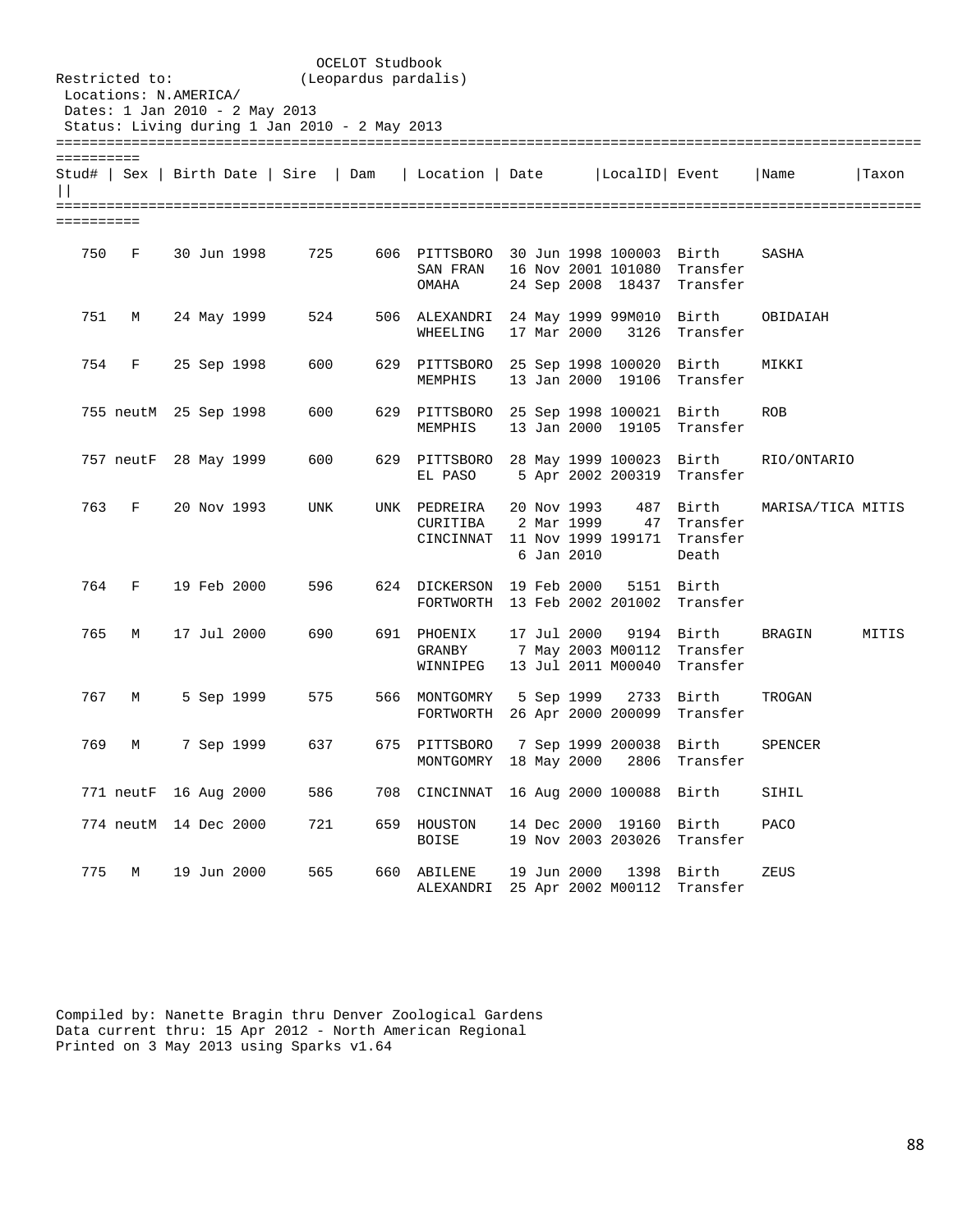OCELOT Studbook
(Leopardus pardalis)

Restricted to:
Locations: N.AMERICA/
Dates: 1 Jan 2010 - 2 May 2013
Status: Living during 1 Jan 2010 - 2 May 2013

| Stud# | Sex | Birth Date | Sire | Dam | Location | Date | LocalID | Event | Name | Taxon |
|---|---|---|---|---|---|---|---|---|---|---|
| 750 | F | 30 Jun 1998 | 725 | 606 | PITTSBORO | 30 Jun 1998 | 100003 | Birth | SASHA | |
| | | | | | SAN FRAN | 16 Nov 2001 | 101080 | Transfer | | |
| | | | | | OMAHA | 24 Sep 2008 | 18437 | Transfer | | |
| 751 | M | 24 May 1999 | 524 | 506 | ALEXANDRI | 24 May 1999 | 99M010 | Birth | OBIDAIAH | |
| | | | | | WHEELING | 17 Mar 2000 | 3126 | Transfer | | |
| 754 | F | 25 Sep 1998 | 600 | 629 | PITTSBORO | 25 Sep 1998 | 100020 | Birth | MIKKI | |
| | | | | | MEMPHIS | 13 Jan 2000 | 19106 | Transfer | | |
| 755 | neutM | 25 Sep 1998 | 600 | 629 | PITTSBORO | 25 Sep 1998 | 100021 | Birth | ROB | |
| | | | | | MEMPHIS | 13 Jan 2000 | 19105 | Transfer | | |
| 757 | neutF | 28 May 1999 | 600 | 629 | PITTSBORO | 28 May 1999 | 100023 | Birth | RIO/ONTARIO | |
| | | | | | EL PASO | 5 Apr 2002 | 200319 | Transfer | | |
| 763 | F | 20 Nov 1993 | UNK | UNK | PEDREIRA | 20 Nov 1993 | 487 | Birth | MARISA/TICA | MITIS |
| | | | | | CURITIBA | 2 Mar 1999 | 47 | Transfer | | |
| | | | | | CINCINNAT | 11 Nov 1999 | 199171 | Transfer | | |
| | | | | | | 6 Jan 2010 | | Death | | |
| 764 | F | 19 Feb 2000 | 596 | 624 | DICKERSON | 19 Feb 2000 | 5151 | Birth | | |
| | | | | | FORTWORTH | 13 Feb 2002 | 201002 | Transfer | | |
| 765 | M | 17 Jul 2000 | 690 | 691 | PHOENIX | 17 Jul 2000 | 9194 | Birth | BRAGIN | MITIS |
| | | | | | GRANBY | 7 May 2003 | M00112 | Transfer | | |
| | | | | | WINNIPEG | 13 Jul 2011 | M00040 | Transfer | | |
| 767 | M | 5 Sep 1999 | 575 | 566 | MONTGOMRY | 5 Sep 1999 | 2733 | Birth | TROGAN | |
| | | | | | FORTWORTH | 26 Apr 2000 | 200099 | Transfer | | |
| 769 | M | 7 Sep 1999 | 637 | 675 | PITTSBORO | 7 Sep 1999 | 200038 | Birth | SPENCER | |
| | | | | | MONTGOMRY | 18 May 2000 | 2806 | Transfer | | |
| 771 | neutF | 16 Aug 2000 | 586 | 708 | CINCINNAT | 16 Aug 2000 | 100088 | Birth | SIHIL | |
| 774 | neutM | 14 Dec 2000 | 721 | 659 | HOUSTON | 14 Dec 2000 | 19160 | Birth | PACO | |
| | | | | | BOISE | 19 Nov 2003 | 203026 | Transfer | | |
| 775 | M | 19 Jun 2000 | 565 | 660 | ABILENE | 19 Jun 2000 | 1398 | Birth | ZEUS | |
| | | | | | ALEXANDRI | 25 Apr 2002 | M00112 | Transfer | | |

Compiled by: Nanette Bragin thru Denver Zoological Gardens
Data current thru: 15 Apr 2012 - North American Regional
Printed on 3 May 2013 using Sparks v1.64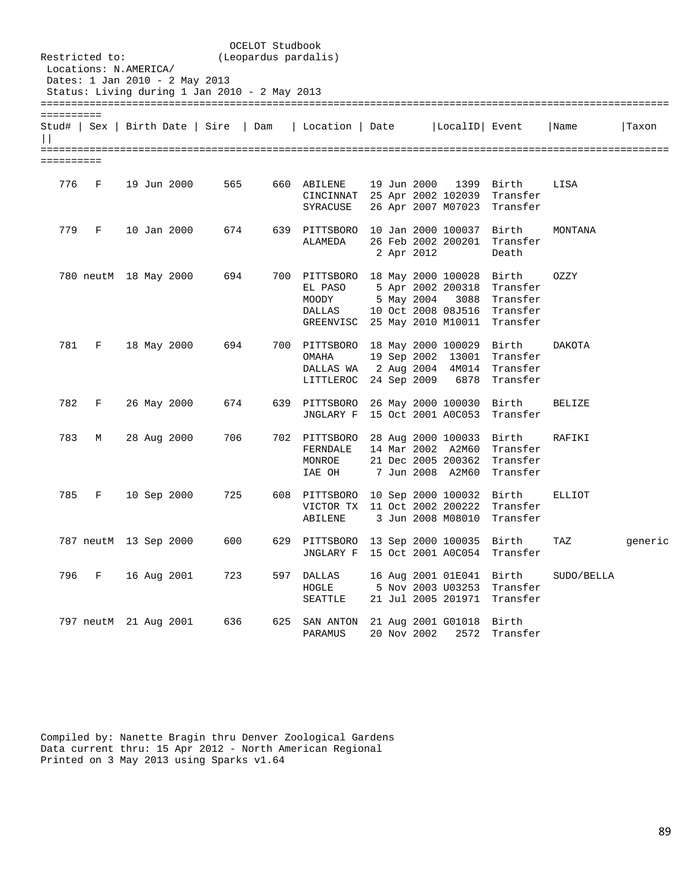OCELOT Studbook
(Leopardus pardalis)

Restricted to:
Locations: N.AMERICA/
Dates: 1 Jan 2010 - 2 May 2013
Status: Living during 1 Jan 2010 - 2 May 2013

| Stud# | Sex | Birth Date | Sire | Dam | Location | Date | LocalID | Event | Name | Taxon |
|---|---|---|---|---|---|---|---|---|---|---|
| 776 | F | 19 Jun 2000 | 565 | 660 | ABILENE | 19 Jun 2000 | 1399 | Birth | LISA | |
| | | | | | CINCINNAT | 25 Apr 2002 | 102039 | Transfer | | |
| | | | | | SYRACUSE | 26 Apr 2007 | M07023 | Transfer | | |
| 779 | F | 10 Jan 2000 | 674 | 639 | PITTSBORO | 10 Jan 2000 | 100037 | Birth | MONTANA | |
| | | | | | ALAMEDA | 26 Feb 2002 | 200201 | Transfer | | |
| | | | | | | 2 Apr 2012 | | Death | | |
| 780 | neutM | 18 May 2000 | 694 | 700 | PITTSBORO | 18 May 2000 | 100028 | Birth | OZZY | |
| | | | | | EL PASO | 5 Apr 2002 | 200318 | Transfer | | |
| | | | | | MOODY | 5 May 2004 | 3088 | Transfer | | |
| | | | | | DALLAS | 10 Oct 2008 | 08J516 | Transfer | | |
| | | | | | GREENVISC | 25 May 2010 | M10011 | Transfer | | |
| 781 | F | 18 May 2000 | 694 | 700 | PITTSBORO | 18 May 2000 | 100029 | Birth | DAKOTA | |
| | | | | | OMAHA | 19 Sep 2002 | 13001 | Transfer | | |
| | | | | | DALLAS WA | 2 Aug 2004 | 4M014 | Transfer | | |
| | | | | | LITTLEROC | 24 Sep 2009 | 6878 | Transfer | | |
| 782 | F | 26 May 2000 | 674 | 639 | PITTSBORO | 26 May 2000 | 100030 | Birth | BELIZE | |
| | | | | | JNGLARY F | 15 Oct 2001 | A0C053 | Transfer | | |
| 783 | M | 28 Aug 2000 | 706 | 702 | PITTSBORO | 28 Aug 2000 | 100033 | Birth | RAFIKI | |
| | | | | | FERNDALE | 14 Mar 2002 | A2M60 | Transfer | | |
| | | | | | MONROE | 21 Dec 2005 | 200362 | Transfer | | |
| | | | | | IAE OH | 7 Jun 2008 | A2M60 | Transfer | | |
| 785 | F | 10 Sep 2000 | 725 | 608 | PITTSBORO | 10 Sep 2000 | 100032 | Birth | ELLIOT | |
| | | | | | VICTOR TX | 11 Oct 2002 | 200222 | Transfer | | |
| | | | | | ABILENE | 3 Jun 2008 | M08010 | Transfer | | |
| 787 | neutM | 13 Sep 2000 | 600 | 629 | PITTSBORO | 13 Sep 2000 | 100035 | Birth | TAZ | generic |
| | | | | | JNGLARY F | 15 Oct 2001 | A0C054 | Transfer | | |
| 796 | F | 16 Aug 2001 | 723 | 597 | DALLAS | 16 Aug 2001 | 01E041 | Birth | SUDO/BELLA | |
| | | | | | HOGLE | 5 Nov 2003 | U03253 | Transfer | | |
| | | | | | SEATTLE | 21 Jul 2005 | 201971 | Transfer | | |
| 797 | neutM | 21 Aug 2001 | 636 | 625 | SAN ANTON | 21 Aug 2001 | G01018 | Birth | | |
| | | | | | PARAMUS | 20 Nov 2002 | 2572 | Transfer | | |

Compiled by: Nanette Bragin thru Denver Zoological Gardens
Data current thru: 15 Apr 2012 - North American Regional
Printed on 3 May 2013 using Sparks v1.64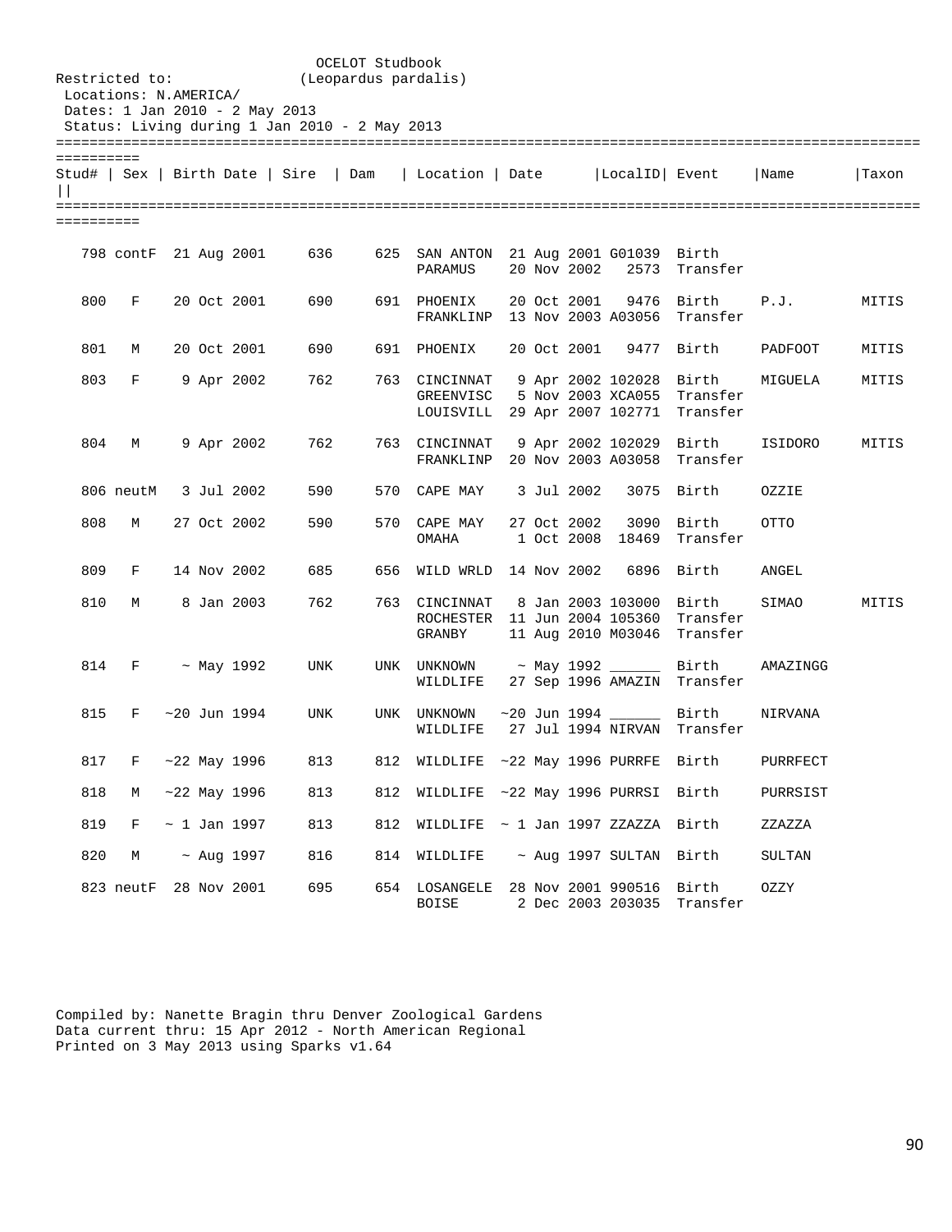OCELOT Studbook
(Leopardus pardalis)

Restricted to:
Locations: N.AMERICA/
Dates: 1 Jan 2010 - 2 May 2013
Status: Living during 1 Jan 2010 - 2 May 2013

| Stud# | Sex | Birth Date | Sire | Dam | Location | Date | LocalID | Event | Name | Taxon |
|---|---|---|---|---|---|---|---|---|---|---|
| 798 | contF | 21 Aug 2001 | 636 | 625 | SAN ANTON | 21 Aug 2001 | G01039 | Birth | | |
| | | | | | PARAMUS | 20 Nov 2002 | 2573 | Transfer | | |
| 800 | F | 20 Oct 2001 | 690 | 691 | PHOENIX | 20 Oct 2001 | 9476 | Birth | P.J. | MITIS |
| | | | | | FRANKLINP | 13 Nov 2003 | A03056 | Transfer | | |
| 801 | M | 20 Oct 2001 | 690 | 691 | PHOENIX | 20 Oct 2001 | 9477 | Birth | PADFOOT | MITIS |
| 803 | F | 9 Apr 2002 | 762 | 763 | CINCINNAT | 9 Apr 2002 | 102028 | Birth | MIGUELA | MITIS |
| | | | | | GREENVISC | 5 Nov 2003 | XCA055 | Transfer | | |
| | | | | | LOUISVILL | 29 Apr 2007 | 102771 | Transfer | | |
| 804 | M | 9 Apr 2002 | 762 | 763 | CINCINNAT | 9 Apr 2002 | 102029 | Birth | ISIDORO | MITIS |
| | | | | | FRANKLINP | 20 Nov 2003 | A03058 | Transfer | | |
| 806 | neutM | 3 Jul 2002 | 590 | 570 | CAPE MAY | 3 Jul 2002 | 3075 | Birth | OZZIE | |
| 808 | M | 27 Oct 2002 | 590 | 570 | CAPE MAY | 27 Oct 2002 | 3090 | Birth | OTTO | |
| | | | | | OMAHA | 1 Oct 2008 | 18469 | Transfer | | |
| 809 | F | 14 Nov 2002 | 685 | 656 | WILD WRLD | 14 Nov 2002 | 6896 | Birth | ANGEL | |
| 810 | M | 8 Jan 2003 | 762 | 763 | CINCINNAT | 8 Jan 2003 | 103000 | Birth | SIMAO | MITIS |
| | | | | | ROCHESTER | 11 Jun 2004 | 105360 | Transfer | | |
| | | | | | GRANBY | 11 Aug 2010 | M03046 | Transfer | | |
| 814 | F | ~ May 1992 | UNK | UNK | UNKNOWN | ~ May 1992 | ______ | Birth | AMAZINGG | |
| | | | | | WILDLIFE | 27 Sep 1996 | AMAZIN | Transfer | | |
| 815 | F | ~20 Jun 1994 | UNK | UNK | UNKNOWN | ~20 Jun 1994 | ______ | Birth | NIRVANA | |
| | | | | | WILDLIFE | 27 Jul 1994 | NIRVAN | Transfer | | |
| 817 | F | ~22 May 1996 | 813 | 812 | WILDLIFE | ~22 May 1996 | PURRFE | Birth | PURRFECT | |
| 818 | M | ~22 May 1996 | 813 | 812 | WILDLIFE | ~22 May 1996 | PURRSI | Birth | PURRSIST | |
| 819 | F | ~ 1 Jan 1997 | 813 | 812 | WILDLIFE | ~ 1 Jan 1997 | ZZAZZA | Birth | ZZAZZA | |
| 820 | M | ~ Aug 1997 | 816 | 814 | WILDLIFE | ~ Aug 1997 | SULTAN | Birth | SULTAN | |
| 823 | neutF | 28 Nov 2001 | 695 | 654 | LOSANGELE | 28 Nov 2001 | 990516 | Birth | OZZY | |
| | | | | | BOISE | 2 Dec 2003 | 203035 | Transfer | | |

Compiled by: Nanette Bragin thru Denver Zoological Gardens
Data current thru: 15 Apr 2012 - North American Regional
Printed on 3 May 2013 using Sparks v1.64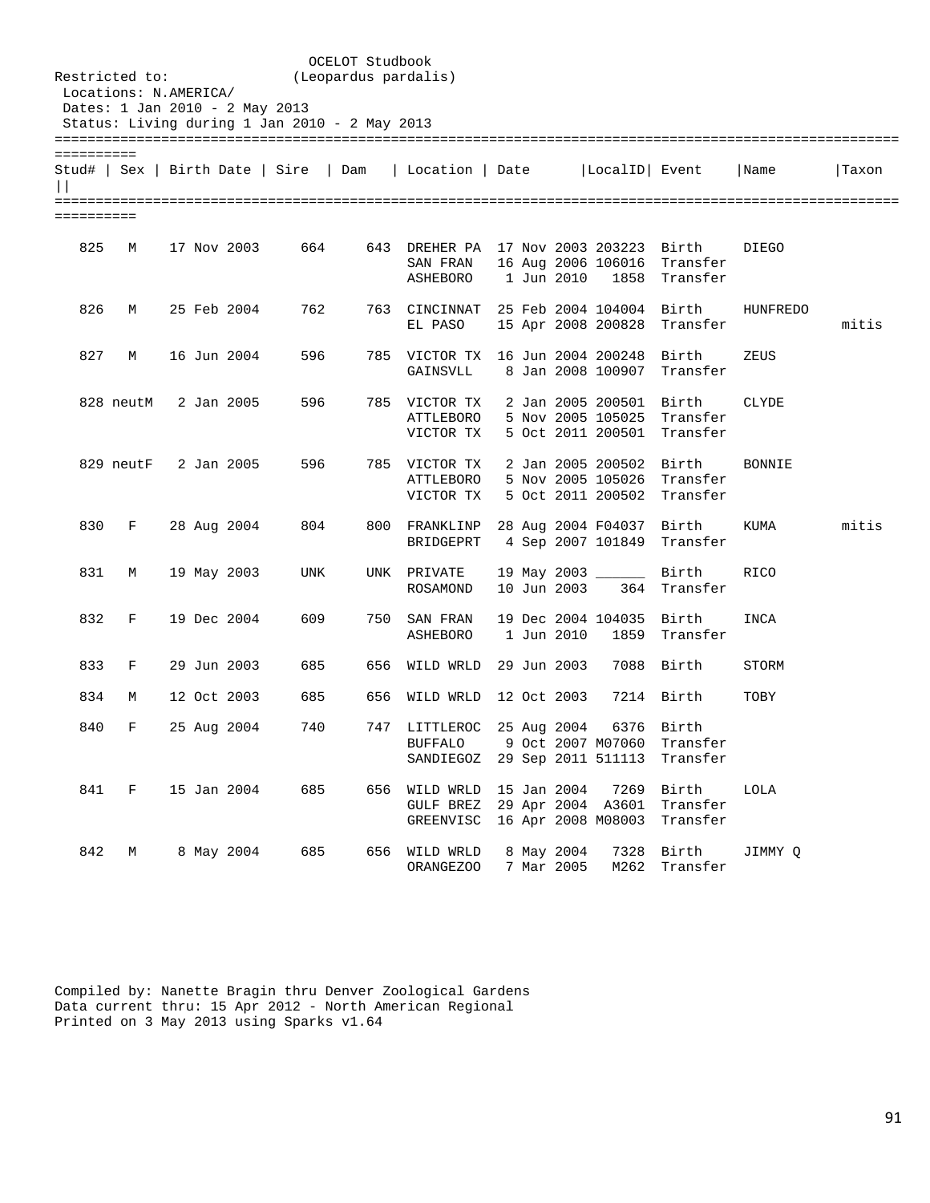OCELOT Studbook
(Leopardus pardalis)

Restricted to:
Locations: N.AMERICA/
Dates: 1 Jan 2010 - 2 May 2013
Status: Living during 1 Jan 2010 - 2 May 2013

| Stud# | Sex | Birth Date | Sire | Dam | Location | Date | LocalID | Event | Name | Taxon |
|---|---|---|---|---|---|---|---|---|---|---|
| 825 | M | 17 Nov 2003 | 664 | 643 | DREHER PA | 17 Nov 2003 | 203223 | Birth | DIEGO | |
| | | | | | SAN FRAN | 16 Aug 2006 | 106016 | Transfer | | |
| | | | | | ASHEBORO | 1 Jun 2010 | 1858 | Transfer | | |
| 826 | M | 25 Feb 2004 | 762 | 763 | CINCINNAT | 25 Feb 2004 | 104004 | Birth | HUNFREDO | |
| | | | | | EL PASO | 15 Apr 2008 | 200828 | Transfer | | mitis |
| 827 | M | 16 Jun 2004 | 596 | 785 | VICTOR TX | 16 Jun 2004 | 200248 | Birth | ZEUS | |
| | | | | | GAINSVLL | 8 Jan 2008 | 100907 | Transfer | | |
| 828 | neutM | 2 Jan 2005 | 596 | 785 | VICTOR TX | 2 Jan 2005 | 200501 | Birth | CLYDE | |
| | | | | | ATTLEBORO | 5 Nov 2005 | 105025 | Transfer | | |
| | | | | | VICTOR TX | 5 Oct 2011 | 200501 | Transfer | | |
| 829 | neutF | 2 Jan 2005 | 596 | 785 | VICTOR TX | 2 Jan 2005 | 200502 | Birth | BONNIE | |
| | | | | | ATTLEBORO | 5 Nov 2005 | 105026 | Transfer | | |
| | | | | | VICTOR TX | 5 Oct 2011 | 200502 | Transfer | | |
| 830 | F | 28 Aug 2004 | 804 | 800 | FRANKLINP | 28 Aug 2004 | F04037 | Birth | KUMA | mitis |
| | | | | | BRIDGEPRT | 4 Sep 2007 | 101849 | Transfer | | |
| 831 | M | 19 May 2003 | UNK | UNK | PRIVATE | 19 May 2003 | ______ | Birth | RICO | |
| | | | | | ROSAMOND | 10 Jun 2003 | 364 | Transfer | | |
| 832 | F | 19 Dec 2004 | 609 | 750 | SAN FRAN | 19 Dec 2004 | 104035 | Birth | INCA | |
| | | | | | ASHEBORO | 1 Jun 2010 | 1859 | Transfer | | |
| 833 | F | 29 Jun 2003 | 685 | 656 | WILD WRLD | 29 Jun 2003 | 7088 | Birth | STORM | |
| 834 | M | 12 Oct 2003 | 685 | 656 | WILD WRLD | 12 Oct 2003 | 7214 | Birth | TOBY | |
| 840 | F | 25 Aug 2004 | 740 | 747 | LITTLEROC | 25 Aug 2004 | 6376 | Birth | | |
| | | | | | BUFFALO | 9 Oct 2007 | M07060 | Transfer | | |
| | | | | | SANDIEGOZ | 29 Sep 2011 | 511113 | Transfer | | |
| 841 | F | 15 Jan 2004 | 685 | 656 | WILD WRLD | 15 Jan 2004 | 7269 | Birth | LOLA | |
| | | | | | GULF BREZ | 29 Apr 2004 | A3601 | Transfer | | |
| | | | | | GREENVISC | 16 Apr 2008 | M08003 | Transfer | | |
| 842 | M | 8 May 2004 | 685 | 656 | WILD WRLD | 8 May 2004 | 7328 | Birth | JIMMY Q | |
| | | | | | ORANGEZOO | 7 Mar 2005 | M262 | Transfer | | |

Compiled by: Nanette Bragin thru Denver Zoological Gardens
Data current thru: 15 Apr 2012 - North American Regional
Printed on 3 May 2013 using Sparks v1.64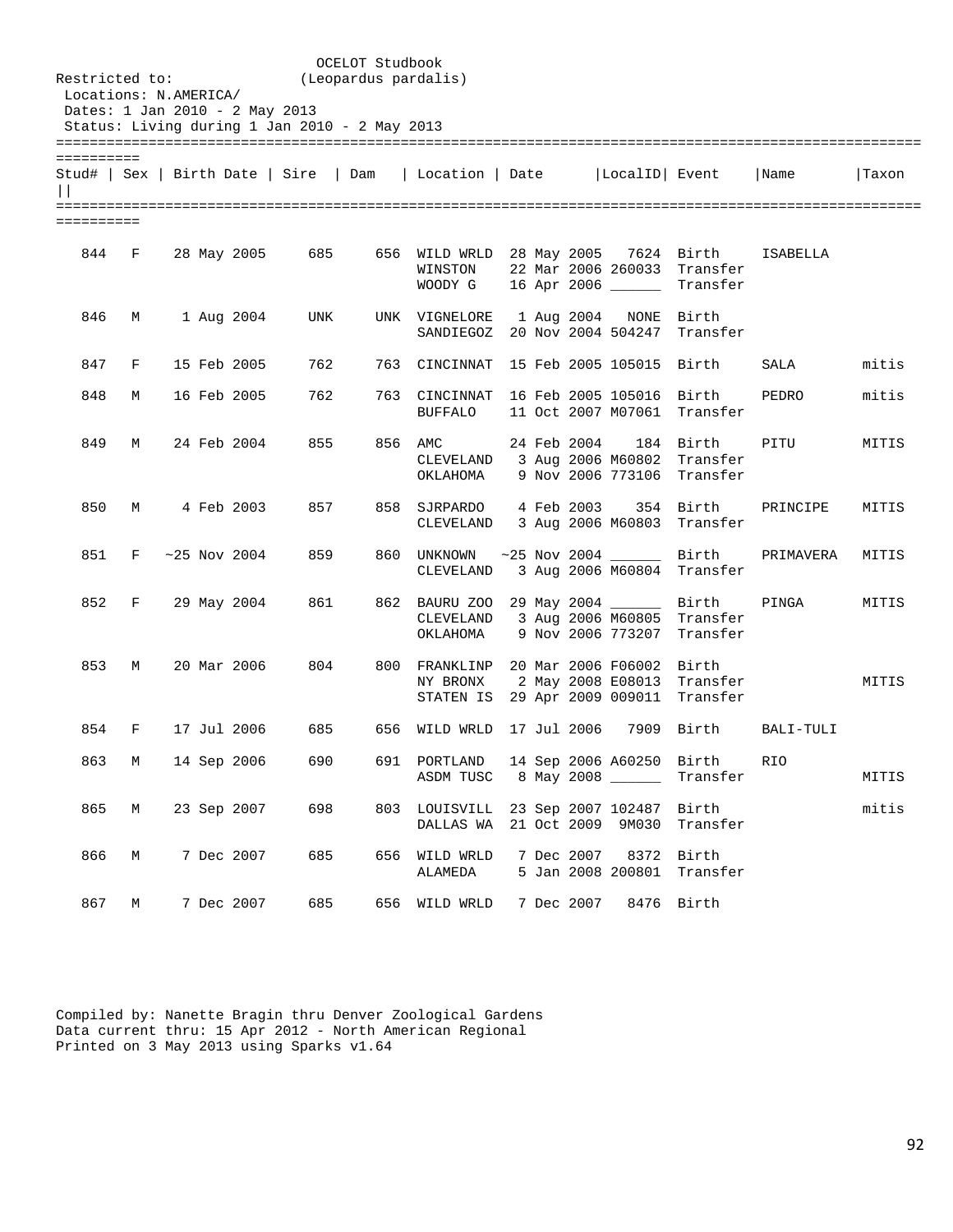OCELOT Studbook
(Leopardus pardalis)

Restricted to:
Locations: N.AMERICA/
Dates: 1 Jan 2010 - 2 May 2013
Status: Living during 1 Jan 2010 - 2 May 2013

| Stud# | Sex | Birth Date | Sire | Dam | Location | Date | LocalID | Event | Name | Taxon |
|---|---|---|---|---|---|---|---|---|---|---|
| 844 | F | 28 May 2005 | 685 | 656 | WILD WRLD | 28 May 2005 | 7624 | Birth | ISABELLA | |
| | | | | | WINSTON | 22 Mar 2006 | 260033 | Transfer | | |
| | | | | | WOODY G | 16 Apr 2006 | ______ | Transfer | | |
| 846 | M | 1 Aug 2004 | UNK | UNK | VIGNELORE | 1 Aug 2004 | NONE | Birth | | |
| | | | | | SANDIEGOZ | 20 Nov 2004 | 504247 | Transfer | | |
| 847 | F | 15 Feb 2005 | 762 | 763 | CINCINNAT | 15 Feb 2005 | 105015 | Birth | SALA | mitis |
| 848 | M | 16 Feb 2005 | 762 | 763 | CINCINNAT | 16 Feb 2005 | 105016 | Birth | PEDRO | mitis |
| | | | | | BUFFALO | 11 Oct 2007 | M07061 | Transfer | | |
| 849 | M | 24 Feb 2004 | 855 | 856 | AMC | 24 Feb 2004 | 184 | Birth | PITU | MITIS |
| | | | | | CLEVELAND | 3 Aug 2006 | M60802 | Transfer | | |
| | | | | | OKLAHOMA | 9 Nov 2006 | 773106 | Transfer | | |
| 850 | M | 4 Feb 2003 | 857 | 858 | SJRPARDO | 4 Feb 2003 | 354 | Birth | PRINCIPE | MITIS |
| | | | | | CLEVELAND | 3 Aug 2006 | M60803 | Transfer | | |
| 851 | F | ~25 Nov 2004 | 859 | 860 | UNKNOWN | ~25 Nov 2004 | ______ | Birth | PRIMAVERA | MITIS |
| | | | | | CLEVELAND | 3 Aug 2006 | M60804 | Transfer | | |
| 852 | F | 29 May 2004 | 861 | 862 | BAURU ZOO | 29 May 2004 | ______ | Birth | PINGA | MITIS |
| | | | | | CLEVELAND | 3 Aug 2006 | M60805 | Transfer | | |
| | | | | | OKLAHOMA | 9 Nov 2006 | 773207 | Transfer | | |
| 853 | M | 20 Mar 2006 | 804 | 800 | FRANKLINP | 20 Mar 2006 | F06002 | Birth | | |
| | | | | | NY BRONX | 2 May 2008 | E08013 | Transfer | | MITIS |
| | | | | | STATEN IS | 29 Apr 2009 | 009011 | Transfer | | |
| 854 | F | 17 Jul 2006 | 685 | 656 | WILD WRLD | 17 Jul 2006 | 7909 | Birth | BALI-TULI | |
| 863 | M | 14 Sep 2006 | 690 | 691 | PORTLAND | 14 Sep 2006 | A60250 | Birth | RIO | |
| | | | | | ASDM TUSC | 8 May 2008 | ______ | Transfer | | MITIS |
| 865 | M | 23 Sep 2007 | 698 | 803 | LOUISVILL | 23 Sep 2007 | 102487 | Birth | | mitis |
| | | | | | DALLAS WA | 21 Oct 2009 | 9M030 | Transfer | | |
| 866 | M | 7 Dec 2007 | 685 | 656 | WILD WRLD | 7 Dec 2007 | 8372 | Birth | | |
| | | | | | ALAMEDA | 5 Jan 2008 | 200801 | Transfer | | |
| 867 | M | 7 Dec 2007 | 685 | 656 | WILD WRLD | 7 Dec 2007 | 8476 | Birth | | |

Compiled by: Nanette Bragin thru Denver Zoological Gardens
Data current thru: 15 Apr 2012 - North American Regional
Printed on 3 May 2013 using Sparks v1.64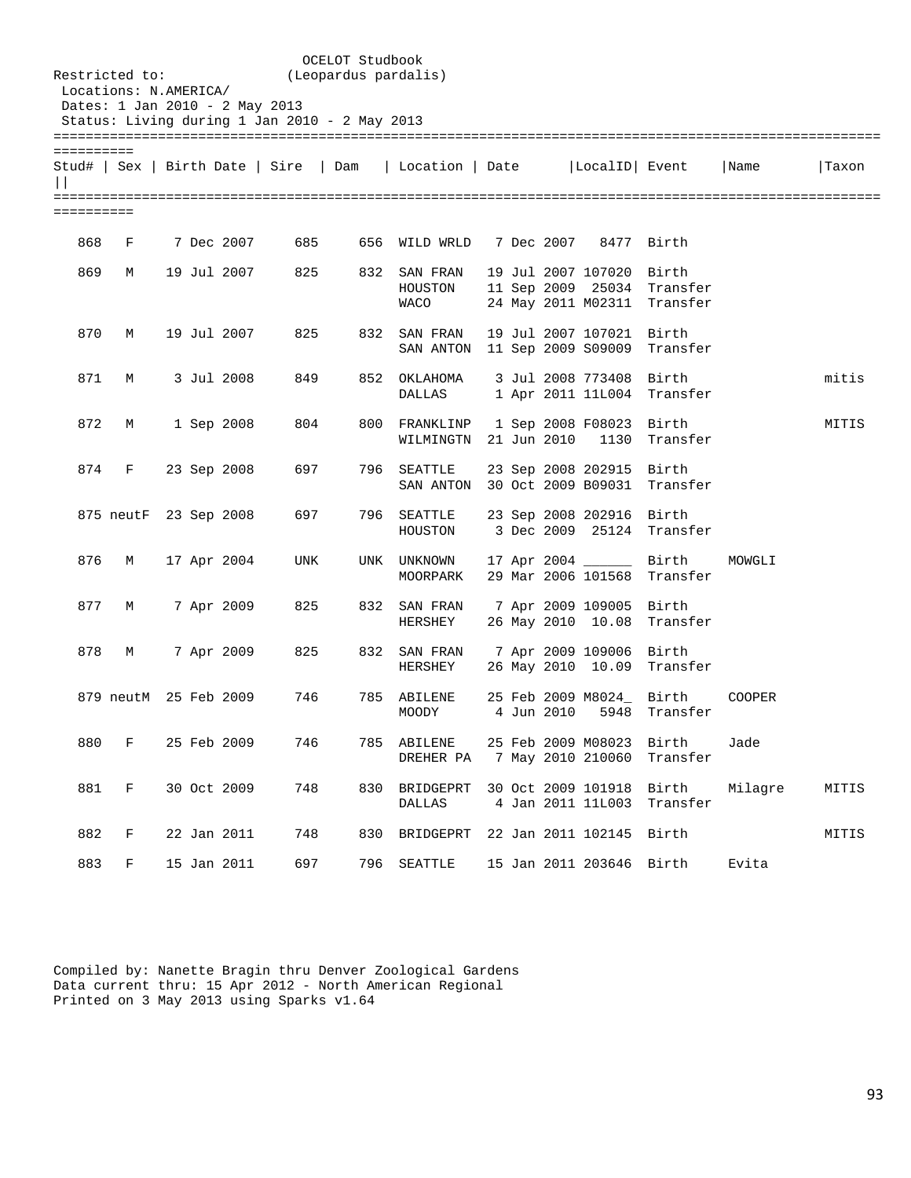OCELOT Studbook
(Leopardus pardalis)

Restricted to:
Locations: N.AMERICA/
Dates: 1 Jan 2010 - 2 May 2013
Status: Living during 1 Jan 2010 - 2 May 2013

| Stud# | Sex | Birth Date | Sire | Dam | Location | Date | LocalID | Event | Name | Taxon |
|---|---|---|---|---|---|---|---|---|---|---|
| 868 | F | 7 Dec 2007 | 685 | 656 | WILD WRLD | 7 Dec 2007 | 8477 | Birth | | |
| 869 | M | 19 Jul 2007 | 825 | 832 | SAN FRAN | 19 Jul 2007 | 107020 | Birth | | |
| | | | | | HOUSTON | 11 Sep 2009 | 25034 | Transfer | | |
| | | | | | WACO | 24 May 2011 | M02311 | Transfer | | |
| 870 | M | 19 Jul 2007 | 825 | 832 | SAN FRAN | 19 Jul 2007 | 107021 | Birth | | |
| | | | | | SAN ANTON | 11 Sep 2009 | S09009 | Transfer | | |
| 871 | M | 3 Jul 2008 | 849 | 852 | OKLAHOMA | 3 Jul 2008 | 773408 | Birth | | mitis |
| | | | | | DALLAS | 1 Apr 2011 | 11L004 | Transfer | | |
| 872 | M | 1 Sep 2008 | 804 | 800 | FRANKLINP | 1 Sep 2008 | F08023 | Birth | | MITIS |
| | | | | | WILMINGTN | 21 Jun 2010 | 1130 | Transfer | | |
| 874 | F | 23 Sep 2008 | 697 | 796 | SEATTLE | 23 Sep 2008 | 202915 | Birth | | |
| | | | | | SAN ANTON | 30 Oct 2009 | B09031 | Transfer | | |
| 875 | neutF | 23 Sep 2008 | 697 | 796 | SEATTLE | 23 Sep 2008 | 202916 | Birth | | |
| | | | | | HOUSTON | 3 Dec 2009 | 25124 | Transfer | | |
| 876 | M | 17 Apr 2004 | UNK | UNK | UNKNOWN | 17 Apr 2004 | ______ | Birth | MOWGLI | |
| | | | | | MOORPARK | 29 Mar 2006 | 101568 | Transfer | | |
| 877 | M | 7 Apr 2009 | 825 | 832 | SAN FRAN | 7 Apr 2009 | 109005 | Birth | | |
| | | | | | HERSHEY | 26 May 2010 | 10.08 | Transfer | | |
| 878 | M | 7 Apr 2009 | 825 | 832 | SAN FRAN | 7 Apr 2009 | 109006 | Birth | | |
| | | | | | HERSHEY | 26 May 2010 | 10.09 | Transfer | | |
| 879 | neutM | 25 Feb 2009 | 746 | 785 | ABILENE | 25 Feb 2009 | M8024_ | Birth | COOPER | |
| | | | | | MOODY | 4 Jun 2010 | 5948 | Transfer | | |
| 880 | F | 25 Feb 2009 | 746 | 785 | ABILENE | 25 Feb 2009 | M08023 | Birth | Jade | |
| | | | | | DREHER PA | 7 May 2010 | 210060 | Transfer | | |
| 881 | F | 30 Oct 2009 | 748 | 830 | BRIDGEPRT | 30 Oct 2009 | 101918 | Birth | Milagre | MITIS |
| | | | | | DALLAS | 4 Jan 2011 | 11L003 | Transfer | | |
| 882 | F | 22 Jan 2011 | 748 | 830 | BRIDGEPRT | 22 Jan 2011 | 102145 | Birth | | MITIS |
| 883 | F | 15 Jan 2011 | 697 | 796 | SEATTLE | 15 Jan 2011 | 203646 | Birth | Evita | |

Compiled by: Nanette Bragin thru Denver Zoological Gardens
Data current thru: 15 Apr 2012 - North American Regional
Printed on 3 May 2013 using Sparks v1.64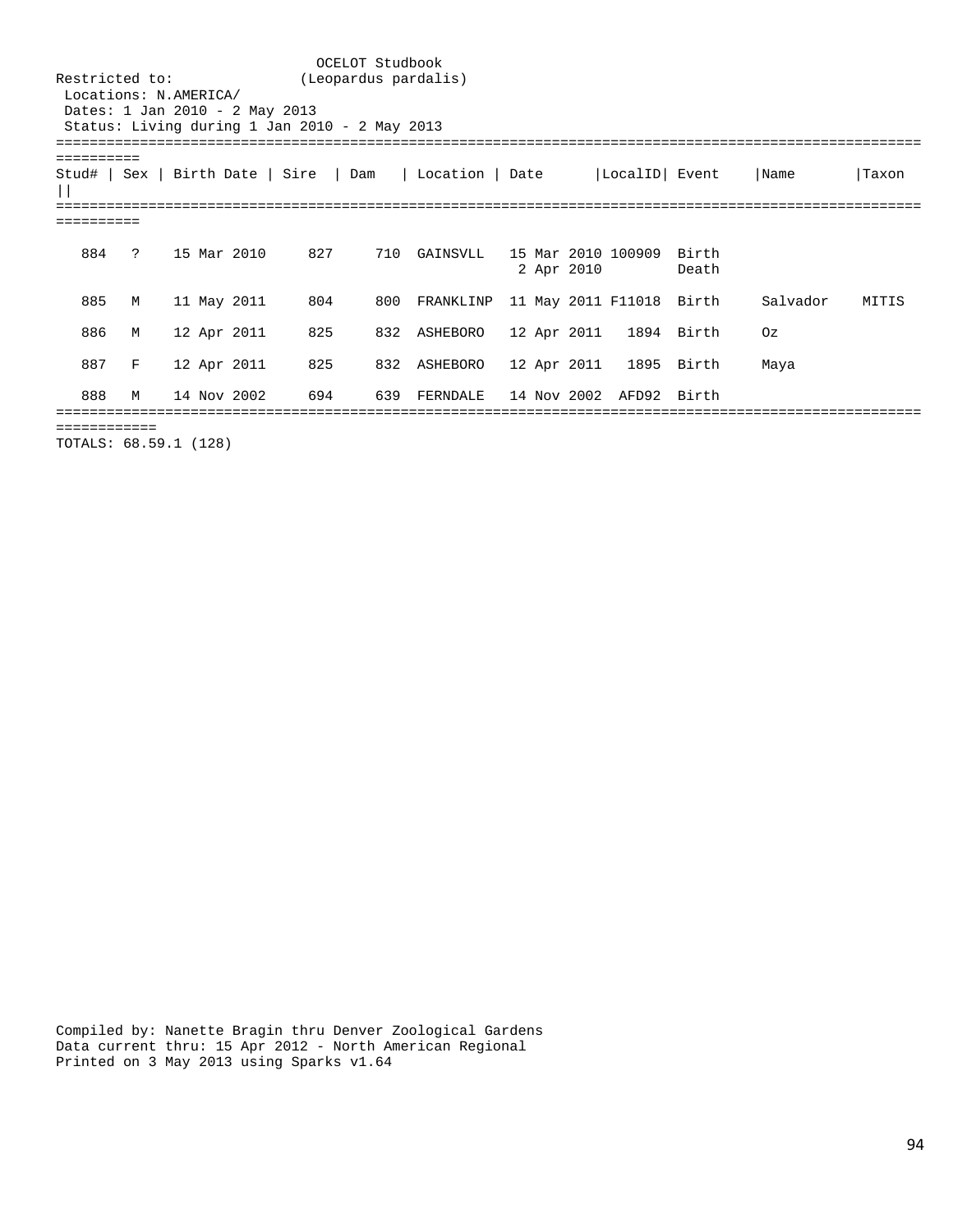OCELOT Studbook
(Leopardus pardalis)

Restricted to:
Locations: N.AMERICA/
Dates: 1 Jan 2010 - 2 May 2013
Status: Living during 1 Jan 2010 - 2 May 2013

| Stud# | Sex | Birth Date | Sire | Dam | Location | Date | LocalID | Event | Name | Taxon |
|---|---|---|---|---|---|---|---|---|---|---|
| 884 | ? | 15 Mar 2010 | 827 | 710 | GAINSVLL | 15 Mar 2010 | 100909 | Birth | | |
| | | | | | | 2 Apr 2010 | | Death | | |
| 885 | M | 11 May 2011 | 804 | 800 | FRANKLINP | 11 May 2011 | F11018 | Birth | Salvador | MITIS |
| 886 | M | 12 Apr 2011 | 825 | 832 | ASHEBORO | 12 Apr 2011 | 1894 | Birth | Oz | |
| 887 | F | 12 Apr 2011 | 825 | 832 | ASHEBORO | 12 Apr 2011 | 1895 | Birth | Maya | |
| 888 | M | 14 Nov 2002 | 694 | 639 | FERNDALE | 14 Nov 2002 | AFD92 | Birth | | |

TOTALS: 68.59.1 (128)

Compiled by: Nanette Bragin thru Denver Zoological Gardens
Data current thru: 15 Apr 2012 - North American Regional
Printed on 3 May 2013 using Sparks v1.64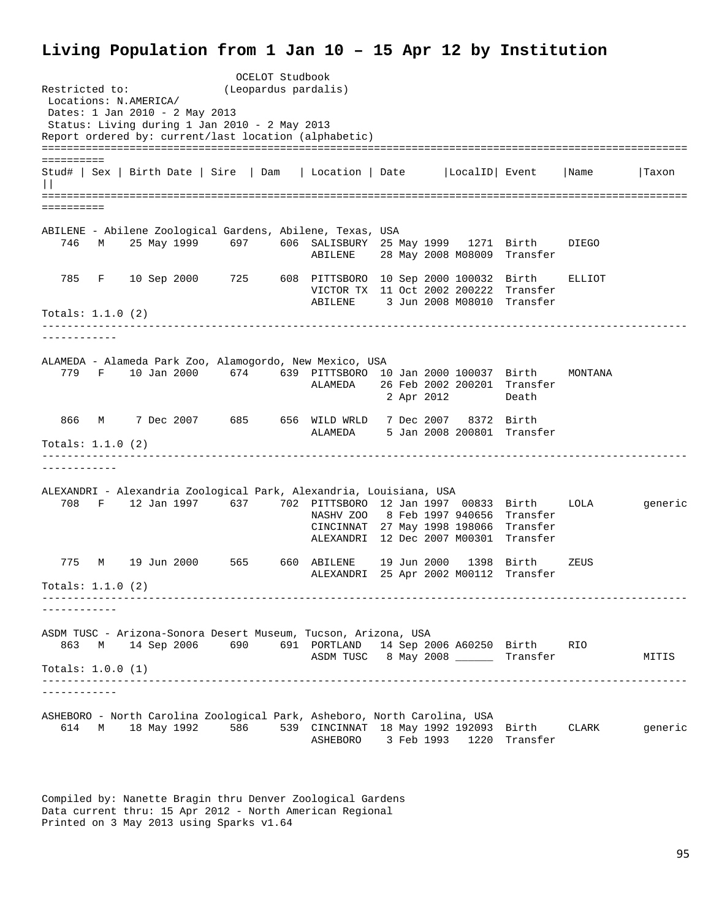# Living Population from 1 Jan 10 – 15 Apr 12 by Institution

```
                              OCELOT Studbook
Restricted to:              (Leopardus pardalis)
 Locations: N.AMERICA/
 Dates: 1 Jan 2010 - 2 May 2013
 Status: Living during 1 Jan 2010 - 2 May 2013
Report ordered by: current/last location (alphabetic)
==========================================================================================================
Stud# | Sex | Birth Date | Sire  | Dam   | Location | Date      |LocalID| Event    |Name      |Taxon ||
==========================================================================================================

ABILENE - Abilene Zoological Gardens, Abilene, Texas, USA
   746   M    25 May 1999     697     606  SALISBURY  25 May 1999   1271  Birth    DIEGO
                                           ABILENE    28 May 2008 M08009  Transfer

   785   F    10 Sep 2000     725     608  PITTSBORO  10 Sep 2000 100032  Birth    ELLIOT
                                           VICTOR TX  11 Oct 2002 200222  Transfer
                                           ABILENE     3 Jun 2008 M08010  Transfer
Totals: 1.1.0 (2)
----------------------------------------------------------------------------------------------------------

ALAMEDA - Alameda Park Zoo, Alamogordo, New Mexico, USA
   779   F    10 Jan 2000     674     639  PITTSBORO  10 Jan 2000 100037  Birth    MONTANA
                                           ALAMEDA    26 Feb 2002 200201  Transfer
                                                       2 Apr 2012         Death

   866   M     7 Dec 2007     685     656  WILD WRLD   7 Dec 2007   8372  Birth
                                           ALAMEDA     5 Jan 2008 200801  Transfer
Totals: 1.1.0 (2)
----------------------------------------------------------------------------------------------------------

ALEXANDRI - Alexandria Zoological Park, Alexandria, Louisiana, USA
   708   F    12 Jan 1997     637     702  PITTSBORO  12 Jan 1997  00833  Birth    LOLA       generic
                                           NASHV ZOO   8 Feb 1997 940656  Transfer
                                           CINCINNAT  27 May 1998 198066  Transfer
                                           ALEXANDRI  12 Dec 2007 M00301  Transfer

   775   M    19 Jun 2000     565     660  ABILENE    19 Jun 2000   1398  Birth    ZEUS
                                           ALEXANDRI  25 Apr 2002 M00112  Transfer
Totals: 1.1.0 (2)
----------------------------------------------------------------------------------------------------------

ASDM TUSC - Arizona-Sonora Desert Museum, Tucson, Arizona, USA
   863   M    14 Sep 2006     690     691  PORTLAND   14 Sep 2006 A60250  Birth    RIO
                                           ASDM TUSC   8 May 2008 ______  Transfer            MITIS
Totals: 1.0.0 (1)
----------------------------------------------------------------------------------------------------------

ASHEBORO - North Carolina Zoological Park, Asheboro, North Carolina, USA
   614   M    18 May 1992     586     539  CINCINNAT  18 May 1992 192093  Birth    CLARK      generic
                                           ASHEBORO    3 Feb 1993   1220  Transfer
```

Compiled by: Nanette Bragin thru Denver Zoological Gardens
Data current thru: 15 Apr 2012 - North American Regional
Printed on 3 May 2013 using Sparks v1.64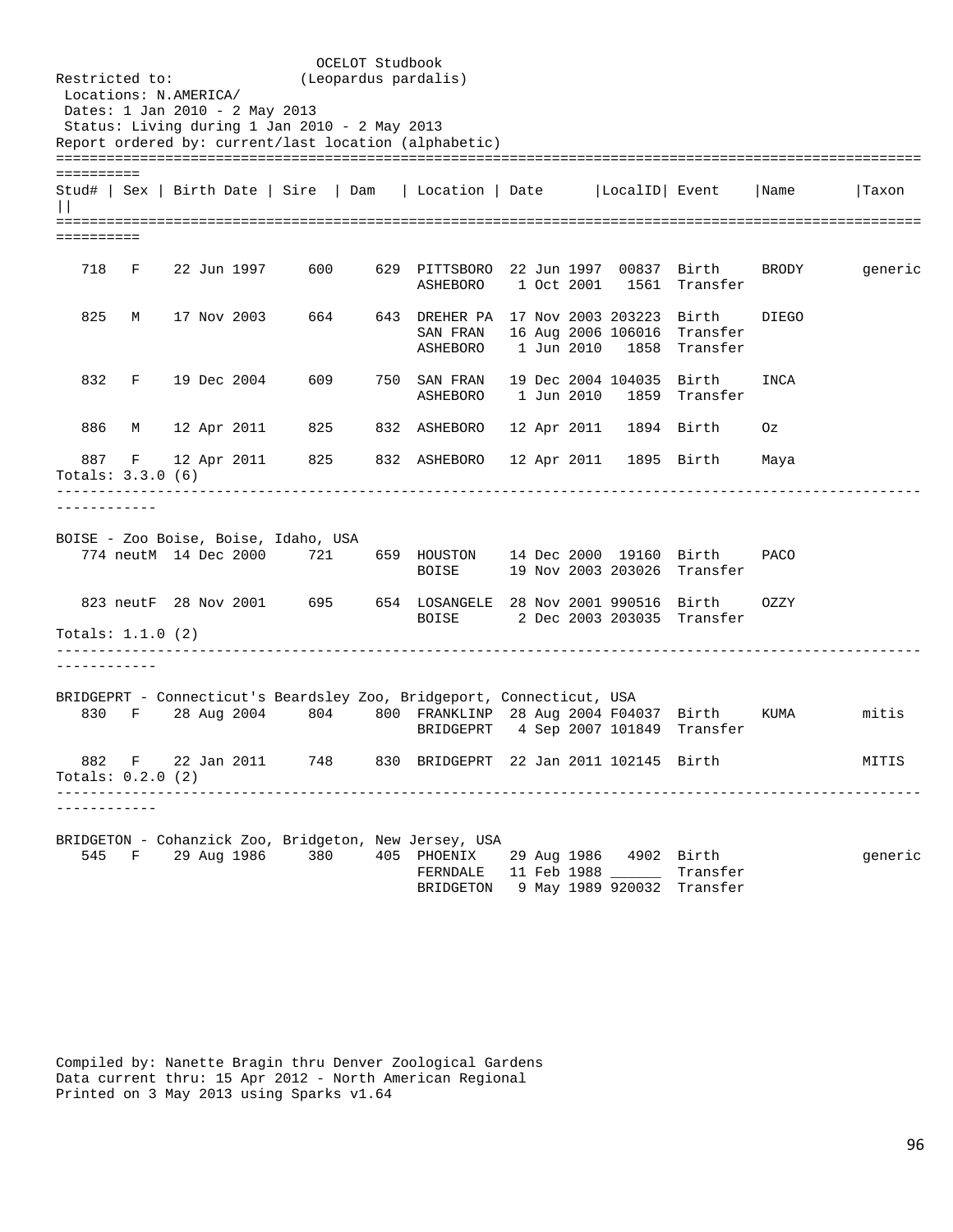OCELOT Studbook
(Leopardus pardalis)

Restricted to:
Locations: N.AMERICA/
Dates: 1 Jan 2010 - 2 May 2013
Status: Living during 1 Jan 2010 - 2 May 2013
Report ordered by: current/last location (alphabetic)

| Stud# | Sex | Birth Date | Sire | Dam | Location | Date | LocalID | Event | Name | Taxon |
|---|---|---|---|---|---|---|---|---|---|---|
| 718 | F | 22 Jun 1997 | 600 | 629 | PITTSBORO | 22 Jun 1997 | 00837 | Birth | BRODY | generic |
| | | | | | ASHEBORO | 1 Oct 2001 | 1561 | Transfer | | |
| 825 | M | 17 Nov 2003 | 664 | 643 | DREHER PA | 17 Nov 2003 | 203223 | Birth | DIEGO | |
| | | | | | SAN FRAN | 16 Aug 2006 | 106016 | Transfer | | |
| | | | | | ASHEBORO | 1 Jun 2010 | 1858 | Transfer | | |
| 832 | F | 19 Dec 2004 | 609 | 750 | SAN FRAN | 19 Dec 2004 | 104035 | Birth | INCA | |
| | | | | | ASHEBORO | 1 Jun 2010 | 1859 | Transfer | | |
| 886 | M | 12 Apr 2011 | 825 | 832 | ASHEBORO | 12 Apr 2011 | 1894 | Birth | Oz | |
| 887 | F | 12 Apr 2011 | 825 | 832 | ASHEBORO | 12 Apr 2011 | 1895 | Birth | Maya | |

Totals: 3.3.0 (6)

BOISE - Zoo Boise, Boise, Idaho, USA

| Stud# | Sex | Birth Date | Sire | Dam | Location | Date | LocalID | Event | Name | Taxon |
|---|---|---|---|---|---|---|---|---|---|---|
| 774 | neutM | 14 Dec 2000 | 721 | 659 | HOUSTON | 14 Dec 2000 | 19160 | Birth | PACO | |
| | | | | | BOISE | 19 Nov 2003 | 203026 | Transfer | | |
| 823 | neutF | 28 Nov 2001 | 695 | 654 | LOSANGELE | 28 Nov 2001 | 990516 | Birth | OZZY | |
| | | | | | BOISE | 2 Dec 2003 | 203035 | Transfer | | |

Totals: 1.1.0 (2)

BRIDGEPRT - Connecticut's Beardsley Zoo, Bridgeport, Connecticut, USA

| Stud# | Sex | Birth Date | Sire | Dam | Location | Date | LocalID | Event | Name | Taxon |
|---|---|---|---|---|---|---|---|---|---|---|
| 830 | F | 28 Aug 2004 | 804 | 800 | FRANKLINP | 28 Aug 2004 | F04037 | Birth | KUMA | mitis |
| | | | | | BRIDGEPRT | 4 Sep 2007 | 101849 | Transfer | | |
| 882 | F | 22 Jan 2011 | 748 | 830 | BRIDGEPRT | 22 Jan 2011 | 102145 | Birth | | MITIS |

Totals: 0.2.0 (2)

BRIDGETON - Cohanzick Zoo, Bridgeton, New Jersey, USA

| Stud# | Sex | Birth Date | Sire | Dam | Location | Date | LocalID | Event | Name | Taxon |
|---|---|---|---|---|---|---|---|---|---|---|
| 545 | F | 29 Aug 1986 | 380 | 405 | PHOENIX | 29 Aug 1986 | 4902 | Birth | | generic |
| | | | | | FERNDALE | 11 Feb 1988 | ______ | Transfer | | |
| | | | | | BRIDGETON | 9 May 1989 | 920032 | Transfer | | |

Compiled by: Nanette Bragin thru Denver Zoological Gardens
Data current thru: 15 Apr 2012 - North American Regional
Printed on 3 May 2013 using Sparks v1.64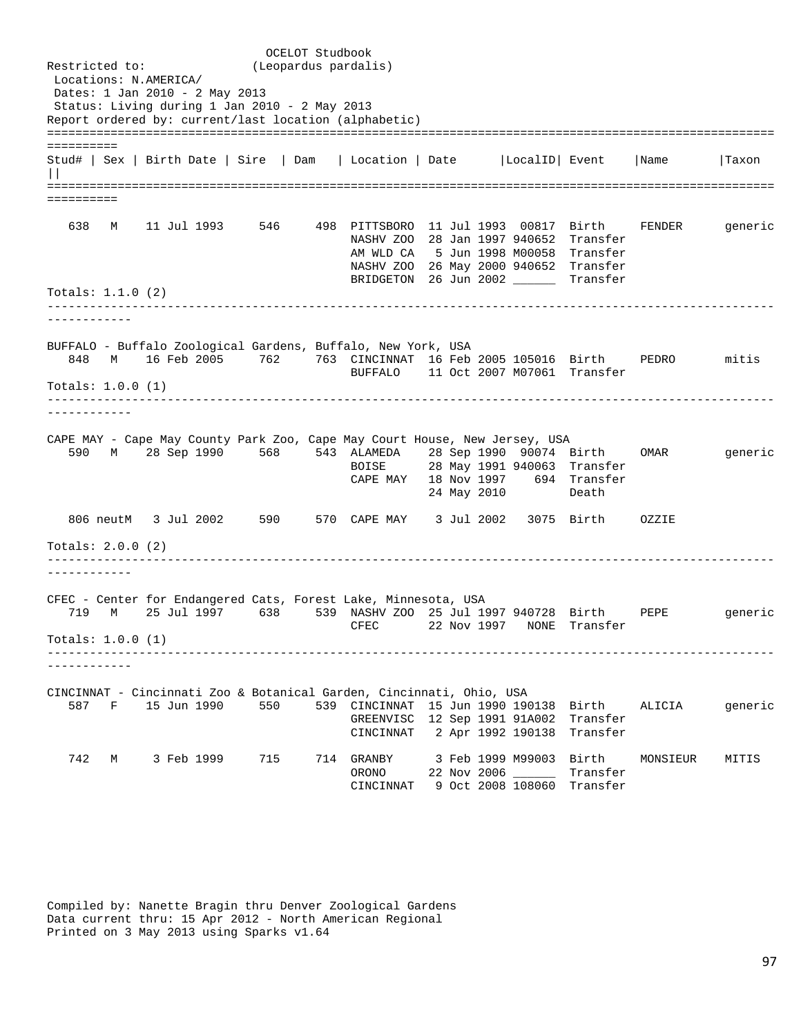OCELOT Studbook
(Leopardus pardalis)

Restricted to:
Locations: N.AMERICA/
Dates: 1 Jan 2010 - 2 May 2013
Status: Living during 1 Jan 2010 - 2 May 2013
Report ordered by: current/last location (alphabetic)

| Stud# | Sex | Birth Date | Sire | Dam | Location | Date | LocalID | Event | Name | Taxon |
|---|---|---|---|---|---|---|---|---|---|---|
| 638 | M | 11 Jul 1993 | 546 | 498 | PITTSBORO | 11 Jul 1993 | 00817 | Birth | FENDER | generic |
| | | | | | NASHV ZOO | 28 Jan 1997 | 940652 | Transfer | | |
| | | | | | AM WLD CA | 5 Jun 1998 | M00058 | Transfer | | |
| | | | | | NASHV ZOO | 26 May 2000 | 940652 | Transfer | | |
| | | | | | BRIDGETON | 26 Jun 2002 | ______ | Transfer | | |

Totals: 1.1.0 (2)

BUFFALO - Buffalo Zoological Gardens, Buffalo, New York, USA

| Stud# | Sex | Birth Date | Sire | Dam | Location | Date | LocalID | Event | Name | Taxon |
|---|---|---|---|---|---|---|---|---|---|---|
| 848 | M | 16 Feb 2005 | 762 | 763 | CINCINNAT | 16 Feb 2005 | 105016 | Birth | PEDRO | mitis |
| | | | | | BUFFALO | 11 Oct 2007 | M07061 | Transfer | | |

Totals: 1.0.0 (1)

CAPE MAY - Cape May County Park Zoo, Cape May Court House, New Jersey, USA

| Stud# | Sex | Birth Date | Sire | Dam | Location | Date | LocalID | Event | Name | Taxon |
|---|---|---|---|---|---|---|---|---|---|---|
| 590 | M | 28 Sep 1990 | 568 | 543 | ALAMEDA | 28 Sep 1990 | 90074 | Birth | OMAR | generic |
| | | | | | BOISE | 28 May 1991 | 940063 | Transfer | | |
| | | | | | CAPE MAY | 18 Nov 1997 | 694 | Transfer | | |
| | | | | | | 24 May 2010 | | Death | | |
| 806 | neutM | 3 Jul 2002 | 590 | 570 | CAPE MAY | 3 Jul 2002 | 3075 | Birth | OZZIE | |

Totals: 2.0.0 (2)

CFEC - Center for Endangered Cats, Forest Lake, Minnesota, USA

| Stud# | Sex | Birth Date | Sire | Dam | Location | Date | LocalID | Event | Name | Taxon |
|---|---|---|---|---|---|---|---|---|---|---|
| 719 | M | 25 Jul 1997 | 638 | 539 | NASHV ZOO | 25 Jul 1997 | 940728 | Birth | PEPE | generic |
| | | | | | CFEC | 22 Nov 1997 | NONE | Transfer | | |

Totals: 1.0.0 (1)

CINCINNAT - Cincinnati Zoo & Botanical Garden, Cincinnati, Ohio, USA

| Stud# | Sex | Birth Date | Sire | Dam | Location | Date | LocalID | Event | Name | Taxon |
|---|---|---|---|---|---|---|---|---|---|---|
| 587 | F | 15 Jun 1990 | 550 | 539 | CINCINNAT | 15 Jun 1990 | 190138 | Birth | ALICIA | generic |
| | | | | | GREENVISC | 12 Sep 1991 | 91A002 | Transfer | | |
| | | | | | CINCINNAT | 2 Apr 1992 | 190138 | Transfer | | |
| 742 | M | 3 Feb 1999 | 715 | 714 | GRANBY | 3 Feb 1999 | M99003 | Birth | MONSIEUR | MITIS |
| | | | | | ORONO | 22 Nov 2006 | ______ | Transfer | | |
| | | | | | CINCINNAT | 9 Oct 2008 | 108060 | Transfer | | |

Compiled by: Nanette Bragin thru Denver Zoological Gardens
Data current thru: 15 Apr 2012 - North American Regional
Printed on 3 May 2013 using Sparks v1.64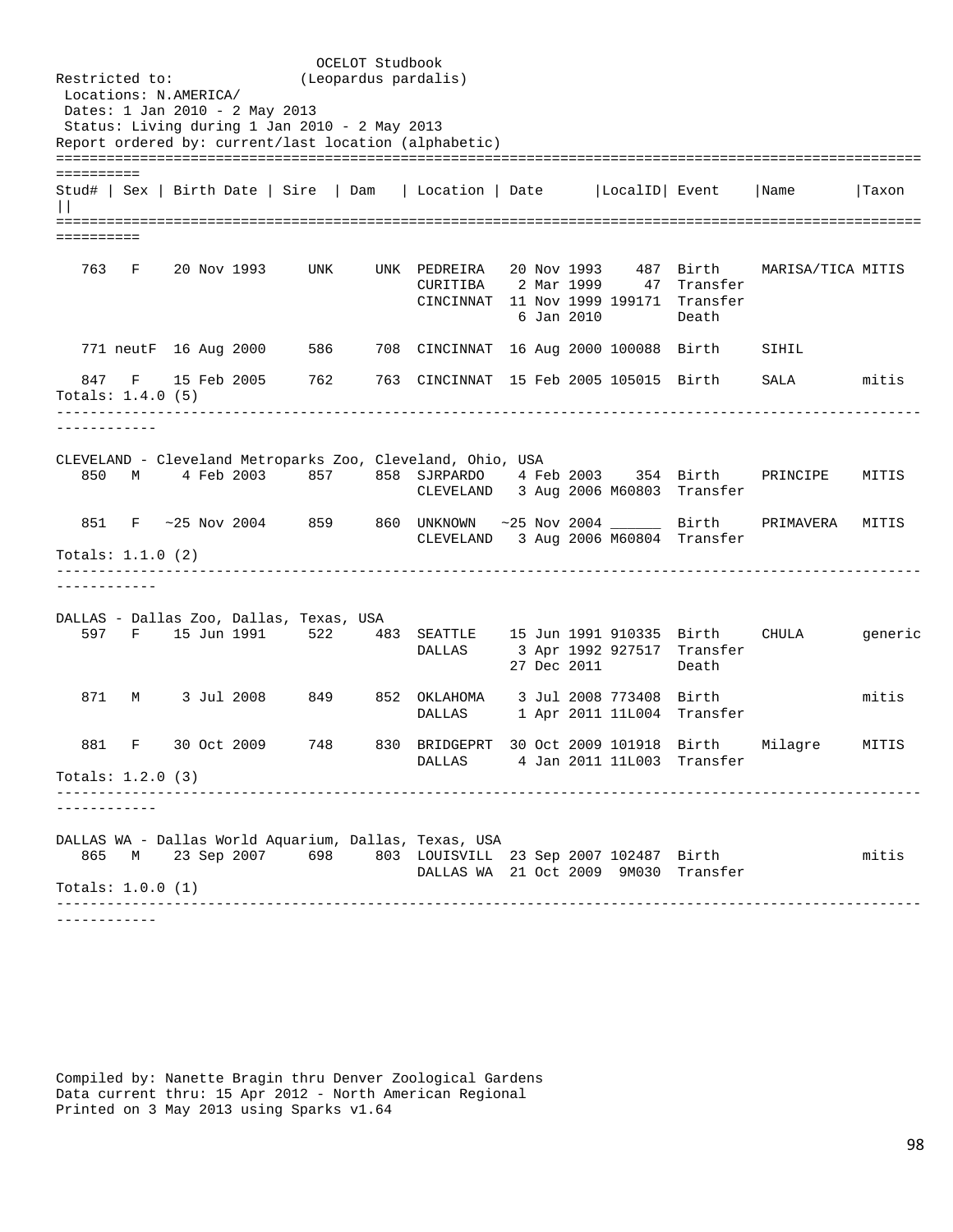OCELOT Studbook
(Leopardus pardalis)

Restricted to:
Locations: N.AMERICA/
Dates: 1 Jan 2010 - 2 May 2013
Status: Living during 1 Jan 2010 - 2 May 2013
Report ordered by: current/last location (alphabetic)

| Stud# | Sex | Birth Date | Sire | Dam | Location | Date | LocalID | Event | Name | Taxon |
|---|---|---|---|---|---|---|---|---|---|---|
| 763 | F | 20 Nov 1993 | UNK | UNK | PEDREIRA | 20 Nov 1993 | 487 | Birth | MARISA/TICA | MITIS |
| | | | | | CURITIBA | 2 Mar 1999 | 47 | Transfer | | |
| | | | | | CINCINNAT | 11 Nov 1999 | 199171 | Transfer | | |
| | | | | | | 6 Jan 2010 | | Death | | |
| 771 | neutF | 16 Aug 2000 | 586 | 708 | CINCINNAT | 16 Aug 2000 | 100088 | Birth | SIHIL | |
| 847 | F | 15 Feb 2005 | 762 | 763 | CINCINNAT | 15 Feb 2005 | 105015 | Birth | SALA | mitis |

Totals: 1.4.0 (5)

CLEVELAND - Cleveland Metroparks Zoo, Cleveland, Ohio, USA

| Stud# | Sex | Birth Date | Sire | Dam | Location | Date | LocalID | Event | Name | Taxon |
|---|---|---|---|---|---|---|---|---|---|---|
| 850 | M | 4 Feb 2003 | 857 | 858 | SJRPARDO | 4 Feb 2003 | 354 | Birth | PRINCIPE | MITIS |
| | | | | | CLEVELAND | 3 Aug 2006 | M60803 | Transfer | | |
| 851 | F | ~25 Nov 2004 | 859 | 860 | UNKNOWN | ~25 Nov 2004 | ______ | Birth | PRIMAVERA | MITIS |
| | | | | | CLEVELAND | 3 Aug 2006 | M60804 | Transfer | | |

Totals: 1.1.0 (2)

DALLAS - Dallas Zoo, Dallas, Texas, USA

| Stud# | Sex | Birth Date | Sire | Dam | Location | Date | LocalID | Event | Name | Taxon |
|---|---|---|---|---|---|---|---|---|---|---|
| 597 | F | 15 Jun 1991 | 522 | 483 | SEATTLE | 15 Jun 1991 | 910335 | Birth | CHULA | generic |
| | | | | | DALLAS | 3 Apr 1992 | 927517 | Transfer | | |
| | | | | | | 27 Dec 2011 | | Death | | |
| 871 | M | 3 Jul 2008 | 849 | 852 | OKLAHOMA | 3 Jul 2008 | 773408 | Birth | | mitis |
| | | | | | DALLAS | 1 Apr 2011 | 11L004 | Transfer | | |
| 881 | F | 30 Oct 2009 | 748 | 830 | BRIDGEPRT | 30 Oct 2009 | 101918 | Birth | Milagre | MITIS |
| | | | | | DALLAS | 4 Jan 2011 | 11L003 | Transfer | | |

Totals: 1.2.0 (3)

DALLAS WA - Dallas World Aquarium, Dallas, Texas, USA

| Stud# | Sex | Birth Date | Sire | Dam | Location | Date | LocalID | Event | Name | Taxon |
|---|---|---|---|---|---|---|---|---|---|---|
| 865 | M | 23 Sep 2007 | 698 | 803 | LOUISVILL | 23 Sep 2007 | 102487 | Birth | | mitis |
| | | | | | DALLAS WA | 21 Oct 2009 | 9M030 | Transfer | | |

Totals: 1.0.0 (1)

Compiled by: Nanette Bragin thru Denver Zoological Gardens
Data current thru: 15 Apr 2012 - North American Regional
Printed on 3 May 2013 using Sparks v1.64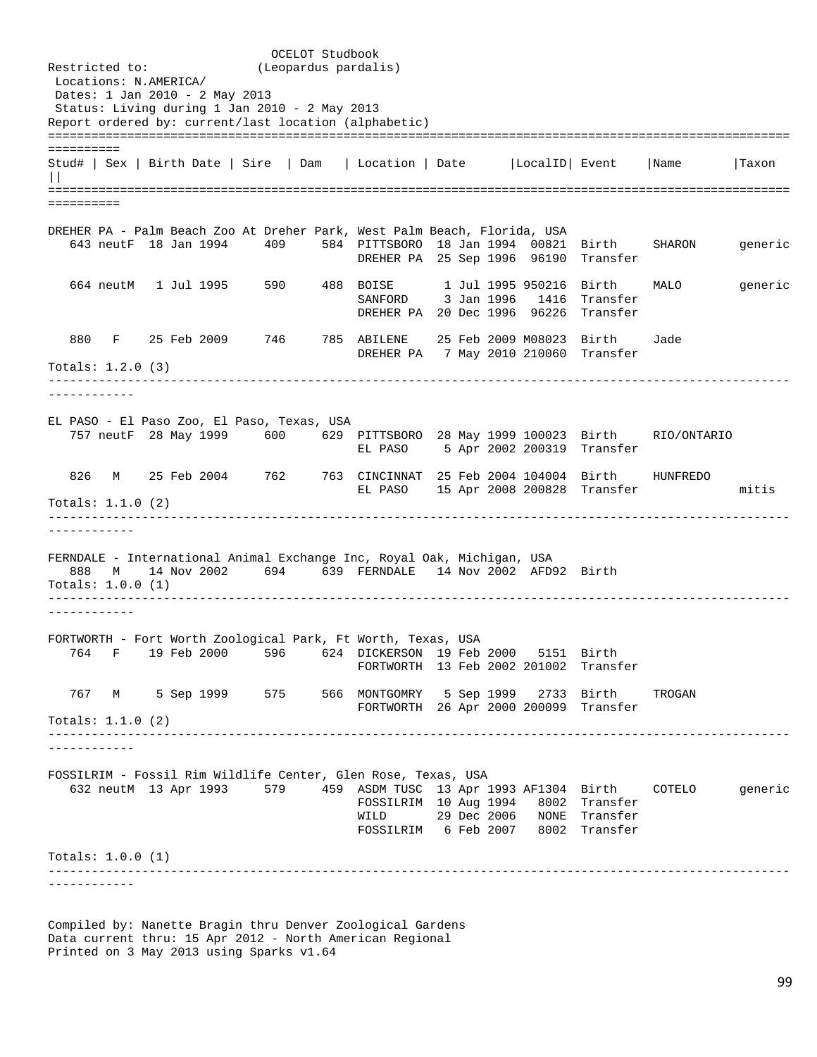OCELOT Studbook
(Leopardus pardalis)

Restricted to:
Locations: N.AMERICA/
Dates: 1 Jan 2010 - 2 May 2013
Status: Living during 1 Jan 2010 - 2 May 2013
Report ordered by: current/last location (alphabetic)

| Stud# | Sex | Birth Date | Sire | Dam | Location | Date | LocalID | Event | Name | Taxon |
|---|---|---|---|---|---|---|---|---|---|---|

**DREHER PA - Palm Beach Zoo At Dreher Park, West Palm Beach, Florida, USA**

| Stud# | Sex | Birth Date | Sire | Dam | Location | Date | LocalID | Event | Name | Taxon |
|---|---|---|---|---|---|---|---|---|---|---|
| 643 | neutF | 18 Jan 1994 | 409 | 584 | PITTSBORO | 18 Jan 1994 | 00821 | Birth | SHARON | generic |
| | | | | | DREHER PA | 25 Sep 1996 | 96190 | Transfer | | |
| 664 | neutM | 1 Jul 1995 | 590 | 488 | BOISE | 1 Jul 1995 | 950216 | Birth | MALO | generic |
| | | | | | SANFORD | 3 Jan 1996 | 1416 | Transfer | | |
| | | | | | DREHER PA | 20 Dec 1996 | 96226 | Transfer | | |
| 880 | F | 25 Feb 2009 | 746 | 785 | ABILENE | 25 Feb 2009 | M08023 | Birth | Jade | |
| | | | | | DREHER PA | 7 May 2010 | 210060 | Transfer | | |

Totals: 1.2.0 (3)

**EL PASO - El Paso Zoo, El Paso, Texas, USA**

| Stud# | Sex | Birth Date | Sire | Dam | Location | Date | LocalID | Event | Name | Taxon |
|---|---|---|---|---|---|---|---|---|---|---|
| 757 | neutF | 28 May 1999 | 600 | 629 | PITTSBORO | 28 May 1999 | 100023 | Birth | RIO/ONTARIO | |
| | | | | | EL PASO | 5 Apr 2002 | 200319 | Transfer | | |
| 826 | M | 25 Feb 2004 | 762 | 763 | CINCINNAT | 25 Feb 2004 | 104004 | Birth | HUNFREDO | |
| | | | | | EL PASO | 15 Apr 2008 | 200828 | Transfer | | mitis |

Totals: 1.1.0 (2)

**FERNDALE - International Animal Exchange Inc, Royal Oak, Michigan, USA**

| Stud# | Sex | Birth Date | Sire | Dam | Location | Date | LocalID | Event | Name | Taxon |
|---|---|---|---|---|---|---|---|---|---|---|
| 888 | M | 14 Nov 2002 | 694 | 639 | FERNDALE | 14 Nov 2002 | AFD92 | Birth | | |

Totals: 1.0.0 (1)

**FORTWORTH - Fort Worth Zoological Park, Ft Worth, Texas, USA**

| Stud# | Sex | Birth Date | Sire | Dam | Location | Date | LocalID | Event | Name | Taxon |
|---|---|---|---|---|---|---|---|---|---|---|
| 764 | F | 19 Feb 2000 | 596 | 624 | DICKERSON | 19 Feb 2000 | 5151 | Birth | | |
| | | | | | FORTWORTH | 13 Feb 2002 | 201002 | Transfer | | |
| 767 | M | 5 Sep 1999 | 575 | 566 | MONTGOMRY | 5 Sep 1999 | 2733 | Birth | TROGAN | |
| | | | | | FORTWORTH | 26 Apr 2000 | 200099 | Transfer | | |

Totals: 1.1.0 (2)

**FOSSILRIM - Fossil Rim Wildlife Center, Glen Rose, Texas, USA**

| Stud# | Sex | Birth Date | Sire | Dam | Location | Date | LocalID | Event | Name | Taxon |
|---|---|---|---|---|---|---|---|---|---|---|
| 632 | neutM | 13 Apr 1993 | 579 | 459 | ASDM TUSC | 13 Apr 1993 | AF1304 | Birth | COTELO | generic |
| | | | | | FOSSILRIM | 10 Aug 1994 | 8002 | Transfer | | |
| | | | | | WILD | 29 Dec 2006 | NONE | Transfer | | |
| | | | | | FOSSILRIM | 6 Feb 2007 | 8002 | Transfer | | |

Totals: 1.0.0 (1)

Compiled by: Nanette Bragin thru Denver Zoological Gardens
Data current thru: 15 Apr 2012 - North American Regional
Printed on 3 May 2013 using Sparks v1.64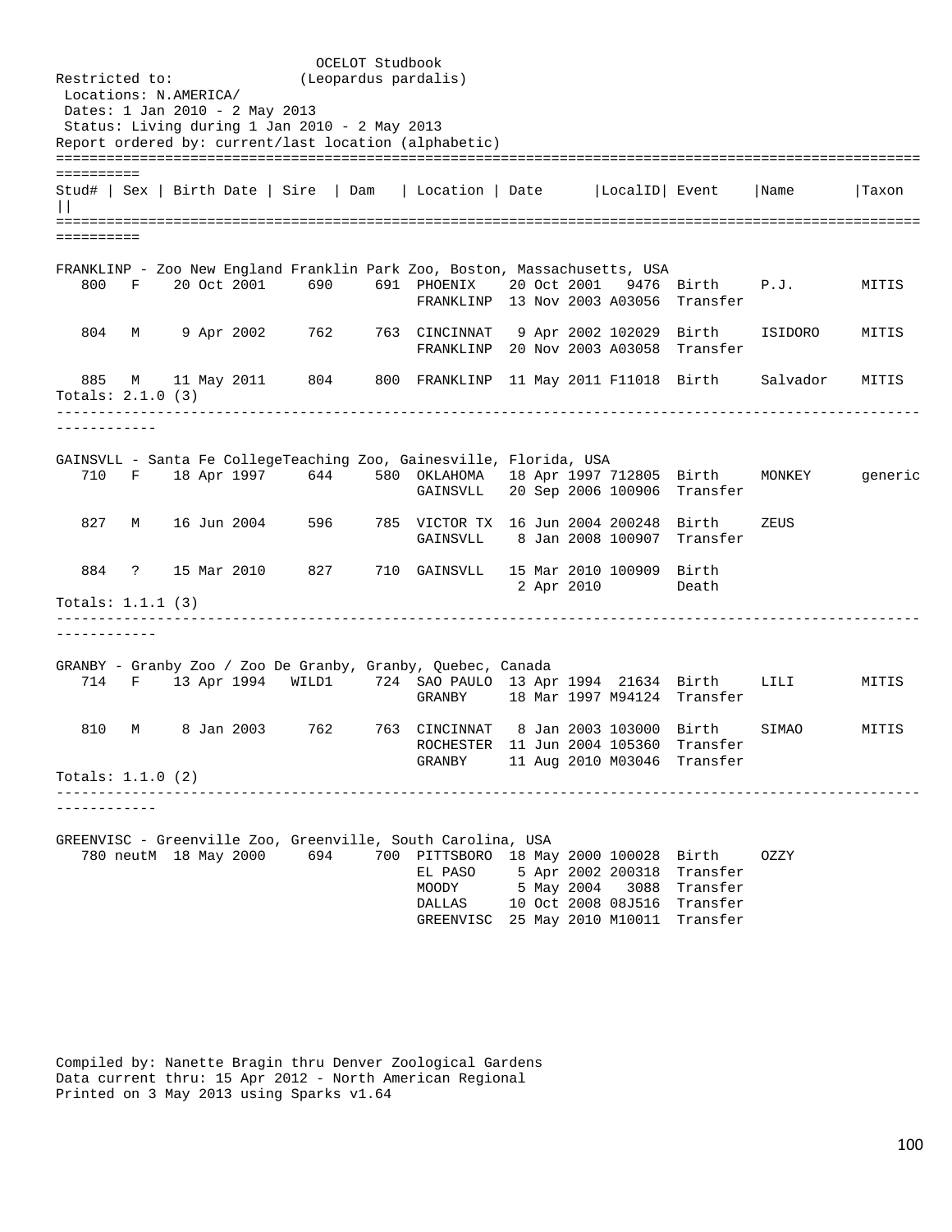OCELOT Studbook
(Leopardus pardalis)

Restricted to:
Locations: N.AMERICA/
Dates: 1 Jan 2010 - 2 May 2013
Status: Living during 1 Jan 2010 - 2 May 2013
Report ordered by: current/last location (alphabetic)

| Stud# | Sex | Birth Date | Sire | Dam | Location | Date | LocalID | Event | Name | Taxon |
|---|---|---|---|---|---|---|---|---|---|---|
| **FRANKLINP - Zoo New England Franklin Park Zoo, Boston, Massachusetts, USA** | | | | | | | | | | |
| 800 | F | 20 Oct 2001 | 690 | 691 | PHOENIX | 20 Oct 2001 | 9476 | Birth | P.J. | MITIS |
| | | | | | FRANKLINP | 13 Nov 2003 | A03056 | Transfer | | |
| 804 | M | 9 Apr 2002 | 762 | 763 | CINCINNAT | 9 Apr 2002 | 102029 | Birth | ISIDORO | MITIS |
| | | | | | FRANKLINP | 20 Nov 2003 | A03058 | Transfer | | |
| 885 | M | 11 May 2011 | 804 | 800 | FRANKLINP | 11 May 2011 | F11018 | Birth | Salvador | MITIS |
| Totals: 2.1.0 (3) | | | | | | | | | | |
| **GAINSVLL - Santa Fe CollegeTeaching Zoo, Gainesville, Florida, USA** | | | | | | | | | | |
| 710 | F | 18 Apr 1997 | 644 | 580 | OKLAHOMA | 18 Apr 1997 | 712805 | Birth | MONKEY | generic |
| | | | | | GAINSVLL | 20 Sep 2006 | 100906 | Transfer | | |
| 827 | M | 16 Jun 2004 | 596 | 785 | VICTOR TX | 16 Jun 2004 | 200248 | Birth | ZEUS | |
| | | | | | GAINSVLL | 8 Jan 2008 | 100907 | Transfer | | |
| 884 | ? | 15 Mar 2010 | 827 | 710 | GAINSVLL | 15 Mar 2010 | 100909 | Birth | | |
| | | | | | | 2 Apr 2010 | | Death | | |
| Totals: 1.1.1 (3) | | | | | | | | | | |
| **GRANBY - Granby Zoo / Zoo De Granby, Granby, Quebec, Canada** | | | | | | | | | | |
| 714 | F | 13 Apr 1994 | WILD1 | 724 | SAO PAULO | 13 Apr 1994 | 21634 | Birth | LILI | MITIS |
| | | | | | GRANBY | 18 Mar 1997 | M94124 | Transfer | | |
| 810 | M | 8 Jan 2003 | 762 | 763 | CINCINNAT | 8 Jan 2003 | 103000 | Birth | SIMAO | MITIS |
| | | | | | ROCHESTER | 11 Jun 2004 | 105360 | Transfer | | |
| | | | | | GRANBY | 11 Aug 2010 | M03046 | Transfer | | |
| Totals: 1.1.0 (2) | | | | | | | | | | |
| **GREENVISC - Greenville Zoo, Greenville, South Carolina, USA** | | | | | | | | | | |
| 780 | neutM | 18 May 2000 | 694 | 700 | PITTSBORO | 18 May 2000 | 100028 | Birth | OZZY | |
| | | | | | EL PASO | 5 Apr 2002 | 200318 | Transfer | | |
| | | | | | MOODY | 5 May 2004 | 3088 | Transfer | | |
| | | | | | DALLAS | 10 Oct 2008 | 08J516 | Transfer | | |
| | | | | | GREENVISC | 25 May 2010 | M10011 | Transfer | | |

Compiled by: Nanette Bragin thru Denver Zoological Gardens
Data current thru: 15 Apr 2012 - North American Regional
Printed on 3 May 2013 using Sparks v1.64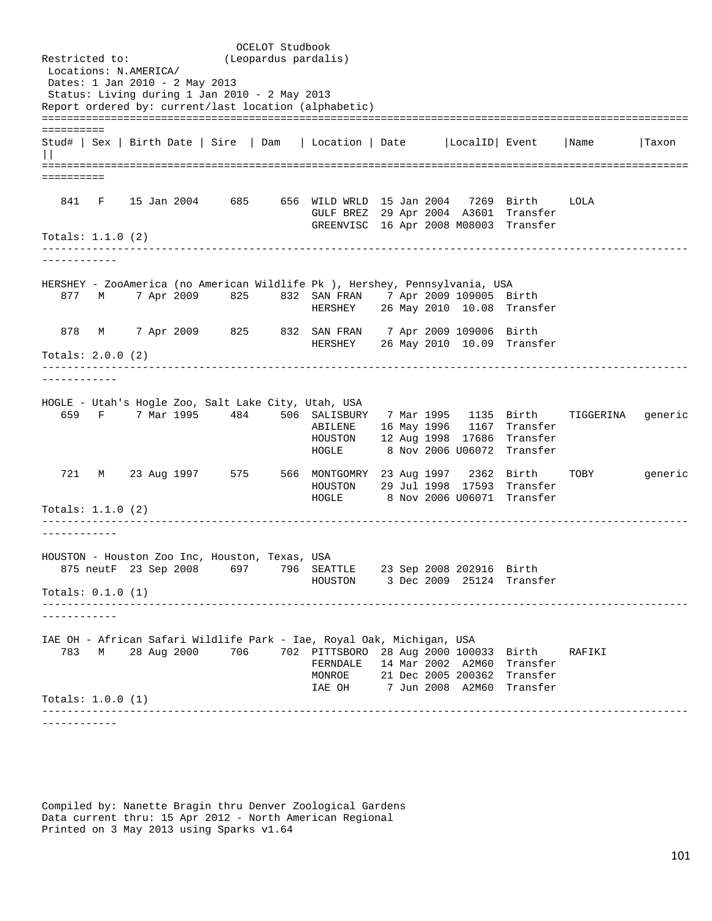OCELOT Studbook
(Leopardus pardalis)

Restricted to:
Locations: N.AMERICA/
Dates: 1 Jan 2010 - 2 May 2013
Status: Living during 1 Jan 2010 - 2 May 2013
Report ordered by: current/last location (alphabetic)

| Stud# | Sex | Birth Date | Sire | Dam | Location | Date | LocalID | Event | Name | Taxon |
|---|---|---|---|---|---|---|---|---|---|---|
| 841 | F | 15 Jan 2004 | 685 | 656 | WILD WRLD | 15 Jan 2004 | 7269 | Birth | LOLA | |
| | | | | | GULF BREZ | 29 Apr 2004 | A3601 | Transfer | | |
| | | | | | GREENVISC | 16 Apr 2008 | M08003 | Transfer | | |

Totals: 1.1.0 (2)

HERSHEY - ZooAmerica (no American Wildlife Pk ), Hershey, Pennsylvania, USA

| Stud# | Sex | Birth Date | Sire | Dam | Location | Date | LocalID | Event | Name | Taxon |
|---|---|---|---|---|---|---|---|---|---|---|
| 877 | M | 7 Apr 2009 | 825 | 832 | SAN FRAN | 7 Apr 2009 | 109005 | Birth | | |
| | | | | | HERSHEY | 26 May 2010 | 10.08 | Transfer | | |
| 878 | M | 7 Apr 2009 | 825 | 832 | SAN FRAN | 7 Apr 2009 | 109006 | Birth | | |
| | | | | | HERSHEY | 26 May 2010 | 10.09 | Transfer | | |

Totals: 2.0.0 (2)

HOGLE - Utah's Hogle Zoo, Salt Lake City, Utah, USA

| Stud# | Sex | Birth Date | Sire | Dam | Location | Date | LocalID | Event | Name | Taxon |
|---|---|---|---|---|---|---|---|---|---|---|
| 659 | F | 7 Mar 1995 | 484 | 506 | SALISBURY | 7 Mar 1995 | 1135 | Birth | TIGGERINA | generic |
| | | | | | ABILENE | 16 May 1996 | 1167 | Transfer | | |
| | | | | | HOUSTON | 12 Aug 1998 | 17686 | Transfer | | |
| | | | | | HOGLE | 8 Nov 2006 | U06072 | Transfer | | |
| 721 | M | 23 Aug 1997 | 575 | 566 | MONTGOMRY | 23 Aug 1997 | 2362 | Birth | TOBY | generic |
| | | | | | HOUSTON | 29 Jul 1998 | 17593 | Transfer | | |
| | | | | | HOGLE | 8 Nov 2006 | U06071 | Transfer | | |

Totals: 1.1.0 (2)

HOUSTON - Houston Zoo Inc, Houston, Texas, USA

| Stud# | Sex | Birth Date | Sire | Dam | Location | Date | LocalID | Event | Name | Taxon |
|---|---|---|---|---|---|---|---|---|---|---|
| 875 | neutF | 23 Sep 2008 | 697 | 796 | SEATTLE | 23 Sep 2008 | 202916 | Birth | | |
| | | | | | HOUSTON | 3 Dec 2009 | 25124 | Transfer | | |

Totals: 0.1.0 (1)

IAE OH - African Safari Wildlife Park - Iae, Royal Oak, Michigan, USA

| Stud# | Sex | Birth Date | Sire | Dam | Location | Date | LocalID | Event | Name | Taxon |
|---|---|---|---|---|---|---|---|---|---|---|
| 783 | M | 28 Aug 2000 | 706 | 702 | PITTSBORO | 28 Aug 2000 | 100033 | Birth | RAFIKI | |
| | | | | | FERNDALE | 14 Mar 2002 | A2M60 | Transfer | | |
| | | | | | MONROE | 21 Dec 2005 | 200362 | Transfer | | |
| | | | | | IAE OH | 7 Jun 2008 | A2M60 | Transfer | | |

Totals: 1.0.0 (1)

Compiled by: Nanette Bragin thru Denver Zoological Gardens
Data current thru: 15 Apr 2012 - North American Regional
Printed on 3 May 2013 using Sparks v1.64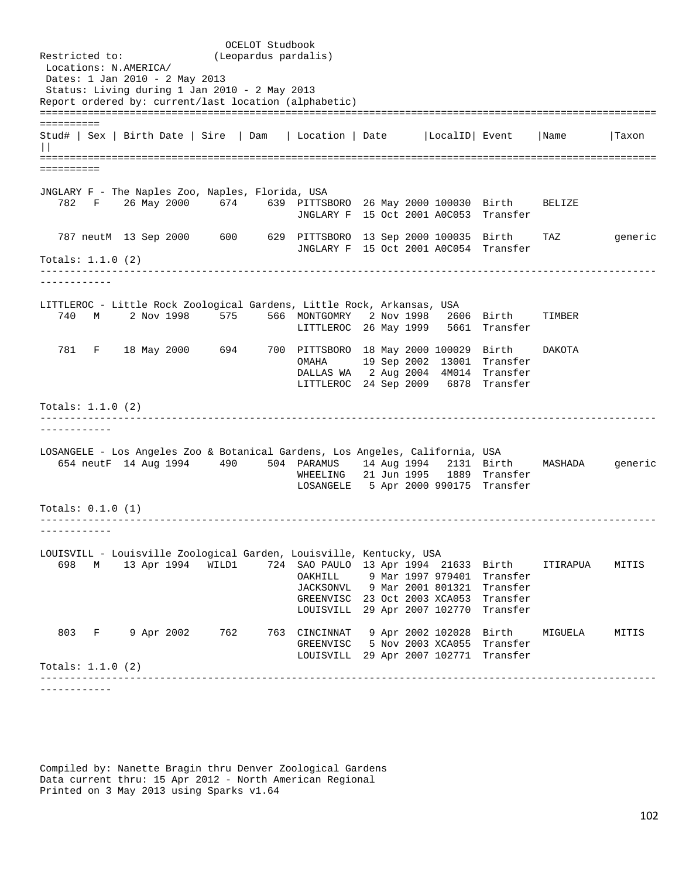OCELOT Studbook
(Leopardus pardalis)

Restricted to:
Locations: N.AMERICA/
Dates: 1 Jan 2010 - 2 May 2013
Status: Living during 1 Jan 2010 - 2 May 2013
Report ordered by: current/last location (alphabetic)

```
====================================================================================================
==========
Stud# | Sex | Birth Date | Sire  | Dam   | Location | Date      |LocalID| Event    |Name       |Taxon
||
====================================================================================================
==========

JNGLARY F - The Naples Zoo, Naples, Florida, USA
   782  F    26 May 2000     674     639  PITTSBORO  26 May 2000 100030  Birth    BELIZE
                                          JNGLARY F  15 Oct 2001 A0C053  Transfer

   787 neutM  13 Sep 2000     600     629  PITTSBORO  13 Sep 2000 100035  Birth    TAZ         generic
                                          JNGLARY F  15 Oct 2001 A0C054  Transfer
Totals: 1.1.0 (2)
----------------------------------------------------------------------------------------------------
------------

LITTLEROC - Little Rock Zoological Gardens, Little Rock, Arkansas, USA
   740  M     2 Nov 1998     575     566  MONTGOMRY   2 Nov 1998   2606  Birth    TIMBER
                                          LITTLEROC  26 May 1999   5661  Transfer

   781  F    18 May 2000     694     700  PITTSBORO  18 May 2000 100029  Birth    DAKOTA
                                          OMAHA      19 Sep 2002  13001  Transfer
                                          DALLAS WA   2 Aug 2004  4M014  Transfer
                                          LITTLEROC  24 Sep 2009   6878  Transfer

Totals: 1.1.0 (2)
----------------------------------------------------------------------------------------------------
------------

LOSANGELE - Los Angeles Zoo & Botanical Gardens, Los Angeles, California, USA
   654 neutF  14 Aug 1994     490     504  PARAMUS    14 Aug 1994   2131  Birth    MASHADA     generic
                                          WHEELING   21 Jun 1995   1889  Transfer
                                          LOSANGELE   5 Apr 2000 990175  Transfer

Totals: 0.1.0 (1)
----------------------------------------------------------------------------------------------------
------------

LOUISVILL - Louisville Zoological Garden, Louisville, Kentucky, USA
   698  M    13 Apr 1994   WILD1     724  SAO PAULO  13 Apr 1994  21633  Birth    ITIRAPUA    MITIS
                                          OAKHILL     9 Mar 1997 979401  Transfer
                                          JACKSONVL   9 Mar 2001 801321  Transfer
                                          GREENVISC  23 Oct 2003 XCA053  Transfer
                                          LOUISVILL  29 Apr 2007 102770  Transfer

   803  F     9 Apr 2002     762     763  CINCINNAT   9 Apr 2002 102028  Birth    MIGUELA     MITIS
                                          GREENVISC   5 Nov 2003 XCA055  Transfer
                                          LOUISVILL  29 Apr 2007 102771  Transfer
Totals: 1.1.0 (2)
----------------------------------------------------------------------------------------------------
------------
```

Compiled by: Nanette Bragin thru Denver Zoological Gardens
Data current thru: 15 Apr 2012 - North American Regional
Printed on 3 May 2013 using Sparks v1.64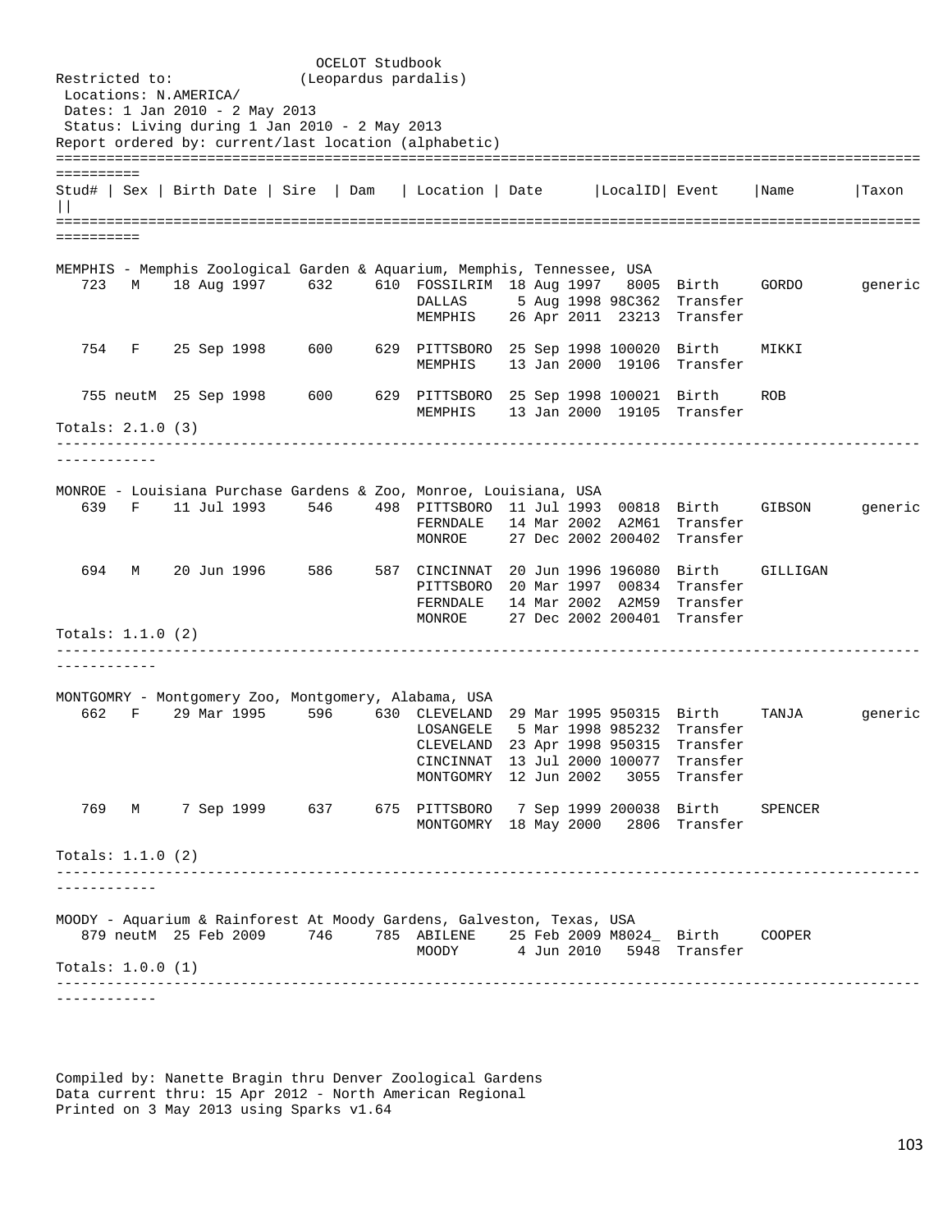```
                              OCELOT Studbook
Restricted to:              (Leopardus pardalis)
 Locations: N.AMERICA/
 Dates: 1 Jan 2010 - 2 May 2013
 Status: Living during 1 Jan 2010 - 2 May 2013
Report ordered by: current/last location (alphabetic)
====================================================================================================
==========
Stud# | Sex | Birth Date | Sire  | Dam   | Location | Date      |LocalID| Event    |Name       |Taxon
||
====================================================================================================
==========

MEMPHIS - Memphis Zoological Garden & Aquarium, Memphis, Tennessee, USA
   723   M    18 Aug 1997     632     610  FOSSILRIM  18 Aug 1997   8005  Birth    GORDO       generic
                                           DALLAS      5 Aug 1998 98C362  Transfer
                                           MEMPHIS    26 Apr 2011  23213  Transfer

   754   F    25 Sep 1998     600     629  PITTSBORO  25 Sep 1998 100020  Birth    MIKKI
                                           MEMPHIS    13 Jan 2000  19106  Transfer

   755 neutM  25 Sep 1998     600     629  PITTSBORO  25 Sep 1998 100021  Birth    ROB
                                           MEMPHIS    13 Jan 2000  19105  Transfer
Totals: 2.1.0 (3)
----------------------------------------------------------------------------------------------------
------------

MONROE - Louisiana Purchase Gardens & Zoo, Monroe, Louisiana, USA
   639   F    11 Jul 1993     546     498  PITTSBORO  11 Jul 1993  00818  Birth    GIBSON      generic
                                           FERNDALE   14 Mar 2002  A2M61  Transfer
                                           MONROE     27 Dec 2002 200402  Transfer

   694   M    20 Jun 1996     586     587  CINCINNAT  20 Jun 1996 196080  Birth    GILLIGAN
                                           PITTSBORO  20 Mar 1997  00834  Transfer
                                           FERNDALE   14 Mar 2002  A2M59  Transfer
                                           MONROE     27 Dec 2002 200401  Transfer
Totals: 1.1.0 (2)
----------------------------------------------------------------------------------------------------
------------

MONTGOMRY - Montgomery Zoo, Montgomery, Alabama, USA
   662   F    29 Mar 1995     596     630  CLEVELAND  29 Mar 1995 950315  Birth    TANJA       generic
                                           LOSANGELE   5 Mar 1998 985232  Transfer
                                           CLEVELAND  23 Apr 1998 950315  Transfer
                                           CINCINNAT  13 Jul 2000 100077  Transfer
                                           MONTGOMRY  12 Jun 2002   3055  Transfer

   769   M     7 Sep 1999     637     675  PITTSBORO   7 Sep 1999 200038  Birth    SPENCER
                                           MONTGOMRY  18 May 2000   2806  Transfer

Totals: 1.1.0 (2)
----------------------------------------------------------------------------------------------------
------------

MOODY - Aquarium & Rainforest At Moody Gardens, Galveston, Texas, USA
   879 neutM  25 Feb 2009     746     785  ABILENE    25 Feb 2009 M8024_  Birth    COOPER
                                           MOODY       4 Jun 2010   5948  Transfer
Totals: 1.0.0 (1)
----------------------------------------------------------------------------------------------------
------------



Compiled by: Nanette Bragin thru Denver Zoological Gardens
Data current thru: 15 Apr 2012 - North American Regional
Printed on 3 May 2013 using Sparks v1.64
```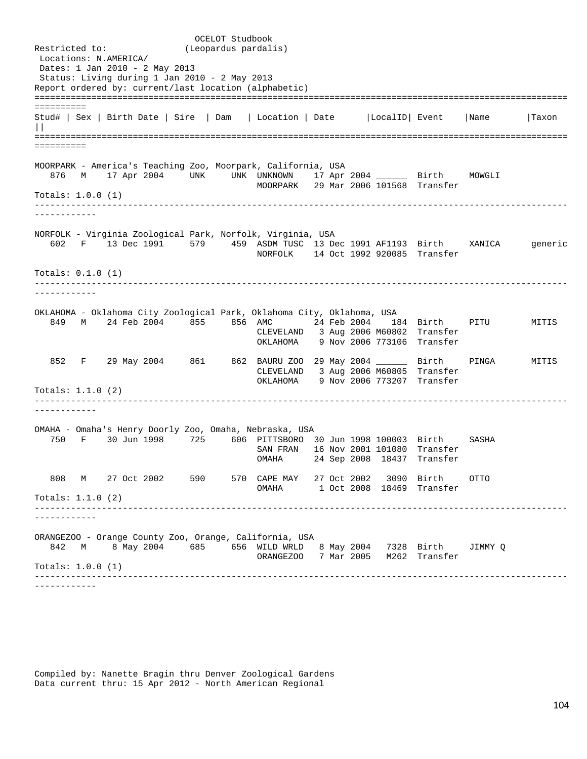OCELOT Studbook
(Leopardus pardalis)

Restricted to:
Locations: N.AMERICA/
Dates: 1 Jan 2010 - 2 May 2013
Status: Living during 1 Jan 2010 - 2 May 2013
Report ordered by: current/last location (alphabetic)

| Stud# | Sex | Birth Date | Sire | Dam | Location | Date | LocalID | Event | Name | Taxon |
|---|---|---|---|---|---|---|---|---|---|---|

**MOORPARK - America's Teaching Zoo, Moorpark, California, USA**

| Stud# | Sex | Birth Date | Sire | Dam | Location | Date | LocalID | Event | Name | Taxon |
|---|---|---|---|---|---|---|---|---|---|---|
| 876 | M | 17 Apr 2004 | UNK | UNK | UNKNOWN | 17 Apr 2004 | ______ | Birth | MOWGLI | |
| | | | | | MOORPARK | 29 Mar 2006 | 101568 | Transfer | | |

Totals: 1.0.0 (1)

**NORFOLK - Virginia Zoological Park, Norfolk, Virginia, USA**

| Stud# | Sex | Birth Date | Sire | Dam | Location | Date | LocalID | Event | Name | Taxon |
|---|---|---|---|---|---|---|---|---|---|---|
| 602 | F | 13 Dec 1991 | 579 | 459 | ASDM TUSC | 13 Dec 1991 | AF1193 | Birth | XANICA | generic |
| | | | | | NORFOLK | 14 Oct 1992 | 920085 | Transfer | | |

Totals: 0.1.0 (1)

**OKLAHOMA - Oklahoma City Zoological Park, Oklahoma City, Oklahoma, USA**

| Stud# | Sex | Birth Date | Sire | Dam | Location | Date | LocalID | Event | Name | Taxon |
|---|---|---|---|---|---|---|---|---|---|---|
| 849 | M | 24 Feb 2004 | 855 | 856 | AMC | 24 Feb 2004 | 184 | Birth | PITU | MITIS |
| | | | | | CLEVELAND | 3 Aug 2006 | M60802 | Transfer | | |
| | | | | | OKLAHOMA | 9 Nov 2006 | 773106 | Transfer | | |
| 852 | F | 29 May 2004 | 861 | 862 | BAURU ZOO | 29 May 2004 | ______ | Birth | PINGA | MITIS |
| | | | | | CLEVELAND | 3 Aug 2006 | M60805 | Transfer | | |
| | | | | | OKLAHOMA | 9 Nov 2006 | 773207 | Transfer | | |

Totals: 1.1.0 (2)

**OMAHA - Omaha's Henry Doorly Zoo, Omaha, Nebraska, USA**

| Stud# | Sex | Birth Date | Sire | Dam | Location | Date | LocalID | Event | Name | Taxon |
|---|---|---|---|---|---|---|---|---|---|---|
| 750 | F | 30 Jun 1998 | 725 | 606 | PITTSBORO | 30 Jun 1998 | 100003 | Birth | SASHA | |
| | | | | | SAN FRAN | 16 Nov 2001 | 101080 | Transfer | | |
| | | | | | OMAHA | 24 Sep 2008 | 18437 | Transfer | | |
| 808 | M | 27 Oct 2002 | 590 | 570 | CAPE MAY | 27 Oct 2002 | 3090 | Birth | OTTO | |
| | | | | | OMAHA | 1 Oct 2008 | 18469 | Transfer | | |

Totals: 1.1.0 (2)

**ORANGEZOO - Orange County Zoo, Orange, California, USA**

| Stud# | Sex | Birth Date | Sire | Dam | Location | Date | LocalID | Event | Name | Taxon |
|---|---|---|---|---|---|---|---|---|---|---|
| 842 | M | 8 May 2004 | 685 | 656 | WILD WRLD | 8 May 2004 | 7328 | Birth | JIMMY Q | |
| | | | | | ORANGEZOO | 7 Mar 2005 | M262 | Transfer | | |

Totals: 1.0.0 (1)

Compiled by: Nanette Bragin thru Denver Zoological Gardens
Data current thru: 15 Apr 2012 - North American Regional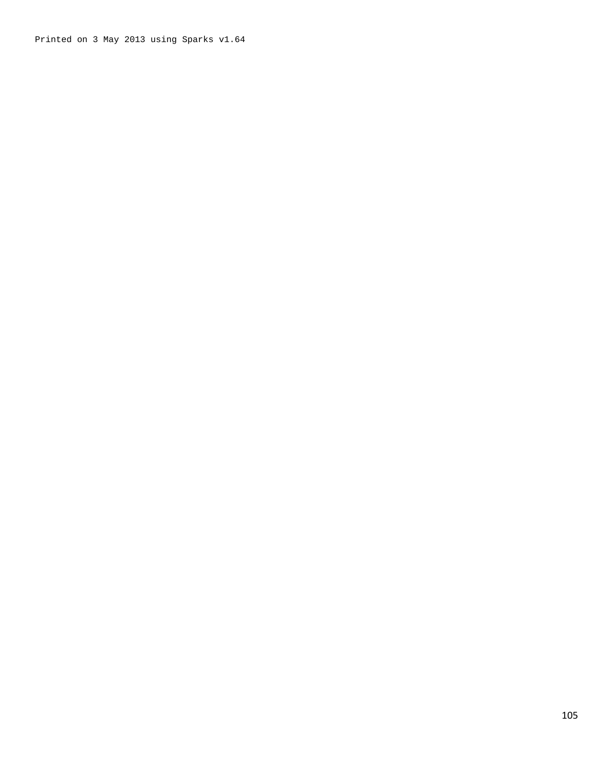Printed on 3 May 2013 using Sparks v1.64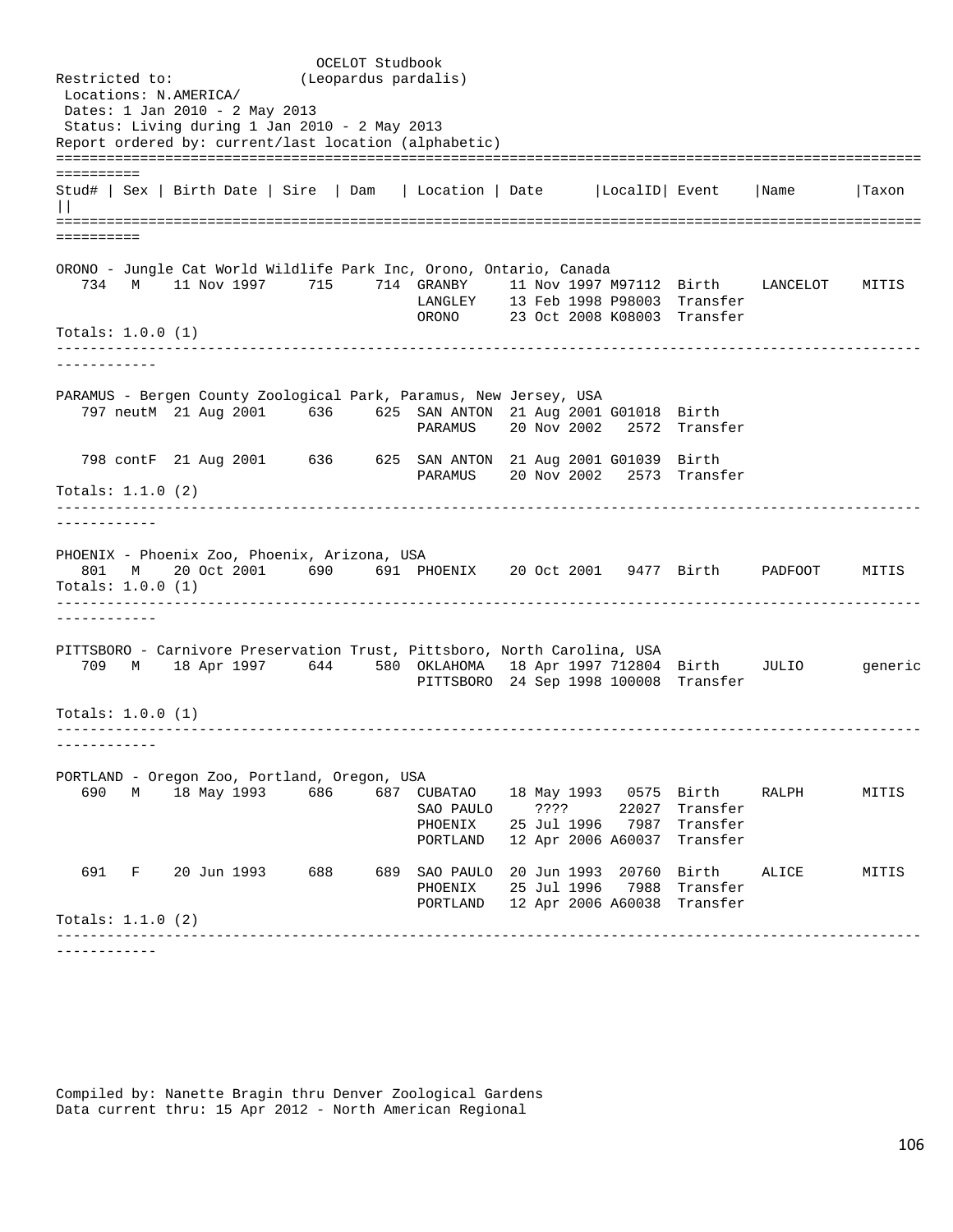OCELOT Studbook
(Leopardus pardalis)

Restricted to:
Locations: N.AMERICA/
Dates: 1 Jan 2010 - 2 May 2013
Status: Living during 1 Jan 2010 - 2 May 2013
Report ordered by: current/last location (alphabetic)

| Stud# | Sex | Birth Date | Sire | Dam | Location | Date | LocalID | Event | Name | Taxon |
|---|---|---|---|---|---|---|---|---|---|---|

**ORONO - Jungle Cat World Wildlife Park Inc, Orono, Ontario, Canada**

| Stud# | Sex | Birth Date | Sire | Dam | Location | Date | LocalID | Event | Name | Taxon |
|---|---|---|---|---|---|---|---|---|---|---|
| 734 | M | 11 Nov 1997 | 715 | 714 | GRANBY | 11 Nov 1997 | M97112 | Birth | LANCELOT | MITIS |
| | | | | | LANGLEY | 13 Feb 1998 | P98003 | Transfer | | |
| | | | | | ORONO | 23 Oct 2008 | K08003 | Transfer | | |

Totals: 1.0.0 (1)

**PARAMUS - Bergen County Zoological Park, Paramus, New Jersey, USA**

| Stud# | Sex | Birth Date | Sire | Dam | Location | Date | LocalID | Event | Name | Taxon |
|---|---|---|---|---|---|---|---|---|---|---|
| 797 | neutM | 21 Aug 2001 | 636 | 625 | SAN ANTON | 21 Aug 2001 | G01018 | Birth | | |
| | | | | | PARAMUS | 20 Nov 2002 | 2572 | Transfer | | |
| 798 | contF | 21 Aug 2001 | 636 | 625 | SAN ANTON | 21 Aug 2001 | G01039 | Birth | | |
| | | | | | PARAMUS | 20 Nov 2002 | 2573 | Transfer | | |

Totals: 1.1.0 (2)

**PHOENIX - Phoenix Zoo, Phoenix, Arizona, USA**

| Stud# | Sex | Birth Date | Sire | Dam | Location | Date | LocalID | Event | Name | Taxon |
|---|---|---|---|---|---|---|---|---|---|---|
| 801 | M | 20 Oct 2001 | 690 | 691 | PHOENIX | 20 Oct 2001 | 9477 | Birth | PADFOOT | MITIS |

Totals: 1.0.0 (1)

**PITTSBORO - Carnivore Preservation Trust, Pittsboro, North Carolina, USA**

| Stud# | Sex | Birth Date | Sire | Dam | Location | Date | LocalID | Event | Name | Taxon |
|---|---|---|---|---|---|---|---|---|---|---|
| 709 | M | 18 Apr 1997 | 644 | 580 | OKLAHOMA | 18 Apr 1997 | 712804 | Birth | JULIO | generic |
| | | | | | PITTSBORO | 24 Sep 1998 | 100008 | Transfer | | |

Totals: 1.0.0 (1)

**PORTLAND - Oregon Zoo, Portland, Oregon, USA**

| Stud# | Sex | Birth Date | Sire | Dam | Location | Date | LocalID | Event | Name | Taxon |
|---|---|---|---|---|---|---|---|---|---|---|
| 690 | M | 18 May 1993 | 686 | 687 | CUBATAO | 18 May 1993 | 0575 | Birth | RALPH | MITIS |
| | | | | | SAO PAULO | ???? | 22027 | Transfer | | |
| | | | | | PHOENIX | 25 Jul 1996 | 7987 | Transfer | | |
| | | | | | PORTLAND | 12 Apr 2006 | A60037 | Transfer | | |
| 691 | F | 20 Jun 1993 | 688 | 689 | SAO PAULO | 20 Jun 1993 | 20760 | Birth | ALICE | MITIS |
| | | | | | PHOENIX | 25 Jul 1996 | 7988 | Transfer | | |
| | | | | | PORTLAND | 12 Apr 2006 | A60038 | Transfer | | |

Totals: 1.1.0 (2)

Compiled by: Nanette Bragin thru Denver Zoological Gardens
Data current thru: 15 Apr 2012 - North American Regional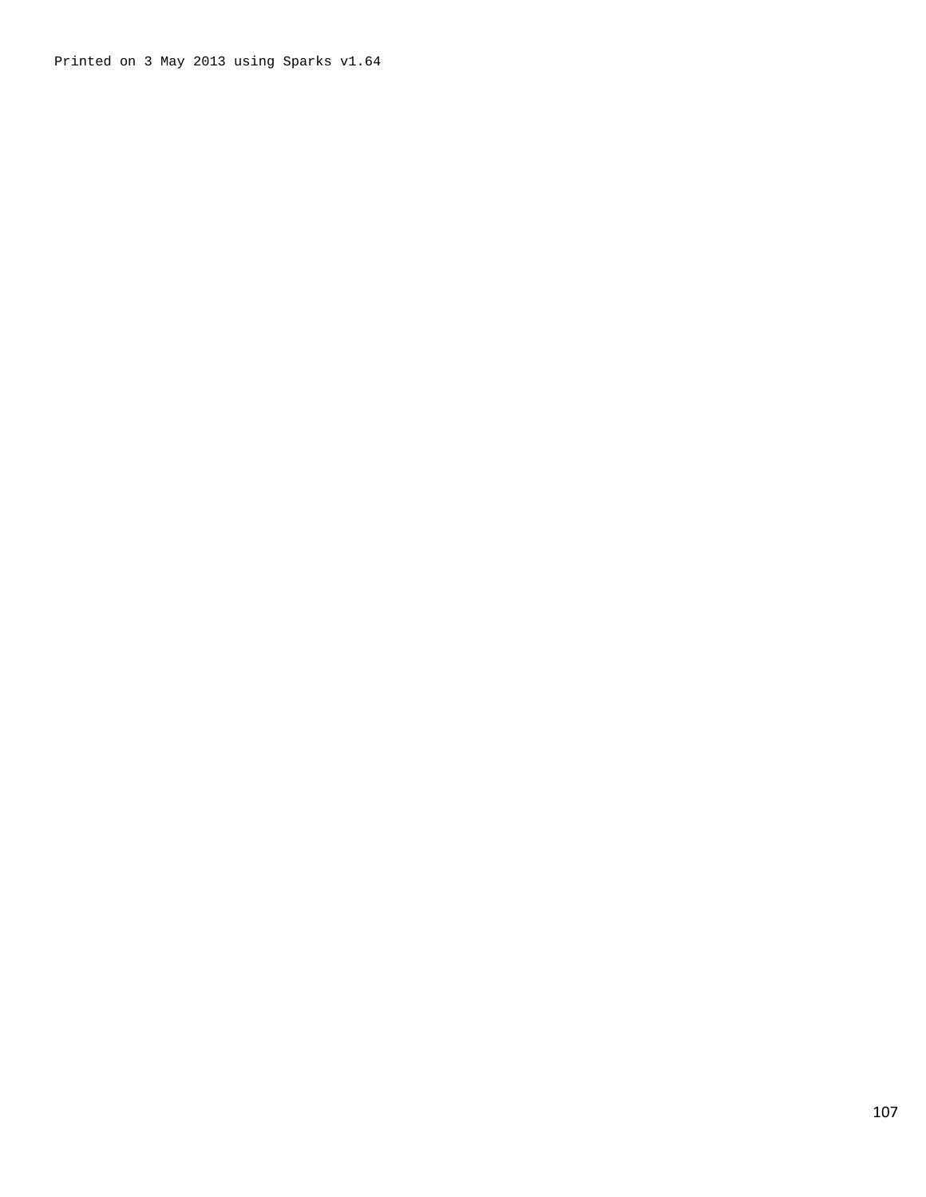Printed on 3 May 2013 using Sparks v1.64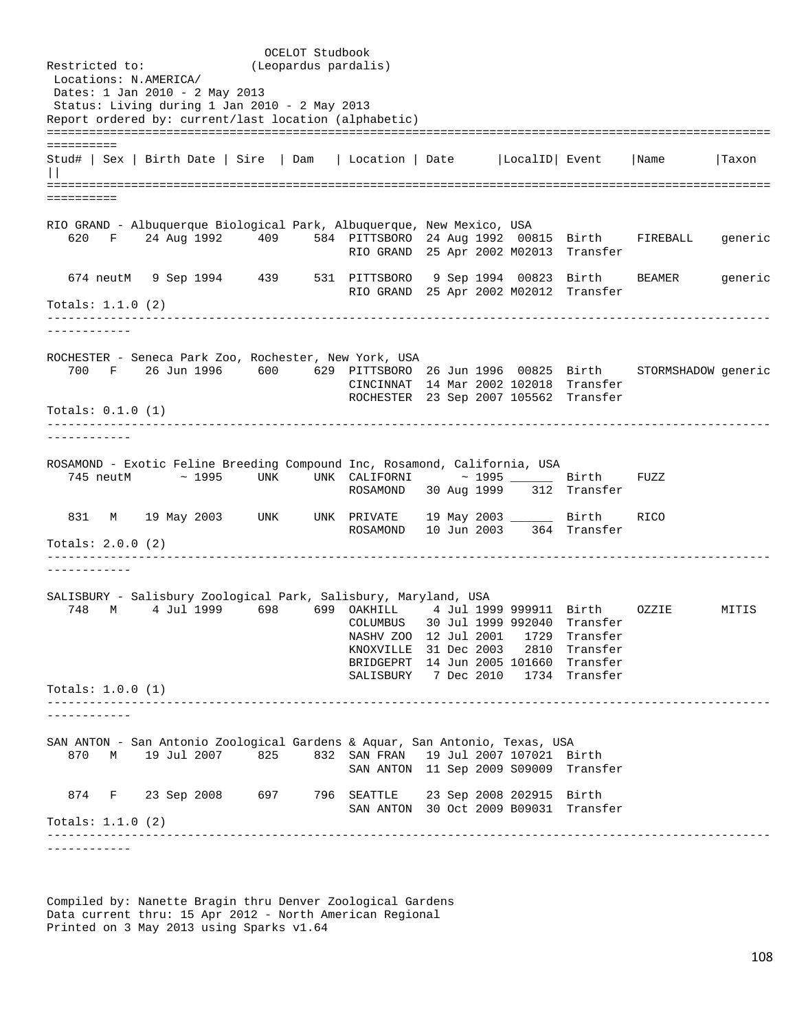OCELOT Studbook
Restricted to: (Leopardus pardalis)
Locations: N.AMERICA/
Dates: 1 Jan 2010 - 2 May 2013
Status: Living during 1 Jan 2010 - 2 May 2013
Report ordered by: current/last location (alphabetic)

| Stud# | Sex | Birth Date | Sire | Dam | Location | Date | LocalID | Event | Name | Taxon |
|---|---|---|---|---|---|---|---|---|---|---|

**RIO GRAND - Albuquerque Biological Park, Albuquerque, New Mexico, USA**

| Stud# | Sex | Birth Date | Sire | Dam | Location | Date | LocalID | Event | Name | Taxon |
|---|---|---|---|---|---|---|---|---|---|---|
| 620 | F | 24 Aug 1992 | 409 | 584 | PITTSBORO | 24 Aug 1992 | 00815 | Birth | FIREBALL | generic |
| | | | | | RIO GRAND | 25 Apr 2002 | M02013 | Transfer | | |
| 674 | neutM | 9 Sep 1994 | 439 | 531 | PITTSBORO | 9 Sep 1994 | 00823 | Birth | BEAMER | generic |
| | | | | | RIO GRAND | 25 Apr 2002 | M02012 | Transfer | | |

Totals: 1.1.0 (2)

**ROCHESTER - Seneca Park Zoo, Rochester, New York, USA**

| Stud# | Sex | Birth Date | Sire | Dam | Location | Date | LocalID | Event | Name | Taxon |
|---|---|---|---|---|---|---|---|---|---|---|
| 700 | F | 26 Jun 1996 | 600 | 629 | PITTSBORO | 26 Jun 1996 | 00825 | Birth | STORMSHADOW | generic |
| | | | | | CINCINNAT | 14 Mar 2002 | 102018 | Transfer | | |
| | | | | | ROCHESTER | 23 Sep 2007 | 105562 | Transfer | | |

Totals: 0.1.0 (1)

**ROSAMOND - Exotic Feline Breeding Compound Inc, Rosamond, California, USA**

| Stud# | Sex | Birth Date | Sire | Dam | Location | Date | LocalID | Event | Name | Taxon |
|---|---|---|---|---|---|---|---|---|---|---|
| 745 | neutM | ~ 1995 | UNK | UNK | CALIFORNI | ~ 1995 | ______ | Birth | FUZZ | |
| | | | | | ROSAMOND | 30 Aug 1999 | 312 | Transfer | | |
| 831 | M | 19 May 2003 | UNK | UNK | PRIVATE | 19 May 2003 | ______ | Birth | RICO | |
| | | | | | ROSAMOND | 10 Jun 2003 | 364 | Transfer | | |

Totals: 2.0.0 (2)

**SALISBURY - Salisbury Zoological Park, Salisbury, Maryland, USA**

| Stud# | Sex | Birth Date | Sire | Dam | Location | Date | LocalID | Event | Name | Taxon |
|---|---|---|---|---|---|---|---|---|---|---|
| 748 | M | 4 Jul 1999 | 698 | 699 | OAKHILL | 4 Jul 1999 | 999911 | Birth | OZZIE | MITIS |
| | | | | | COLUMBUS | 30 Jul 1999 | 992040 | Transfer | | |
| | | | | | NASHV ZOO | 12 Jul 2001 | 1729 | Transfer | | |
| | | | | | KNOXVILLE | 31 Dec 2003 | 2810 | Transfer | | |
| | | | | | BRIDGEPRT | 14 Jun 2005 | 101660 | Transfer | | |
| | | | | | SALISBURY | 7 Dec 2010 | 1734 | Transfer | | |

Totals: 1.0.0 (1)

**SAN ANTON - San Antonio Zoological Gardens & Aquar, San Antonio, Texas, USA**

| Stud# | Sex | Birth Date | Sire | Dam | Location | Date | LocalID | Event | Name | Taxon |
|---|---|---|---|---|---|---|---|---|---|---|
| 870 | M | 19 Jul 2007 | 825 | 832 | SAN FRAN | 19 Jul 2007 | 107021 | Birth | | |
| | | | | | SAN ANTON | 11 Sep 2009 | S09009 | Transfer | | |
| 874 | F | 23 Sep 2008 | 697 | 796 | SEATTLE | 23 Sep 2008 | 202915 | Birth | | |
| | | | | | SAN ANTON | 30 Oct 2009 | B09031 | Transfer | | |

Totals: 1.1.0 (2)

Compiled by: Nanette Bragin thru Denver Zoological Gardens
Data current thru: 15 Apr 2012 - North American Regional
Printed on 3 May 2013 using Sparks v1.64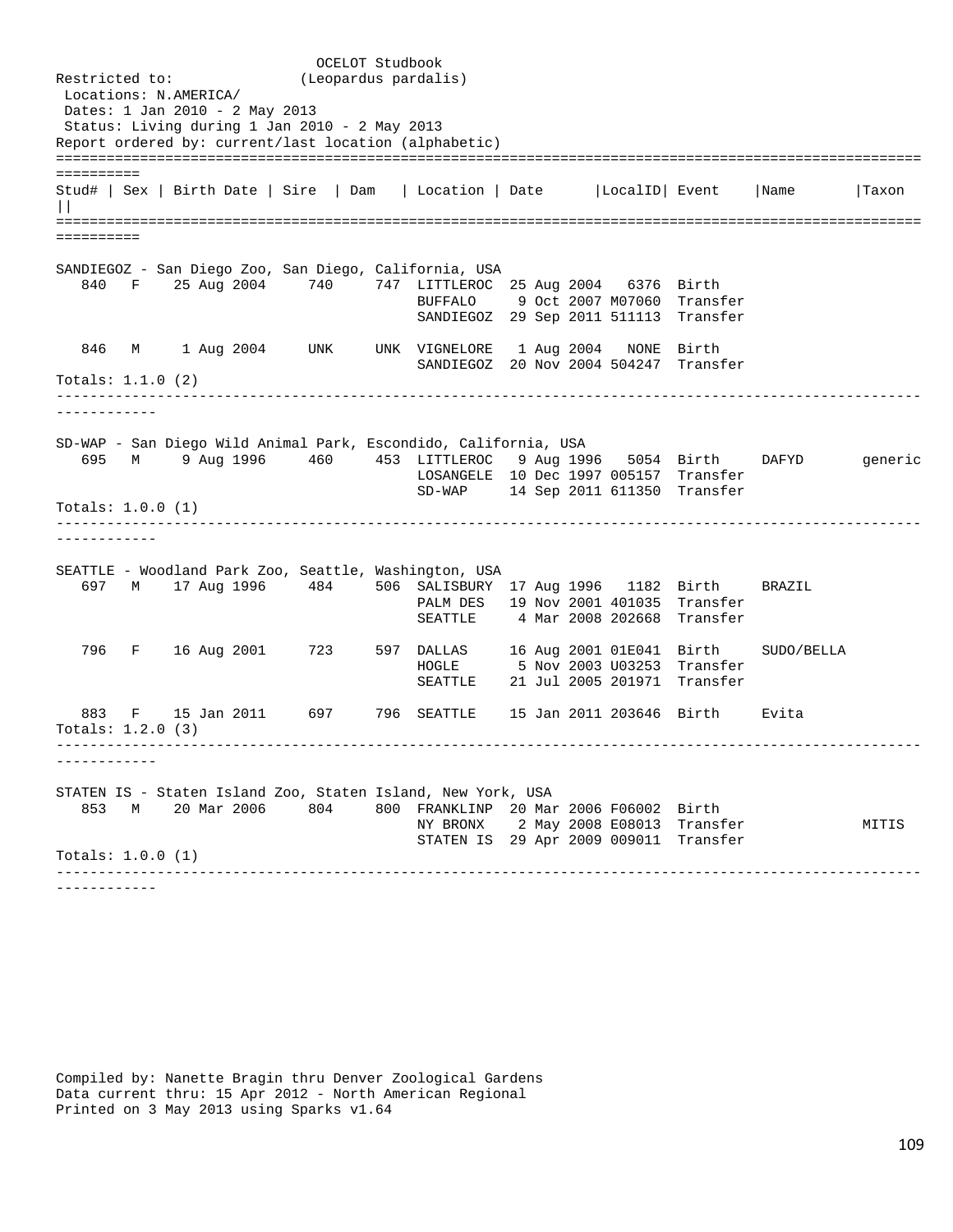OCELOT Studbook
(Leopardus pardalis)

Restricted to:
Locations: N.AMERICA/
Dates: 1 Jan 2010 - 2 May 2013
Status: Living during 1 Jan 2010 - 2 May 2013
Report ordered by: current/last location (alphabetic)

| Stud# | Sex | Birth Date | Sire | Dam | Location | Date | LocalID | Event | Name | Taxon |
|---|---|---|---|---|---|---|---|---|---|---|

**SANDIEGOZ - San Diego Zoo, San Diego, California, USA**

| Stud# | Sex | Birth Date | Sire | Dam | Location | Date | LocalID | Event | Name | Taxon |
|---|---|---|---|---|---|---|---|---|---|---|
| 840 | F | 25 Aug 2004 | 740 | 747 | LITTLEROC | 25 Aug 2004 | 6376 | Birth | | |
| | | | | | BUFFALO | 9 Oct 2007 | M07060 | Transfer | | |
| | | | | | SANDIEGOZ | 29 Sep 2011 | 511113 | Transfer | | |
| 846 | M | 1 Aug 2004 | UNK | UNK | VIGNELORE | 1 Aug 2004 | NONE | Birth | | |
| | | | | | SANDIEGOZ | 20 Nov 2004 | 504247 | Transfer | | |

Totals: 1.1.0 (2)

**SD-WAP - San Diego Wild Animal Park, Escondido, California, USA**

| Stud# | Sex | Birth Date | Sire | Dam | Location | Date | LocalID | Event | Name | Taxon |
|---|---|---|---|---|---|---|---|---|---|---|
| 695 | M | 9 Aug 1996 | 460 | 453 | LITTLEROC | 9 Aug 1996 | 5054 | Birth | DAFYD | generic |
| | | | | | LOSANGELE | 10 Dec 1997 | 005157 | Transfer | | |
| | | | | | SD-WAP | 14 Sep 2011 | 611350 | Transfer | | |

Totals: 1.0.0 (1)

**SEATTLE - Woodland Park Zoo, Seattle, Washington, USA**

| Stud# | Sex | Birth Date | Sire | Dam | Location | Date | LocalID | Event | Name | Taxon |
|---|---|---|---|---|---|---|---|---|---|---|
| 697 | M | 17 Aug 1996 | 484 | 506 | SALISBURY | 17 Aug 1996 | 1182 | Birth | BRAZIL | |
| | | | | | PALM DES | 19 Nov 2001 | 401035 | Transfer | | |
| | | | | | SEATTLE | 4 Mar 2008 | 202668 | Transfer | | |
| 796 | F | 16 Aug 2001 | 723 | 597 | DALLAS | 16 Aug 2001 | 01E041 | Birth | SUDO/BELLA | |
| | | | | | HOGLE | 5 Nov 2003 | U03253 | Transfer | | |
| | | | | | SEATTLE | 21 Jul 2005 | 201971 | Transfer | | |
| 883 | F | 15 Jan 2011 | 697 | 796 | SEATTLE | 15 Jan 2011 | 203646 | Birth | Evita | |

Totals: 1.2.0 (3)

**STATEN IS - Staten Island Zoo, Staten Island, New York, USA**

| Stud# | Sex | Birth Date | Sire | Dam | Location | Date | LocalID | Event | Name | Taxon |
|---|---|---|---|---|---|---|---|---|---|---|
| 853 | M | 20 Mar 2006 | 804 | 800 | FRANKLINP | 20 Mar 2006 | F06002 | Birth | | |
| | | | | | NY BRONX | 2 May 2008 | E08013 | Transfer | | MITIS |
| | | | | | STATEN IS | 29 Apr 2009 | 009011 | Transfer | | |

Totals: 1.0.0 (1)

Compiled by: Nanette Bragin thru Denver Zoological Gardens
Data current thru: 15 Apr 2012 - North American Regional
Printed on 3 May 2013 using Sparks v1.64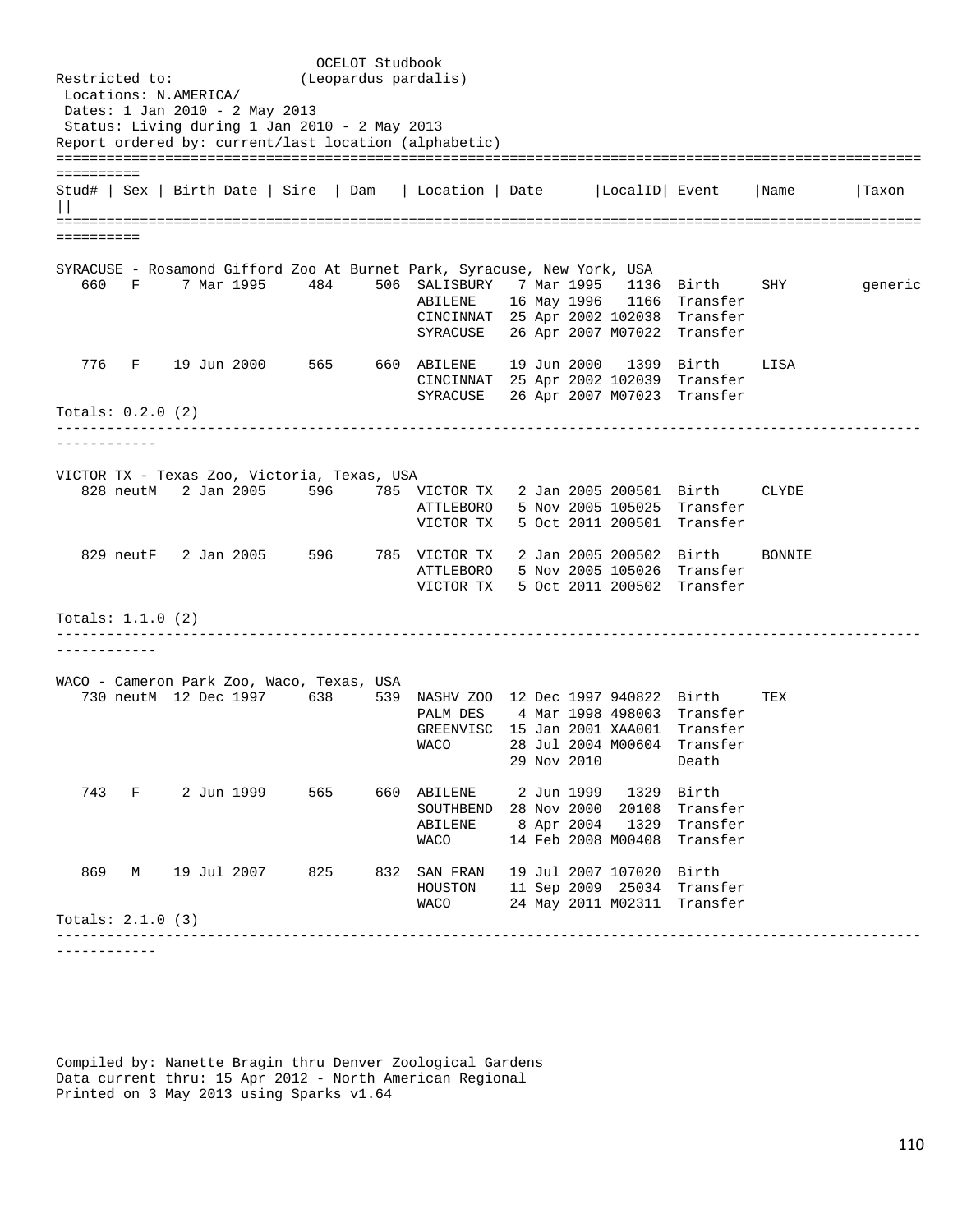```
                              OCELOT Studbook
Restricted to:              (Leopardus pardalis)
 Locations: N.AMERICA/
 Dates: 1 Jan 2010 - 2 May 2013
 Status: Living during 1 Jan 2010 - 2 May 2013
Report ordered by: current/last location (alphabetic)
==============================================================================================================
Stud# | Sex | Birth Date | Sire  | Dam   | Location | Date      |LocalID| Event    |Name       |Taxon
||
==============================================================================================================

SYRACUSE - Rosamond Gifford Zoo At Burnet Park, Syracuse, New York, USA
   660   F     7 Mar 1995     484     506  SALISBURY   7 Mar 1995   1136  Birth     SHY         generic
                                           ABILENE    16 May 1996   1166  Transfer
                                           CINCINNAT  25 Apr 2002 102038  Transfer
                                           SYRACUSE   26 Apr 2007 M07022  Transfer

   776   F    19 Jun 2000     565     660  ABILENE    19 Jun 2000   1399  Birth     LISA
                                           CINCINNAT  25 Apr 2002 102039  Transfer
                                           SYRACUSE   26 Apr 2007 M07023  Transfer
Totals: 0.2.0 (2)
--------------------------------------------------------------------------------------------------------------

VICTOR TX - Texas Zoo, Victoria, Texas, USA
   828 neutM   2 Jan 2005     596     785  VICTOR TX   2 Jan 2005 200501  Birth     CLYDE
                                           ATTLEBORO   5 Nov 2005 105025  Transfer
                                           VICTOR TX   5 Oct 2011 200501  Transfer

   829 neutF   2 Jan 2005     596     785  VICTOR TX   2 Jan 2005 200502  Birth     BONNIE
                                           ATTLEBORO   5 Nov 2005 105026  Transfer
                                           VICTOR TX   5 Oct 2011 200502  Transfer

Totals: 1.1.0 (2)
--------------------------------------------------------------------------------------------------------------

WACO - Cameron Park Zoo, Waco, Texas, USA
   730 neutM  12 Dec 1997     638     539  NASHV ZOO  12 Dec 1997 940822  Birth     TEX
                                           PALM DES    4 Mar 1998 498003  Transfer
                                           GREENVISC  15 Jan 2001 XAA001  Transfer
                                           WACO       28 Jul 2004 M00604  Transfer
                                                      29 Nov 2010         Death

   743   F     2 Jun 1999     565     660  ABILENE     2 Jun 1999   1329  Birth
                                           SOUTHBEND  28 Nov 2000  20108  Transfer
                                           ABILENE     8 Apr 2004   1329  Transfer
                                           WACO       14 Feb 2008 M00408  Transfer

   869   M    19 Jul 2007     825     832  SAN FRAN   19 Jul 2007 107020  Birth
                                           HOUSTON    11 Sep 2009  25034  Transfer
                                           WACO       24 May 2011 M02311  Transfer
Totals: 2.1.0 (3)
--------------------------------------------------------------------------------------------------------------




Compiled by: Nanette Bragin thru Denver Zoological Gardens
Data current thru: 15 Apr 2012 - North American Regional
Printed on 3 May 2013 using Sparks v1.64
```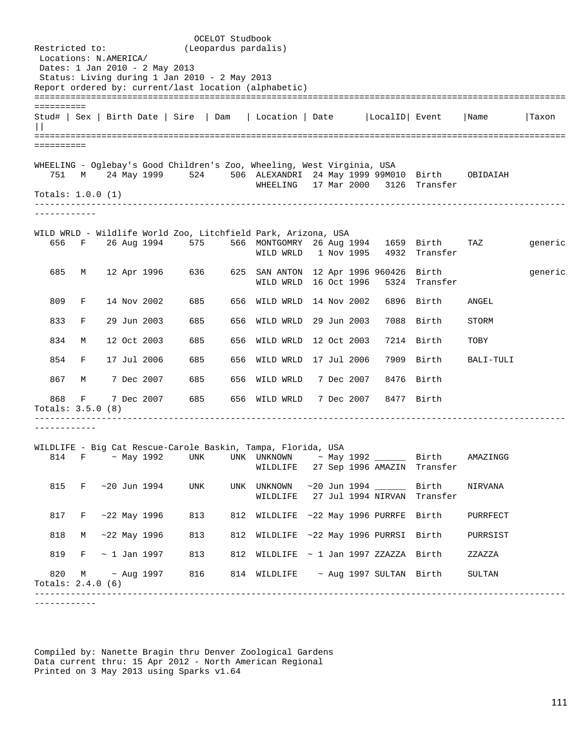OCELOT Studbook
(Leopardus pardalis)

Restricted to:
Locations: N.AMERICA/
Dates: 1 Jan 2010 - 2 May 2013
Status: Living during 1 Jan 2010 - 2 May 2013
Report ordered by: current/last location (alphabetic)

| Stud# | Sex | Birth Date | Sire | Dam | Location | Date | LocalID | Event | Name | Taxon |
|---|---|---|---|---|---|---|---|---|---|---|
| **WHEELING - Oglebay's Good Children's Zoo, Wheeling, West Virginia, USA** | | | | | | | | | | |
| 751 | M | 24 May 1999 | 524 | 506 | ALEXANDRI | 24 May 1999 | 99M010 | Birth | OBIDAIAH | |
| | | | | | WHEELING | 17 Mar 2000 | 3126 | Transfer | | |
| Totals: 1.0.0 (1) | | | | | | | | | | |
| **WILD WRLD - Wildlife World Zoo, Litchfield Park, Arizona, USA** | | | | | | | | | | |
| 656 | F | 26 Aug 1994 | 575 | 566 | MONTGOMRY | 26 Aug 1994 | 1659 | Birth | TAZ | generic |
| | | | | | WILD WRLD | 1 Nov 1995 | 4932 | Transfer | | |
| 685 | M | 12 Apr 1996 | 636 | 625 | SAN ANTON | 12 Apr 1996 | 960426 | Birth | | generic |
| | | | | | WILD WRLD | 16 Oct 1996 | 5324 | Transfer | | |
| 809 | F | 14 Nov 2002 | 685 | 656 | WILD WRLD | 14 Nov 2002 | 6896 | Birth | ANGEL | |
| 833 | F | 29 Jun 2003 | 685 | 656 | WILD WRLD | 29 Jun 2003 | 7088 | Birth | STORM | |
| 834 | M | 12 Oct 2003 | 685 | 656 | WILD WRLD | 12 Oct 2003 | 7214 | Birth | TOBY | |
| 854 | F | 17 Jul 2006 | 685 | 656 | WILD WRLD | 17 Jul 2006 | 7909 | Birth | BALI-TULI | |
| 867 | M | 7 Dec 2007 | 685 | 656 | WILD WRLD | 7 Dec 2007 | 8476 | Birth | | |
| 868 | F | 7 Dec 2007 | 685 | 656 | WILD WRLD | 7 Dec 2007 | 8477 | Birth | | |
| Totals: 3.5.0 (8) | | | | | | | | | | |
| **WILDLIFE - Big Cat Rescue-Carole Baskin, Tampa, Florida, USA** | | | | | | | | | | |
| 814 | F | ~ May 1992 | UNK | UNK | UNKNOWN | ~ May 1992 | ______ | Birth | AMAZINGG | |
| | | | | | WILDLIFE | 27 Sep 1996 | AMAZIN | Transfer | | |
| 815 | F | ~20 Jun 1994 | UNK | UNK | UNKNOWN | ~20 Jun 1994 | ______ | Birth | NIRVANA | |
| | | | | | WILDLIFE | 27 Jul 1994 | NIRVAN | Transfer | | |
| 817 | F | ~22 May 1996 | 813 | 812 | WILDLIFE | ~22 May 1996 | PURRFE | Birth | PURRFECT | |
| 818 | M | ~22 May 1996 | 813 | 812 | WILDLIFE | ~22 May 1996 | PURRSI | Birth | PURRSIST | |
| 819 | F | ~ 1 Jan 1997 | 813 | 812 | WILDLIFE | ~ 1 Jan 1997 | ZZAZZA | Birth | ZZAZZA | |
| 820 | M | ~ Aug 1997 | 816 | 814 | WILDLIFE | ~ Aug 1997 | SULTAN | Birth | SULTAN | |
| Totals: 2.4.0 (6) | | | | | | | | | | |

Compiled by: Nanette Bragin thru Denver Zoological Gardens
Data current thru: 15 Apr 2012 - North American Regional
Printed on 3 May 2013 using Sparks v1.64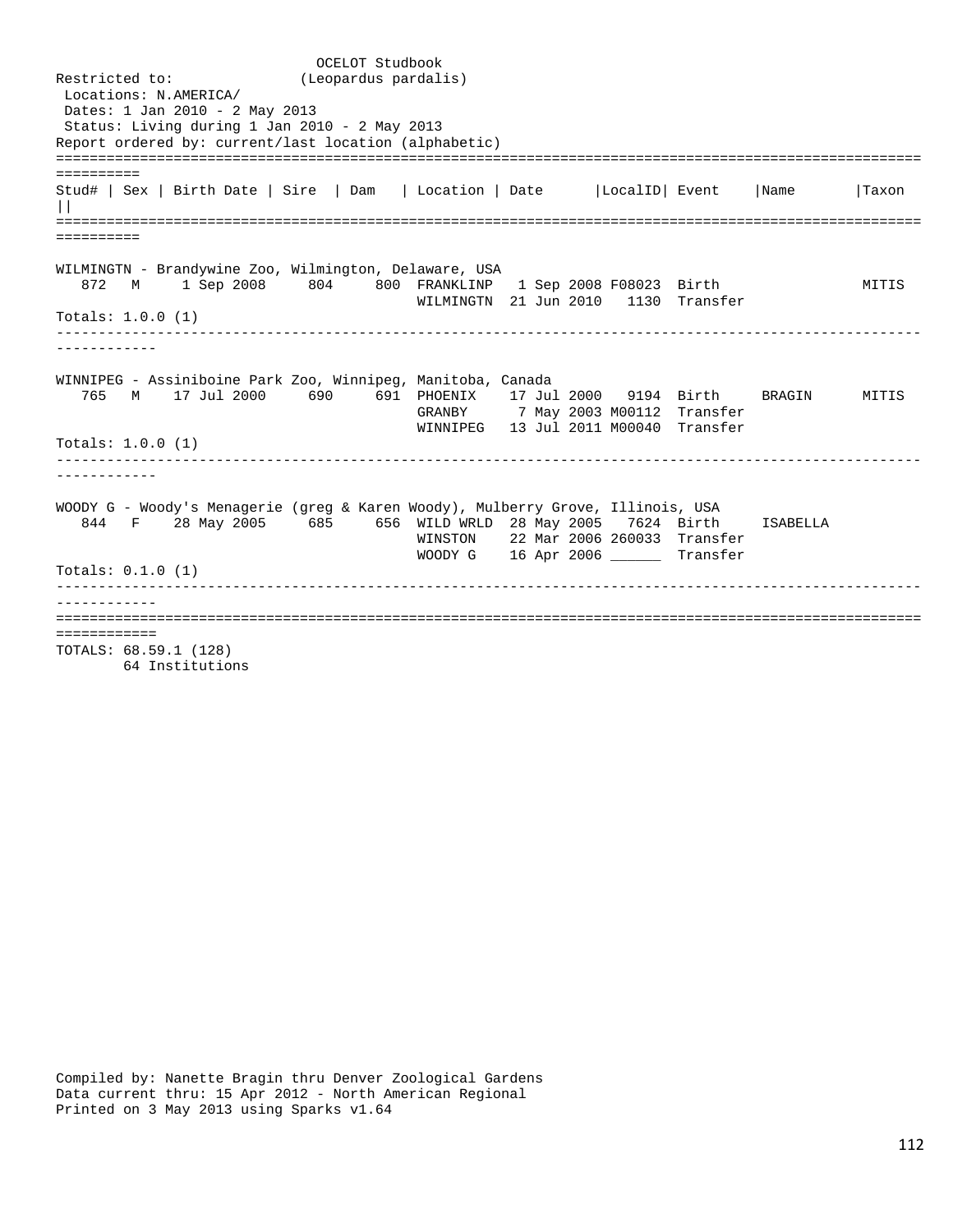```
                              OCELOT Studbook
Restricted to:              (Leopardus pardalis)
 Locations: N.AMERICA/
 Dates: 1 Jan 2010 - 2 May 2013
 Status: Living during 1 Jan 2010 - 2 May 2013
Report ordered by: current/last location (alphabetic)
==========================================================================================================
Stud# | Sex | Birth Date | Sire  | Dam   | Location | Date      |LocalID| Event    |Name      |Taxon  ||
==========================================================================================================

WILMINGTN - Brandywine Zoo, Wilmington, Delaware, USA
   872  M     1 Sep 2008     804     800  FRANKLINP   1 Sep 2008 F08023  Birth                MITIS
                                          WILMINGTN  21 Jun 2010   1130  Transfer
Totals: 1.0.0 (1)
------------------------------------------------------------------------------------------------------------

WINNIPEG - Assiniboine Park Zoo, Winnipeg, Manitoba, Canada
   765  M    17 Jul 2000     690     691  PHOENIX    17 Jul 2000   9194  Birth     BRAGIN     MITIS
                                          GRANBY      7 May 2003 M00112  Transfer
                                          WINNIPEG   13 Jul 2011 M00040  Transfer
Totals: 1.0.0 (1)
------------------------------------------------------------------------------------------------------------

WOODY G - Woody's Menagerie (greg & Karen Woody), Mulberry Grove, Illinois, USA
   844  F    28 May 2005     685     656  WILD WRLD  28 May 2005   7624  Birth     ISABELLA
                                          WINSTON    22 Mar 2006 260033  Transfer
                                          WOODY G    16 Apr 2006 ______  Transfer
Totals: 0.1.0 (1)
------------------------------------------------------------------------------------------------------------
============================================================================================================
TOTALS: 68.59.1 (128)
        64 Institutions
```

Compiled by: Nanette Bragin thru Denver Zoological Gardens
Data current thru: 15 Apr 2012 - North American Regional
Printed on 3 May 2013 using Sparks v1.64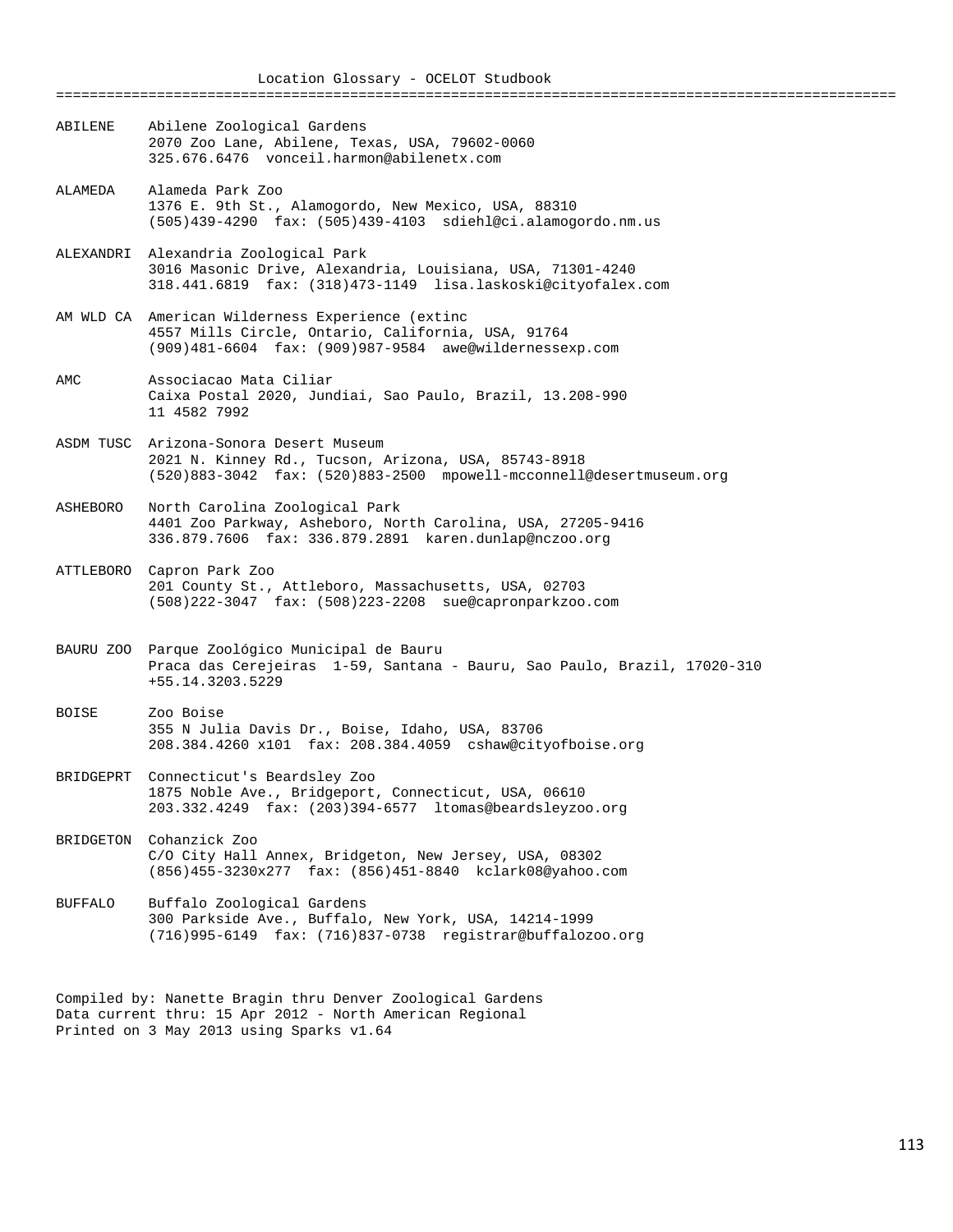# Location Glossary - OCELOT Studbook

| Code | Location |
|---|---|
| ABILENE | Abilene Zoological Gardens<br>2070 Zoo Lane, Abilene, Texas, USA, 79602-0060<br>325.676.6476  vonceil.harmon@abilenetx.com |
| ALAMEDA | Alameda Park Zoo<br>1376 E. 9th St., Alamogordo, New Mexico, USA, 88310<br>(505)439-4290  fax: (505)439-4103  sdiehl@ci.alamogordo.nm.us |
| ALEXANDRI | Alexandria Zoological Park<br>3016 Masonic Drive, Alexandria, Louisiana, USA, 71301-4240<br>318.441.6819  fax: (318)473-1149  lisa.laskoski@cityofalex.com |
| AM WLD CA | American Wilderness Experience (extinc<br>4557 Mills Circle, Ontario, California, USA, 91764<br>(909)481-6604  fax: (909)987-9584  awe@wildernessexp.com |
| AMC | Associacao Mata Ciliar<br>Caixa Postal 2020, Jundiai, Sao Paulo, Brazil, 13.208-990<br>11 4582 7992 |
| ASDM TUSC | Arizona-Sonora Desert Museum<br>2021 N. Kinney Rd., Tucson, Arizona, USA, 85743-8918<br>(520)883-3042  fax: (520)883-2500  mpowell-mcconnell@desertmuseum.org |
| ASHEBORO | North Carolina Zoological Park<br>4401 Zoo Parkway, Asheboro, North Carolina, USA, 27205-9416<br>336.879.7606  fax: 336.879.2891  karen.dunlap@nczoo.org |
| ATTLEBORO | Capron Park Zoo<br>201 County St., Attleboro, Massachusetts, USA, 02703<br>(508)222-3047  fax: (508)223-2208  sue@capronparkzoo.com |
| BAURU ZOO | Parque Zoológico Municipal de Bauru<br>Praca das Cerejeiras  1-59, Santana - Bauru, Sao Paulo, Brazil, 17020-310<br>+55.14.3203.5229 |
| BOISE | Zoo Boise<br>355 N Julia Davis Dr., Boise, Idaho, USA, 83706<br>208.384.4260 x101  fax: 208.384.4059  cshaw@cityofboise.org |
| BRIDGEPRT | Connecticut's Beardsley Zoo<br>1875 Noble Ave., Bridgeport, Connecticut, USA, 06610<br>203.332.4249  fax: (203)394-6577  ltomas@beardsleyzoo.org |
| BRIDGETON | Cohanzick Zoo<br>C/O City Hall Annex, Bridgeton, New Jersey, USA, 08302<br>(856)455-3230x277  fax: (856)451-8840  kclark08@yahoo.com |
| BUFFALO | Buffalo Zoological Gardens<br>300 Parkside Ave., Buffalo, New York, USA, 14214-1999<br>(716)995-6149  fax: (716)837-0738  registrar@buffalozoo.org |

Compiled by: Nanette Bragin thru Denver Zoological Gardens
Data current thru: 15 Apr 2012 - North American Regional
Printed on 3 May 2013 using Sparks v1.64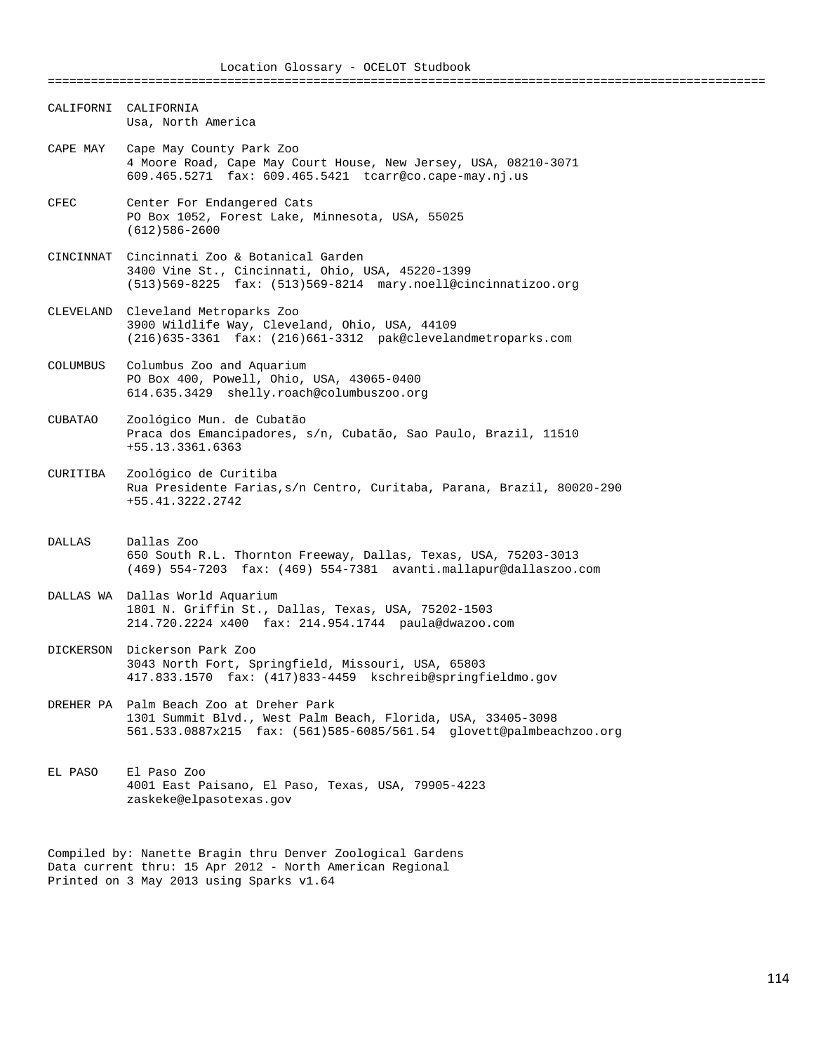# Location Glossary - OCELOT Studbook

**CALIFORNI** CALIFORNIA
Usa, North America

**CAPE MAY** Cape May County Park Zoo
4 Moore Road, Cape May Court House, New Jersey, USA, 08210-3071
609.465.5271 fax: 609.465.5421 tcarr@co.cape-may.nj.us

**CFEC** Center For Endangered Cats
PO Box 1052, Forest Lake, Minnesota, USA, 55025
(612)586-2600

**CINCINNAT** Cincinnati Zoo & Botanical Garden
3400 Vine St., Cincinnati, Ohio, USA, 45220-1399
(513)569-8225 fax: (513)569-8214 mary.noell@cincinnatizoo.org

**CLEVELAND** Cleveland Metroparks Zoo
3900 Wildlife Way, Cleveland, Ohio, USA, 44109
(216)635-3361 fax: (216)661-3312 pak@clevelandmetroparks.com

**COLUMBUS** Columbus Zoo and Aquarium
PO Box 400, Powell, Ohio, USA, 43065-0400
614.635.3429 shelly.roach@columbuszoo.org

**CUBATAO** Zoológico Mun. de Cubatão
Praca dos Emancipadores, s/n, Cubatão, Sao Paulo, Brazil, 11510
+55.13.3361.6363

**CURITIBA** Zoológico de Curitiba
Rua Presidente Farias,s/n Centro, Curitaba, Parana, Brazil, 80020-290
+55.41.3222.2742

**DALLAS** Dallas Zoo
650 South R.L. Thornton Freeway, Dallas, Texas, USA, 75203-3013
(469) 554-7203 fax: (469) 554-7381 avanti.mallapur@dallaszoo.com

**DALLAS WA** Dallas World Aquarium
1801 N. Griffin St., Dallas, Texas, USA, 75202-1503
214.720.2224 x400 fax: 214.954.1744 paula@dwazoo.com

**DICKERSON** Dickerson Park Zoo
3043 North Fort, Springfield, Missouri, USA, 65803
417.833.1570 fax: (417)833-4459 kschreib@springfieldmo.gov

**DREHER PA** Palm Beach Zoo at Dreher Park
1301 Summit Blvd., West Palm Beach, Florida, USA, 33405-3098
561.533.0887x215 fax: (561)585-6085/561.54 glovett@palmbeachzoo.org

**EL PASO** El Paso Zoo
4001 East Paisano, El Paso, Texas, USA, 79905-4223
zaskeke@elpasotexas.gov

Compiled by: Nanette Bragin thru Denver Zoological Gardens
Data current thru: 15 Apr 2012 - North American Regional
Printed on 3 May 2013 using Sparks v1.64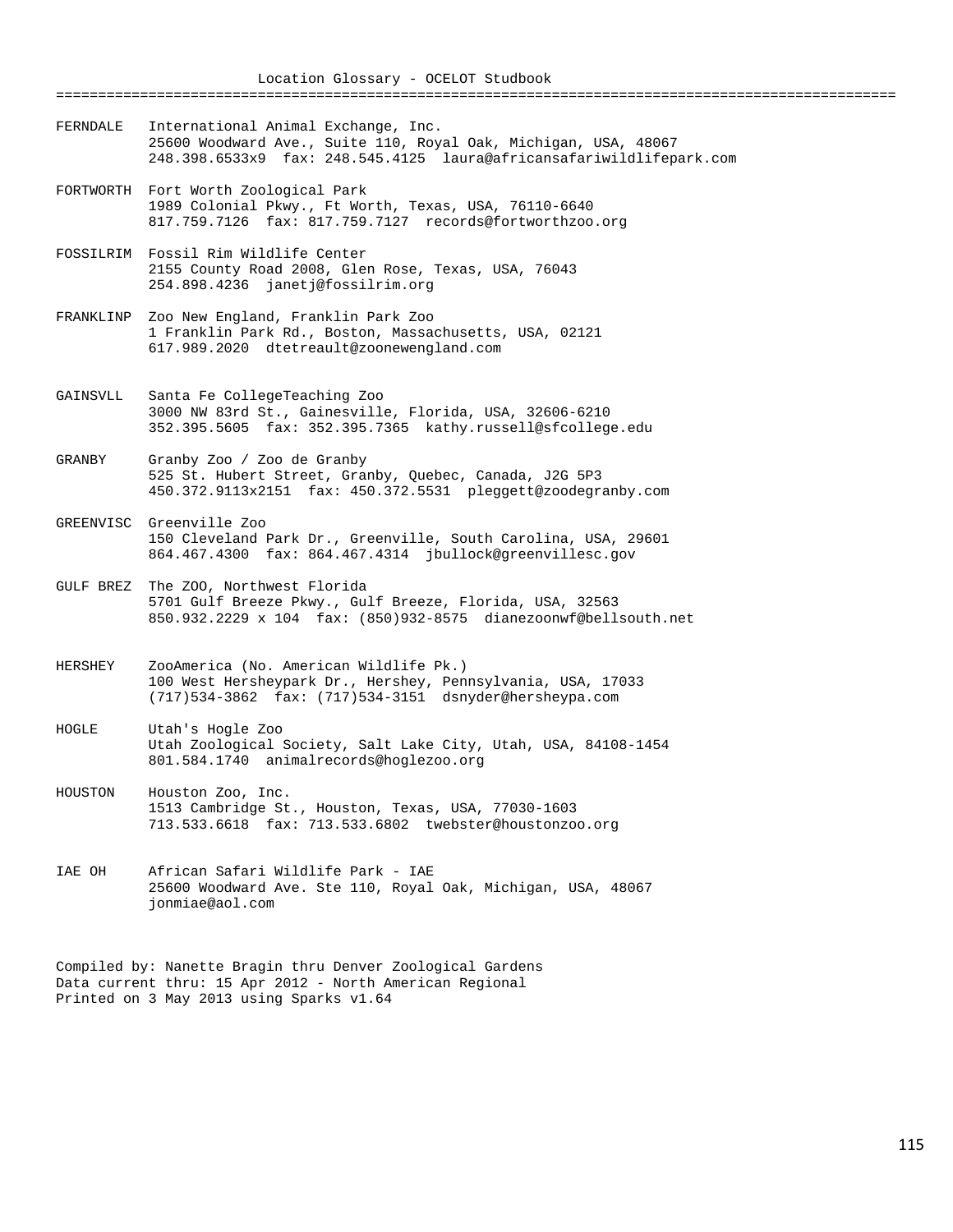# Location Glossary - OCELOT Studbook

FERNDALE International Animal Exchange, Inc.
25600 Woodward Ave., Suite 110, Royal Oak, Michigan, USA, 48067
248.398.6533x9 fax: 248.545.4125 laura@africansafariwildlifepark.com

FORTWORTH Fort Worth Zoological Park
1989 Colonial Pkwy., Ft Worth, Texas, USA, 76110-6640
817.759.7126 fax: 817.759.7127 records@fortworthzoo.org

FOSSILRIM Fossil Rim Wildlife Center
2155 County Road 2008, Glen Rose, Texas, USA, 76043
254.898.4236 janetj@fossilrim.org

FRANKLINP Zoo New England, Franklin Park Zoo
1 Franklin Park Rd., Boston, Massachusetts, USA, 02121
617.989.2020 dtetreault@zoonewengland.com

GAINSVLL Santa Fe CollegeTeaching Zoo
3000 NW 83rd St., Gainesville, Florida, USA, 32606-6210
352.395.5605 fax: 352.395.7365 kathy.russell@sfcollege.edu

GRANBY Granby Zoo / Zoo de Granby
525 St. Hubert Street, Granby, Quebec, Canada, J2G 5P3
450.372.9113x2151 fax: 450.372.5531 pleggett@zoodegranby.com

GREENVISC Greenville Zoo
150 Cleveland Park Dr., Greenville, South Carolina, USA, 29601
864.467.4300 fax: 864.467.4314 jbullock@greenvillesc.gov

GULF BREZ The ZOO, Northwest Florida
5701 Gulf Breeze Pkwy., Gulf Breeze, Florida, USA, 32563
850.932.2229 x 104 fax: (850)932-8575 dianezoonwf@bellsouth.net

HERSHEY ZooAmerica (No. American Wildlife Pk.)
100 West Hersheypark Dr., Hershey, Pennsylvania, USA, 17033
(717)534-3862 fax: (717)534-3151 dsnyder@hersheypa.com

HOGLE Utah's Hogle Zoo
Utah Zoological Society, Salt Lake City, Utah, USA, 84108-1454
801.584.1740 animalrecords@hoglezoo.org

HOUSTON Houston Zoo, Inc.
1513 Cambridge St., Houston, Texas, USA, 77030-1603
713.533.6618 fax: 713.533.6802 twebster@houstonzoo.org

IAE OH African Safari Wildlife Park - IAE
25600 Woodward Ave. Ste 110, Royal Oak, Michigan, USA, 48067
jonmiae@aol.com

Compiled by: Nanette Bragin thru Denver Zoological Gardens
Data current thru: 15 Apr 2012 - North American Regional
Printed on 3 May 2013 using Sparks v1.64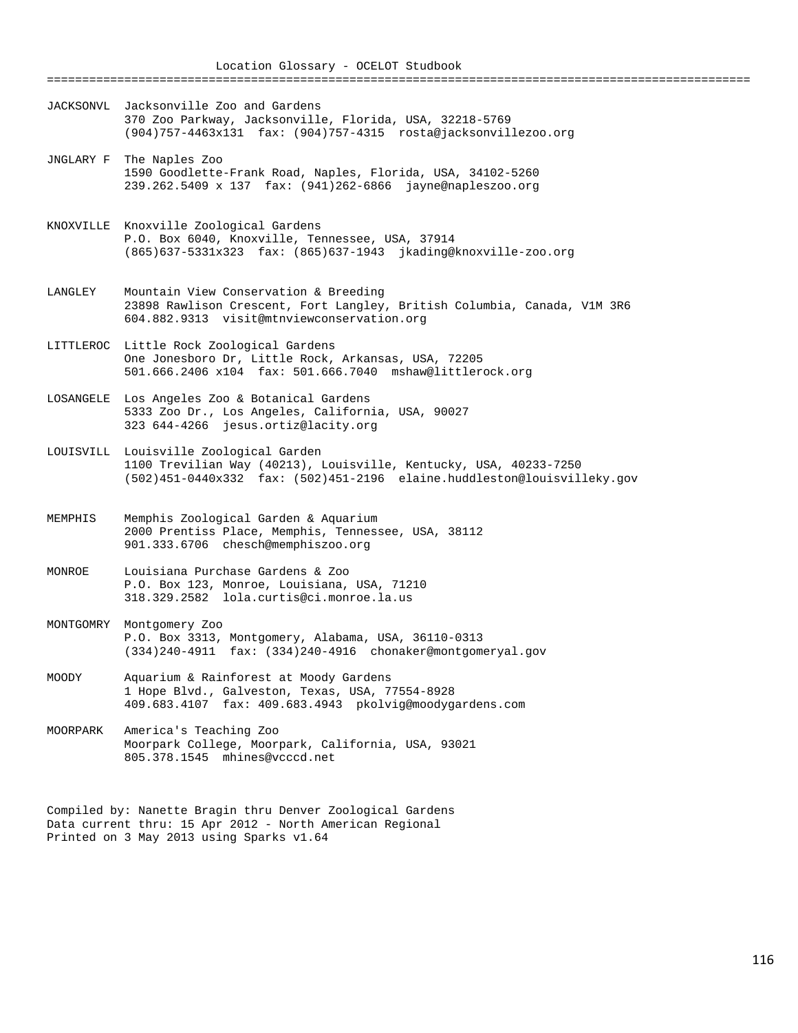# Location Glossary - OCELOT Studbook

**JACKSONVL** Jacksonville Zoo and Gardens
370 Zoo Parkway, Jacksonville, Florida, USA, 32218-5769
(904)757-4463x131 fax: (904)757-4315 rosta@jacksonvillezoo.org

**JNGLARY F** The Naples Zoo
1590 Goodlette-Frank Road, Naples, Florida, USA, 34102-5260
239.262.5409 x 137 fax: (941)262-6866 jayne@napleszoo.org

**KNOXVILLE** Knoxville Zoological Gardens
P.O. Box 6040, Knoxville, Tennessee, USA, 37914
(865)637-5331x323 fax: (865)637-1943 jkading@knoxville-zoo.org

**LANGLEY** Mountain View Conservation & Breeding
23898 Rawlison Crescent, Fort Langley, British Columbia, Canada, V1M 3R6
604.882.9313 visit@mtnviewconservation.org

**LITTLEROC** Little Rock Zoological Gardens
One Jonesboro Dr, Little Rock, Arkansas, USA, 72205
501.666.2406 x104 fax: 501.666.7040 mshaw@littlerock.org

**LOSANGELE** Los Angeles Zoo & Botanical Gardens
5333 Zoo Dr., Los Angeles, California, USA, 90027
323 644-4266 jesus.ortiz@lacity.org

**LOUISVILL** Louisville Zoological Garden
1100 Trevilian Way (40213), Louisville, Kentucky, USA, 40233-7250
(502)451-0440x332 fax: (502)451-2196 elaine.huddleston@louisvilleky.gov

**MEMPHIS** Memphis Zoological Garden & Aquarium
2000 Prentiss Place, Memphis, Tennessee, USA, 38112
901.333.6706 chesch@memphiszoo.org

**MONROE** Louisiana Purchase Gardens & Zoo
P.O. Box 123, Monroe, Louisiana, USA, 71210
318.329.2582 lola.curtis@ci.monroe.la.us

**MONTGOMRY** Montgomery Zoo
P.O. Box 3313, Montgomery, Alabama, USA, 36110-0313
(334)240-4911 fax: (334)240-4916 chonaker@montgomeryal.gov

**MOODY** Aquarium & Rainforest at Moody Gardens
1 Hope Blvd., Galveston, Texas, USA, 77554-8928
409.683.4107 fax: 409.683.4943 pkolvig@moodygardens.com

**MOORPARK** America's Teaching Zoo
Moorpark College, Moorpark, California, USA, 93021
805.378.1545 mhines@vcccd.net

Compiled by: Nanette Bragin thru Denver Zoological Gardens
Data current thru: 15 Apr 2012 - North American Regional
Printed on 3 May 2013 using Sparks v1.64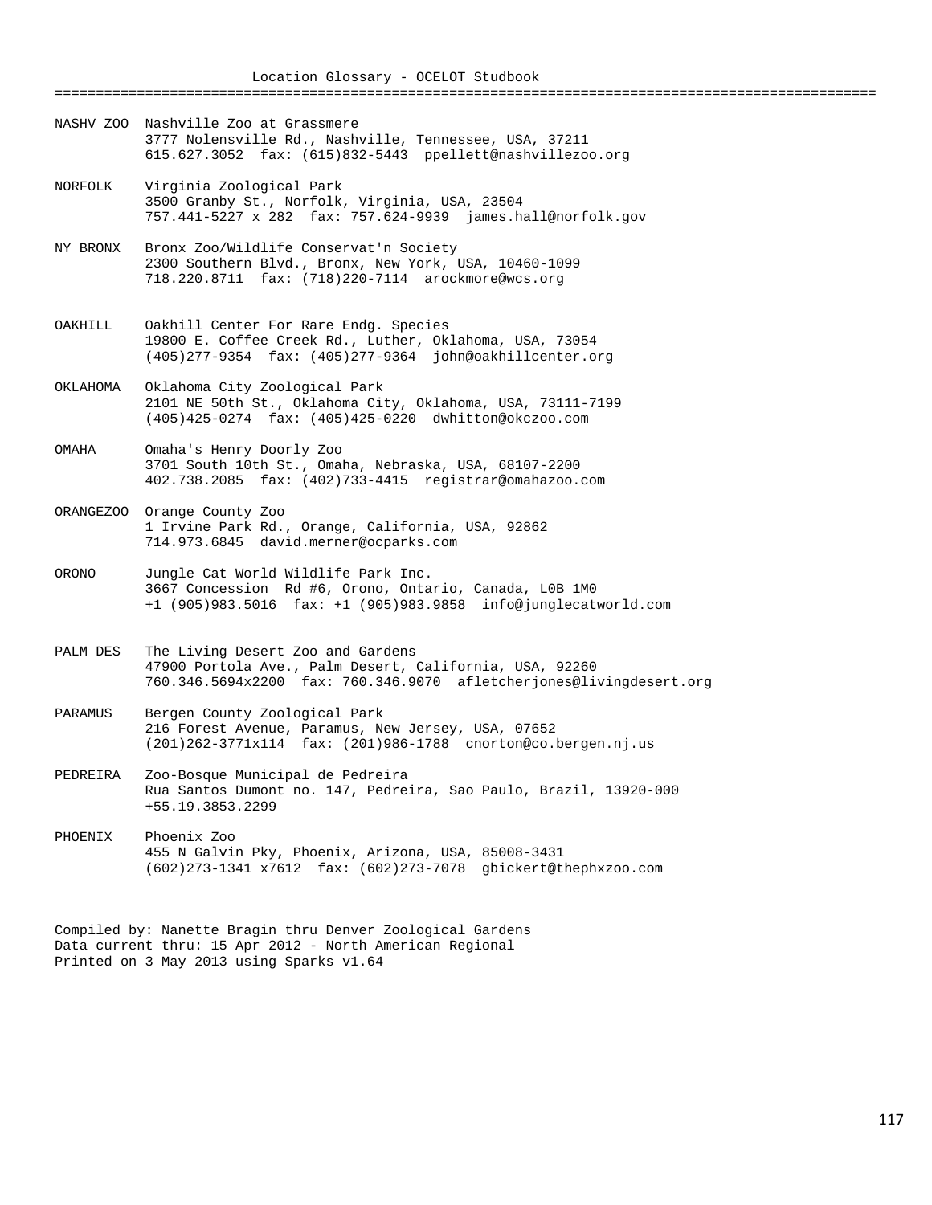# Location Glossary - OCELOT Studbook

**NASHV ZOO** Nashville Zoo at Grassmere
3777 Nolensville Rd., Nashville, Tennessee, USA, 37211
615.627.3052  fax: (615)832-5443  ppellett@nashvillezoo.org

**NORFOLK** Virginia Zoological Park
3500 Granby St., Norfolk, Virginia, USA, 23504
757.441-5227 x 282  fax: 757.624-9939  james.hall@norfolk.gov

**NY BRONX** Bronx Zoo/Wildlife Conservat'n Society
2300 Southern Blvd., Bronx, New York, USA, 10460-1099
718.220.8711  fax: (718)220-7114  arockmore@wcs.org

**OAKHILL** Oakhill Center For Rare Endg. Species
19800 E. Coffee Creek Rd., Luther, Oklahoma, USA, 73054
(405)277-9354  fax: (405)277-9364  john@oakhillcenter.org

**OKLAHOMA** Oklahoma City Zoological Park
2101 NE 50th St., Oklahoma City, Oklahoma, USA, 73111-7199
(405)425-0274  fax: (405)425-0220  dwhitton@okczoo.com

**OMAHA** Omaha's Henry Doorly Zoo
3701 South 10th St., Omaha, Nebraska, USA, 68107-2200
402.738.2085  fax: (402)733-4415  registrar@omahazoo.com

**ORANGEZOO** Orange County Zoo
1 Irvine Park Rd., Orange, California, USA, 92862
714.973.6845  david.merner@ocparks.com

**ORONO** Jungle Cat World Wildlife Park Inc.
3667 Concession  Rd #6, Orono, Ontario, Canada, L0B 1M0
+1 (905)983.5016  fax: +1 (905)983.9858  info@junglecatworld.com

**PALM DES** The Living Desert Zoo and Gardens
47900 Portola Ave., Palm Desert, California, USA, 92260
760.346.5694x2200  fax: 760.346.9070  afletcherjones@livingdesert.org

**PARAMUS** Bergen County Zoological Park
216 Forest Avenue, Paramus, New Jersey, USA, 07652
(201)262-3771x114  fax: (201)986-1788  cnorton@co.bergen.nj.us

**PEDREIRA** Zoo-Bosque Municipal de Pedreira
Rua Santos Dumont no. 147, Pedreira, Sao Paulo, Brazil, 13920-000
+55.19.3853.2299

**PHOENIX** Phoenix Zoo
455 N Galvin Pky, Phoenix, Arizona, USA, 85008-3431
(602)273-1341 x7612  fax: (602)273-7078  gbickert@thephxzoo.com

Compiled by: Nanette Bragin thru Denver Zoological Gardens
Data current thru: 15 Apr 2012 - North American Regional
Printed on 3 May 2013 using Sparks v1.64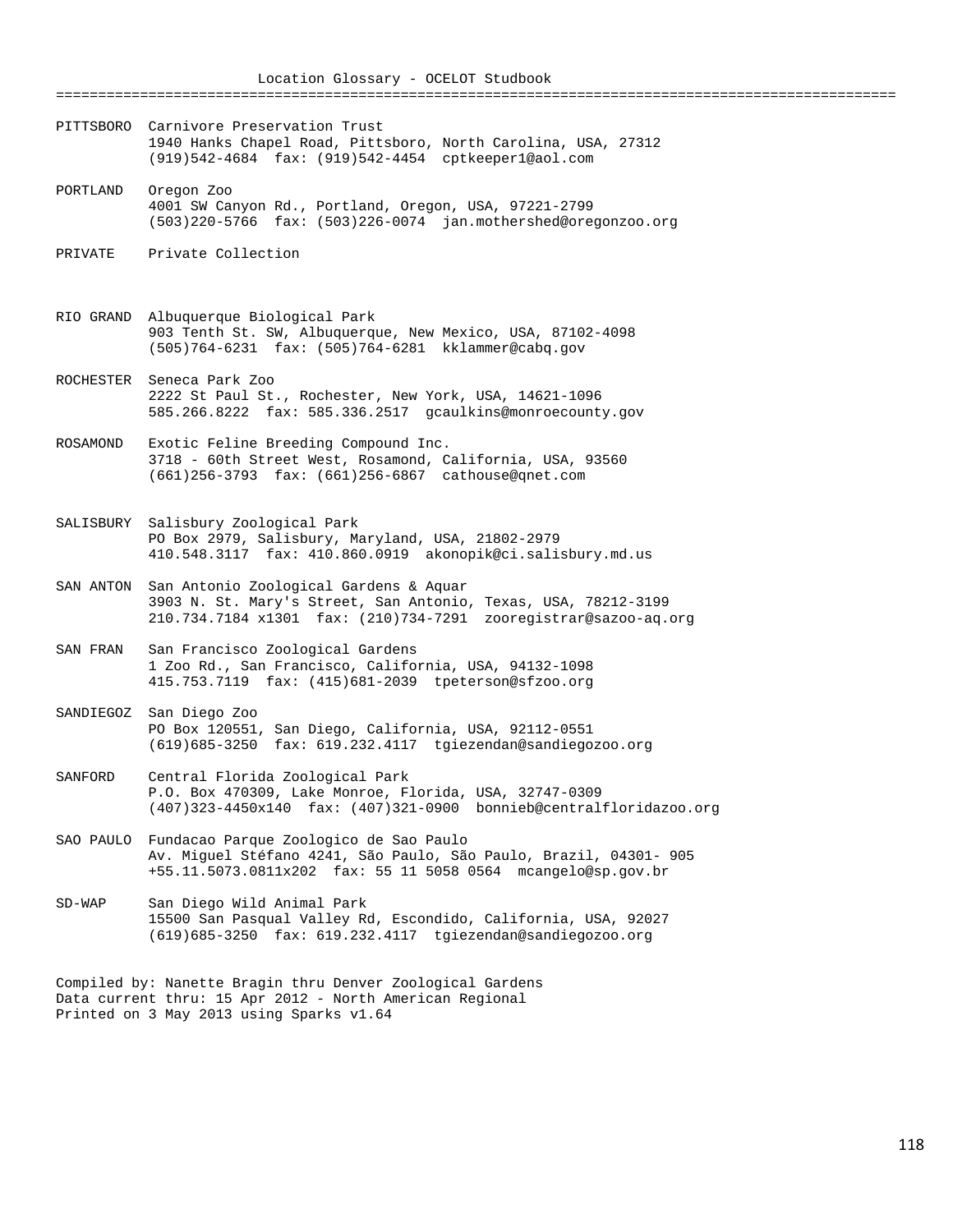# Location Glossary - OCELOT Studbook

| Code | Institution / Address / Contact |
| --- | --- |
| PITTSBORO | Carnivore Preservation Trust<br>1940 Hanks Chapel Road, Pittsboro, North Carolina, USA, 27312<br>(919)542-4684 fax: (919)542-4454 cptkeeper1@aol.com |
| PORTLAND | Oregon Zoo<br>4001 SW Canyon Rd., Portland, Oregon, USA, 97221-2799<br>(503)220-5766 fax: (503)226-0074 jan.mothershed@oregonzoo.org |
| PRIVATE | Private Collection |
| RIO GRAND | Albuquerque Biological Park<br>903 Tenth St. SW, Albuquerque, New Mexico, USA, 87102-4098<br>(505)764-6231 fax: (505)764-6281 kklammer@cabq.gov |
| ROCHESTER | Seneca Park Zoo<br>2222 St Paul St., Rochester, New York, USA, 14621-1096<br>585.266.8222 fax: 585.336.2517 gcaulkins@monroecounty.gov |
| ROSAMOND | Exotic Feline Breeding Compound Inc.<br>3718 - 60th Street West, Rosamond, California, USA, 93560<br>(661)256-3793 fax: (661)256-6867 cathouse@qnet.com |
| SALISBURY | Salisbury Zoological Park<br>PO Box 2979, Salisbury, Maryland, USA, 21802-2979<br>410.548.3117 fax: 410.860.0919 akonopik@ci.salisbury.md.us |
| SAN ANTON | San Antonio Zoological Gardens & Aquar<br>3903 N. St. Mary's Street, San Antonio, Texas, USA, 78212-3199<br>210.734.7184 x1301 fax: (210)734-7291 zooregistrar@sazoo-aq.org |
| SAN FRAN | San Francisco Zoological Gardens<br>1 Zoo Rd., San Francisco, California, USA, 94132-1098<br>415.753.7119 fax: (415)681-2039 tpeterson@sfzoo.org |
| SANDIEGOZ | San Diego Zoo<br>PO Box 120551, San Diego, California, USA, 92112-0551<br>(619)685-3250 fax: 619.232.4117 tgiezendan@sandiegozoo.org |
| SANFORD | Central Florida Zoological Park<br>P.O. Box 470309, Lake Monroe, Florida, USA, 32747-0309<br>(407)323-4450x140 fax: (407)321-0900 bonnieb@centralfloridazoo.org |
| SAO PAULO | Fundacao Parque Zoologico de Sao Paulo<br>Av. Miguel Stéfano 4241, São Paulo, São Paulo, Brazil, 04301- 905<br>+55.11.5073.0811x202 fax: 55 11 5058 0564 mcangelo@sp.gov.br |
| SD-WAP | San Diego Wild Animal Park<br>15500 San Pasqual Valley Rd, Escondido, California, USA, 92027<br>(619)685-3250 fax: 619.232.4117 tgiezendan@sandiegozoo.org |

Compiled by: Nanette Bragin thru Denver Zoological Gardens
Data current thru: 15 Apr 2012 - North American Regional
Printed on 3 May 2013 using Sparks v1.64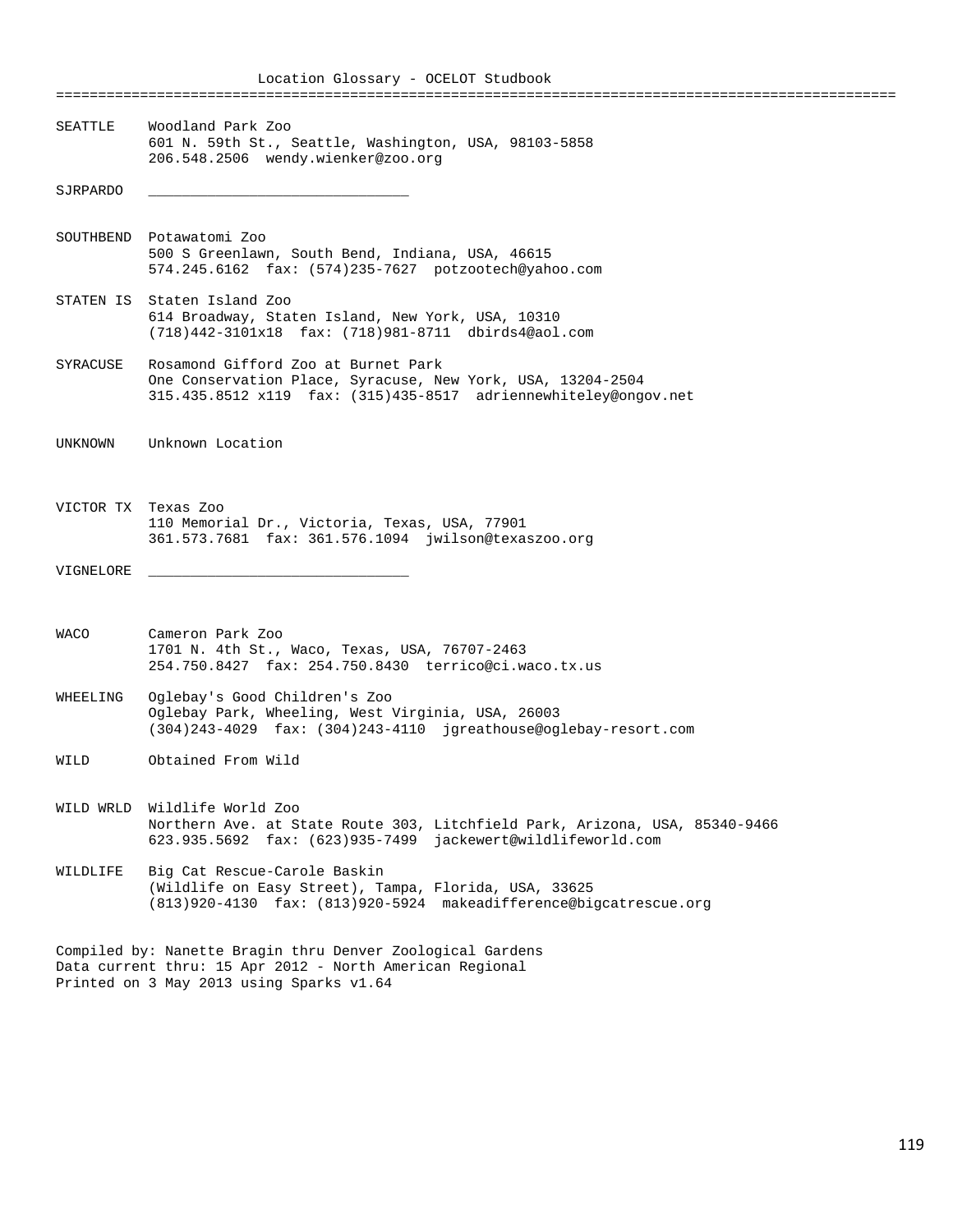Location Glossary - OCELOT Studbook

---

SEATTLE	Woodland Park Zoo
601 N. 59th St., Seattle, Washington, USA, 98103-5858
206.548.2506  wendy.wienker@zoo.org

SJRPARDO	______________________________

SOUTHBEND	Potawatomi Zoo
500 S Greenlawn, South Bend, Indiana, USA, 46615
574.245.6162  fax: (574)235-7627  potzootech@yahoo.com

STATEN IS	Staten Island Zoo
614 Broadway, Staten Island, New York, USA, 10310
(718)442-3101x18  fax: (718)981-8711  dbirds4@aol.com

SYRACUSE	Rosamond Gifford Zoo at Burnet Park
One Conservation Place, Syracuse, New York, USA, 13204-2504
315.435.8512 x119  fax: (315)435-8517  adriennewhiteley@ongov.net

UNKNOWN	Unknown Location

VICTOR TX	Texas Zoo
110 Memorial Dr., Victoria, Texas, USA, 77901
361.573.7681  fax: 361.576.1094  jwilson@texaszoo.org

VIGNELORE	______________________________

WACO	Cameron Park Zoo
1701 N. 4th St., Waco, Texas, USA, 76707-2463
254.750.8427  fax: 254.750.8430  terrico@ci.waco.tx.us

WHEELING	Oglebay's Good Children's Zoo
Oglebay Park, Wheeling, West Virginia, USA, 26003
(304)243-4029  fax: (304)243-4110  jgreathouse@oglebay-resort.com

WILD	Obtained From Wild

WILD WRLD	Wildlife World Zoo
Northern Ave. at State Route 303, Litchfield Park, Arizona, USA, 85340-9466
623.935.5692  fax: (623)935-7499  jackewert@wildlifeworld.com

WILDLIFE	Big Cat Rescue-Carole Baskin
(Wildlife on Easy Street), Tampa, Florida, USA, 33625
(813)920-4130  fax: (813)920-5924  makeadifference@bigcatrescue.org

Compiled by: Nanette Bragin thru Denver Zoological Gardens
Data current thru: 15 Apr 2012 - North American Regional
Printed on 3 May 2013 using Sparks v1.64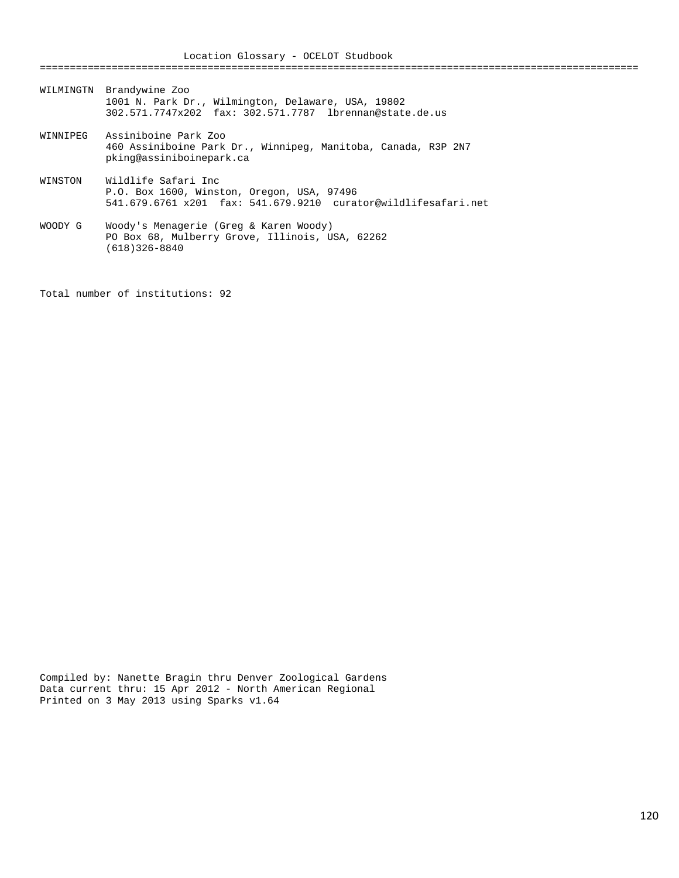# Location Glossary - OCELOT Studbook

**WILMINGTN** Brandywine Zoo
1001 N. Park Dr., Wilmington, Delaware, USA, 19802
302.571.7747x202 fax: 302.571.7787 lbrennan@state.de.us

**WINNIPEG** Assiniboine Park Zoo
460 Assiniboine Park Dr., Winnipeg, Manitoba, Canada, R3P 2N7
pking@assiniboinepark.ca

**WINSTON** Wildlife Safari Inc
P.O. Box 1600, Winston, Oregon, USA, 97496
541.679.6761 x201 fax: 541.679.9210 curator@wildlifesafari.net

**WOODY G** Woody's Menagerie (Greg & Karen Woody)
PO Box 68, Mulberry Grove, Illinois, USA, 62262
(618)326-8840

Total number of institutions: 92

Compiled by: Nanette Bragin thru Denver Zoological Gardens
Data current thru: 15 Apr 2012 - North American Regional
Printed on 3 May 2013 using Sparks v1.64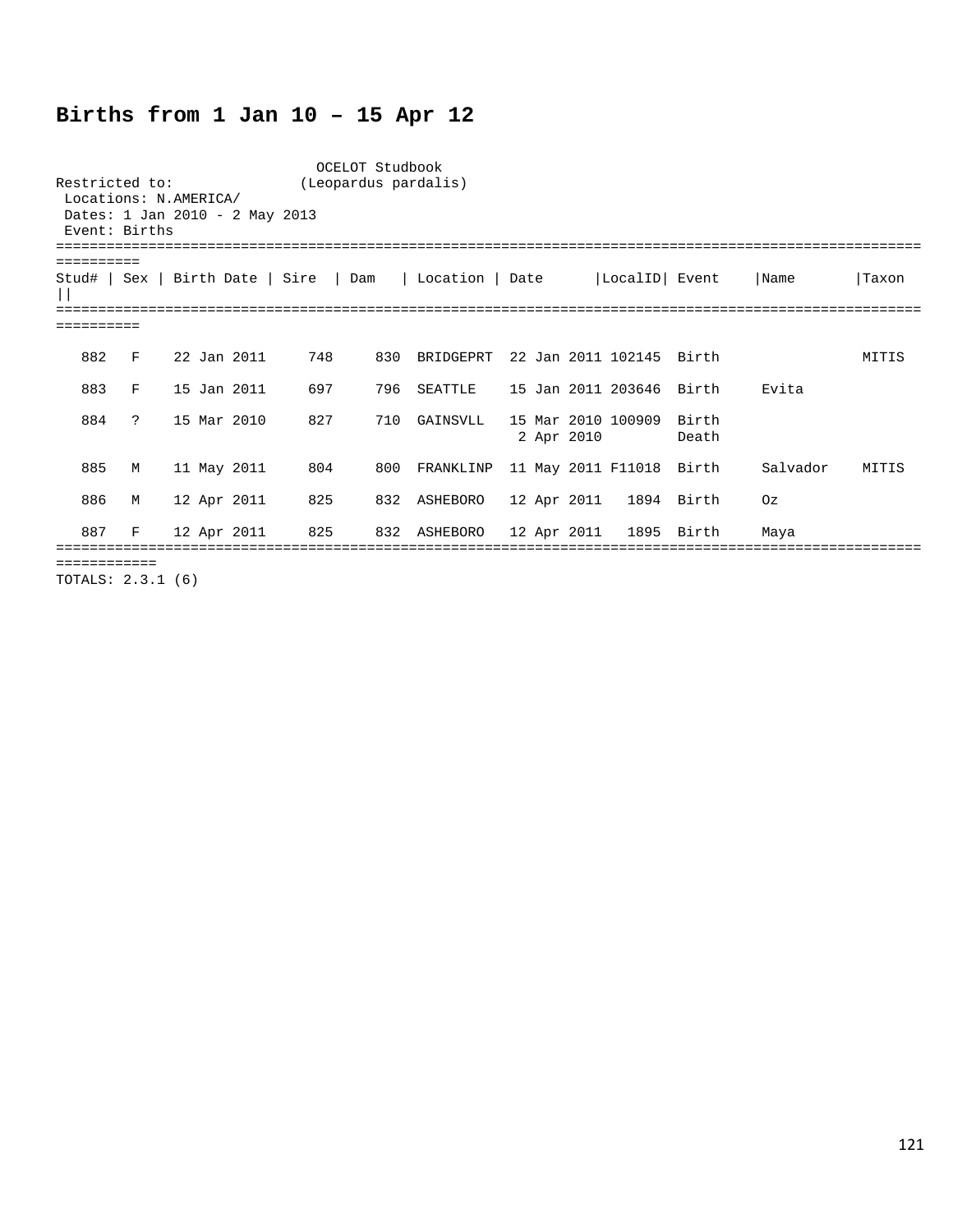# Births from 1 Jan 10 – 15 Apr 12

OCELOT Studbook
(Leopardus pardalis)

Restricted to:
Locations: N.AMERICA/
Dates: 1 Jan 2010 - 2 May 2013
Event: Births

| Stud# | Sex | Birth Date | Sire | Dam | Location | Date | LocalID | Event | Name | Taxon |
|---|---|---|---|---|---|---|---|---|---|---|
| 882 | F | 22 Jan 2011 | 748 | 830 | BRIDGEPRT | 22 Jan 2011 | 102145 | Birth | | MITIS |
| 883 | F | 15 Jan 2011 | 697 | 796 | SEATTLE | 15 Jan 2011 | 203646 | Birth | Evita | |
| 884 | ? | 15 Mar 2010 | 827 | 710 | GAINSVLL | 15 Mar 2010 | 100909 | Birth | | |
| | | | | | | 2 Apr 2010 | | Death | | |
| 885 | M | 11 May 2011 | 804 | 800 | FRANKLINP | 11 May 2011 | F11018 | Birth | Salvador | MITIS |
| 886 | M | 12 Apr 2011 | 825 | 832 | ASHEBORO | 12 Apr 2011 | 1894 | Birth | Oz | |
| 887 | F | 12 Apr 2011 | 825 | 832 | ASHEBORO | 12 Apr 2011 | 1895 | Birth | Maya | |

TOTALS: 2.3.1 (6)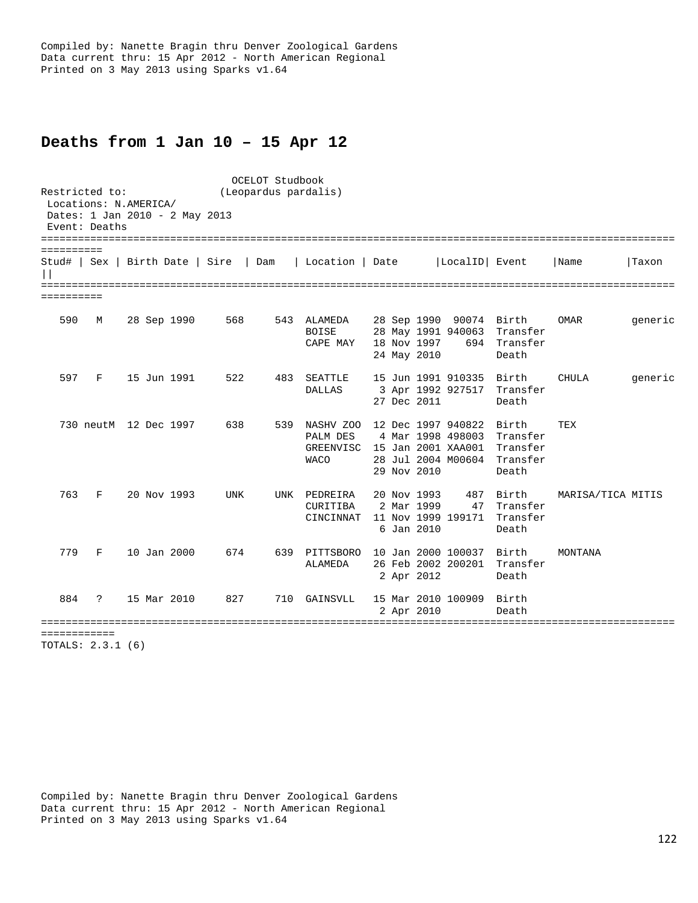## Deaths from 1 Jan 10 – 15 Apr 12

OCELOT Studbook
(Leopardus pardalis)

Restricted to:
Locations: N.AMERICA/
Dates: 1 Jan 2010 - 2 May 2013
Event: Deaths

| Stud# | Sex | Birth Date | Sire | Dam | Location | Date | LocalID | Event | Name | Taxon |
|---|---|---|---|---|---|---|---|---|---|---|
| 590 | M | 28 Sep 1990 | 568 | 543 | ALAMEDA | 28 Sep 1990 | 90074 | Birth | OMAR | generic |
| | | | | | BOISE | 28 May 1991 | 940063 | Transfer | | |
| | | | | | CAPE MAY | 18 Nov 1997 | 694 | Transfer | | |
| | | | | | | 24 May 2010 | | Death | | |
| 597 | F | 15 Jun 1991 | 522 | 483 | SEATTLE | 15 Jun 1991 | 910335 | Birth | CHULA | generic |
| | | | | | DALLAS | 3 Apr 1992 | 927517 | Transfer | | |
| | | | | | | 27 Dec 2011 | | Death | | |
| 730 | neutM | 12 Dec 1997 | 638 | 539 | NASHV ZOO | 12 Dec 1997 | 940822 | Birth | TEX | |
| | | | | | PALM DES | 4 Mar 1998 | 498003 | Transfer | | |
| | | | | | GREENVISC | 15 Jan 2001 | XAA001 | Transfer | | |
| | | | | | WACO | 28 Jul 2004 | M00604 | Transfer | | |
| | | | | | | 29 Nov 2010 | | Death | | |
| 763 | F | 20 Nov 1993 | UNK | UNK | PEDREIRA | 20 Nov 1993 | 487 | Birth | MARISA/TICA | MITIS |
| | | | | | CURITIBA | 2 Mar 1999 | 47 | Transfer | | |
| | | | | | CINCINNAT | 11 Nov 1999 | 199171 | Transfer | | |
| | | | | | | 6 Jan 2010 | | Death | | |
| 779 | F | 10 Jan 2000 | 674 | 639 | PITTSBORO | 10 Jan 2000 | 100037 | Birth | MONTANA | |
| | | | | | ALAMEDA | 26 Feb 2002 | 200201 | Transfer | | |
| | | | | | | 2 Apr 2012 | | Death | | |
| 884 | ? | 15 Mar 2010 | 827 | 710 | GAINSVLL | 15 Mar 2010 | 100909 | Birth | | |
| | | | | | | 2 Apr 2010 | | Death | | |

TOTALS: 2.3.1 (6)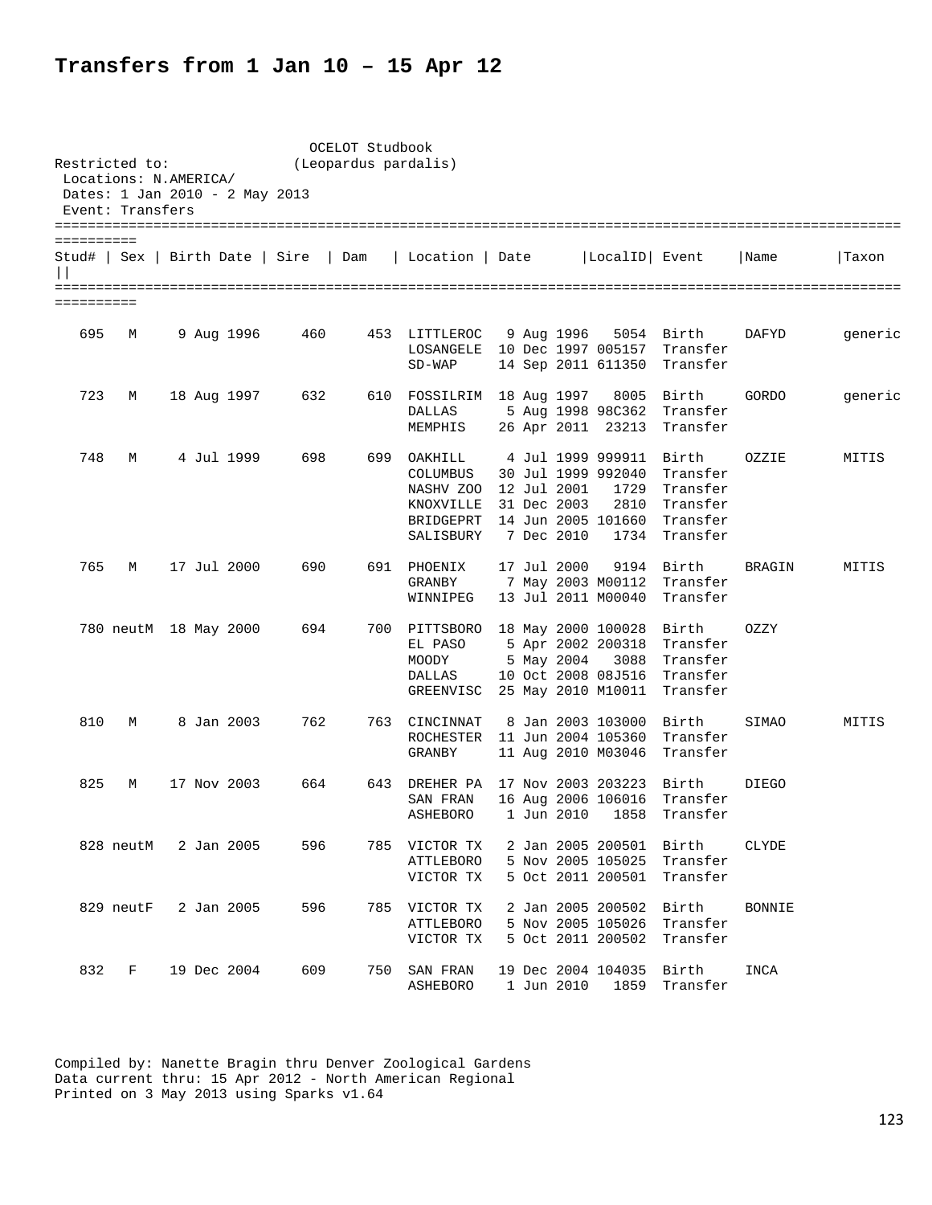# Transfers from 1 Jan 10 – 15 Apr 12

OCELOT Studbook
(Leopardus pardalis)

Restricted to:
Locations: N.AMERICA/
Dates: 1 Jan 2010 - 2 May 2013
Event: Transfers

| Stud# | Sex | Birth Date | Sire | Dam | Location | Date | LocalID | Event | Name | Taxon |
|---|---|---|---|---|---|---|---|---|---|---|
| 695 | M | 9 Aug 1996 | 460 | 453 | LITTLEROC | 9 Aug 1996 | 5054 | Birth | DAFYD | generic |
| | | | | | LOSANGELE | 10 Dec 1997 | 005157 | Transfer | | |
| | | | | | SD-WAP | 14 Sep 2011 | 611350 | Transfer | | |
| 723 | M | 18 Aug 1997 | 632 | 610 | FOSSILRIM | 18 Aug 1997 | 8005 | Birth | GORDO | generic |
| | | | | | DALLAS | 5 Aug 1998 | 98C362 | Transfer | | |
| | | | | | MEMPHIS | 26 Apr 2011 | 23213 | Transfer | | |
| 748 | M | 4 Jul 1999 | 698 | 699 | OAKHILL | 4 Jul 1999 | 999911 | Birth | OZZIE | MITIS |
| | | | | | COLUMBUS | 30 Jul 1999 | 992040 | Transfer | | |
| | | | | | NASHV ZOO | 12 Jul 2001 | 1729 | Transfer | | |
| | | | | | KNOXVILLE | 31 Dec 2003 | 2810 | Transfer | | |
| | | | | | BRIDGEPRT | 14 Jun 2005 | 101660 | Transfer | | |
| | | | | | SALISBURY | 7 Dec 2010 | 1734 | Transfer | | |
| 765 | M | 17 Jul 2000 | 690 | 691 | PHOENIX | 17 Jul 2000 | 9194 | Birth | BRAGIN | MITIS |
| | | | | | GRANBY | 7 May 2003 | M00112 | Transfer | | |
| | | | | | WINNIPEG | 13 Jul 2011 | M00040 | Transfer | | |
| 780 | neutM | 18 May 2000 | 694 | 700 | PITTSBORO | 18 May 2000 | 100028 | Birth | OZZY | |
| | | | | | EL PASO | 5 Apr 2002 | 200318 | Transfer | | |
| | | | | | MOODY | 5 May 2004 | 3088 | Transfer | | |
| | | | | | DALLAS | 10 Oct 2008 | 08J516 | Transfer | | |
| | | | | | GREENVISC | 25 May 2010 | M10011 | Transfer | | |
| 810 | M | 8 Jan 2003 | 762 | 763 | CINCINNAT | 8 Jan 2003 | 103000 | Birth | SIMAO | MITIS |
| | | | | | ROCHESTER | 11 Jun 2004 | 105360 | Transfer | | |
| | | | | | GRANBY | 11 Aug 2010 | M03046 | Transfer | | |
| 825 | M | 17 Nov 2003 | 664 | 643 | DREHER PA | 17 Nov 2003 | 203223 | Birth | DIEGO | |
| | | | | | SAN FRAN | 16 Aug 2006 | 106016 | Transfer | | |
| | | | | | ASHEBORO | 1 Jun 2010 | 1858 | Transfer | | |
| 828 | neutM | 2 Jan 2005 | 596 | 785 | VICTOR TX | 2 Jan 2005 | 200501 | Birth | CLYDE | |
| | | | | | ATTLEBORO | 5 Nov 2005 | 105025 | Transfer | | |
| | | | | | VICTOR TX | 5 Oct 2011 | 200501 | Transfer | | |
| 829 | neutF | 2 Jan 2005 | 596 | 785 | VICTOR TX | 2 Jan 2005 | 200502 | Birth | BONNIE | |
| | | | | | ATTLEBORO | 5 Nov 2005 | 105026 | Transfer | | |
| | | | | | VICTOR TX | 5 Oct 2011 | 200502 | Transfer | | |
| 832 | F | 19 Dec 2004 | 609 | 750 | SAN FRAN | 19 Dec 2004 | 104035 | Birth | INCA | |
| | | | | | ASHEBORO | 1 Jun 2010 | 1859 | Transfer | | |

Compiled by: Nanette Bragin thru Denver Zoological Gardens
Data current thru: 15 Apr 2012 - North American Regional
Printed on 3 May 2013 using Sparks v1.64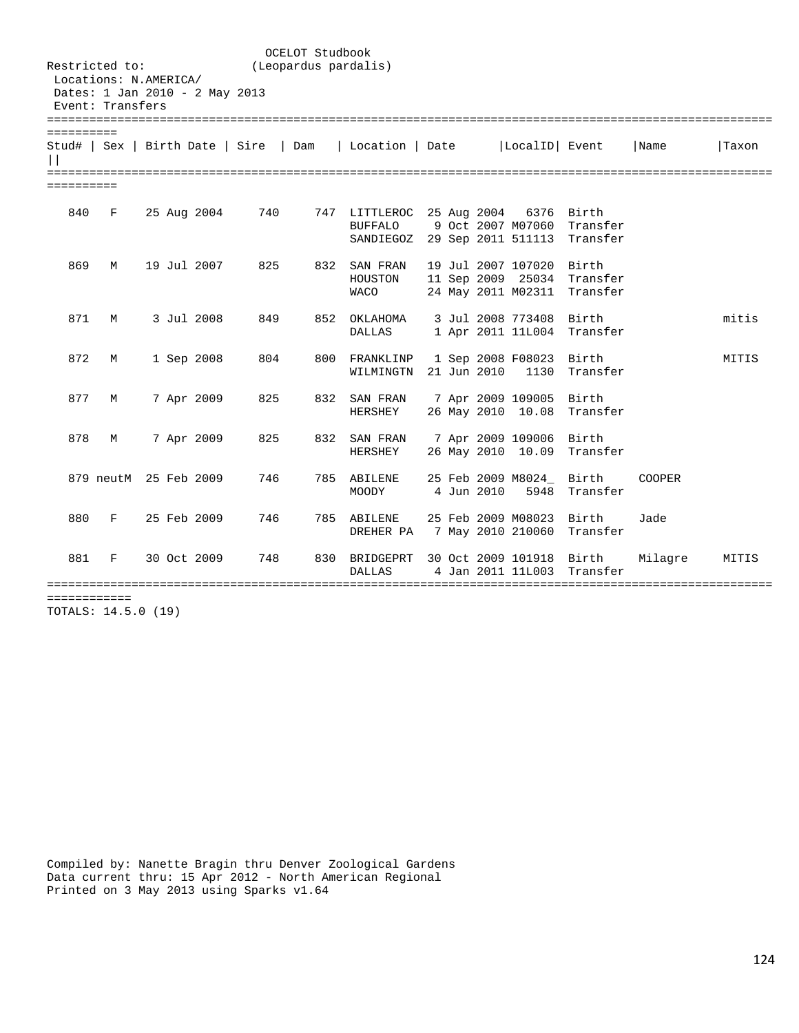OCELOT Studbook
(Leopardus pardalis)

Restricted to:
Locations: N.AMERICA/
Dates: 1 Jan 2010 - 2 May 2013
Event: Transfers

| Stud# | Sex | Birth Date | Sire | Dam | Location | Date | LocalID | Event | Name | Taxon |
|---|---|---|---|---|---|---|---|---|---|---|
| 840 | F | 25 Aug 2004 | 740 | 747 | LITTLEROC | 25 Aug 2004 | 6376 | Birth | | |
| | | | | | BUFFALO | 9 Oct 2007 | M07060 | Transfer | | |
| | | | | | SANDIEGOZ | 29 Sep 2011 | 511113 | Transfer | | |
| 869 | M | 19 Jul 2007 | 825 | 832 | SAN FRAN | 19 Jul 2007 | 107020 | Birth | | |
| | | | | | HOUSTON | 11 Sep 2009 | 25034 | Transfer | | |
| | | | | | WACO | 24 May 2011 | M02311 | Transfer | | |
| 871 | M | 3 Jul 2008 | 849 | 852 | OKLAHOMA | 3 Jul 2008 | 773408 | Birth | | mitis |
| | | | | | DALLAS | 1 Apr 2011 | 11L004 | Transfer | | |
| 872 | M | 1 Sep 2008 | 804 | 800 | FRANKLINP | 1 Sep 2008 | F08023 | Birth | | MITIS |
| | | | | | WILMINGTN | 21 Jun 2010 | 1130 | Transfer | | |
| 877 | M | 7 Apr 2009 | 825 | 832 | SAN FRAN | 7 Apr 2009 | 109005 | Birth | | |
| | | | | | HERSHEY | 26 May 2010 | 10.08 | Transfer | | |
| 878 | M | 7 Apr 2009 | 825 | 832 | SAN FRAN | 7 Apr 2009 | 109006 | Birth | | |
| | | | | | HERSHEY | 26 May 2010 | 10.09 | Transfer | | |
| 879 | neutM | 25 Feb 2009 | 746 | 785 | ABILENE | 25 Feb 2009 | M8024_ | Birth | COOPER | |
| | | | | | MOODY | 4 Jun 2010 | 5948 | Transfer | | |
| 880 | F | 25 Feb 2009 | 746 | 785 | ABILENE | 25 Feb 2009 | M08023 | Birth | Jade | |
| | | | | | DREHER PA | 7 May 2010 | 210060 | Transfer | | |
| 881 | F | 30 Oct 2009 | 748 | 830 | BRIDGEPRT | 30 Oct 2009 | 101918 | Birth | Milagre | MITIS |
| | | | | | DALLAS | 4 Jan 2011 | 11L003 | Transfer | | |

TOTALS: 14.5.0 (19)

Compiled by: Nanette Bragin thru Denver Zoological Gardens
Data current thru: 15 Apr 2012 - North American Regional
Printed on 3 May 2013 using Sparks v1.64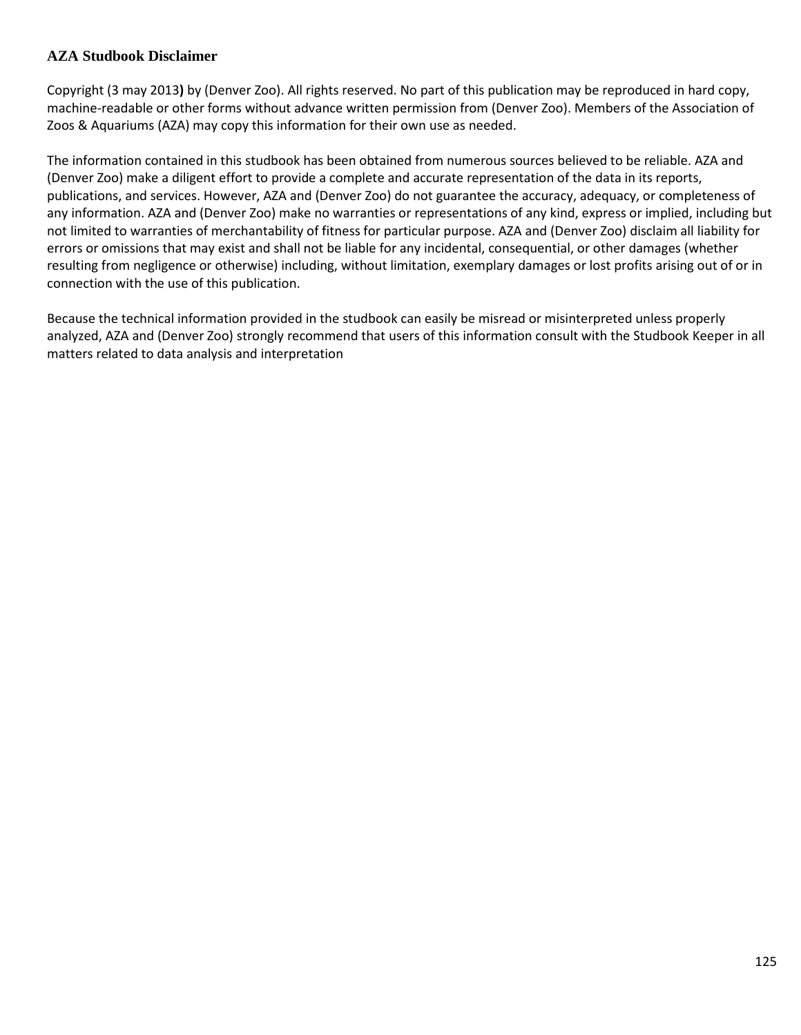## AZA Studbook Disclaimer

Copyright (3 may 2013**)** by (Denver Zoo). All rights reserved. No part of this publication may be reproduced in hard copy, machine-readable or other forms without advance written permission from (Denver Zoo). Members of the Association of Zoos & Aquariums (AZA) may copy this information for their own use as needed.

The information contained in this studbook has been obtained from numerous sources believed to be reliable. AZA and (Denver Zoo) make a diligent effort to provide a complete and accurate representation of the data in its reports, publications, and services. However, AZA and (Denver Zoo) do not guarantee the accuracy, adequacy, or completeness of any information. AZA and (Denver Zoo) make no warranties or representations of any kind, express or implied, including but not limited to warranties of merchantability of fitness for particular purpose. AZA and (Denver Zoo) disclaim all liability for errors or omissions that may exist and shall not be liable for any incidental, consequential, or other damages (whether resulting from negligence or otherwise) including, without limitation, exemplary damages or lost profits arising out of or in connection with the use of this publication.

Because the technical information provided in the studbook can easily be misread or misinterpreted unless properly analyzed, AZA and (Denver Zoo) strongly recommend that users of this information consult with the Studbook Keeper in all matters related to data analysis and interpretation